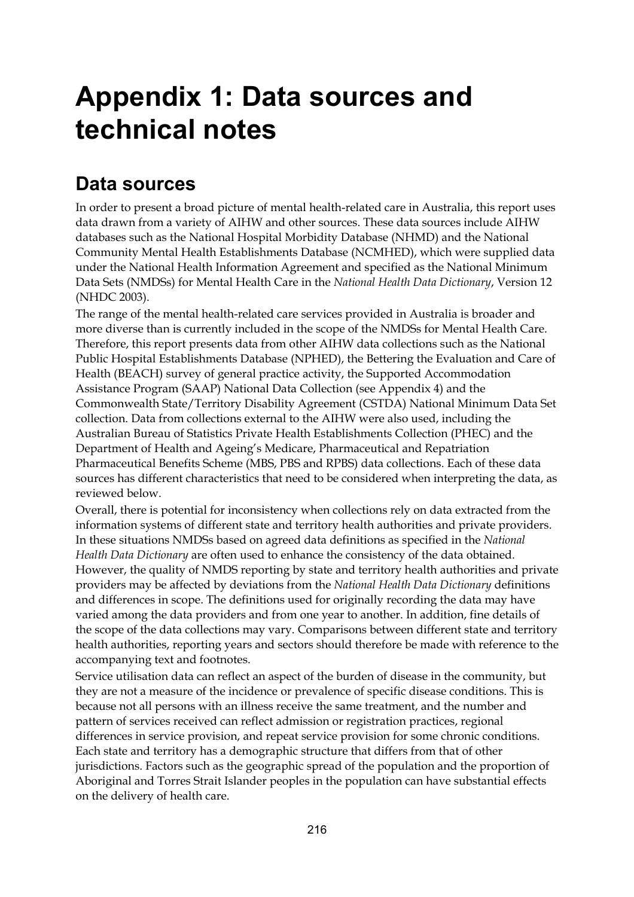# Appendix 1: Data sources and technical notes

## Data sources

In order to present a broad picture of mental health-related care in Australia, this report uses data drawn from a variety of AIHW and other sources. These data sources include AIHW databases such as the National Hospital Morbidity Database (NHMD) and the National Community Mental Health Establishments Database (NCMHED), which were supplied data under the National Health Information Agreement and specified as the National Minimum Data Sets (NMDSs) for Mental Health Care in the *National Health Data Dictionary*, Version 12 (NHDC 2003).

The range of the mental health-related care services provided in Australia is broader and more diverse than is currently included in the scope of the NMDSs for Mental Health Care. Therefore, this report presents data from other AIHW data collections such as the National Public Hospital Establishments Database (NPHED), the Bettering the Evaluation and Care of Health (BEACH) survey of general practice activity, the Supported Accommodation Assistance Program (SAAP) National Data Collection (see Appendix 4) and the Commonwealth State/Territory Disability Agreement (CSTDA) National Minimum Data Set collection. Data from collections external to the AIHW were also used, including the Australian Bureau of Statistics Private Health Establishments Collection (PHEC) and the Department of Health and Ageing's Medicare, Pharmaceutical and Repatriation Pharmaceutical Benefits Scheme (MBS, PBS and RPBS) data collections. Each of these data sources has different characteristics that need to be considered when interpreting the data, as reviewed below.

Overall, there is potential for inconsistency when collections rely on data extracted from the information systems of different state and territory health authorities and private providers. In these situations NMDSs based on agreed data definitions as specified in the *National Health Data Dictionary* are often used to enhance the consistency of the data obtained. However, the quality of NMDS reporting by state and territory health authorities and private providers may be affected by deviations from the *National Health Data Dictionary* definitions and differences in scope. The definitions used for originally recording the data may have varied among the data providers and from one year to another. In addition, fine details of the scope of the data collections may vary. Comparisons between different state and territory health authorities, reporting years and sectors should therefore be made with reference to the accompanying text and footnotes.

Service utilisation data can reflect an aspect of the burden of disease in the community, but they are not a measure of the incidence or prevalence of specific disease conditions. This is because not all persons with an illness receive the same treatment, and the number and pattern of services received can reflect admission or registration practices, regional differences in service provision, and repeat service provision for some chronic conditions. Each state and territory has a demographic structure that differs from that of other jurisdictions. Factors such as the geographic spread of the population and the proportion of Aboriginal and Torres Strait Islander peoples in the population can have substantial effects on the delivery of health care.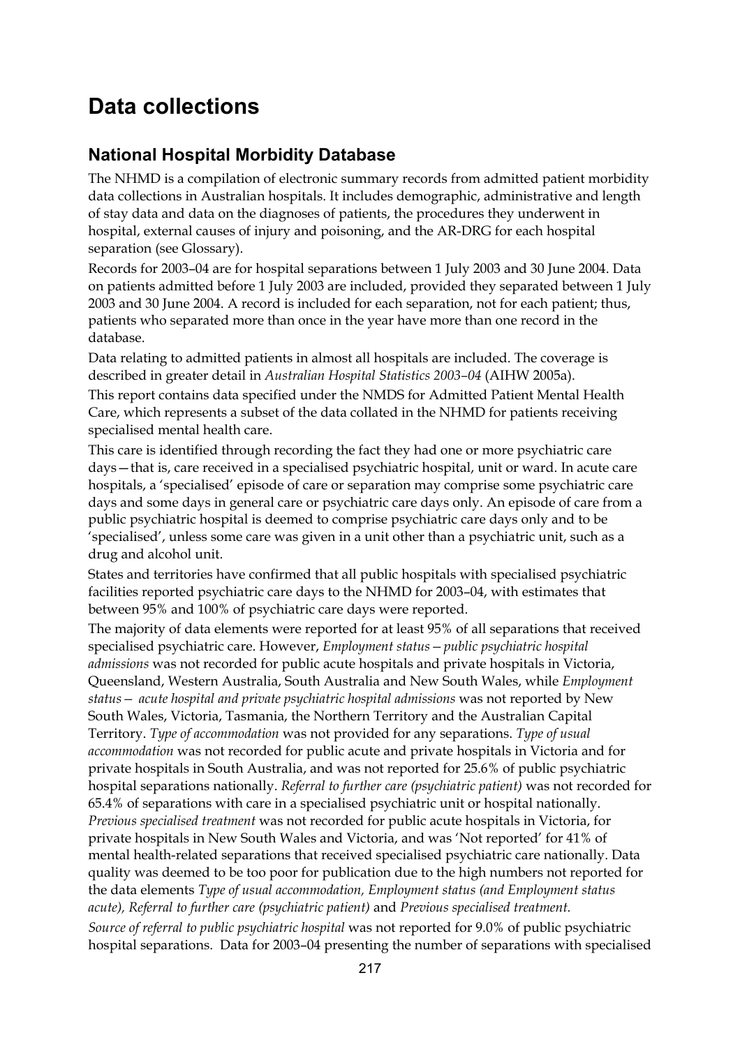# Data collections

## National Hospital Morbidity Database

The NHMD is a compilation of electronic summary records from admitted patient morbidity data collections in Australian hospitals. It includes demographic, administrative and length of stay data and data on the diagnoses of patients, the procedures they underwent in hospital, external causes of injury and poisoning, and the AR-DRG for each hospital separation (see Glossary).

Records for 2003–04 are for hospital separations between 1 July 2003 and 30 June 2004. Data on patients admitted before 1 July 2003 are included, provided they separated between 1 July 2003 and 30 June 2004. A record is included for each separation, not for each patient; thus, patients who separated more than once in the year have more than one record in the database.

Data relating to admitted patients in almost all hospitals are included. The coverage is described in greater detail in *Australian Hospital Statistics 2003–04* (AIHW 2005a).

This report contains data specified under the NMDS for Admitted Patient Mental Health Care, which represents a subset of the data collated in the NHMD for patients receiving specialised mental health care.

This care is identified through recording the fact they had one or more psychiatric care days—that is, care received in a specialised psychiatric hospital, unit or ward. In acute care hospitals, a 'specialised' episode of care or separation may comprise some psychiatric care days and some days in general care or psychiatric care days only. An episode of care from a public psychiatric hospital is deemed to comprise psychiatric care days only and to be 'specialised', unless some care was given in a unit other than a psychiatric unit, such as a drug and alcohol unit.

States and territories have confirmed that all public hospitals with specialised psychiatric facilities reported psychiatric care days to the NHMD for 2003–04, with estimates that between 95% and 100% of psychiatric care days were reported.

The majority of data elements were reported for at least 95% of all separations that received specialised psychiatric care. However, *Employment status—public psychiatric hospital admissions* was not recorded for public acute hospitals and private hospitals in Victoria, Queensland, Western Australia, South Australia and New South Wales, while *Employment status— acute hospital and private psychiatric hospital admissions* was not reported by New South Wales, Victoria, Tasmania, the Northern Territory and the Australian Capital Territory. *Type of accommodation* was not provided for any separations. *Type of usual accommodation* was not recorded for public acute and private hospitals in Victoria and for private hospitals in South Australia, and was not reported for 25.6% of public psychiatric hospital separations nationally. *Referral to further care (psychiatric patient)* was not recorded for 65.4% of separations with care in a specialised psychiatric unit or hospital nationally. *Previous specialised treatment* was not recorded for public acute hospitals in Victoria, for private hospitals in New South Wales and Victoria, and was 'Not reported' for 41% of mental health-related separations that received specialised psychiatric care nationally. Data quality was deemed to be too poor for publication due to the high numbers not reported for the data elements *Type of usual accommodation, Employment status (and Employment status acute), Referral to further care (psychiatric patient)* and *Previous specialised treatment.*

*Source of referral to public psychiatric hospital* was not reported for 9.0% of public psychiatric hospital separations. Data for 2003–04 presenting the number of separations with specialised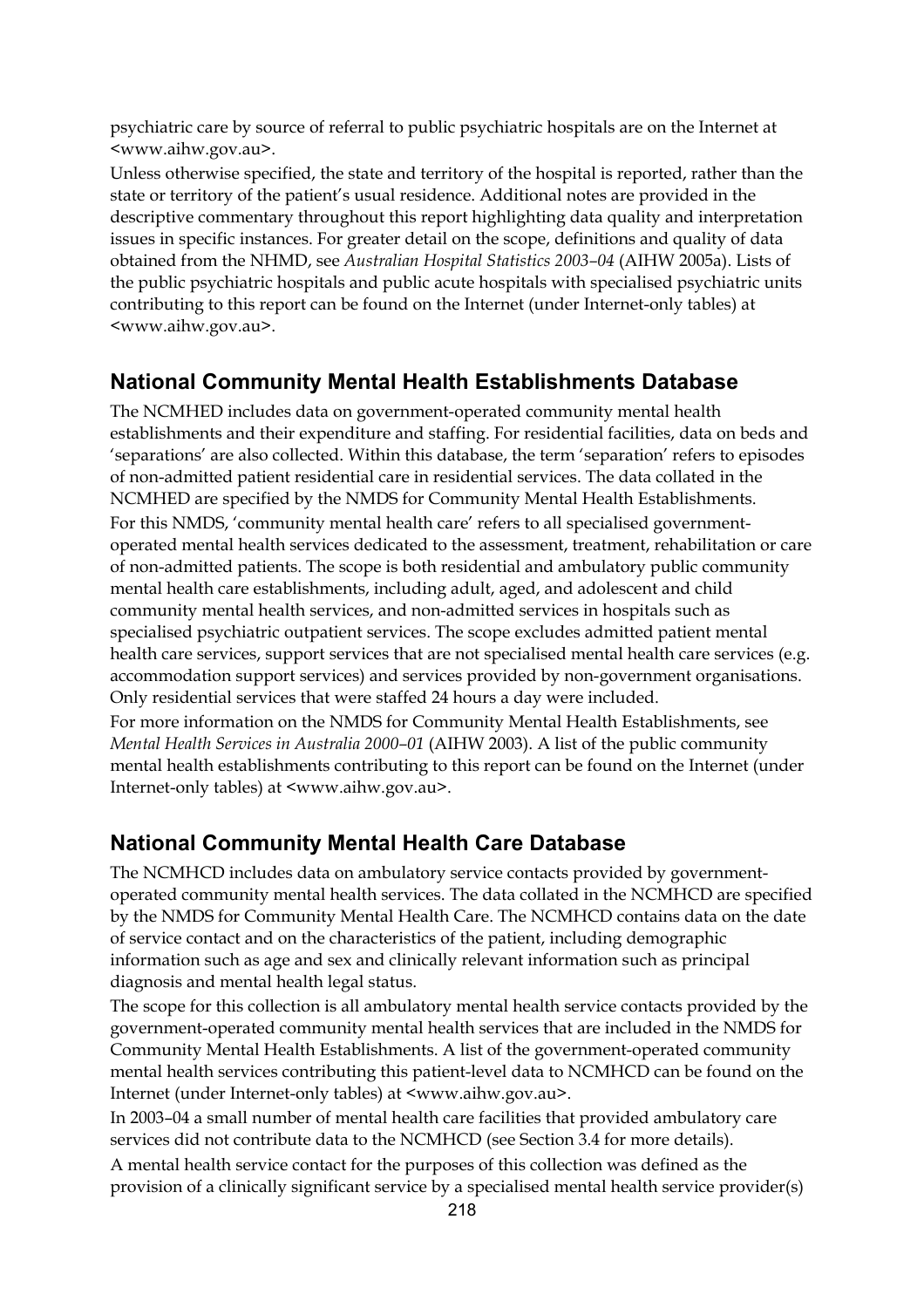psychiatric care by source of referral to public psychiatric hospitals are on the Internet at <www.aihw.gov.au>.

Unless otherwise specified, the state and territory of the hospital is reported, rather than the state or territory of the patient's usual residence. Additional notes are provided in the descriptive commentary throughout this report highlighting data quality and interpretation issues in specific instances. For greater detail on the scope, definitions and quality of data obtained from the NHMD, see *Australian Hospital Statistics 2003–04* (AIHW 2005a). Lists of the public psychiatric hospitals and public acute hospitals with specialised psychiatric units contributing to this report can be found on the Internet (under Internet-only tables) at <www.aihw.gov.au>.

## National Community Mental Health Establishments Database

The NCMHED includes data on government-operated community mental health establishments and their expenditure and staffing. For residential facilities, data on beds and 'separations' are also collected. Within this database, the term 'separation' refers to episodes of non-admitted patient residential care in residential services. The data collated in the NCMHED are specified by the NMDS for Community Mental Health Establishments.

For this NMDS, 'community mental health care' refers to all specialised government-operated mental health services dedicated to the assessment, treatment, rehabilitation or care of non-admitted patients. The scope is both residential and ambulatory public community mental health care establishments, including adult, aged, and adolescent and child community mental health services, and non-admitted services in hospitals such as specialised psychiatric outpatient services. The scope excludes admitted patient mental health care services, support services that are not specialised mental health care services (e.g. accommodation support services) and services provided by non-government organisations. Only residential services that were staffed 24 hours a day were included.

For more information on the NMDS for Community Mental Health Establishments, see *Mental Health Services in Australia 2000–01* (AIHW 2003). A list of the public community mental health establishments contributing to this report can be found on the Internet (under Internet-only tables) at <www.aihw.gov.au>.

## National Community Mental Health Care Database

The NCMHCD includes data on ambulatory service contacts provided by government-operated community mental health services. The data collated in the NCMHCD are specified by the NMDS for Community Mental Health Care. The NCMHCD contains data on the date of service contact and on the characteristics of the patient, including demographic information such as age and sex and clinically relevant information such as principal diagnosis and mental health legal status.

The scope for this collection is all ambulatory mental health service contacts provided by the government-operated community mental health services that are included in the NMDS for Community Mental Health Establishments. A list of the government-operated community mental health services contributing this patient-level data to NCMHCD can be found on the Internet (under Internet-only tables) at <www.aihw.gov.au>.

In 2003–04 a small number of mental health care facilities that provided ambulatory care services did not contribute data to the NCMHCD (see Section 3.4 for more details).

A mental health service contact for the purposes of this collection was defined as the provision of a clinically significant service by a specialised mental health service provider(s)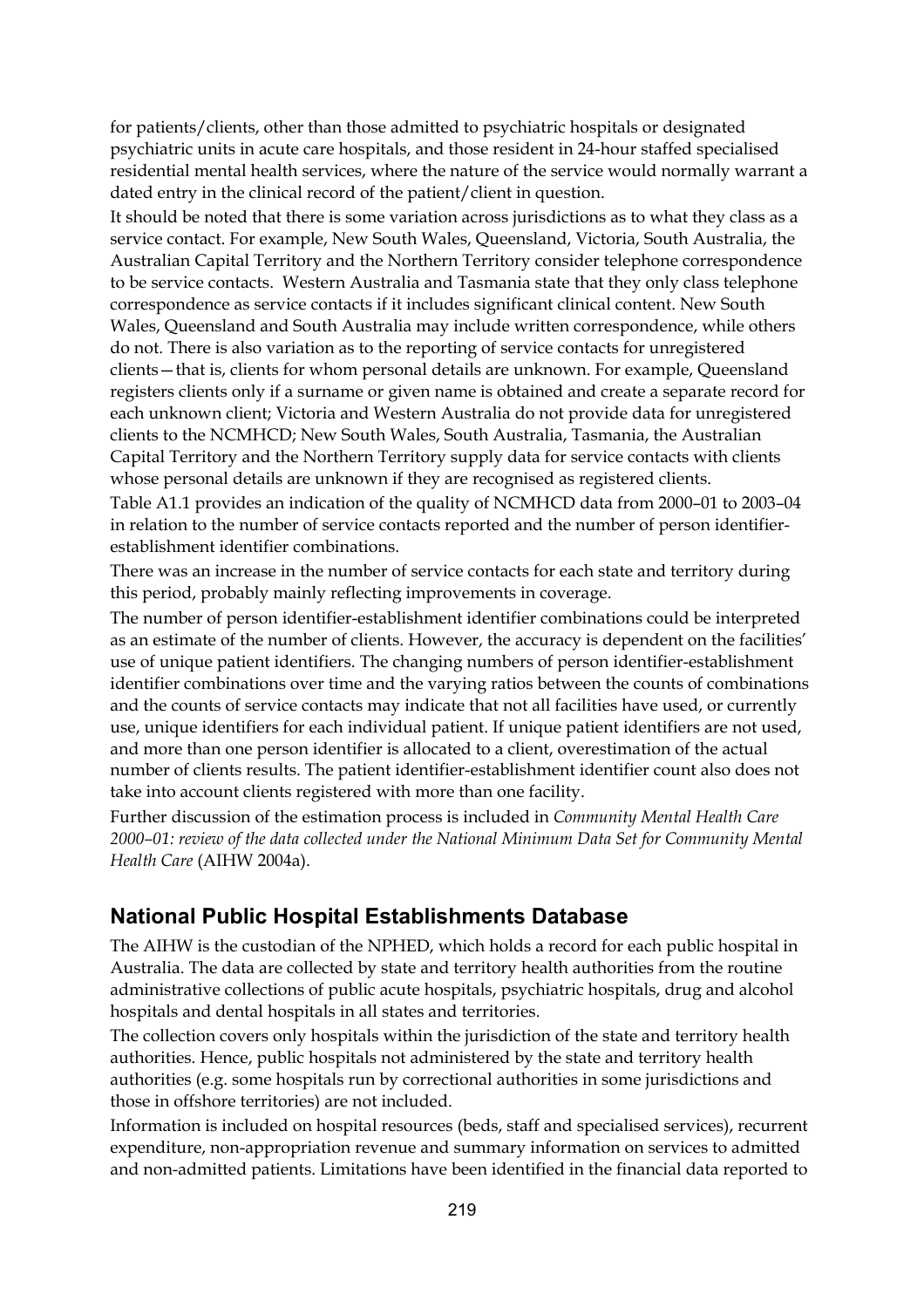for patients/clients, other than those admitted to psychiatric hospitals or designated psychiatric units in acute care hospitals, and those resident in 24-hour staffed specialised residential mental health services, where the nature of the service would normally warrant a dated entry in the clinical record of the patient/client in question.

It should be noted that there is some variation across jurisdictions as to what they class as a service contact. For example, New South Wales, Queensland, Victoria, South Australia, the Australian Capital Territory and the Northern Territory consider telephone correspondence to be service contacts. Western Australia and Tasmania state that they only class telephone correspondence as service contacts if it includes significant clinical content. New South Wales, Queensland and South Australia may include written correspondence, while others do not. There is also variation as to the reporting of service contacts for unregistered clients—that is, clients for whom personal details are unknown. For example, Queensland registers clients only if a surname or given name is obtained and create a separate record for each unknown client; Victoria and Western Australia do not provide data for unregistered clients to the NCMHCD; New South Wales, South Australia, Tasmania, the Australian Capital Territory and the Northern Territory supply data for service contacts with clients whose personal details are unknown if they are recognised as registered clients.

Table A1.1 provides an indication of the quality of NCMHCD data from 2000–01 to 2003–04 in relation to the number of service contacts reported and the number of person identifier-establishment identifier combinations.

There was an increase in the number of service contacts for each state and territory during this period, probably mainly reflecting improvements in coverage.

The number of person identifier-establishment identifier combinations could be interpreted as an estimate of the number of clients. However, the accuracy is dependent on the facilities' use of unique patient identifiers. The changing numbers of person identifier-establishment identifier combinations over time and the varying ratios between the counts of combinations and the counts of service contacts may indicate that not all facilities have used, or currently use, unique identifiers for each individual patient. If unique patient identifiers are not used, and more than one person identifier is allocated to a client, overestimation of the actual number of clients results. The patient identifier-establishment identifier count also does not take into account clients registered with more than one facility.

Further discussion of the estimation process is included in *Community Mental Health Care 2000–01: review of the data collected under the National Minimum Data Set for Community Mental Health Care* (AIHW 2004a).

## National Public Hospital Establishments Database

The AIHW is the custodian of the NPHED, which holds a record for each public hospital in Australia. The data are collected by state and territory health authorities from the routine administrative collections of public acute hospitals, psychiatric hospitals, drug and alcohol hospitals and dental hospitals in all states and territories.

The collection covers only hospitals within the jurisdiction of the state and territory health authorities. Hence, public hospitals not administered by the state and territory health authorities (e.g. some hospitals run by correctional authorities in some jurisdictions and those in offshore territories) are not included.

Information is included on hospital resources (beds, staff and specialised services), recurrent expenditure, non-appropriation revenue and summary information on services to admitted and non-admitted patients. Limitations have been identified in the financial data reported to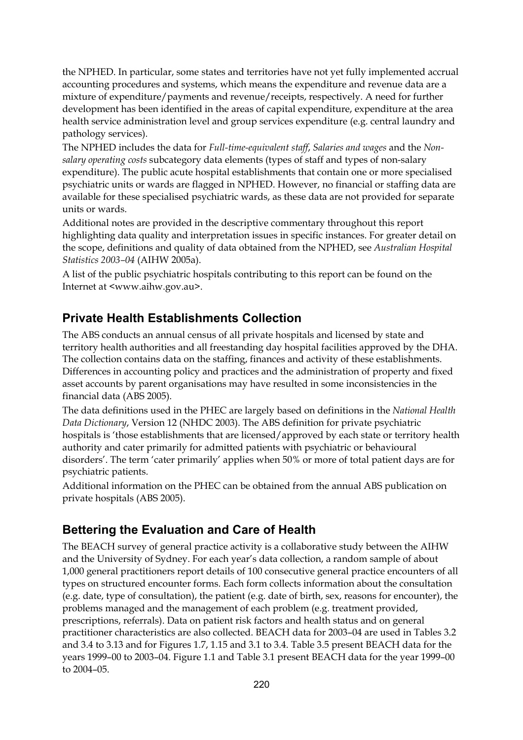the NPHED. In particular, some states and territories have not yet fully implemented accrual accounting procedures and systems, which means the expenditure and revenue data are a mixture of expenditure/payments and revenue/receipts, respectively. A need for further development has been identified in the areas of capital expenditure, expenditure at the area health service administration level and group services expenditure (e.g. central laundry and pathology services).

The NPHED includes the data for *Full-time-equivalent staff*, *Salaries and wages* and the *Non-salary operating costs* subcategory data elements (types of staff and types of non-salary expenditure). The public acute hospital establishments that contain one or more specialised psychiatric units or wards are flagged in NPHED. However, no financial or staffing data are available for these specialised psychiatric wards, as these data are not provided for separate units or wards.

Additional notes are provided in the descriptive commentary throughout this report highlighting data quality and interpretation issues in specific instances. For greater detail on the scope, definitions and quality of data obtained from the NPHED, see *Australian Hospital Statistics 2003–04* (AIHW 2005a).

A list of the public psychiatric hospitals contributing to this report can be found on the Internet at <www.aihw.gov.au>.

## Private Health Establishments Collection

The ABS conducts an annual census of all private hospitals and licensed by state and territory health authorities and all freestanding day hospital facilities approved by the DHA. The collection contains data on the staffing, finances and activity of these establishments. Differences in accounting policy and practices and the administration of property and fixed asset accounts by parent organisations may have resulted in some inconsistencies in the financial data (ABS 2005).

The data definitions used in the PHEC are largely based on definitions in the *National Health Data Dictionary*, Version 12 (NHDC 2003). The ABS definition for private psychiatric hospitals is 'those establishments that are licensed/approved by each state or territory health authority and cater primarily for admitted patients with psychiatric or behavioural disorders'. The term 'cater primarily' applies when 50% or more of total patient days are for psychiatric patients.

Additional information on the PHEC can be obtained from the annual ABS publication on private hospitals (ABS 2005).

## Bettering the Evaluation and Care of Health

The BEACH survey of general practice activity is a collaborative study between the AIHW and the University of Sydney. For each year's data collection, a random sample of about 1,000 general practitioners report details of 100 consecutive general practice encounters of all types on structured encounter forms. Each form collects information about the consultation (e.g. date, type of consultation), the patient (e.g. date of birth, sex, reasons for encounter), the problems managed and the management of each problem (e.g. treatment provided, prescriptions, referrals). Data on patient risk factors and health status and on general practitioner characteristics are also collected. BEACH data for 2003–04 are used in Tables 3.2 and 3.4 to 3.13 and for Figures 1.7, 1.15 and 3.1 to 3.4. Table 3.5 present BEACH data for the years 1999–00 to 2003–04. Figure 1.1 and Table 3.1 present BEACH data for the year 1999–00 to 2004–05.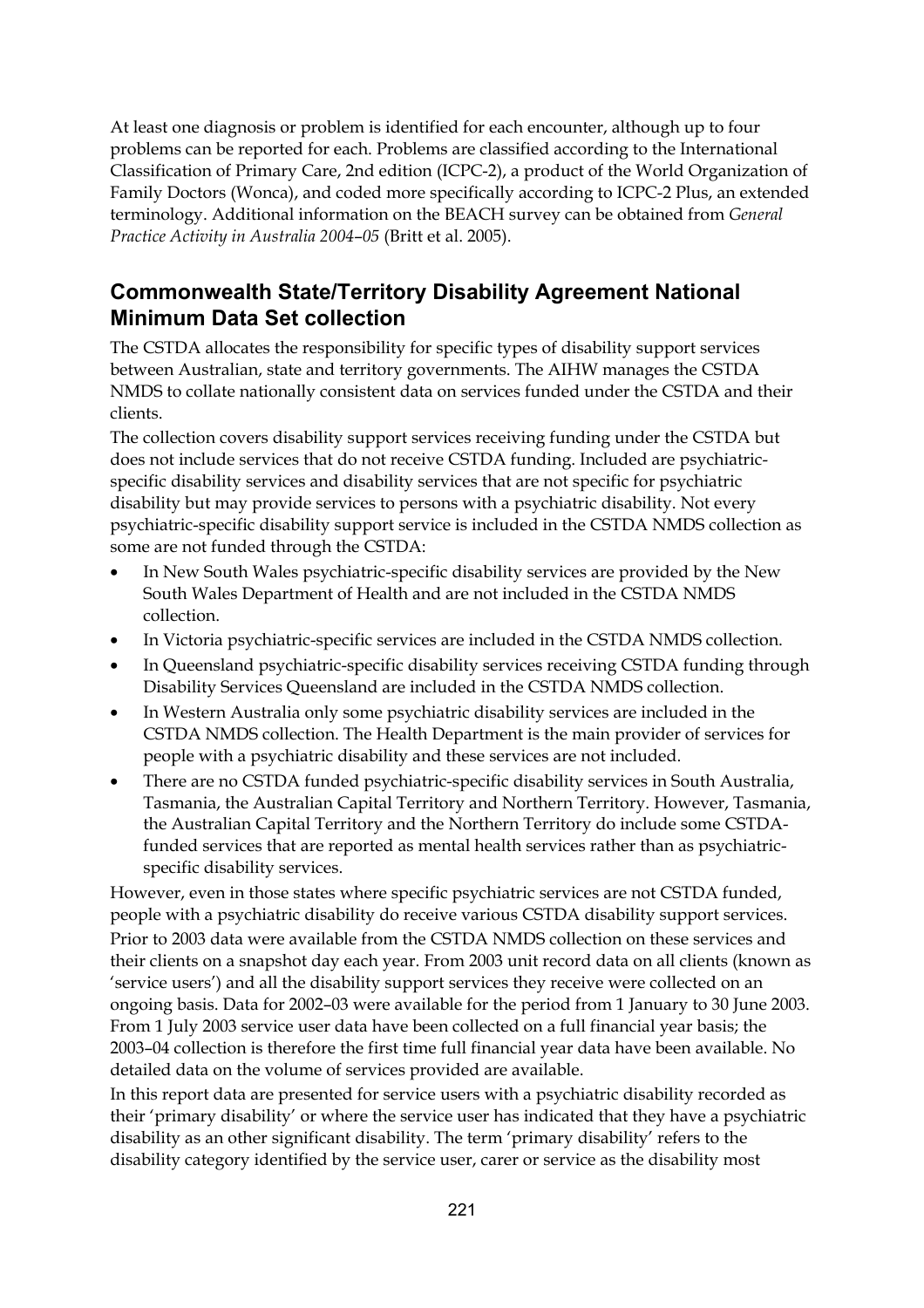At least one diagnosis or problem is identified for each encounter, although up to four problems can be reported for each. Problems are classified according to the International Classification of Primary Care, 2nd edition (ICPC-2), a product of the World Organization of Family Doctors (Wonca), and coded more specifically according to ICPC-2 Plus, an extended terminology. Additional information on the BEACH survey can be obtained from *General Practice Activity in Australia 2004–05* (Britt et al. 2005).

## Commonwealth State/Territory Disability Agreement National Minimum Data Set collection

The CSTDA allocates the responsibility for specific types of disability support services between Australian, state and territory governments. The AIHW manages the CSTDA NMDS to collate nationally consistent data on services funded under the CSTDA and their clients.

The collection covers disability support services receiving funding under the CSTDA but does not include services that do not receive CSTDA funding. Included are psychiatric-specific disability services and disability services that are not specific for psychiatric disability but may provide services to persons with a psychiatric disability. Not every psychiatric-specific disability support service is included in the CSTDA NMDS collection as some are not funded through the CSTDA:

- In New South Wales psychiatric-specific disability services are provided by the New South Wales Department of Health and are not included in the CSTDA NMDS collection.
- In Victoria psychiatric-specific services are included in the CSTDA NMDS collection.
- In Queensland psychiatric-specific disability services receiving CSTDA funding through Disability Services Queensland are included in the CSTDA NMDS collection.
- In Western Australia only some psychiatric disability services are included in the CSTDA NMDS collection. The Health Department is the main provider of services for people with a psychiatric disability and these services are not included.
- There are no CSTDA funded psychiatric-specific disability services in South Australia, Tasmania, the Australian Capital Territory and Northern Territory. However, Tasmania, the Australian Capital Territory and the Northern Territory do include some CSTDA-funded services that are reported as mental health services rather than as psychiatric-specific disability services.

However, even in those states where specific psychiatric services are not CSTDA funded, people with a psychiatric disability do receive various CSTDA disability support services.

Prior to 2003 data were available from the CSTDA NMDS collection on these services and their clients on a snapshot day each year. From 2003 unit record data on all clients (known as 'service users') and all the disability support services they receive were collected on an ongoing basis. Data for 2002–03 were available for the period from 1 January to 30 June 2003. From 1 July 2003 service user data have been collected on a full financial year basis; the 2003–04 collection is therefore the first time full financial year data have been available. No detailed data on the volume of services provided are available.

In this report data are presented for service users with a psychiatric disability recorded as their 'primary disability' or where the service user has indicated that they have a psychiatric disability as an other significant disability. The term 'primary disability' refers to the disability category identified by the service user, carer or service as the disability most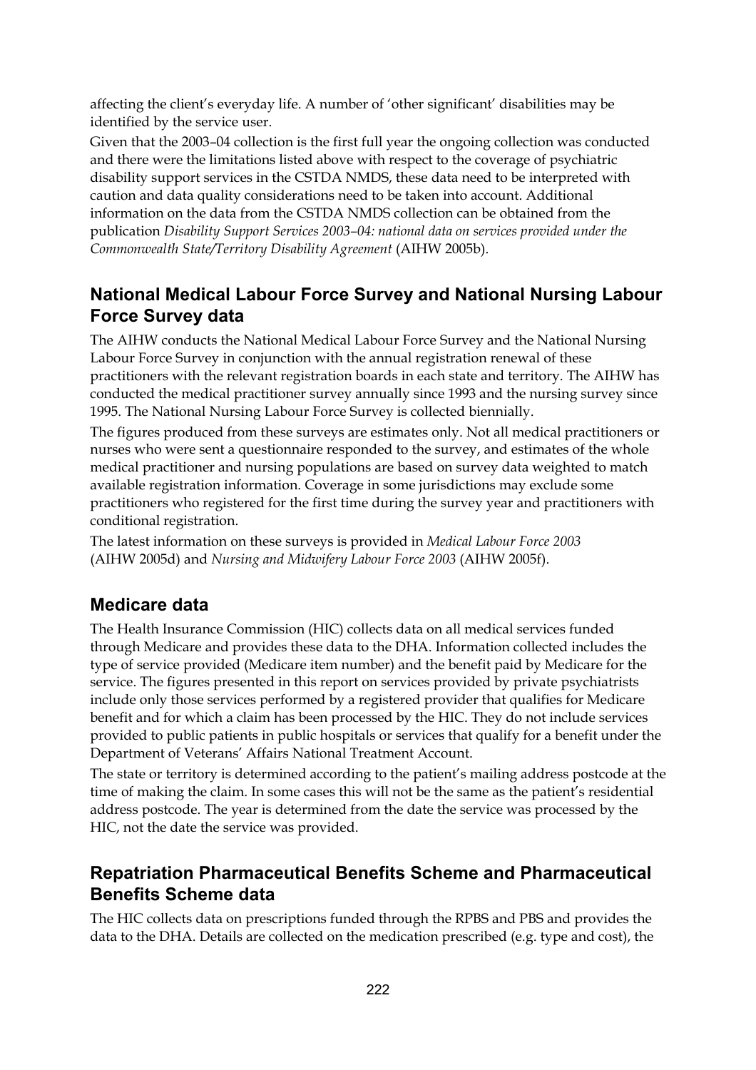affecting the client's everyday life. A number of 'other significant' disabilities may be identified by the service user.

Given that the 2003–04 collection is the first full year the ongoing collection was conducted and there were the limitations listed above with respect to the coverage of psychiatric disability support services in the CSTDA NMDS, these data need to be interpreted with caution and data quality considerations need to be taken into account. Additional information on the data from the CSTDA NMDS collection can be obtained from the publication *Disability Support Services 2003–04: national data on services provided under the Commonwealth State/Territory Disability Agreement* (AIHW 2005b).

## National Medical Labour Force Survey and National Nursing Labour Force Survey data

The AIHW conducts the National Medical Labour Force Survey and the National Nursing Labour Force Survey in conjunction with the annual registration renewal of these practitioners with the relevant registration boards in each state and territory. The AIHW has conducted the medical practitioner survey annually since 1993 and the nursing survey since 1995. The National Nursing Labour Force Survey is collected biennially.

The figures produced from these surveys are estimates only. Not all medical practitioners or nurses who were sent a questionnaire responded to the survey, and estimates of the whole medical practitioner and nursing populations are based on survey data weighted to match available registration information. Coverage in some jurisdictions may exclude some practitioners who registered for the first time during the survey year and practitioners with conditional registration.

The latest information on these surveys is provided in *Medical Labour Force 2003* (AIHW 2005d) and *Nursing and Midwifery Labour Force 2003* (AIHW 2005f).

## Medicare data

The Health Insurance Commission (HIC) collects data on all medical services funded through Medicare and provides these data to the DHA. Information collected includes the type of service provided (Medicare item number) and the benefit paid by Medicare for the service. The figures presented in this report on services provided by private psychiatrists include only those services performed by a registered provider that qualifies for Medicare benefit and for which a claim has been processed by the HIC. They do not include services provided to public patients in public hospitals or services that qualify for a benefit under the Department of Veterans' Affairs National Treatment Account.

The state or territory is determined according to the patient's mailing address postcode at the time of making the claim. In some cases this will not be the same as the patient's residential address postcode. The year is determined from the date the service was processed by the HIC, not the date the service was provided.

## Repatriation Pharmaceutical Benefits Scheme and Pharmaceutical Benefits Scheme data

The HIC collects data on prescriptions funded through the RPBS and PBS and provides the data to the DHA. Details are collected on the medication prescribed (e.g. type and cost), the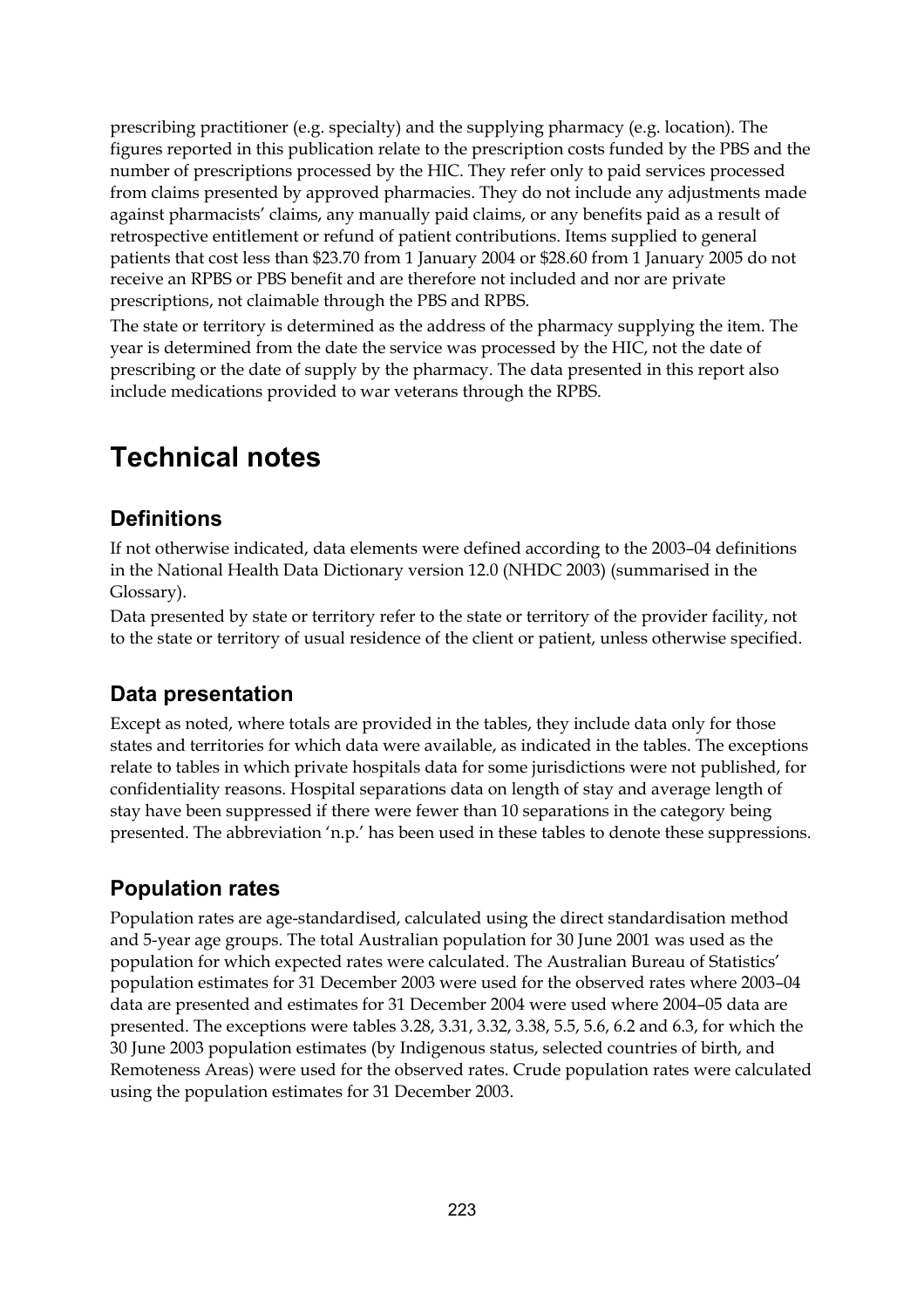prescribing practitioner (e.g. specialty) and the supplying pharmacy (e.g. location). The figures reported in this publication relate to the prescription costs funded by the PBS and the number of prescriptions processed by the HIC. They refer only to paid services processed from claims presented by approved pharmacies. They do not include any adjustments made against pharmacists' claims, any manually paid claims, or any benefits paid as a result of retrospective entitlement or refund of patient contributions. Items supplied to general patients that cost less than $23.70 from 1 January 2004 or $28.60 from 1 January 2005 do not receive an RPBS or PBS benefit and are therefore not included and nor are private prescriptions, not claimable through the PBS and RPBS.

The state or territory is determined as the address of the pharmacy supplying the item. The year is determined from the date the service was processed by the HIC, not the date of prescribing or the date of supply by the pharmacy. The data presented in this report also include medications provided to war veterans through the RPBS.

# Technical notes

## Definitions

If not otherwise indicated, data elements were defined according to the 2003–04 definitions in the National Health Data Dictionary version 12.0 (NHDC 2003) (summarised in the Glossary).

Data presented by state or territory refer to the state or territory of the provider facility, not to the state or territory of usual residence of the client or patient, unless otherwise specified.

## Data presentation

Except as noted, where totals are provided in the tables, they include data only for those states and territories for which data were available, as indicated in the tables. The exceptions relate to tables in which private hospitals data for some jurisdictions were not published, for confidentiality reasons. Hospital separations data on length of stay and average length of stay have been suppressed if there were fewer than 10 separations in the category being presented. The abbreviation 'n.p.' has been used in these tables to denote these suppressions.

## Population rates

Population rates are age-standardised, calculated using the direct standardisation method and 5-year age groups. The total Australian population for 30 June 2001 was used as the population for which expected rates were calculated. The Australian Bureau of Statistics' population estimates for 31 December 2003 were used for the observed rates where 2003–04 data are presented and estimates for 31 December 2004 were used where 2004–05 data are presented. The exceptions were tables 3.28, 3.31, 3.32, 3.38, 5.5, 5.6, 6.2 and 6.3, for which the 30 June 2003 population estimates (by Indigenous status, selected countries of birth, and Remoteness Areas) were used for the observed rates. Crude population rates were calculated using the population estimates for 31 December 2003.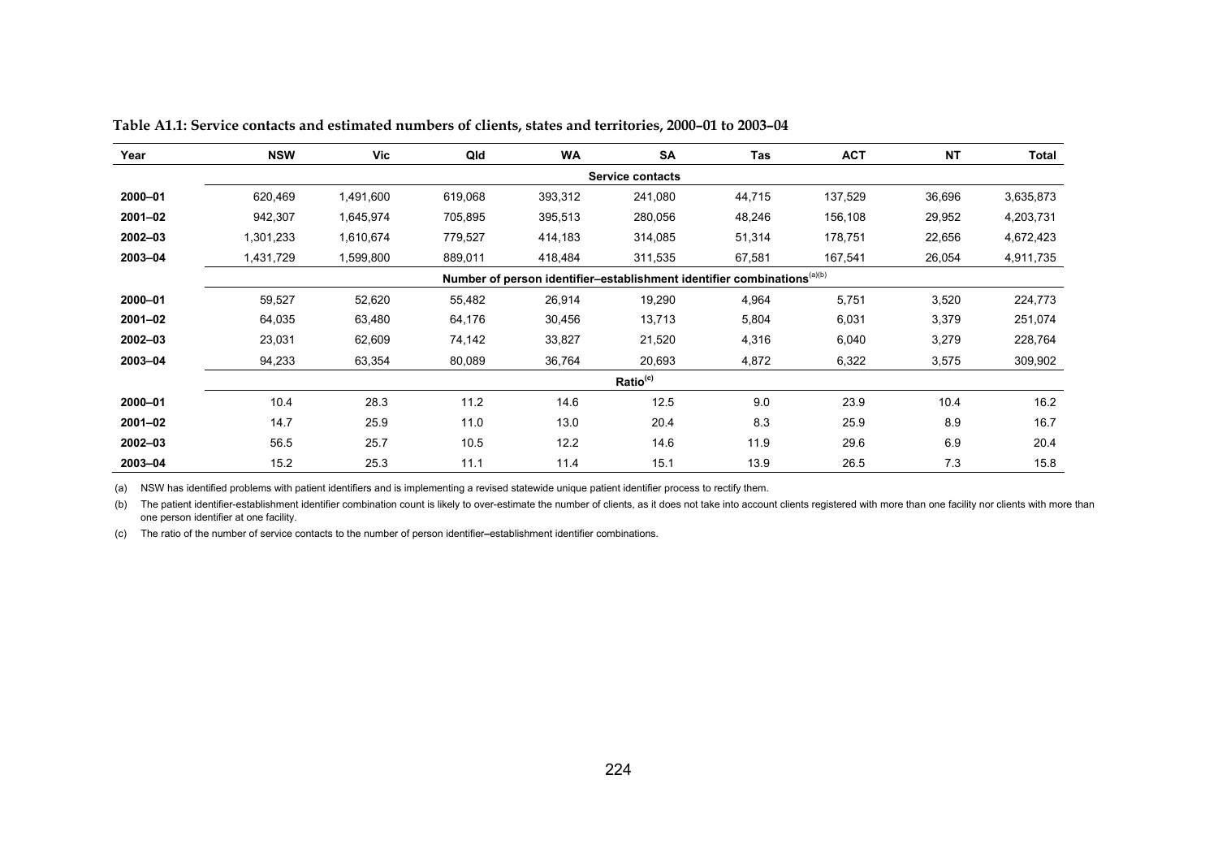**Table A1.1: Service contacts and estimated numbers of clients, states and territories, 2000–01 to 2003–04**

| Year | NSW | Vic | Qld | WA | SA | Tas | ACT | NT | Total |
|---|---|---|---|---|---|---|---|---|---|
| | | | | | **Service contacts** | | | | |
| **2000–01** | 620,469 | 1,491,600 | 619,068 | 393,312 | 241,080 | 44,715 | 137,529 | 36,696 | 3,635,873 |
| **2001–02** | 942,307 | 1,645,974 | 705,895 | 395,513 | 280,056 | 48,246 | 156,108 | 29,952 | 4,203,731 |
| **2002–03** | 1,301,233 | 1,610,674 | 779,527 | 414,183 | 314,085 | 51,314 | 178,751 | 22,656 | 4,672,423 |
| **2003–04** | 1,431,729 | 1,599,800 | 889,011 | 418,484 | 311,535 | 67,581 | 167,541 | 26,054 | 4,911,735 |
| | | | | | **Number of person identifier–establishment identifier combinations**(a)(b) | | | | |
| **2000–01** | 59,527 | 52,620 | 55,482 | 26,914 | 19,290 | 4,964 | 5,751 | 3,520 | 224,773 |
| **2001–02** | 64,035 | 63,480 | 64,176 | 30,456 | 13,713 | 5,804 | 6,031 | 3,379 | 251,074 |
| **2002–03** | 23,031 | 62,609 | 74,142 | 33,827 | 21,520 | 4,316 | 6,040 | 3,279 | 228,764 |
| **2003–04** | 94,233 | 63,354 | 80,089 | 36,764 | 20,693 | 4,872 | 6,322 | 3,575 | 309,902 |
| | | | | | **Ratio**(c) | | | | |
| **2000–01** | 10.4 | 28.3 | 11.2 | 14.6 | 12.5 | 9.0 | 23.9 | 10.4 | 16.2 |
| **2001–02** | 14.7 | 25.9 | 11.0 | 13.0 | 20.4 | 8.3 | 25.9 | 8.9 | 16.7 |
| **2002–03** | 56.5 | 25.7 | 10.5 | 12.2 | 14.6 | 11.9 | 29.6 | 6.9 | 20.4 |
| **2003–04** | 15.2 | 25.3 | 11.1 | 11.4 | 15.1 | 13.9 | 26.5 | 7.3 | 15.8 |

(a) NSW has identified problems with patient identifiers and is implementing a revised statewide unique patient identifier process to rectify them.

(b) The patient identifier-establishment identifier combination count is likely to over-estimate the number of clients, as it does not take into account clients registered with more than one facility nor clients with more than one person identifier at one facility.

(c) The ratio of the number of service contacts to the number of person identifier–establishment identifier combinations.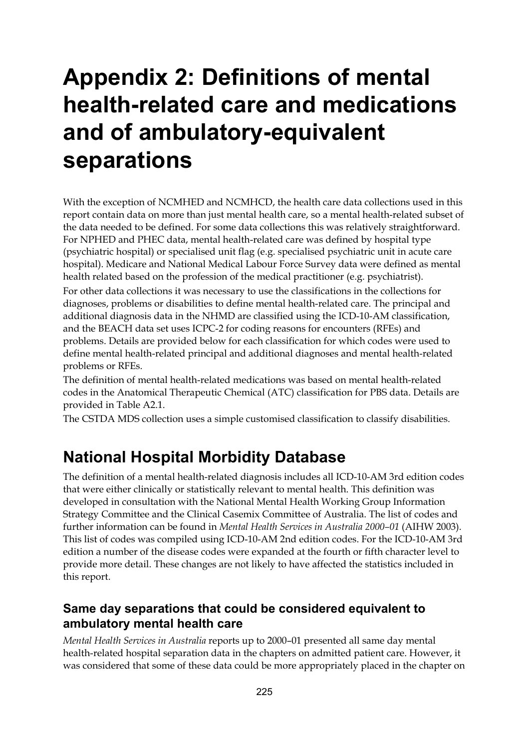# Appendix 2: Definitions of mental health-related care and medications and of ambulatory-equivalent separations

With the exception of NCMHED and NCMHCD, the health care data collections used in this report contain data on more than just mental health care, so a mental health-related subset of the data needed to be defined. For some data collections this was relatively straightforward. For NPHED and PHEC data, mental health-related care was defined by hospital type (psychiatric hospital) or specialised unit flag (e.g. specialised psychiatric unit in acute care hospital). Medicare and National Medical Labour Force Survey data were defined as mental health related based on the profession of the medical practitioner (e.g. psychiatrist).

For other data collections it was necessary to use the classifications in the collections for diagnoses, problems or disabilities to define mental health-related care. The principal and additional diagnosis data in the NHMD are classified using the ICD-10-AM classification, and the BEACH data set uses ICPC-2 for coding reasons for encounters (RFEs) and problems. Details are provided below for each classification for which codes were used to define mental health-related principal and additional diagnoses and mental health-related problems or RFEs.

The definition of mental health-related medications was based on mental health-related codes in the Anatomical Therapeutic Chemical (ATC) classification for PBS data. Details are provided in Table A2.1.

The CSTDA MDS collection uses a simple customised classification to classify disabilities.

## National Hospital Morbidity Database

The definition of a mental health-related diagnosis includes all ICD-10-AM 3rd edition codes that were either clinically or statistically relevant to mental health. This definition was developed in consultation with the National Mental Health Working Group Information Strategy Committee and the Clinical Casemix Committee of Australia. The list of codes and further information can be found in *Mental Health Services in Australia 2000–01* (AIHW 2003). This list of codes was compiled using ICD-10-AM 2nd edition codes. For the ICD-10-AM 3rd edition a number of the disease codes were expanded at the fourth or fifth character level to provide more detail. These changes are not likely to have affected the statistics included in this report.

### Same day separations that could be considered equivalent to ambulatory mental health care

*Mental Health Services in Australia* reports up to 2000–01 presented all same day mental health-related hospital separation data in the chapters on admitted patient care. However, it was considered that some of these data could be more appropriately placed in the chapter on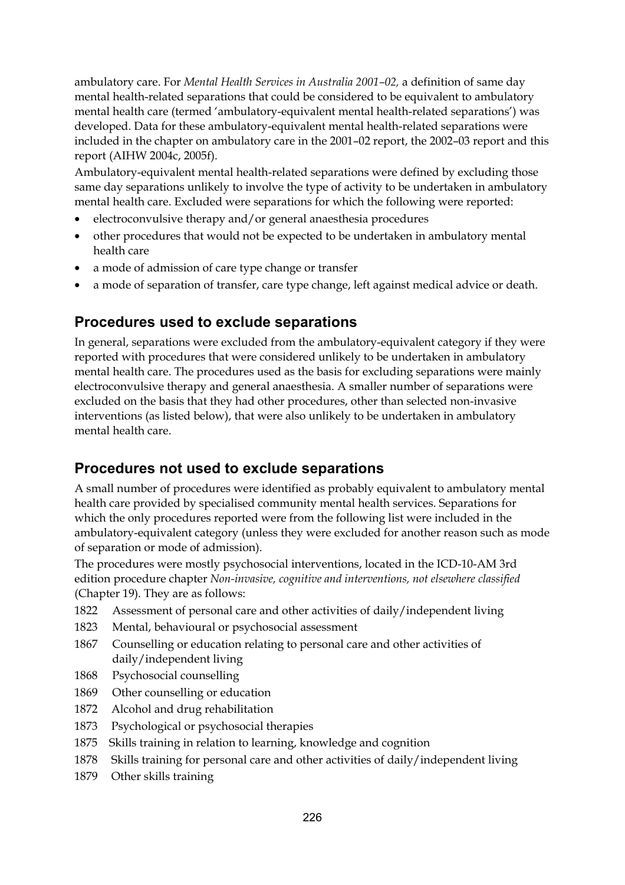ambulatory care. For *Mental Health Services in Australia 2001–02,* a definition of same day mental health-related separations that could be considered to be equivalent to ambulatory mental health care (termed 'ambulatory-equivalent mental health-related separations') was developed. Data for these ambulatory-equivalent mental health-related separations were included in the chapter on ambulatory care in the 2001–02 report, the 2002–03 report and this report (AIHW 2004c, 2005f).

Ambulatory-equivalent mental health-related separations were defined by excluding those same day separations unlikely to involve the type of activity to be undertaken in ambulatory mental health care. Excluded were separations for which the following were reported:

- electroconvulsive therapy and/or general anaesthesia procedures
- other procedures that would not be expected to be undertaken in ambulatory mental health care
- a mode of admission of care type change or transfer
- a mode of separation of transfer, care type change, left against medical advice or death.

## Procedures used to exclude separations

In general, separations were excluded from the ambulatory-equivalent category if they were reported with procedures that were considered unlikely to be undertaken in ambulatory mental health care. The procedures used as the basis for excluding separations were mainly electroconvulsive therapy and general anaesthesia. A smaller number of separations were excluded on the basis that they had other procedures, other than selected non-invasive interventions (as listed below), that were also unlikely to be undertaken in ambulatory mental health care.

## Procedures not used to exclude separations

A small number of procedures were identified as probably equivalent to ambulatory mental health care provided by specialised community mental health services. Separations for which the only procedures reported were from the following list were included in the ambulatory-equivalent category (unless they were excluded for another reason such as mode of separation or mode of admission).

The procedures were mostly psychosocial interventions, located in the ICD-10-AM 3rd edition procedure chapter *Non-invasive, cognitive and interventions, not elsewhere classified* (Chapter 19). They are as follows:

1822 Assessment of personal care and other activities of daily/independent living
1823 Mental, behavioural or psychosocial assessment
1867 Counselling or education relating to personal care and other activities of daily/independent living
1868 Psychosocial counselling
1869 Other counselling or education
1872 Alcohol and drug rehabilitation
1873 Psychological or psychosocial therapies
1875 Skills training in relation to learning, knowledge and cognition
1878 Skills training for personal care and other activities of daily/independent living
1879 Other skills training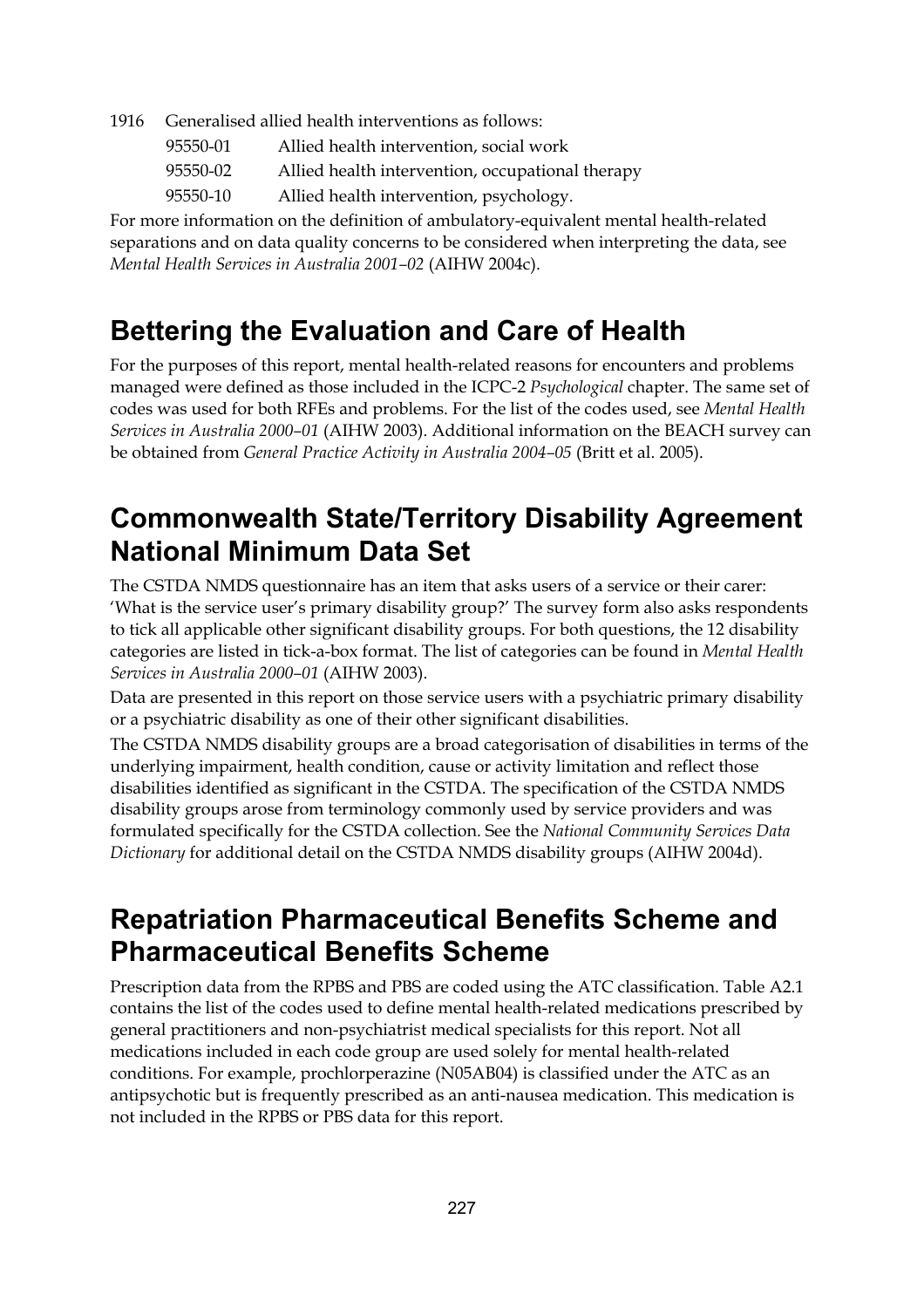1916 Generalised allied health interventions as follows:

| | |
|---|---|
| 95550-01 | Allied health intervention, social work |
| 95550-02 | Allied health intervention, occupational therapy |
| 95550-10 | Allied health intervention, psychology. |

For more information on the definition of ambulatory-equivalent mental health-related separations and on data quality concerns to be considered when interpreting the data, see *Mental Health Services in Australia 2001–02* (AIHW 2004c).

## Bettering the Evaluation and Care of Health

For the purposes of this report, mental health-related reasons for encounters and problems managed were defined as those included in the ICPC-2 *Psychological* chapter. The same set of codes was used for both RFEs and problems. For the list of the codes used, see *Mental Health Services in Australia 2000–01* (AIHW 2003). Additional information on the BEACH survey can be obtained from *General Practice Activity in Australia 2004–05* (Britt et al. 2005).

## Commonwealth State/Territory Disability Agreement National Minimum Data Set

The CSTDA NMDS questionnaire has an item that asks users of a service or their carer: 'What is the service user's primary disability group?' The survey form also asks respondents to tick all applicable other significant disability groups. For both questions, the 12 disability categories are listed in tick-a-box format. The list of categories can be found in *Mental Health Services in Australia 2000–01* (AIHW 2003).

Data are presented in this report on those service users with a psychiatric primary disability or a psychiatric disability as one of their other significant disabilities.

The CSTDA NMDS disability groups are a broad categorisation of disabilities in terms of the underlying impairment, health condition, cause or activity limitation and reflect those disabilities identified as significant in the CSTDA. The specification of the CSTDA NMDS disability groups arose from terminology commonly used by service providers and was formulated specifically for the CSTDA collection. See the *National Community Services Data Dictionary* for additional detail on the CSTDA NMDS disability groups (AIHW 2004d).

## Repatriation Pharmaceutical Benefits Scheme and Pharmaceutical Benefits Scheme

Prescription data from the RPBS and PBS are coded using the ATC classification. Table A2.1 contains the list of the codes used to define mental health-related medications prescribed by general practitioners and non-psychiatrist medical specialists for this report. Not all medications included in each code group are used solely for mental health-related conditions. For example, prochlorperazine (N05AB04) is classified under the ATC as an antipsychotic but is frequently prescribed as an anti-nausea medication. This medication is not included in the RPBS or PBS data for this report.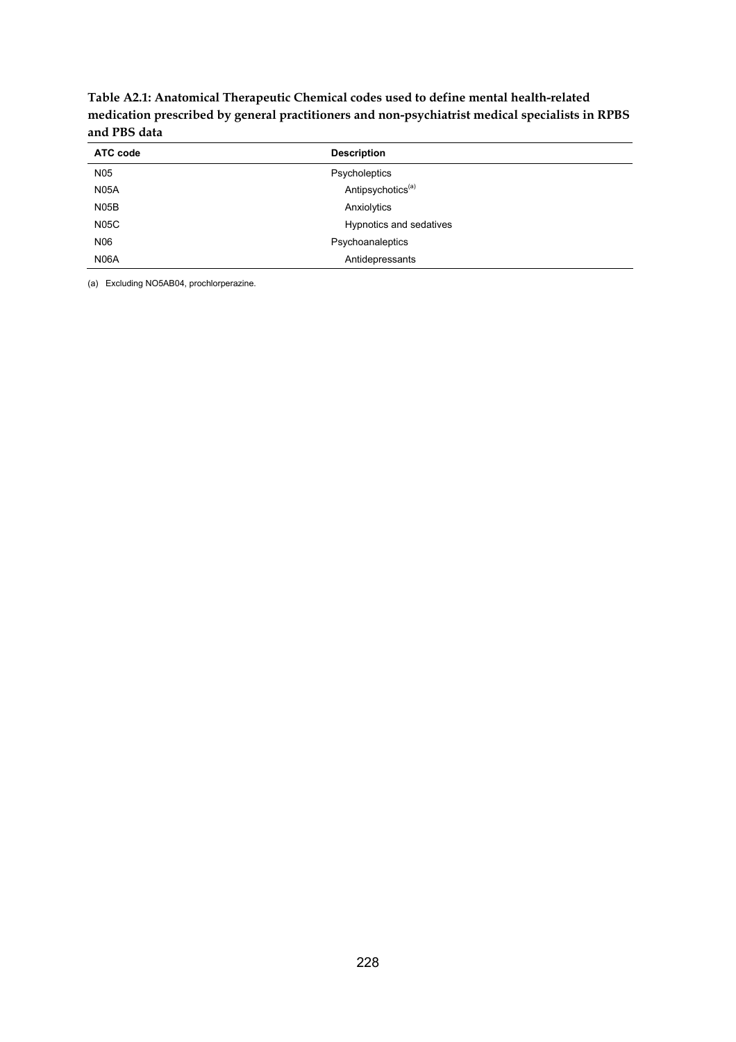**Table A2.1: Anatomical Therapeutic Chemical codes used to define mental health-related medication prescribed by general practitioners and non-psychiatrist medical specialists in RPBS and PBS data**

| ATC code | Description |
|---|---|
| N05 | Psycholeptics |
| N05A | Antipsychotics[(a)] |
| N05B | Anxiolytics |
| N05C | Hypnotics and sedatives |
| N06 | Psychoanaleptics |
| N06A | Antidepressants |

(a) Excluding NO5AB04, prochlorperazine.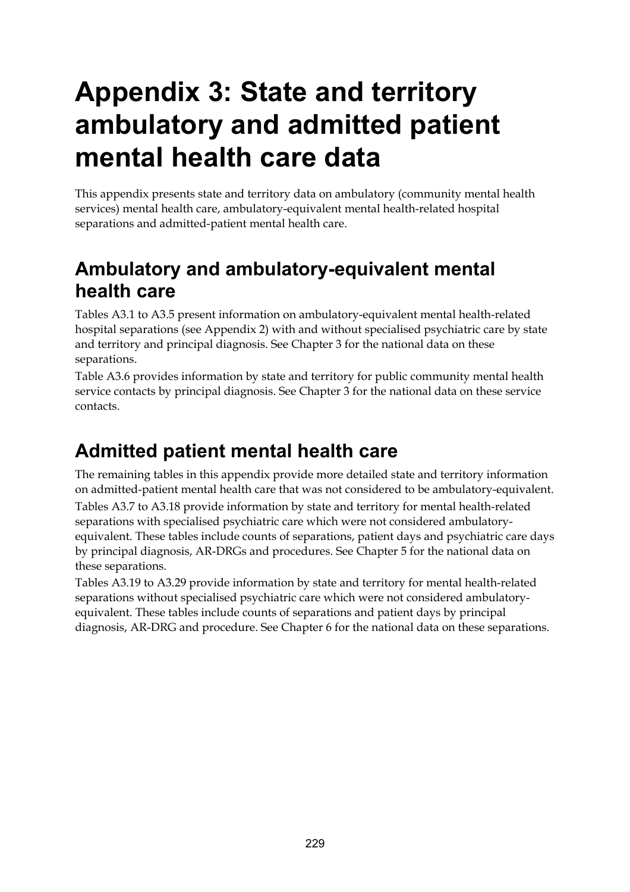# Appendix 3: State and territory ambulatory and admitted patient mental health care data

This appendix presents state and territory data on ambulatory (community mental health services) mental health care, ambulatory-equivalent mental health-related hospital separations and admitted-patient mental health care.

## Ambulatory and ambulatory-equivalent mental health care

Tables A3.1 to A3.5 present information on ambulatory-equivalent mental health-related hospital separations (see Appendix 2) with and without specialised psychiatric care by state and territory and principal diagnosis. See Chapter 3 for the national data on these separations.

Table A3.6 provides information by state and territory for public community mental health service contacts by principal diagnosis. See Chapter 3 for the national data on these service contacts.

## Admitted patient mental health care

The remaining tables in this appendix provide more detailed state and territory information on admitted-patient mental health care that was not considered to be ambulatory-equivalent.

Tables A3.7 to A3.18 provide information by state and territory for mental health-related separations with specialised psychiatric care which were not considered ambulatory-equivalent. These tables include counts of separations, patient days and psychiatric care days by principal diagnosis, AR-DRGs and procedures. See Chapter 5 for the national data on these separations.

Tables A3.19 to A3.29 provide information by state and territory for mental health-related separations without specialised psychiatric care which were not considered ambulatory-equivalent. These tables include counts of separations and patient days by principal diagnosis, AR-DRG and procedure. See Chapter 6 for the national data on these separations.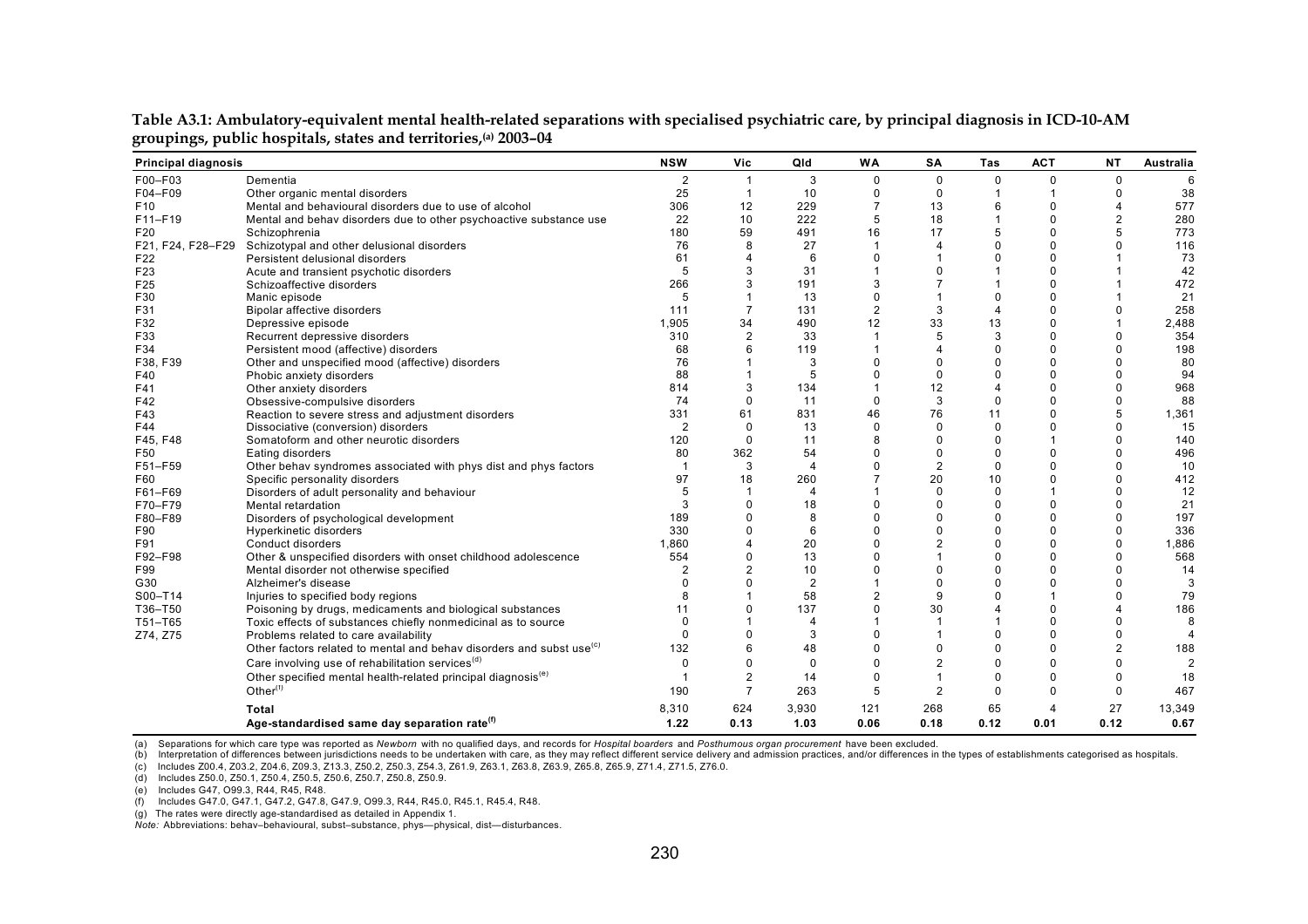**Table A3.1: Ambulatory-equivalent mental health-related separations with specialised psychiatric care, by principal diagnosis in ICD-10-AM groupings, public hospitals, states and territories,[(a)] 2003–04**

| Principal diagnosis | | NSW | Vic | Qld | WA | SA | Tas | ACT | NT | Australia |
|---|---|---|---|---|---|---|---|---|---|---|
| F00–F03 | Dementia | 2 | 1 | 3 | 0 | 0 | 0 | 0 | 0 | 6 |
| F04–F09 | Other organic mental disorders | 25 | 1 | 10 | 0 | 0 | 1 | 1 | 0 | 38 |
| F10 | Mental and behavioural disorders due to use of alcohol | 306 | 12 | 229 | 7 | 13 | 6 | 0 | 4 | 577 |
| F11–F19 | Mental and behav disorders due to other psychoactive substance use | 22 | 10 | 222 | 5 | 18 | 1 | 0 | 2 | 280 |
| F20 | Schizophrenia | 180 | 59 | 491 | 16 | 17 | 5 | 0 | 5 | 773 |
| F21, F24, F28–F29 | Schizotypal and other delusional disorders | 76 | 8 | 27 | 1 | 4 | 0 | 0 | 0 | 116 |
| F22 | Persistent delusional disorders | 61 | 4 | 6 | 0 | 1 | 0 | 0 | 1 | 73 |
| F23 | Acute and transient psychotic disorders | 5 | 3 | 31 | 1 | 0 | 1 | 0 | 1 | 42 |
| F25 | Schizoaffective disorders | 266 | 3 | 191 | 3 | 7 | 1 | 0 | 1 | 472 |
| F30 | Manic episode | 5 | 1 | 13 | 0 | 1 | 0 | 0 | 1 | 21 |
| F31 | Bipolar affective disorders | 111 | 7 | 131 | 2 | 3 | 4 | 0 | 0 | 258 |
| F32 | Depressive episode | 1,905 | 34 | 490 | 12 | 33 | 13 | 0 | 1 | 2,488 |
| F33 | Recurrent depressive disorders | 310 | 2 | 33 | 1 | 5 | 3 | 0 | 0 | 354 |
| F34 | Persistent mood (affective) disorders | 68 | 6 | 119 | 1 | 4 | 0 | 0 | 0 | 198 |
| F38, F39 | Other and unspecified mood (affective) disorders | 76 | 1 | 3 | 0 | 0 | 0 | 0 | 0 | 80 |
| F40 | Phobic anxiety disorders | 88 | 1 | 5 | 0 | 0 | 0 | 0 | 0 | 94 |
| F41 | Other anxiety disorders | 814 | 3 | 134 | 1 | 12 | 4 | 0 | 0 | 968 |
| F42 | Obsessive-compulsive disorders | 74 | 0 | 11 | 0 | 3 | 0 | 0 | 0 | 88 |
| F43 | Reaction to severe stress and adjustment disorders | 331 | 61 | 831 | 46 | 76 | 11 | 0 | 5 | 1,361 |
| F44 | Dissociative (conversion) disorders | 2 | 0 | 13 | 0 | 0 | 0 | 0 | 0 | 15 |
| F45, F48 | Somatoform and other neurotic disorders | 120 | 0 | 11 | 8 | 0 | 0 | 1 | 0 | 140 |
| F50 | Eating disorders | 80 | 362 | 54 | 0 | 0 | 0 | 0 | 0 | 496 |
| F51–F59 | Other behav syndromes associated with phys dist and phys factors | 1 | 3 | 4 | 0 | 2 | 0 | 0 | 0 | 10 |
| F60 | Specific personality disorders | 97 | 18 | 260 | 7 | 20 | 10 | 0 | 0 | 412 |
| F61–F69 | Disorders of adult personality and behaviour | 5 | 1 | 4 | 1 | 0 | 0 | 1 | 0 | 12 |
| F70–F79 | Mental retardation | 3 | 0 | 18 | 0 | 0 | 0 | 0 | 0 | 21 |
| F80–F89 | Disorders of psychological development | 189 | 0 | 8 | 0 | 0 | 0 | 0 | 0 | 197 |
| F90 | Hyperkinetic disorders | 330 | 0 | 6 | 0 | 0 | 0 | 0 | 0 | 336 |
| F91 | Conduct disorders | 1,860 | 4 | 20 | 0 | 2 | 0 | 0 | 0 | 1,886 |
| F92–F98 | Other & unspecified disorders with onset childhood adolescence | 554 | 0 | 13 | 0 | 1 | 0 | 0 | 0 | 568 |
| F99 | Mental disorder not otherwise specified | 2 | 2 | 10 | 0 | 0 | 0 | 0 | 0 | 14 |
| G30 | Alzheimer's disease | 0 | 0 | 2 | 1 | 0 | 0 | 0 | 0 | 3 |
| S00–T14 | Injuries to specified body regions | 8 | 1 | 58 | 2 | 9 | 0 | 1 | 0 | 79 |
| T36–T50 | Poisoning by drugs, medicaments and biological substances | 11 | 0 | 137 | 0 | 30 | 4 | 0 | 4 | 186 |
| T51–T65 | Toxic effects of substances chiefly nonmedicinal as to source | 0 | 1 | 4 | 1 | 1 | 1 | 0 | 0 | 8 |
| Z74, Z75 | Problems related to care availability | 0 | 0 | 3 | 0 | 1 | 0 | 0 | 0 | 4 |
| | Other factors related to mental and behav disorders and subst use[(c)] | 132 | 6 | 48 | 0 | 0 | 0 | 0 | 2 | 188 |
| | Care involving use of rehabilitation services[(d)] | 0 | 0 | 0 | 0 | 2 | 0 | 0 | 0 | 2 |
| | Other specified mental health-related principal diagnosis[(e)] | 1 | 2 | 14 | 0 | 1 | 0 | 0 | 0 | 18 |
| | Other[(f)] | 190 | 7 | 263 | 5 | 2 | 0 | 0 | 0 | 467 |
| | **Total** | 8,310 | 624 | 3,930 | 121 | 268 | 65 | 4 | 27 | 13,349 |
| | **Age-standardised same day separation rate[(f)]** | 1.22 | 0.13 | 1.03 | 0.06 | 0.18 | 0.12 | 0.01 | 0.12 | 0.67 |

(a) Separations for which care type was reported as *Newborn* with no qualified days, and records for *Hospital boarders* and *Posthumous organ procurement* have been excluded.
(b) Interpretation of differences between jurisdictions needs to be undertaken with care, as they may reflect different service delivery and admission practices, and/or differences in the types of establishments categorised as hospitals.
(c) Includes Z00.4, Z03.2, Z04.6, Z09.3, Z13.3, Z50.2, Z50.3, Z54.3, Z61.9, Z63.1, Z63.8, Z63.9, Z65.8, Z65.9, Z71.4, Z71.5, Z76.0.
(d) Includes Z50.0, Z50.1, Z50.4, Z50.5, Z50.6, Z50.7, Z50.8, Z50.9.
(e) Includes G47, O99.3, R44, R45, R48.
(f) Includes G47.0, G47.1, G47.2, G47.8, G47.9, O99.3, R44, R45.0, R45.1, R45.4, R48.
(g) The rates were directly age-standardised as detailed in Appendix 1.
*Note:* Abbreviations: behav–behavioural, subst–substance, phys—physical, dist—disturbances.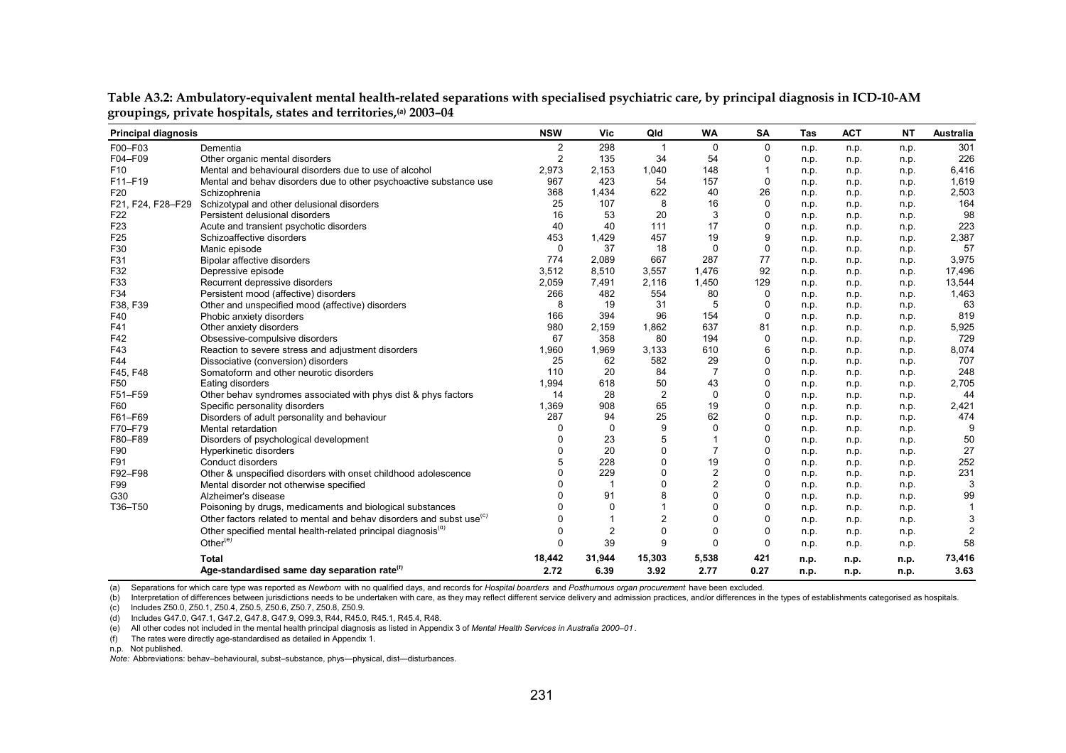**Table A3.2: Ambulatory-equivalent mental health-related separations with specialised psychiatric care, by principal diagnosis in ICD-10-AM groupings, private hospitals, states and territories,[(a)] 2003–04**

| Principal diagnosis | | NSW | Vic | Qld | WA | SA | Tas | ACT | NT | Australia |
|---|---|---|---|---|---|---|---|---|---|---|
| F00–F03 | Dementia | 2 | 298 | 1 | 0 | 0 | n.p. | n.p. | n.p. | 301 |
| F04–F09 | Other organic mental disorders | 2 | 135 | 34 | 54 | 0 | n.p. | n.p. | n.p. | 226 |
| F10 | Mental and behavioural disorders due to use of alcohol | 2,973 | 2,153 | 1,040 | 148 | 1 | n.p. | n.p. | n.p. | 6,416 |
| F11–F19 | Mental and behav disorders due to other psychoactive substance use | 967 | 423 | 54 | 157 | 0 | n.p. | n.p. | n.p. | 1,619 |
| F20 | Schizophrenia | 368 | 1,434 | 622 | 40 | 26 | n.p. | n.p. | n.p. | 2,503 |
| F21, F24, F28–F29 | Schizotypal and other delusional disorders | 25 | 107 | 8 | 16 | 0 | n.p. | n.p. | n.p. | 164 |
| F22 | Persistent delusional disorders | 16 | 53 | 20 | 3 | 0 | n.p. | n.p. | n.p. | 98 |
| F23 | Acute and transient psychotic disorders | 40 | 40 | 111 | 17 | 0 | n.p. | n.p. | n.p. | 223 |
| F25 | Schizoaffective disorders | 453 | 1,429 | 457 | 19 | 9 | n.p. | n.p. | n.p. | 2,387 |
| F30 | Manic episode | 0 | 37 | 18 | 0 | 0 | n.p. | n.p. | n.p. | 57 |
| F31 | Bipolar affective disorders | 774 | 2,089 | 667 | 287 | 77 | n.p. | n.p. | n.p. | 3,975 |
| F32 | Depressive episode | 3,512 | 8,510 | 3,557 | 1,476 | 92 | n.p. | n.p. | n.p. | 17,496 |
| F33 | Recurrent depressive disorders | 2,059 | 7,491 | 2,116 | 1,450 | 129 | n.p. | n.p. | n.p. | 13,544 |
| F34 | Persistent mood (affective) disorders | 266 | 482 | 554 | 80 | 0 | n.p. | n.p. | n.p. | 1,463 |
| F38, F39 | Other and unspecified mood (affective) disorders | 8 | 19 | 31 | 5 | 0 | n.p. | n.p. | n.p. | 63 |
| F40 | Phobic anxiety disorders | 166 | 394 | 96 | 154 | 0 | n.p. | n.p. | n.p. | 819 |
| F41 | Other anxiety disorders | 980 | 2,159 | 1,862 | 637 | 81 | n.p. | n.p. | n.p. | 5,925 |
| F42 | Obsessive-compulsive disorders | 67 | 358 | 80 | 194 | 0 | n.p. | n.p. | n.p. | 729 |
| F43 | Reaction to severe stress and adjustment disorders | 1,960 | 1,969 | 3,133 | 610 | 6 | n.p. | n.p. | n.p. | 8,074 |
| F44 | Dissociative (conversion) disorders | 25 | 62 | 582 | 29 | 0 | n.p. | n.p. | n.p. | 707 |
| F45, F48 | Somatoform and other neurotic disorders | 110 | 20 | 84 | 7 | 0 | n.p. | n.p. | n.p. | 248 |
| F50 | Eating disorders | 1,994 | 618 | 50 | 43 | 0 | n.p. | n.p. | n.p. | 2,705 |
| F51–F59 | Other behav syndromes associated with phys dist & phys factors | 14 | 28 | 2 | 0 | 0 | n.p. | n.p. | n.p. | 44 |
| F60 | Specific personality disorders | 1,369 | 908 | 65 | 19 | 0 | n.p. | n.p. | n.p. | 2,421 |
| F61–F69 | Disorders of adult personality and behaviour | 287 | 94 | 25 | 62 | 0 | n.p. | n.p. | n.p. | 474 |
| F70–F79 | Mental retardation | 0 | 0 | 9 | 0 | 0 | n.p. | n.p. | n.p. | 9 |
| F80–F89 | Disorders of psychological development | 0 | 23 | 5 | 1 | 0 | n.p. | n.p. | n.p. | 50 |
| F90 | Hyperkinetic disorders | 0 | 20 | 0 | 7 | 0 | n.p. | n.p. | n.p. | 27 |
| F91 | Conduct disorders | 5 | 228 | 0 | 19 | 0 | n.p. | n.p. | n.p. | 252 |
| F92–F98 | Other & unspecified disorders with onset childhood adolescence | 0 | 229 | 0 | 2 | 0 | n.p. | n.p. | n.p. | 231 |
| F99 | Mental disorder not otherwise specified | 0 | 1 | 0 | 2 | 0 | n.p. | n.p. | n.p. | 3 |
| G30 | Alzheimer's disease | 0 | 91 | 8 | 0 | 0 | n.p. | n.p. | n.p. | 99 |
| T36–T50 | Poisoning by drugs, medicaments and biological substances | 0 | 0 | 1 | 0 | 0 | n.p. | n.p. | n.p. | 1 |
| | Other factors related to mental and behav disorders and subst use[(c)] | 0 | 1 | 2 | 0 | 0 | n.p. | n.p. | n.p. | 3 |
| | Other specified mental health-related principal diagnosis[(d)] | 0 | 2 | 0 | 0 | 0 | n.p. | n.p. | n.p. | 2 |
| | Other[(e)] | 0 | 39 | 9 | 0 | 0 | n.p. | n.p. | n.p. | 58 |
| | **Total** | **18,442** | **31,944** | **15,303** | **5,538** | **421** | **n.p.** | **n.p.** | **n.p.** | **73,416** |
| | **Age-standardised same day separation rate[(f)]** | **2.72** | **6.39** | **3.92** | **2.77** | **0.27** | **n.p.** | **n.p.** | **n.p.** | **3.63** |

(a) Separations for which care type was reported as *Newborn* with no qualified days, and records for *Hospital boarders* and *Posthumous organ procurement* have been excluded.

(b) Interpretation of differences between jurisdictions needs to be undertaken with care, as they may reflect different service delivery and admission practices, and/or differences in the types of establishments categorised as hospitals.

(c) Includes Z50.0, Z50.1, Z50.4, Z50.5, Z50.6, Z50.7, Z50.8, Z50.9.

(d) Includes G47.0, G47.1, G47.2, G47.8, G47.9, O99.3, R44, R45.0, R45.1, R45.4, R48.

(e) All other codes not included in the mental health principal diagnosis as listed in Appendix 3 of *Mental Health Services in Australia 2000–01*.

(f) The rates were directly age-standardised as detailed in Appendix 1.

n.p. Not published.

*Note:* Abbreviations: behav–behavioural, subst–substance, phys—physical, dist—disturbances.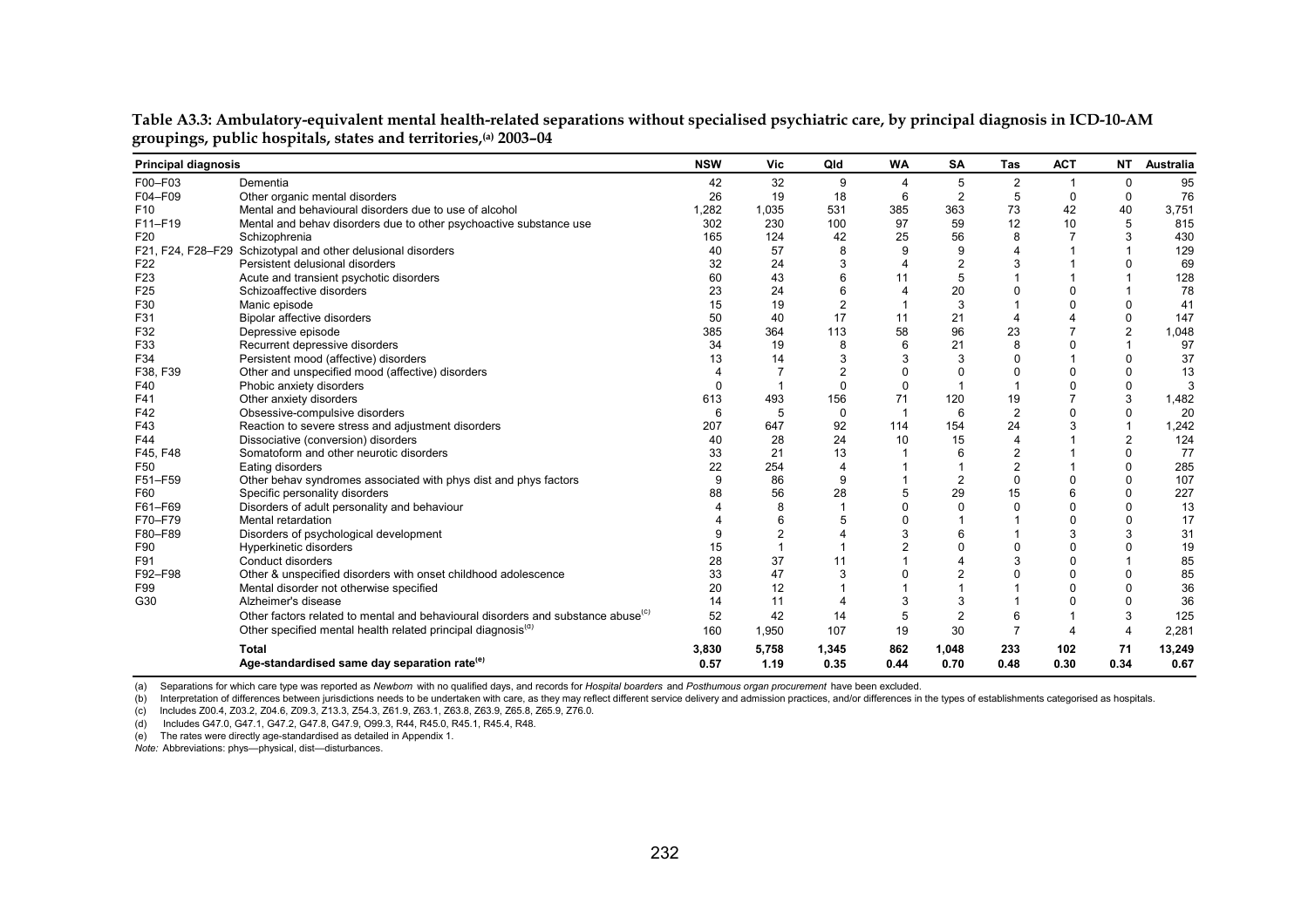**Table A3.3: Ambulatory-equivalent mental health-related separations without specialised psychiatric care, by principal diagnosis in ICD-10-AM groupings, public hospitals, states and territories,(a) 2003–04**

| Principal diagnosis | | NSW | Vic | Qld | WA | SA | Tas | ACT | NT | Australia |
|---|---|---|---|---|---|---|---|---|---|---|
| F00–F03 | Dementia | 42 | 32 | 9 | 4 | 5 | 2 | 1 | 0 | 95 |
| F04–F09 | Other organic mental disorders | 26 | 19 | 18 | 6 | 2 | 5 | 0 | 0 | 76 |
| F10 | Mental and behavioural disorders due to use of alcohol | 1,282 | 1,035 | 531 | 385 | 363 | 73 | 42 | 40 | 3,751 |
| F11–F19 | Mental and behav disorders due to other psychoactive substance use | 302 | 230 | 100 | 97 | 59 | 12 | 10 | 5 | 815 |
| F20 | Schizophrenia | 165 | 124 | 42 | 25 | 56 | 8 | 7 | 3 | 430 |
| F21, F24, F28–F29 | Schizotypal and other delusional disorders | 40 | 57 | 8 | 9 | 9 | 4 | 1 | 1 | 129 |
| F22 | Persistent delusional disorders | 32 | 24 | 3 | 4 | 2 | 3 | 1 | 0 | 69 |
| F23 | Acute and transient psychotic disorders | 60 | 43 | 6 | 11 | 5 | 1 | 1 | 1 | 128 |
| F25 | Schizoaffective disorders | 23 | 24 | 6 | 4 | 20 | 0 | 0 | 1 | 78 |
| F30 | Manic episode | 15 | 19 | 2 | 1 | 3 | 1 | 0 | 0 | 41 |
| F31 | Bipolar affective disorders | 50 | 40 | 17 | 11 | 21 | 4 | 4 | 0 | 147 |
| F32 | Depressive episode | 385 | 364 | 113 | 58 | 96 | 23 | 7 | 2 | 1,048 |
| F33 | Recurrent depressive disorders | 34 | 19 | 8 | 6 | 21 | 8 | 0 | 1 | 97 |
| F34 | Persistent mood (affective) disorders | 13 | 14 | 3 | 3 | 3 | 0 | 1 | 0 | 37 |
| F38, F39 | Other and unspecified mood (affective) disorders | 4 | 7 | 2 | 0 | 0 | 0 | 0 | 0 | 13 |
| F40 | Phobic anxiety disorders | 0 | 1 | 0 | 0 | 1 | 1 | 0 | 0 | 3 |
| F41 | Other anxiety disorders | 613 | 493 | 156 | 71 | 120 | 19 | 7 | 3 | 1,482 |
| F42 | Obsessive-compulsive disorders | 6 | 5 | 0 | 1 | 6 | 2 | 0 | 0 | 20 |
| F43 | Reaction to severe stress and adjustment disorders | 207 | 647 | 92 | 114 | 154 | 24 | 3 | 1 | 1,242 |
| F44 | Dissociative (conversion) disorders | 40 | 28 | 24 | 10 | 15 | 4 | 1 | 2 | 124 |
| F45, F48 | Somatoform and other neurotic disorders | 33 | 21 | 13 | 1 | 6 | 2 | 1 | 0 | 77 |
| F50 | Eating disorders | 22 | 254 | 4 | 1 | 1 | 2 | 1 | 0 | 285 |
| F51–F59 | Other behav syndromes associated with phys dist and phys factors | 9 | 86 | 9 | 1 | 2 | 0 | 0 | 0 | 107 |
| F60 | Specific personality disorders | 88 | 56 | 28 | 5 | 29 | 15 | 6 | 0 | 227 |
| F61–F69 | Disorders of adult personality and behaviour | 4 | 8 | 1 | 0 | 0 | 0 | 0 | 0 | 13 |
| F70–F79 | Mental retardation | 4 | 6 | 5 | 0 | 1 | 1 | 0 | 0 | 17 |
| F80–F89 | Disorders of psychological development | 9 | 2 | 4 | 3 | 6 | 1 | 3 | 3 | 31 |
| F90 | Hyperkinetic disorders | 15 | 1 | 1 | 2 | 0 | 0 | 0 | 0 | 19 |
| F91 | Conduct disorders | 28 | 37 | 11 | 1 | 4 | 3 | 0 | 1 | 85 |
| F92–F98 | Other & unspecified disorders with onset childhood adolescence | 33 | 47 | 3 | 0 | 2 | 0 | 0 | 0 | 85 |
| F99 | Mental disorder not otherwise specified | 20 | 12 | 1 | 1 | 1 | 1 | 0 | 0 | 36 |
| G30 | Alzheimer's disease | 14 | 11 | 4 | 3 | 3 | 1 | 0 | 0 | 36 |
| | Other factors related to mental and behavioural disorders and substance abuse(c) | 52 | 42 | 14 | 5 | 2 | 6 | 1 | 3 | 125 |
| | Other specified mental health related principal diagnosis(d) | 160 | 1,950 | 107 | 19 | 30 | 7 | 4 | 4 | 2,281 |
| | **Total** | **3,830** | **5,758** | **1,345** | **862** | **1,048** | **233** | **102** | **71** | **13,249** |
| | **Age-standardised same day separation rate(e)** | **0.57** | **1.19** | **0.35** | **0.44** | **0.70** | **0.48** | **0.30** | **0.34** | **0.67** |

(a) Separations for which care type was reported as *Newborn* with no qualified days, and records for *Hospital boarders* and *Posthumous organ procurement* have been excluded.

(b) Interpretation of differences between jurisdictions needs to be undertaken with care, as they may reflect different service delivery and admission practices, and/or differences in the types of establishments categorised as hospitals.

(c) Includes Z00.4, Z03.2, Z04.6, Z09.3, Z13.3, Z54.3, Z61.9, Z63.1, Z63.8, Z63.9, Z65.8, Z65.9, Z76.0.

(d) Includes G47.0, G47.1, G47.2, G47.8, G47.9, O99.3, R44, R45.0, R45.1, R45.4, R48.

(e) The rates were directly age-standardised as detailed in Appendix 1.

*Note:* Abbreviations: phys—physical, dist—disturbances.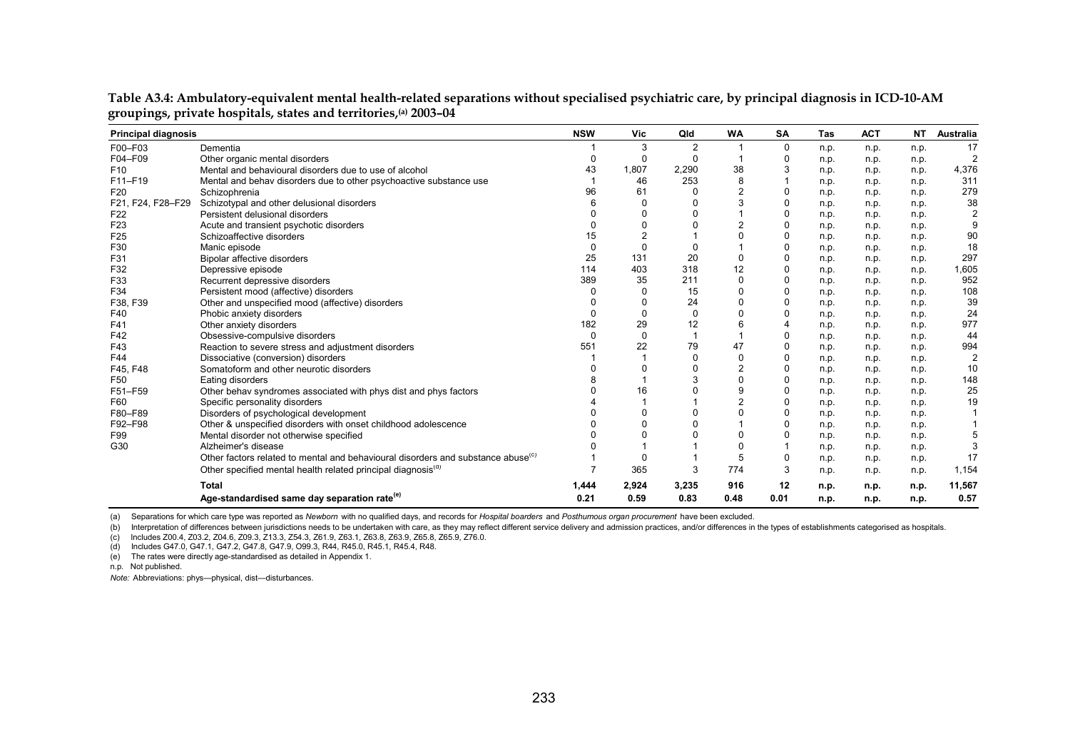**Table A3.4: Ambulatory-equivalent mental health-related separations without specialised psychiatric care, by principal diagnosis in ICD-10-AM groupings, private hospitals, states and territories,(a) 2003–04**

| Principal diagnosis | | NSW | Vic | Qld | WA | SA | Tas | ACT | NT | Australia |
|---|---|---|---|---|---|---|---|---|---|---|
| F00–F03 | Dementia | 1 | 3 | 2 | 1 | 0 | n.p. | n.p. | n.p. | 17 |
| F04–F09 | Other organic mental disorders | 0 | 0 | 0 | 1 | 0 | n.p. | n.p. | n.p. | 2 |
| F10 | Mental and behavioural disorders due to use of alcohol | 43 | 1,807 | 2,290 | 38 | 3 | n.p. | n.p. | n.p. | 4,376 |
| F11–F19 | Mental and behav disorders due to other psychoactive substance use | 1 | 46 | 253 | 8 | 1 | n.p. | n.p. | n.p. | 311 |
| F20 | Schizophrenia | 96 | 61 | 0 | 2 | 0 | n.p. | n.p. | n.p. | 279 |
| F21, F24, F28–F29 | Schizotypal and other delusional disorders | 6 | 0 | 0 | 3 | 0 | n.p. | n.p. | n.p. | 38 |
| F22 | Persistent delusional disorders | 0 | 0 | 0 | 1 | 0 | n.p. | n.p. | n.p. | 2 |
| F23 | Acute and transient psychotic disorders | 0 | 0 | 0 | 2 | 0 | n.p. | n.p. | n.p. | 9 |
| F25 | Schizoaffective disorders | 15 | 2 | 1 | 0 | 0 | n.p. | n.p. | n.p. | 90 |
| F30 | Manic episode | 0 | 0 | 0 | 1 | 0 | n.p. | n.p. | n.p. | 18 |
| F31 | Bipolar affective disorders | 25 | 131 | 20 | 0 | 0 | n.p. | n.p. | n.p. | 297 |
| F32 | Depressive episode | 114 | 403 | 318 | 12 | 0 | n.p. | n.p. | n.p. | 1,605 |
| F33 | Recurrent depressive disorders | 389 | 35 | 211 | 0 | 0 | n.p. | n.p. | n.p. | 952 |
| F34 | Persistent mood (affective) disorders | 0 | 0 | 15 | 0 | 0 | n.p. | n.p. | n.p. | 108 |
| F38, F39 | Other and unspecified mood (affective) disorders | 0 | 0 | 24 | 0 | 0 | n.p. | n.p. | n.p. | 39 |
| F40 | Phobic anxiety disorders | 0 | 0 | 0 | 0 | 0 | n.p. | n.p. | n.p. | 24 |
| F41 | Other anxiety disorders | 182 | 29 | 12 | 6 | 4 | n.p. | n.p. | n.p. | 977 |
| F42 | Obsessive-compulsive disorders | 0 | 0 | 1 | 1 | 0 | n.p. | n.p. | n.p. | 44 |
| F43 | Reaction to severe stress and adjustment disorders | 551 | 22 | 79 | 47 | 0 | n.p. | n.p. | n.p. | 994 |
| F44 | Dissociative (conversion) disorders | 1 | 1 | 0 | 0 | 0 | n.p. | n.p. | n.p. | 2 |
| F45, F48 | Somatoform and other neurotic disorders | 0 | 0 | 0 | 2 | 0 | n.p. | n.p. | n.p. | 10 |
| F50 | Eating disorders | 8 | 1 | 3 | 0 | 0 | n.p. | n.p. | n.p. | 148 |
| F51–F59 | Other behav syndromes associated with phys dist and phys factors | 0 | 16 | 0 | 9 | 0 | n.p. | n.p. | n.p. | 25 |
| F60 | Specific personality disorders | 4 | 1 | 1 | 2 | 0 | n.p. | n.p. | n.p. | 19 |
| F80–F89 | Disorders of psychological development | 0 | 0 | 0 | 0 | 0 | n.p. | n.p. | n.p. | 1 |
| F92–F98 | Other & unspecified disorders with onset childhood adolescence | 0 | 0 | 0 | 1 | 0 | n.p. | n.p. | n.p. | 1 |
| F99 | Mental disorder not otherwise specified | 0 | 0 | 0 | 0 | 0 | n.p. | n.p. | n.p. | 5 |
| G30 | Alzheimer's disease | 0 | 1 | 1 | 0 | 1 | n.p. | n.p. | n.p. | 3 |
| | Other factors related to mental and behavioural disorders and substance abuse(c) | 1 | 0 | 1 | 5 | 0 | n.p. | n.p. | n.p. | 17 |
| | Other specified mental health related principal diagnosis(d) | 7 | 365 | 3 | 774 | 3 | n.p. | n.p. | n.p. | 1,154 |
| | **Total** | **1,444** | **2,924** | **3,235** | **916** | **12** | **n.p.** | **n.p.** | **n.p.** | **11,567** |
| | **Age-standardised same day separation rate(e)** | **0.21** | **0.59** | **0.83** | **0.48** | **0.01** | **n.p.** | **n.p.** | **n.p.** | **0.57** |

(a) Separations for which care type was reported as *Newborn* with no qualified days, and records for *Hospital boarders* and *Posthumous organ procurement* have been excluded.

(b) Interpretation of differences between jurisdictions needs to be undertaken with care, as they may reflect different service delivery and admission practices, and/or differences in the types of establishments categorised as hospitals.

(c) Includes Z00.4, Z03.2, Z04.6, Z09.3, Z13.3, Z54.3, Z61.9, Z63.1, Z63.8, Z63.9, Z65.8, Z65.9, Z76.0.

(d) Includes G47.0, G47.1, G47.2, G47.8, G47.9, O99.3, R44, R45.0, R45.1, R45.4, R48.

(e) The rates were directly age-standardised as detailed in Appendix 1.

n.p. Not published.

*Note:* Abbreviations: phys—physical, dist—disturbances.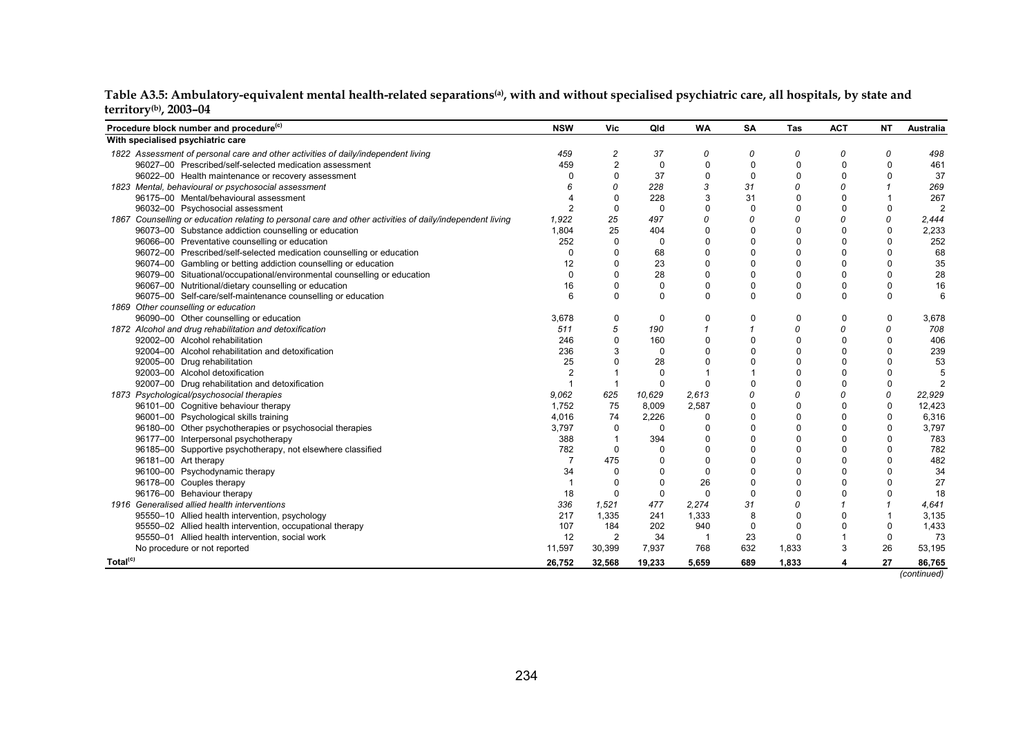**Table A3.5: Ambulatory-equivalent mental health-related separations[(a)], with and without specialised psychiatric care, all hospitals, by state and territory[(b)], 2003–04**

| Procedure block number and procedure[(c)] | NSW | Vic | Qld | WA | SA | Tas | ACT | NT | Australia |
|---|---|---|---|---|---|---|---|---|---|
| **With specialised psychiatric care** | | | | | | | | | |
| *1822 Assessment of personal care and other activities of daily/independent living* | *459* | *2* | *37* | *0* | *0* | *0* | *0* | *0* | *498* |
| 96027–00 Prescribed/self-selected medication assessment | 459 | 2 | 0 | 0 | 0 | 0 | 0 | 0 | 461 |
| 96022–00 Health maintenance or recovery assessment | 0 | 0 | 37 | 0 | 0 | 0 | 0 | 0 | 37 |
| *1823 Mental, behavioural or psychosocial assessment* | *6* | *0* | *228* | *3* | *31* | *0* | *0* | *1* | *269* |
| 96175–00 Mental/behavioural assessment | 4 | 0 | 228 | 3 | 31 | 0 | 0 | 1 | 267 |
| 96032–00 Psychosocial assessment | 2 | 0 | 0 | 0 | 0 | 0 | 0 | 0 | 2 |
| *1867 Counselling or education relating to personal care and other activities of daily/independent living* | *1,922* | *25* | *497* | *0* | *0* | *0* | *0* | *0* | *2,444* |
| 96073–00 Substance addiction counselling or education | 1,804 | 25 | 404 | 0 | 0 | 0 | 0 | 0 | 2,233 |
| 96066–00 Preventative counselling or education | 252 | 0 | 0 | 0 | 0 | 0 | 0 | 0 | 252 |
| 96072–00 Prescribed/self-selected medication counselling or education | 0 | 0 | 68 | 0 | 0 | 0 | 0 | 0 | 68 |
| 96074–00 Gambling or betting addiction counselling or education | 12 | 0 | 23 | 0 | 0 | 0 | 0 | 0 | 35 |
| 96079–00 Situational/occupational/environmental counselling or education | 0 | 0 | 28 | 0 | 0 | 0 | 0 | 0 | 28 |
| 96067–00 Nutritional/dietary counselling or education | 16 | 0 | 0 | 0 | 0 | 0 | 0 | 0 | 16 |
| 96075–00 Self-care/self-maintenance counselling or education | 6 | 0 | 0 | 0 | 0 | 0 | 0 | 0 | 6 |
| *1869 Other counselling or education* | | | | | | | | | |
| 96090–00 Other counselling or education | 3,678 | 0 | 0 | 0 | 0 | 0 | 0 | 0 | 3,678 |
| *1872 Alcohol and drug rehabilitation and detoxification* | *511* | *5* | *190* | *1* | *1* | *0* | *0* | *0* | *708* |
| 92002–00 Alcohol rehabilitation | 246 | 0 | 160 | 0 | 0 | 0 | 0 | 0 | 406 |
| 92004–00 Alcohol rehabilitation and detoxification | 236 | 3 | 0 | 0 | 0 | 0 | 0 | 0 | 239 |
| 92005–00 Drug rehabilitation | 25 | 0 | 28 | 0 | 0 | 0 | 0 | 0 | 53 |
| 92003–00 Alcohol detoxification | 2 | 1 | 0 | 1 | 1 | 0 | 0 | 0 | 5 |
| 92007–00 Drug rehabilitation and detoxification | 1 | 1 | 0 | 0 | 0 | 0 | 0 | 0 | 2 |
| *1873 Psychological/psychosocial therapies* | *9,062* | *625* | *10,629* | *2,613* | *0* | *0* | *0* | *0* | *22,929* |
| 96101–00 Cognitive behaviour therapy | 1,752 | 75 | 8,009 | 2,587 | 0 | 0 | 0 | 0 | 12,423 |
| 96001–00 Psychological skills training | 4,016 | 74 | 2,226 | 0 | 0 | 0 | 0 | 0 | 6,316 |
| 96180–00 Other psychotherapies or psychosocial therapies | 3,797 | 0 | 0 | 0 | 0 | 0 | 0 | 0 | 3,797 |
| 96177–00 Interpersonal psychotherapy | 388 | 1 | 394 | 0 | 0 | 0 | 0 | 0 | 783 |
| 96185–00 Supportive psychotherapy, not elsewhere classified | 782 | 0 | 0 | 0 | 0 | 0 | 0 | 0 | 782 |
| 96181–00 Art therapy | 7 | 475 | 0 | 0 | 0 | 0 | 0 | 0 | 482 |
| 96100–00 Psychodynamic therapy | 34 | 0 | 0 | 0 | 0 | 0 | 0 | 0 | 34 |
| 96178–00 Couples therapy | 1 | 0 | 0 | 26 | 0 | 0 | 0 | 0 | 27 |
| 96176–00 Behaviour therapy | 18 | 0 | 0 | 0 | 0 | 0 | 0 | 0 | 18 |
| *1916 Generalised allied health interventions* | *336* | *1,521* | *477* | *2,274* | *31* | *0* | *1* | *1* | *4,641* |
| 95550–10 Allied health intervention, psychology | 217 | 1,335 | 241 | 1,333 | 8 | 0 | 0 | 1 | 3,135 |
| 95550–02 Allied health intervention, occupational therapy | 107 | 184 | 202 | 940 | 0 | 0 | 0 | 0 | 1,433 |
| 95550–01 Allied health intervention, social work | 12 | 2 | 34 | 1 | 23 | 0 | 1 | 0 | 73 |
| No procedure or not reported | 11,597 | 30,399 | 7,937 | 768 | 632 | 1,833 | 3 | 26 | 53,195 |
| **Total[(c)]** | **26,752** | **32,568** | **19,233** | **5,659** | **689** | **1,833** | **4** | **27** | **86,765** |

*(continued)*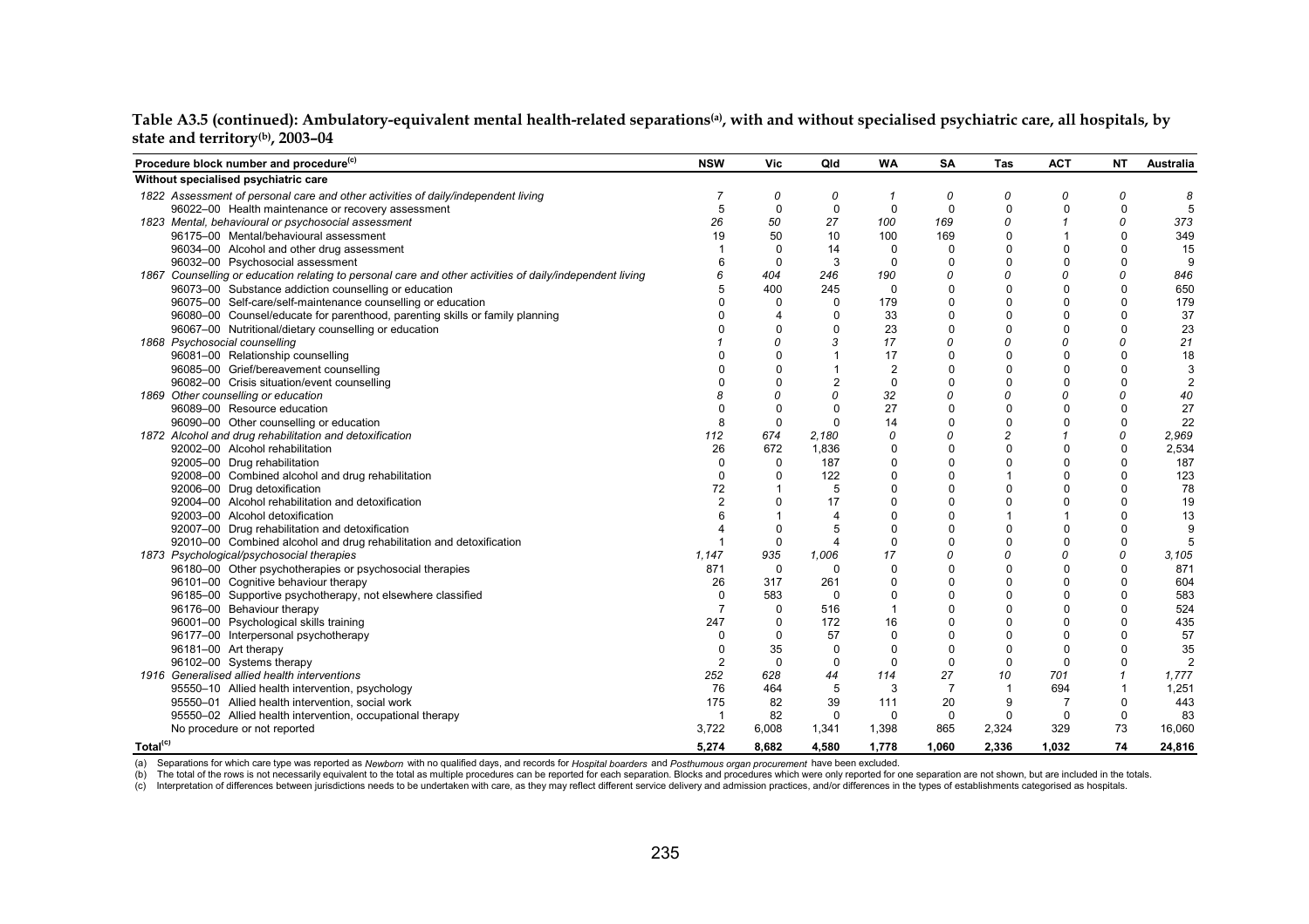**Table A3.5 (continued): Ambulatory-equivalent mental health-related separations[(a)], with and without specialised psychiatric care, all hospitals, by state and territory[(b)], 2003–04**

| Procedure block number and procedure[(c)] | NSW | Vic | Qld | WA | SA | Tas | ACT | NT | Australia |
|---|---|---|---|---|---|---|---|---|---|
| **Without specialised psychiatric care** | | | | | | | | | |
| *1822 Assessment of personal care and other activities of daily/independent living* | *7* | *0* | *0* | *1* | *0* | *0* | *0* | *0* | *8* |
| 96022–00 Health maintenance or recovery assessment | 5 | 0 | 0 | 0 | 0 | 0 | 0 | 0 | 5 |
| *1823 Mental, behavioural or psychosocial assessment* | *26* | *50* | *27* | *100* | *169* | *0* | *1* | *0* | *373* |
| 96175–00 Mental/behavioural assessment | 19 | 50 | 10 | 100 | 169 | 0 | 1 | 0 | 349 |
| 96034–00 Alcohol and other drug assessment | 1 | 0 | 14 | 0 | 0 | 0 | 0 | 0 | 15 |
| 96032–00 Psychosocial assessment | 6 | 0 | 3 | 0 | 0 | 0 | 0 | 0 | 9 |
| *1867 Counselling or education relating to personal care and other activities of daily/independent living* | *6* | *404* | *246* | *190* | *0* | *0* | *0* | *0* | *846* |
| 96073–00 Substance addiction counselling or education | 5 | 400 | 245 | 0 | 0 | 0 | 0 | 0 | 650 |
| 96075–00 Self-care/self-maintenance counselling or education | 0 | 0 | 0 | 179 | 0 | 0 | 0 | 0 | 179 |
| 96080–00 Counsel/educate for parenthood, parenting skills or family planning | 0 | 4 | 0 | 33 | 0 | 0 | 0 | 0 | 37 |
| 96067–00 Nutritional/dietary counselling or education | 0 | 0 | 0 | 23 | 0 | 0 | 0 | 0 | 23 |
| *1868 Psychosocial counselling* | *1* | *0* | *3* | *17* | *0* | *0* | *0* | *0* | *21* |
| 96081–00 Relationship counselling | 0 | 0 | 1 | 17 | 0 | 0 | 0 | 0 | 18 |
| 96085–00 Grief/bereavement counselling | 0 | 0 | 1 | 2 | 0 | 0 | 0 | 0 | 3 |
| 96082–00 Crisis situation/event counselling | 0 | 0 | 2 | 0 | 0 | 0 | 0 | 0 | 2 |
| *1869 Other counselling or education* | *8* | *0* | *0* | *32* | *0* | *0* | *0* | *0* | *40* |
| 96089–00 Resource education | 0 | 0 | 0 | 27 | 0 | 0 | 0 | 0 | 27 |
| 96090–00 Other counselling or education | 8 | 0 | 0 | 14 | 0 | 0 | 0 | 0 | 22 |
| *1872 Alcohol and drug rehabilitation and detoxification* | *112* | *674* | *2,180* | *0* | *0* | *2* | *1* | *0* | *2,969* |
| 92002–00 Alcohol rehabilitation | 26 | 672 | 1,836 | 0 | 0 | 0 | 0 | 0 | 2,534 |
| 92005–00 Drug rehabilitation | 0 | 0 | 187 | 0 | 0 | 0 | 0 | 0 | 187 |
| 92008–00 Combined alcohol and drug rehabilitation | 0 | 0 | 122 | 0 | 0 | 1 | 0 | 0 | 123 |
| 92006–00 Drug detoxification | 72 | 1 | 5 | 0 | 0 | 0 | 0 | 0 | 78 |
| 92004–00 Alcohol rehabilitation and detoxification | 2 | 0 | 17 | 0 | 0 | 0 | 0 | 0 | 19 |
| 92003–00 Alcohol detoxification | 6 | 1 | 4 | 0 | 0 | 1 | 1 | 0 | 13 |
| 92007–00 Drug rehabilitation and detoxification | 4 | 0 | 5 | 0 | 0 | 0 | 0 | 0 | 9 |
| 92010–00 Combined alcohol and drug rehabilitation and detoxification | 1 | 0 | 4 | 0 | 0 | 0 | 0 | 0 | 5 |
| *1873 Psychological/psychosocial therapies* | *1,147* | *935* | *1,006* | *17* | *0* | *0* | *0* | *0* | *3,105* |
| 96180–00 Other psychotherapies or psychosocial therapies | 871 | 0 | 0 | 0 | 0 | 0 | 0 | 0 | 871 |
| 96101–00 Cognitive behaviour therapy | 26 | 317 | 261 | 0 | 0 | 0 | 0 | 0 | 604 |
| 96185–00 Supportive psychotherapy, not elsewhere classified | 0 | 583 | 0 | 0 | 0 | 0 | 0 | 0 | 583 |
| 96176–00 Behaviour therapy | 7 | 0 | 516 | 1 | 0 | 0 | 0 | 0 | 524 |
| 96001–00 Psychological skills training | 247 | 0 | 172 | 16 | 0 | 0 | 0 | 0 | 435 |
| 96177–00 Interpersonal psychotherapy | 0 | 0 | 57 | 0 | 0 | 0 | 0 | 0 | 57 |
| 96181–00 Art therapy | 0 | 35 | 0 | 0 | 0 | 0 | 0 | 0 | 35 |
| 96102–00 Systems therapy | 2 | 0 | 0 | 0 | 0 | 0 | 0 | 0 | 2 |
| *1916 Generalised allied health interventions* | *252* | *628* | *44* | *114* | *27* | *10* | *701* | *1* | *1,777* |
| 95550–10 Allied health intervention, psychology | 76 | 464 | 5 | 3 | 7 | 1 | 694 | 1 | 1,251 |
| 95550–01 Allied health intervention, social work | 175 | 82 | 39 | 111 | 20 | 9 | 7 | 0 | 443 |
| 95550–02 Allied health intervention, occupational therapy | 1 | 82 | 0 | 0 | 0 | 0 | 0 | 0 | 83 |
| No procedure or not reported | 3,722 | 6,008 | 1,341 | 1,398 | 865 | 2,324 | 329 | 73 | 16,060 |
| **Total[(c)]** | **5,274** | **8,682** | **4,580** | **1,778** | **1,060** | **2,336** | **1,032** | **74** | **24,816** |

(a) Separations for which care type was reported as *Newborn* with no qualified days, and records for *Hospital boarders* and *Posthumous organ procurement* have been excluded.

(b) The total of the rows is not necessarily equivalent to the total as multiple procedures can be reported for each separation. Blocks and procedures which were only reported for one separation are not shown, but are included in the totals.

(c) Interpretation of differences between jurisdictions needs to be undertaken with care, as they may reflect different service delivery and admission practices, and/or differences in the types of establishments categorised as hospitals.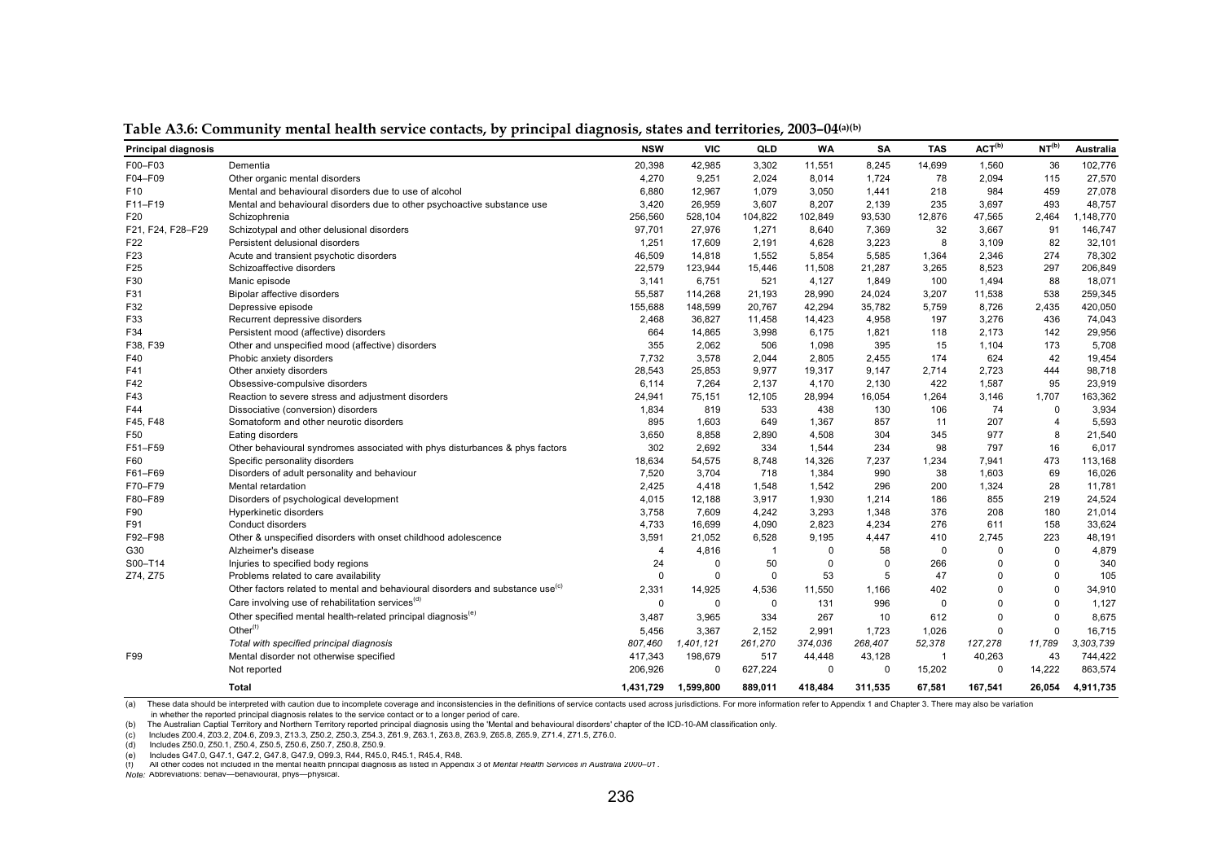**Table A3.6: Community mental health service contacts, by principal diagnosis, states and territories, 2003–04[(a)(b)]**

| Principal diagnosis | | NSW | VIC | QLD | WA | SA | TAS | ACT[(b)] | NT[(b)] | Australia |
|---|---|---|---|---|---|---|---|---|---|---|
| F00–F03 | Dementia | 20,398 | 42,985 | 3,302 | 11,551 | 8,245 | 14,699 | 1,560 | 36 | 102,776 |
| F04–F09 | Other organic mental disorders | 4,270 | 9,251 | 2,024 | 8,014 | 1,724 | 78 | 2,094 | 115 | 27,570 |
| F10 | Mental and behavioural disorders due to use of alcohol | 6,880 | 12,967 | 1,079 | 3,050 | 1,441 | 218 | 984 | 459 | 27,078 |
| F11–F19 | Mental and behavioural disorders due to other psychoactive substance use | 3,420 | 26,959 | 3,607 | 8,207 | 2,139 | 235 | 3,697 | 493 | 48,757 |
| F20 | Schizophrenia | 256,560 | 528,104 | 104,822 | 102,849 | 93,530 | 12,876 | 47,565 | 2,464 | 1,148,770 |
| F21, F24, F28–F29 | Schizotypal and other delusional disorders | 97,701 | 27,976 | 1,271 | 8,640 | 7,369 | 32 | 3,667 | 91 | 146,747 |
| F22 | Persistent delusional disorders | 1,251 | 17,609 | 2,191 | 4,628 | 3,223 | 8 | 3,109 | 82 | 32,101 |
| F23 | Acute and transient psychotic disorders | 46,509 | 14,818 | 1,552 | 5,854 | 5,585 | 1,364 | 2,346 | 274 | 78,302 |
| F25 | Schizoaffective disorders | 22,579 | 123,944 | 15,446 | 11,508 | 21,287 | 3,265 | 8,523 | 297 | 206,849 |
| F30 | Manic episode | 3,141 | 6,751 | 521 | 4,127 | 1,849 | 100 | 1,494 | 88 | 18,071 |
| F31 | Bipolar affective disorders | 55,587 | 114,268 | 21,193 | 28,990 | 24,024 | 3,207 | 11,538 | 538 | 259,345 |
| F32 | Depressive episode | 155,688 | 148,599 | 20,767 | 42,294 | 35,782 | 5,759 | 8,726 | 2,435 | 420,050 |
| F33 | Recurrent depressive disorders | 2,468 | 36,827 | 11,458 | 14,423 | 4,958 | 197 | 3,276 | 436 | 74,043 |
| F34 | Persistent mood (affective) disorders | 664 | 14,865 | 3,998 | 6,175 | 1,821 | 118 | 2,173 | 142 | 29,956 |
| F38, F39 | Other and unspecified mood (affective) disorders | 355 | 2,062 | 506 | 1,098 | 395 | 15 | 1,104 | 173 | 5,708 |
| F40 | Phobic anxiety disorders | 7,732 | 3,578 | 2,044 | 2,805 | 2,455 | 174 | 624 | 42 | 19,454 |
| F41 | Other anxiety disorders | 28,543 | 25,853 | 9,977 | 19,317 | 9,147 | 2,714 | 2,723 | 444 | 98,718 |
| F42 | Obsessive-compulsive disorders | 6,114 | 7,264 | 2,137 | 4,170 | 2,130 | 422 | 1,587 | 95 | 23,919 |
| F43 | Reaction to severe stress and adjustment disorders | 24,941 | 75,151 | 12,105 | 28,994 | 16,054 | 1,264 | 3,146 | 1,707 | 163,362 |
| F44 | Dissociative (conversion) disorders | 1,834 | 819 | 533 | 438 | 130 | 106 | 74 | 0 | 3,934 |
| F45, F48 | Somatoform and other neurotic disorders | 895 | 1,603 | 649 | 1,367 | 857 | 11 | 207 | 4 | 5,593 |
| F50 | Eating disorders | 3,650 | 8,858 | 2,890 | 4,508 | 304 | 345 | 977 | 8 | 21,540 |
| F51–F59 | Other behavioural syndromes associated with phys disturbances & phys factors | 302 | 2,692 | 334 | 1,544 | 234 | 98 | 797 | 16 | 6,017 |
| F60 | Specific personality disorders | 18,634 | 54,575 | 8,748 | 14,326 | 7,237 | 1,234 | 7,941 | 473 | 113,168 |
| F61–F69 | Disorders of adult personality and behaviour | 7,520 | 3,704 | 718 | 1,384 | 990 | 38 | 1,603 | 69 | 16,026 |
| F70–F79 | Mental retardation | 2,425 | 4,418 | 1,548 | 1,542 | 296 | 200 | 1,324 | 28 | 11,781 |
| F80–F89 | Disorders of psychological development | 4,015 | 12,188 | 3,917 | 1,930 | 1,214 | 186 | 855 | 219 | 24,524 |
| F90 | Hyperkinetic disorders | 3,758 | 7,609 | 4,242 | 3,293 | 1,348 | 376 | 208 | 180 | 21,014 |
| F91 | Conduct disorders | 4,733 | 16,699 | 4,090 | 2,823 | 4,234 | 276 | 611 | 158 | 33,624 |
| F92–F98 | Other & unspecified disorders with onset childhood adolescence | 3,591 | 21,052 | 6,528 | 9,195 | 4,447 | 410 | 2,745 | 223 | 48,191 |
| G30 | Alzheimer's disease | 4 | 4,816 | 1 | 0 | 58 | 0 | 0 | 0 | 4,879 |
| S00–T14 | Injuries to specified body regions | 24 | 0 | 50 | 0 | 0 | 266 | 0 | 0 | 340 |
| Z74, Z75 | Problems related to care availability | 0 | 0 | 0 | 53 | 5 | 47 | 0 | 0 | 105 |
| | Other factors related to mental and behavioural disorders and substance use[(c)] | 2,331 | 14,925 | 4,536 | 11,550 | 1,166 | 402 | 0 | 0 | 34,910 |
| | Care involving use of rehabilitation services[(d)] | 0 | 0 | 0 | 131 | 996 | 0 | 0 | 0 | 1,127 |
| | Other specified mental health-related principal diagnosis[(e)] | 3,487 | 3,965 | 334 | 267 | 10 | 612 | 0 | 0 | 8,675 |
| | Other[(f)] | 5,456 | 3,367 | 2,152 | 2,991 | 1,723 | 1,026 | 0 | 0 | 16,715 |
| | *Total with specified principal diagnosis* | *807,460* | *1,401,121* | *261,270* | *374,036* | *268,407* | *52,378* | *127,278* | *11,789* | *3,303,739* |
| F99 | Mental disorder not otherwise specified | 417,343 | 198,679 | 517 | 44,448 | 43,128 | 1 | 40,263 | 43 | 744,422 |
| | Not reported | 206,926 | 0 | 627,224 | 0 | 0 | 15,202 | 0 | 14,222 | 863,574 |
| | **Total** | **1,431,729** | **1,599,800** | **889,011** | **418,484** | **311,535** | **67,581** | **167,541** | **26,054** | **4,911,735** |

(a) These data should be interpreted with caution due to incomplete coverage and inconsistencies in the definitions of service contacts used across jurisdictions. For more information refer to Appendix 1 and Chapter 3. There may also be variation in whether the reported principal diagnosis relates to the service contact or to a longer period of care.

(b) The Australian Captial Territory and Northern Territory reported principal diagnosis using the 'Mental and behavioural disorders' chapter of the ICD-10-AM classification only.

(c) Includes Z00.4, Z03.2, Z04.6, Z09.3, Z13.3, Z50.2, Z50.3, Z54.3, Z61.9, Z63.1, Z63.8, Z63.9, Z65.8, Z65.9, Z71.4, Z71.5, Z76.0.

(d) Includes Z50.0, Z50.1, Z50.4, Z50.5, Z50.6, Z50.7, Z50.8, Z50.9.

(e) Includes G47.0, G47.1, G47.2, G47.8, G47.9, O99.3, R44, R45.0, R45.1, R45.4, R48.

(f) All other codes not included in the mental health principal diagnosis as listed in Appendix 3 of *Mental Health Services in Australia 2000–01*.

*Note:* Abbreviations: behav—behavioural, phys—physical.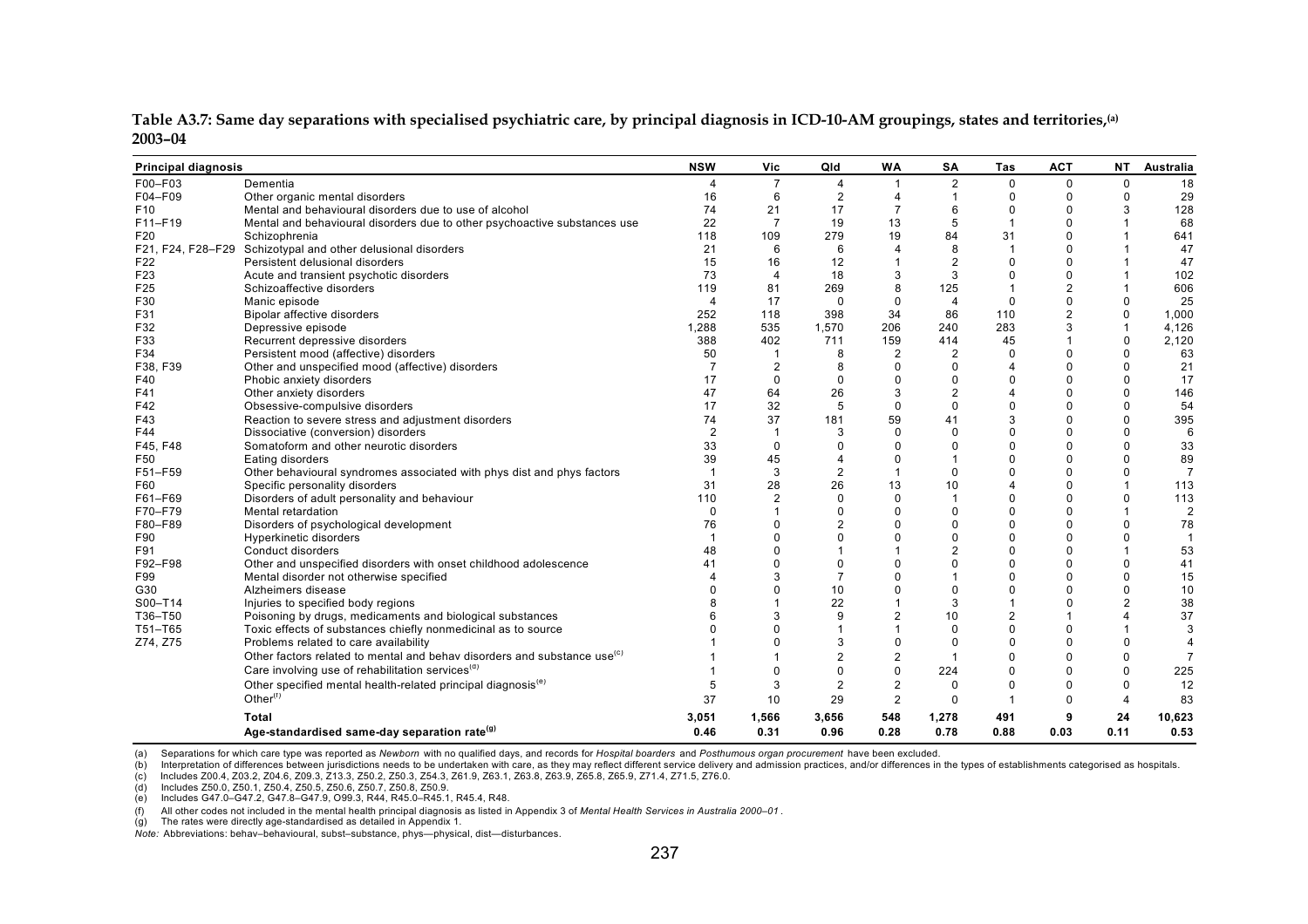**Table A3.7: Same day separations with specialised psychiatric care, by principal diagnosis in ICD-10-AM groupings, states and territories,[(a)] 2003–04**

| Principal diagnosis | | NSW | Vic | Qld | WA | SA | Tas | ACT | NT | Australia |
|---|---|---|---|---|---|---|---|---|---|---|
| F00–F03 | Dementia | 4 | 7 | 4 | 1 | 2 | 0 | 0 | 0 | 18 |
| F04–F09 | Other organic mental disorders | 16 | 6 | 2 | 4 | 1 | 0 | 0 | 0 | 29 |
| F10 | Mental and behavioural disorders due to use of alcohol | 74 | 21 | 17 | 7 | 6 | 0 | 0 | 3 | 128 |
| F11–F19 | Mental and behavioural disorders due to other psychoactive substances use | 22 | 7 | 19 | 13 | 5 | 1 | 0 | 1 | 68 |
| F20 | Schizophrenia | 118 | 109 | 279 | 19 | 84 | 31 | 0 | 1 | 641 |
| F21, F24, F28–F29 | Schizotypal and other delusional disorders | 21 | 6 | 6 | 4 | 8 | 1 | 0 | 1 | 47 |
| F22 | Persistent delusional disorders | 15 | 16 | 12 | 1 | 2 | 0 | 0 | 1 | 47 |
| F23 | Acute and transient psychotic disorders | 73 | 4 | 18 | 3 | 3 | 0 | 0 | 1 | 102 |
| F25 | Schizoaffective disorders | 119 | 81 | 269 | 8 | 125 | 1 | 2 | 1 | 606 |
| F30 | Manic episode | 4 | 17 | 0 | 0 | 4 | 0 | 0 | 0 | 25 |
| F31 | Bipolar affective disorders | 252 | 118 | 398 | 34 | 86 | 110 | 2 | 0 | 1,000 |
| F32 | Depressive episode | 1,288 | 535 | 1,570 | 206 | 240 | 283 | 3 | 1 | 4,126 |
| F33 | Recurrent depressive disorders | 388 | 402 | 711 | 159 | 414 | 45 | 1 | 0 | 2,120 |
| F34 | Persistent mood (affective) disorders | 50 | 1 | 8 | 2 | 2 | 0 | 0 | 0 | 63 |
| F38, F39 | Other and unspecified mood (affective) disorders | 7 | 2 | 8 | 0 | 0 | 4 | 0 | 0 | 21 |
| F40 | Phobic anxiety disorders | 17 | 0 | 0 | 0 | 0 | 0 | 0 | 0 | 17 |
| F41 | Other anxiety disorders | 47 | 64 | 26 | 3 | 2 | 4 | 0 | 0 | 146 |
| F42 | Obsessive-compulsive disorders | 17 | 32 | 5 | 0 | 0 | 0 | 0 | 0 | 54 |
| F43 | Reaction to severe stress and adjustment disorders | 74 | 37 | 181 | 59 | 41 | 3 | 0 | 0 | 395 |
| F44 | Dissociative (conversion) disorders | 2 | 1 | 3 | 0 | 0 | 0 | 0 | 0 | 6 |
| F45, F48 | Somatoform and other neurotic disorders | 33 | 0 | 0 | 0 | 0 | 0 | 0 | 0 | 33 |
| F50 | Eating disorders | 39 | 45 | 4 | 0 | 1 | 0 | 0 | 0 | 89 |
| F51–F59 | Other behavioural syndromes associated with phys dist and phys factors | 1 | 3 | 2 | 1 | 0 | 0 | 0 | 0 | 7 |
| F60 | Specific personality disorders | 31 | 28 | 26 | 13 | 10 | 4 | 0 | 1 | 113 |
| F61–F69 | Disorders of adult personality and behaviour | 110 | 2 | 0 | 0 | 1 | 0 | 0 | 0 | 113 |
| F70–F79 | Mental retardation | 0 | 1 | 0 | 0 | 0 | 0 | 0 | 1 | 2 |
| F80–F89 | Disorders of psychological development | 76 | 0 | 2 | 0 | 0 | 0 | 0 | 0 | 78 |
| F90 | Hyperkinetic disorders | 1 | 0 | 0 | 0 | 0 | 0 | 0 | 0 | 1 |
| F91 | Conduct disorders | 48 | 0 | 1 | 1 | 2 | 0 | 0 | 1 | 53 |
| F92–F98 | Other and unspecified disorders with onset childhood adolescence | 41 | 0 | 0 | 0 | 0 | 0 | 0 | 0 | 41 |
| F99 | Mental disorder not otherwise specified | 4 | 3 | 7 | 0 | 1 | 0 | 0 | 0 | 15 |
| G30 | Alzheimers disease | 0 | 0 | 10 | 0 | 0 | 0 | 0 | 0 | 10 |
| S00–T14 | Injuries to specified body regions | 8 | 1 | 22 | 1 | 3 | 1 | 0 | 2 | 38 |
| T36–T50 | Poisoning by drugs, medicaments and biological substances | 6 | 3 | 9 | 2 | 10 | 2 | 1 | 4 | 37 |
| T51–T65 | Toxic effects of substances chiefly nonmedicinal as to source | 0 | 0 | 1 | 1 | 0 | 0 | 0 | 1 | 3 |
| Z74, Z75 | Problems related to care availability | 1 | 0 | 3 | 0 | 0 | 0 | 0 | 0 | 4 |
| | Other factors related to mental and behav disorders and substance use[(c)] | 1 | 1 | 2 | 2 | 1 | 0 | 0 | 0 | 7 |
| | Care involving use of rehabilitation services[(d)] | 1 | 0 | 0 | 0 | 224 | 0 | 0 | 0 | 225 |
| | Other specified mental health-related principal diagnosis[(e)] | 5 | 3 | 2 | 2 | 0 | 0 | 0 | 0 | 12 |
| | Other[(f)] | 37 | 10 | 29 | 2 | 0 | 1 | 0 | 4 | 83 |
| | **Total** | **3,051** | **1,566** | **3,656** | **548** | **1,278** | **491** | **9** | **24** | **10,623** |
| | **Age-standardised same-day separation rate[(g)]** | **0.46** | **0.31** | **0.96** | **0.28** | **0.78** | **0.88** | **0.03** | **0.11** | **0.53** |

(a) Separations for which care type was reported as *Newborn* with no qualified days, and records for *Hospital boarders* and *Posthumous organ procurement* have been excluded.
(b) Interpretation of differences between jurisdictions needs to be undertaken with care, as they may reflect different service delivery and admission practices, and/or differences in the types of establishments categorised as hospitals.
(c) Includes Z00.4, Z03.2, Z04.6, Z09.3, Z13.3, Z50.2, Z50.3, Z54.3, Z61.9, Z63.1, Z63.8, Z63.9, Z65.8, Z65.9, Z71.4, Z71.5, Z76.0.
(d) Includes Z50.0, Z50.1, Z50.4, Z50.5, Z50.6, Z50.7, Z50.8, Z50.9.
(e) Includes G47.0–G47.2, G47.8–G47.9, O99.3, R44, R45.0–R45.1, R45.4, R48.
(f) All other codes not included in the mental health principal diagnosis as listed in Appendix 3 of *Mental Health Services in Australia 2000–01*.
(g) The rates were directly age-standardised as detailed in Appendix 1.
*Note:* Abbreviations: behav–behavioural, subst–substance, phys—physical, dist—disturbances.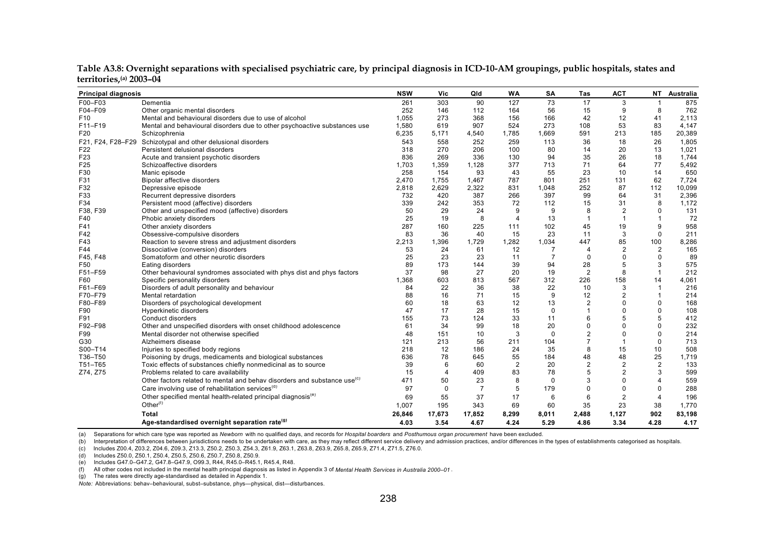**Table A3.8: Overnight separations with specialised psychiatric care, by principal diagnosis in ICD-10-AM groupings, public hospitals, states and territories,(a) 2003–04**

| Principal diagnosis | | NSW | Vic | Qld | WA | SA | Tas | ACT | NT | Australia |
|---|---|---|---|---|---|---|---|---|---|---|
| F00–F03 | Dementia | 261 | 303 | 90 | 127 | 73 | 17 | 3 | 1 | 875 |
| F04–F09 | Other organic mental disorders | 252 | 146 | 112 | 164 | 56 | 15 | 9 | 8 | 762 |
| F10 | Mental and behavioural disorders due to use of alcohol | 1,055 | 273 | 368 | 156 | 166 | 42 | 12 | 41 | 2,113 |
| F11–F19 | Mental and behavioural disorders due to other psychoactive substances use | 1,580 | 619 | 907 | 524 | 273 | 108 | 53 | 83 | 4,147 |
| F20 | Schizophrenia | 6,235 | 5,171 | 4,540 | 1,785 | 1,669 | 591 | 213 | 185 | 20,389 |
| F21, F24, F28–F29 | Schizotypal and other delusional disorders | 543 | 558 | 252 | 259 | 113 | 36 | 18 | 26 | 1,805 |
| F22 | Persistent delusional disorders | 318 | 270 | 206 | 100 | 80 | 14 | 20 | 13 | 1,021 |
| F23 | Acute and transient psychotic disorders | 836 | 269 | 336 | 130 | 94 | 35 | 26 | 18 | 1,744 |
| F25 | Schizoaffective disorders | 1,703 | 1,359 | 1,128 | 377 | 713 | 71 | 64 | 77 | 5,492 |
| F30 | Manic episode | 258 | 154 | 93 | 43 | 55 | 23 | 10 | 14 | 650 |
| F31 | Bipolar affective disorders | 2,470 | 1,755 | 1,467 | 787 | 801 | 251 | 131 | 62 | 7,724 |
| F32 | Depressive episode | 2,818 | 2,629 | 2,322 | 831 | 1,048 | 252 | 87 | 112 | 10,099 |
| F33 | Recurrent depressive disorders | 732 | 420 | 387 | 266 | 397 | 99 | 64 | 31 | 2,396 |
| F34 | Persistent mood (affective) disorders | 339 | 242 | 353 | 72 | 112 | 15 | 31 | 8 | 1,172 |
| F38, F39 | Other and unspecified mood (affective) disorders | 50 | 29 | 24 | 9 | 9 | 8 | 2 | 0 | 131 |
| F40 | Phobic anxiety disorders | 25 | 19 | 8 | 4 | 13 | 1 | 1 | 1 | 72 |
| F41 | Other anxiety disorders | 287 | 160 | 225 | 111 | 102 | 45 | 19 | 9 | 958 |
| F42 | Obsessive-compulsive disorders | 83 | 36 | 40 | 15 | 23 | 11 | 3 | 0 | 211 |
| F43 | Reaction to severe stress and adjustment disorders | 2,213 | 1,396 | 1,729 | 1,282 | 1,034 | 447 | 85 | 100 | 8,286 |
| F44 | Dissociative (conversion) disorders | 53 | 24 | 61 | 12 | 7 | 4 | 2 | 2 | 165 |
| F45, F48 | Somatoform and other neurotic disorders | 25 | 23 | 23 | 11 | 7 | 0 | 0 | 0 | 89 |
| F50 | Eating disorders | 89 | 173 | 144 | 39 | 94 | 28 | 5 | 3 | 575 |
| F51–F59 | Other behavioural syndromes associated with phys dist and phys factors | 37 | 98 | 27 | 20 | 19 | 2 | 8 | 1 | 212 |
| F60 | Specific personality disorders | 1,368 | 603 | 813 | 567 | 312 | 226 | 158 | 14 | 4,061 |
| F61–F69 | Disorders of adult personality and behaviour | 84 | 22 | 36 | 38 | 22 | 10 | 3 | 1 | 216 |
| F70–F79 | Mental retardation | 88 | 16 | 71 | 15 | 9 | 12 | 2 | 1 | 214 |
| F80–F89 | Disorders of psychological development | 60 | 18 | 63 | 12 | 13 | 2 | 0 | 0 | 168 |
| F90 | Hyperkinetic disorders | 47 | 17 | 28 | 15 | 0 | 1 | 0 | 0 | 108 |
| F91 | Conduct disorders | 155 | 73 | 124 | 33 | 11 | 6 | 5 | 5 | 412 |
| F92–F98 | Other and unspecified disorders with onset childhood adolescence | 61 | 34 | 99 | 18 | 20 | 0 | 0 | 0 | 232 |
| F99 | Mental disorder not otherwise specified | 48 | 151 | 10 | 3 | 0 | 2 | 0 | 0 | 214 |
| G30 | Alzheimers disease | 121 | 213 | 56 | 211 | 104 | 7 | 1 | 0 | 713 |
| S00–T14 | Injuries to specified body regions | 218 | 12 | 186 | 24 | 35 | 8 | 15 | 10 | 508 |
| T36–T50 | Poisoning by drugs, medicaments and biological substances | 636 | 78 | 645 | 55 | 184 | 48 | 48 | 25 | 1,719 |
| T51–T65 | Toxic effects of substances chiefly nonmedicinal as to source | 39 | 6 | 60 | 2 | 20 | 2 | 2 | 2 | 133 |
| Z74, Z75 | Problems related to care availability | 15 | 4 | 409 | 83 | 78 | 5 | 2 | 3 | 599 |
| | Other factors related to mental and behav disorders and substance use(c) | 471 | 50 | 23 | 8 | 0 | 3 | 0 | 4 | 559 |
| | Care involving use of rehabilitation services(d) | 97 | 0 | 7 | 5 | 179 | 0 | 0 | 0 | 288 |
| | Other specified mental health-related principal diagnosis(e) | 69 | 55 | 37 | 17 | 6 | 6 | 2 | 4 | 196 |
| | Other(f) | 1,007 | 195 | 343 | 69 | 60 | 35 | 23 | 38 | 1,770 |
| | **Total** | **26,846** | **17,673** | **17,852** | **8,299** | **8,011** | **2,488** | **1,127** | **902** | **83,198** |
| | **Age-standardised overnight separation rate(g)** | **4.03** | **3.54** | **4.67** | **4.24** | **5.29** | **4.86** | **3.34** | **4.28** | **4.17** |

(a) Separations for which care type was reported as *Newborn* with no qualified days, and records for *Hospital boarders* and *Posthumous organ procurement* have been excluded.

(b) Interpretation of differences between jurisdictions needs to be undertaken with care, as they may reflect different service delivery and admission practices, and/or differences in the types of establishments categorised as hospitals.

(c) Includes Z00.4, Z03.2, Z04.6, Z09.3, Z13.3, Z50.2, Z50.3, Z54.3, Z61.9, Z63.1, Z63.8, Z63.9, Z65.8, Z65.9, Z71.4, Z71.5, Z76.0.

(d) Includes Z50.0, Z50.1, Z50.4, Z50.5, Z50.6, Z50.7, Z50.8, Z50.9.

(e) Includes G47.0–G47.2, G47.8–G47.9, O99.3, R44, R45.0–R45.1, R45.4, R48.

(f) All other codes not included in the mental health principal diagnosis as listed in Appendix 3 of *Mental Health Services in Australia 2000–01* .

(g) The rates were directly age-standardised as detailed in Appendix 1.

*Note:* Abbreviations: behav–behavioural, subst–substance, phys—physical, dist—disturbances.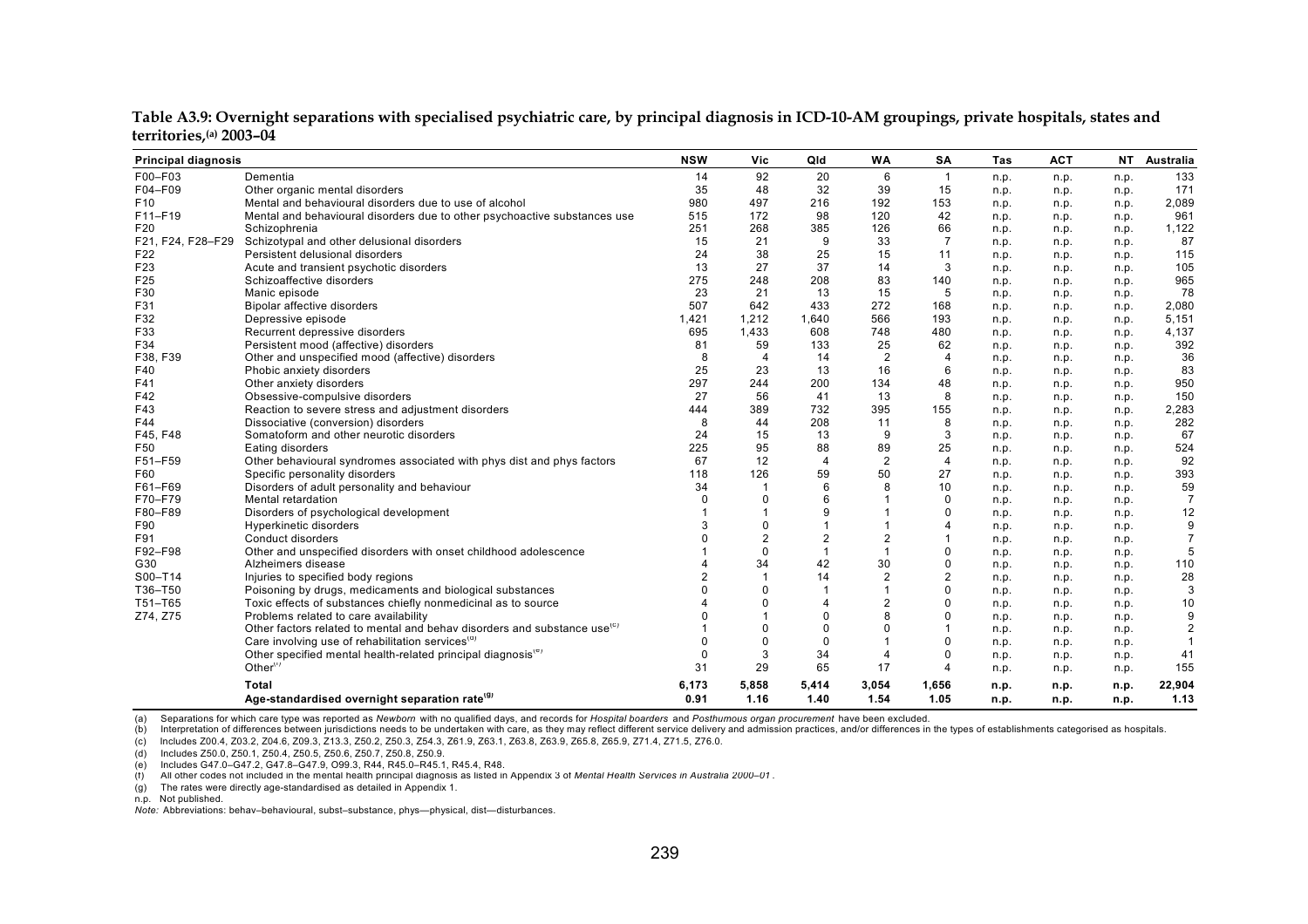**Table A3.9: Overnight separations with specialised psychiatric care, by principal diagnosis in ICD-10-AM groupings, private hospitals, states and territories,[(a)] 2003–04**

| Principal diagnosis | | NSW | Vic | Qld | WA | SA | Tas | ACT | NT | Australia |
|---|---|---|---|---|---|---|---|---|---|---|
| F00–F03 | Dementia | 14 | 92 | 20 | 6 | 1 | n.p. | n.p. | n.p. | 133 |
| F04–F09 | Other organic mental disorders | 35 | 48 | 32 | 39 | 15 | n.p. | n.p. | n.p. | 171 |
| F10 | Mental and behavioural disorders due to use of alcohol | 980 | 497 | 216 | 192 | 153 | n.p. | n.p. | n.p. | 2,089 |
| F11–F19 | Mental and behavioural disorders due to other psychoactive substances use | 515 | 172 | 98 | 120 | 42 | n.p. | n.p. | n.p. | 961 |
| F20 | Schizophrenia | 251 | 268 | 385 | 126 | 66 | n.p. | n.p. | n.p. | 1,122 |
| F21, F24, F28–F29 | Schizotypal and other delusional disorders | 15 | 21 | 9 | 33 | 7 | n.p. | n.p. | n.p. | 87 |
| F22 | Persistent delusional disorders | 24 | 38 | 25 | 15 | 11 | n.p. | n.p. | n.p. | 115 |
| F23 | Acute and transient psychotic disorders | 13 | 27 | 37 | 14 | 3 | n.p. | n.p. | n.p. | 105 |
| F25 | Schizoaffective disorders | 275 | 248 | 208 | 83 | 140 | n.p. | n.p. | n.p. | 965 |
| F30 | Manic episode | 23 | 21 | 13 | 15 | 5 | n.p. | n.p. | n.p. | 78 |
| F31 | Bipolar affective disorders | 507 | 642 | 433 | 272 | 168 | n.p. | n.p. | n.p. | 2,080 |
| F32 | Depressive episode | 1,421 | 1,212 | 1,640 | 566 | 193 | n.p. | n.p. | n.p. | 5,151 |
| F33 | Recurrent depressive disorders | 695 | 1,433 | 608 | 748 | 480 | n.p. | n.p. | n.p. | 4,137 |
| F34 | Persistent mood (affective) disorders | 81 | 59 | 133 | 25 | 62 | n.p. | n.p. | n.p. | 392 |
| F38, F39 | Other and unspecified mood (affective) disorders | 8 | 4 | 14 | 2 | 4 | n.p. | n.p. | n.p. | 36 |
| F40 | Phobic anxiety disorders | 25 | 23 | 13 | 16 | 6 | n.p. | n.p. | n.p. | 83 |
| F41 | Other anxiety disorders | 297 | 244 | 200 | 134 | 48 | n.p. | n.p. | n.p. | 950 |
| F42 | Obsessive-compulsive disorders | 27 | 56 | 41 | 13 | 8 | n.p. | n.p. | n.p. | 150 |
| F43 | Reaction to severe stress and adjustment disorders | 444 | 389 | 732 | 395 | 155 | n.p. | n.p. | n.p. | 2,283 |
| F44 | Dissociative (conversion) disorders | 8 | 44 | 208 | 11 | 8 | n.p. | n.p. | n.p. | 282 |
| F45, F48 | Somatoform and other neurotic disorders | 24 | 15 | 13 | 9 | 3 | n.p. | n.p. | n.p. | 67 |
| F50 | Eating disorders | 225 | 95 | 88 | 89 | 25 | n.p. | n.p. | n.p. | 524 |
| F51–F59 | Other behavioural syndromes associated with phys dist and phys factors | 67 | 12 | 4 | 2 | 4 | n.p. | n.p. | n.p. | 92 |
| F60 | Specific personality disorders | 118 | 126 | 59 | 50 | 27 | n.p. | n.p. | n.p. | 393 |
| F61–F69 | Disorders of adult personality and behaviour | 34 | 1 | 6 | 8 | 10 | n.p. | n.p. | n.p. | 59 |
| F70–F79 | Mental retardation | 0 | 0 | 6 | 1 | 0 | n.p. | n.p. | n.p. | 7 |
| F80–F89 | Disorders of psychological development | 1 | 1 | 9 | 1 | 0 | n.p. | n.p. | n.p. | 12 |
| F90 | Hyperkinetic disorders | 3 | 0 | 1 | 1 | 4 | n.p. | n.p. | n.p. | 9 |
| F91 | Conduct disorders | 0 | 2 | 2 | 2 | 1 | n.p. | n.p. | n.p. | 7 |
| F92–F98 | Other and unspecified disorders with onset childhood adolescence | 1 | 0 | 1 | 1 | 0 | n.p. | n.p. | n.p. | 5 |
| G30 | Alzheimers disease | 4 | 34 | 42 | 30 | 0 | n.p. | n.p. | n.p. | 110 |
| S00–T14 | Injuries to specified body regions | 2 | 1 | 14 | 2 | 2 | n.p. | n.p. | n.p. | 28 |
| T36–T50 | Poisoning by drugs, medicaments and biological substances | 0 | 0 | 1 | 1 | 0 | n.p. | n.p. | n.p. | 3 |
| T51–T65 | Toxic effects of substances chiefly nonmedicinal as to source | 4 | 0 | 4 | 2 | 0 | n.p. | n.p. | n.p. | 10 |
| Z74, Z75 | Problems related to care availability | 0 | 1 | 0 | 8 | 0 | n.p. | n.p. | n.p. | 9 |
| | Other factors related to mental and behav disorders and substance use[(c)] | 1 | 0 | 0 | 0 | 1 | n.p. | n.p. | n.p. | 2 |
| | Care involving use of rehabilitation services[(d)] | 0 | 0 | 0 | 1 | 0 | n.p. | n.p. | n.p. | 1 |
| | Other specified mental health-related principal diagnosis[(e)] | 0 | 3 | 34 | 4 | 0 | n.p. | n.p. | n.p. | 41 |
| | Other[(f)] | 31 | 29 | 65 | 17 | 4 | n.p. | n.p. | n.p. | 155 |
| | **Total** | **6,173** | **5,858** | **5,414** | **3,054** | **1,656** | **n.p.** | **n.p.** | **n.p.** | **22,904** |
| | **Age-standardised overnight separation rate[(g)]** | **0.91** | **1.16** | **1.40** | **1.54** | **1.05** | **n.p.** | **n.p.** | **n.p.** | **1.13** |

(a) Separations for which care type was reported as *Newborn* with no qualified days, and records for *Hospital boarders* and *Posthumous organ procurement* have been excluded.
(b) Interpretation of differences between jurisdictions needs to be undertaken with care, as they may reflect different service delivery and admission practices, and/or differences in the types of establishments categorised as hospitals.
(c) Includes Z00.4, Z03.2, Z04.6, Z09.3, Z13.3, Z50.2, Z50.3, Z54.3, Z61.9, Z63.1, Z63.8, Z63.9, Z65.8, Z65.9, Z71.4, Z71.5, Z76.0.
(d) Includes Z50.0, Z50.1, Z50.4, Z50.5, Z50.6, Z50.7, Z50.8, Z50.9.
(e) Includes G47.0–G47.2, G47.8–G47.9, O99.3, R44, R45.0–R45.1, R45.4, R48.
(f) All other codes not included in the mental health principal diagnosis as listed in Appendix 3 of *Mental Health Services in Australia 2000–01*.
(g) The rates were directly age-standardised as detailed in Appendix 1.
n.p. Not published.
*Note:* Abbreviations: behav–behavioural, subst–substance, phys—physical, dist—disturbances.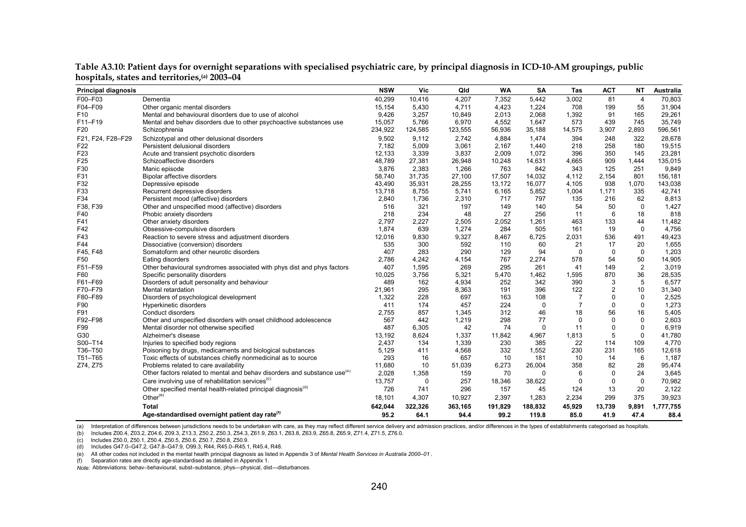**Table A3.10: Patient days for overnight separations with specialised psychiatric care, by principal diagnosis in ICD-10-AM groupings, public hospitals, states and territories,[(a)] 2003–04**

| Principal diagnosis | | NSW | Vic | Qld | WA | SA | Tas | ACT | NT | Australia |
|---|---|---|---|---|---|---|---|---|---|---|
| F00–F03 | Dementia | 40,299 | 10,416 | 4,207 | 7,352 | 5,442 | 3,002 | 81 | 4 | 70,803 |
| F04–F09 | Other organic mental disorders | 15,154 | 5,430 | 4,711 | 4,423 | 1,224 | 708 | 199 | 55 | 31,904 |
| F10 | Mental and behavioural disorders due to use of alcohol | 9,426 | 3,257 | 10,849 | 2,013 | 2,068 | 1,392 | 91 | 165 | 29,261 |
| F11–F19 | Mental and behav disorders due to other psychoactive substances use | 15,057 | 5,766 | 6,970 | 4,552 | 1,647 | 573 | 439 | 745 | 35,749 |
| F20 | Schizophrenia | 234,922 | 124,585 | 123,555 | 56,936 | 35,188 | 14,575 | 3,907 | 2,893 | 596,561 |
| F21, F24, F28–F29 | Schizotypal and other delusional disorders | 9,502 | 9,112 | 2,742 | 4,884 | 1,474 | 394 | 248 | 322 | 28,678 |
| F22 | Persistent delusional disorders | 7,182 | 5,009 | 3,061 | 2,167 | 1,440 | 218 | 258 | 180 | 19,515 |
| F23 | Acute and transient psychotic disorders | 12,133 | 3,339 | 3,837 | 2,009 | 1,072 | 396 | 350 | 145 | 23,281 |
| F25 | Schizoaffective disorders | 48,789 | 27,381 | 26,948 | 10,248 | 14,631 | 4,665 | 909 | 1,444 | 135,015 |
| F30 | Manic episode | 3,876 | 2,383 | 1,266 | 763 | 842 | 343 | 125 | 251 | 9,849 |
| F31 | Bipolar affective disorders | 58,740 | 31,735 | 27,100 | 17,507 | 14,032 | 4,112 | 2,154 | 801 | 156,181 |
| F32 | Depressive episode | 43,490 | 35,931 | 28,255 | 13,172 | 16,077 | 4,105 | 938 | 1,070 | 143,038 |
| F33 | Recurrent depressive disorders | 13,718 | 8,755 | 5,741 | 6,165 | 5,852 | 1,004 | 1,171 | 335 | 42,741 |
| F34 | Persistent mood (affective) disorders | 2,840 | 1,736 | 2,310 | 717 | 797 | 135 | 216 | 62 | 8,813 |
| F38, F39 | Other and unspecified mood (affective) disorders | 516 | 321 | 197 | 149 | 140 | 54 | 50 | 0 | 1,427 |
| F40 | Phobic anxiety disorders | 218 | 234 | 48 | 27 | 256 | 11 | 6 | 18 | 818 |
| F41 | Other anxiety disorders | 2,797 | 2,227 | 2,505 | 2,052 | 1,261 | 463 | 133 | 44 | 11,482 |
| F42 | Obsessive-compulsive disorders | 1,874 | 639 | 1,274 | 284 | 505 | 161 | 19 | 0 | 4,756 |
| F43 | Reaction to severe stress and adjustment disorders | 12,016 | 9,830 | 9,327 | 8,467 | 6,725 | 2,031 | 536 | 491 | 49,423 |
| F44 | Dissociative (conversion) disorders | 535 | 300 | 592 | 110 | 60 | 21 | 17 | 20 | 1,655 |
| F45, F48 | Somatoform and other neurotic disorders | 407 | 283 | 290 | 129 | 94 | 0 | 0 | 0 | 1,203 |
| F50 | Eating disorders | 2,786 | 4,242 | 4,154 | 767 | 2,274 | 578 | 54 | 50 | 14,905 |
| F51–F59 | Other behavioural syndromes associated with phys dist and phys factors | 407 | 1,595 | 269 | 295 | 261 | 41 | 149 | 2 | 3,019 |
| F60 | Specific personality disorders | 10,025 | 3,756 | 5,321 | 5,470 | 1,462 | 1,595 | 870 | 36 | 28,535 |
| F61–F69 | Disorders of adult personality and behaviour | 489 | 162 | 4,934 | 252 | 342 | 390 | 3 | 5 | 6,577 |
| F70–F79 | Mental retardation | 21,961 | 295 | 8,363 | 191 | 396 | 122 | 2 | 10 | 31,340 |
| F80–F89 | Disorders of psychological development | 1,322 | 228 | 697 | 163 | 108 | 7 | 0 | 0 | 2,525 |
| F90 | Hyperkinetic disorders | 411 | 174 | 457 | 224 | 0 | 7 | 0 | 0 | 1,273 |
| F91 | Conduct disorders | 2,755 | 857 | 1,345 | 312 | 46 | 18 | 56 | 16 | 5,405 |
| F92–F98 | Other and unspecified disorders with onset childhood adolescence | 567 | 442 | 1,219 | 298 | 77 | 0 | 0 | 0 | 2,603 |
| F99 | Mental disorder not otherwise specified | 487 | 6,305 | 42 | 74 | 0 | 11 | 0 | 0 | 6,919 |
| G30 | Alzheimer's disease | 13,192 | 8,624 | 1,337 | 11,842 | 4,967 | 1,813 | 5 | 0 | 41,780 |
| S00–T14 | Injuries to specified body regions | 2,437 | 134 | 1,339 | 230 | 385 | 22 | 114 | 109 | 4,770 |
| T36–T50 | Poisoning by drugs, medicaments and biological substances | 5,129 | 411 | 4,568 | 332 | 1,552 | 230 | 231 | 165 | 12,618 |
| T51–T65 | Toxic effects of substances chiefly nonmedicinal as to source | 293 | 16 | 657 | 10 | 181 | 10 | 14 | 6 | 1,187 |
| Z74, Z75 | Problems related to care availability | 11,680 | 10 | 51,039 | 6,273 | 26,004 | 358 | 82 | 28 | 95,474 |
| | Other factors related to mental and behav disorders and substance use[(b)] | 2,028 | 1,358 | 159 | 70 | 0 | 6 | 0 | 24 | 3,645 |
| | Care involving use of rehabilitation services[(c)] | 13,757 | 0 | 257 | 18,346 | 38,622 | 0 | 0 | 0 | 70,982 |
| | Other specified mental health-related principal diagnosis[(d)] | 726 | 741 | 296 | 157 | 45 | 124 | 13 | 20 | 2,122 |
| | Other[(e)] | 18,101 | 4,307 | 10,927 | 2,397 | 1,283 | 2,234 | 299 | 375 | 39,923 |
| | **Total** | **642,044** | **322,326** | **363,165** | **191,829** | **188,832** | **45,929** | **13,739** | **9,891** | **1,777,755** |
| | **Age-standardised overnight patient day rate[(f)]** | **95.2** | **64.1** | **94.4** | **99.2** | **119.8** | **85.0** | **41.9** | **47.4** | **88.4** |

(a) Interpretation of differences between jurisdictions needs to be undertaken with care, as they may reflect different service delivery and admission practices, and/or differences in the types of establishments categorised as hospitals.

(b) Includes Z00.4, Z03.2, Z04.6, Z09.3, Z13.3, Z50.2, Z50.3, Z54.3, Z61.9, Z63.1, Z63.8, Z63.9, Z65.8, Z65.9, Z71.4, Z71.5, Z76.0.

(c) Includes Z50.0, Z50.1, Z50.4, Z50.5, Z50.6, Z50.7, Z50.8, Z50.9.

(d) Includes G47.0–G47.2, G47.8–G47.9, O99.3, R44, R45.0–R45.1, R45.4, R48.

(e) All other codes not included in the mental health principal diagnosis as listed in Appendix 3 of *Mental Health Services in Australia 2000–01*.

(f) Separation rates are directly age-standardised as detailed in Appendix 1.

*Note:* Abbreviations: behav–behavioural, subst–substance, phys—physical, dist—disturbances.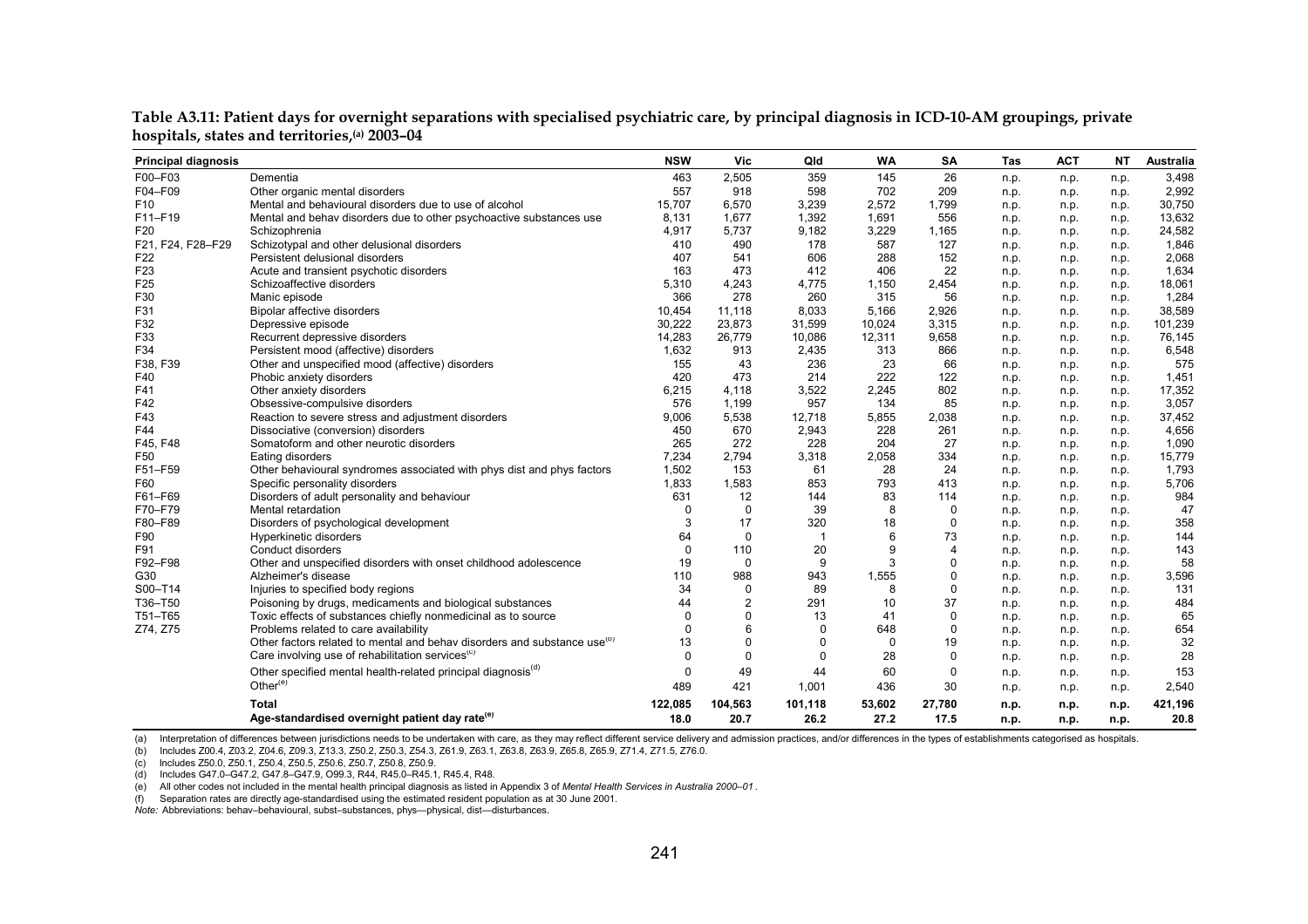**Table A3.11: Patient days for overnight separations with specialised psychiatric care, by principal diagnosis in ICD-10-AM groupings, private hospitals, states and territories,[(a)] 2003–04**

| Principal diagnosis | | NSW | Vic | Qld | WA | SA | Tas | ACT | NT | Australia |
|---|---|---|---|---|---|---|---|---|---|---|
| F00–F03 | Dementia | 463 | 2,505 | 359 | 145 | 26 | n.p. | n.p. | n.p. | 3,498 |
| F04–F09 | Other organic mental disorders | 557 | 918 | 598 | 702 | 209 | n.p. | n.p. | n.p. | 2,992 |
| F10 | Mental and behavioural disorders due to use of alcohol | 15,707 | 6,570 | 3,239 | 2,572 | 1,799 | n.p. | n.p. | n.p. | 30,750 |
| F11–F19 | Mental and behav disorders due to other psychoactive substances use | 8,131 | 1,677 | 1,392 | 1,691 | 556 | n.p. | n.p. | n.p. | 13,632 |
| F20 | Schizophrenia | 4,917 | 5,737 | 9,182 | 3,229 | 1,165 | n.p. | n.p. | n.p. | 24,582 |
| F21, F24, F28–F29 | Schizotypal and other delusional disorders | 410 | 490 | 178 | 587 | 127 | n.p. | n.p. | n.p. | 1,846 |
| F22 | Persistent delusional disorders | 407 | 541 | 606 | 288 | 152 | n.p. | n.p. | n.p. | 2,068 |
| F23 | Acute and transient psychotic disorders | 163 | 473 | 412 | 406 | 22 | n.p. | n.p. | n.p. | 1,634 |
| F25 | Schizoaffective disorders | 5,310 | 4,243 | 4,775 | 1,150 | 2,454 | n.p. | n.p. | n.p. | 18,061 |
| F30 | Manic episode | 366 | 278 | 260 | 315 | 56 | n.p. | n.p. | n.p. | 1,284 |
| F31 | Bipolar affective disorders | 10,454 | 11,118 | 8,033 | 5,166 | 2,926 | n.p. | n.p. | n.p. | 38,589 |
| F32 | Depressive episode | 30,222 | 23,873 | 31,599 | 10,024 | 3,315 | n.p. | n.p. | n.p. | 101,239 |
| F33 | Recurrent depressive disorders | 14,283 | 26,779 | 10,086 | 12,311 | 9,658 | n.p. | n.p. | n.p. | 76,145 |
| F34 | Persistent mood (affective) disorders | 1,632 | 913 | 2,435 | 313 | 866 | n.p. | n.p. | n.p. | 6,548 |
| F38, F39 | Other and unspecified mood (affective) disorders | 155 | 43 | 236 | 23 | 66 | n.p. | n.p. | n.p. | 575 |
| F40 | Phobic anxiety disorders | 420 | 473 | 214 | 222 | 122 | n.p. | n.p. | n.p. | 1,451 |
| F41 | Other anxiety disorders | 6,215 | 4,118 | 3,522 | 2,245 | 802 | n.p. | n.p. | n.p. | 17,352 |
| F42 | Obsessive-compulsive disorders | 576 | 1,199 | 957 | 134 | 85 | n.p. | n.p. | n.p. | 3,057 |
| F43 | Reaction to severe stress and adjustment disorders | 9,006 | 5,538 | 12,718 | 5,855 | 2,038 | n.p. | n.p. | n.p. | 37,452 |
| F44 | Dissociative (conversion) disorders | 450 | 670 | 2,943 | 228 | 261 | n.p. | n.p. | n.p. | 4,656 |
| F45, F48 | Somatoform and other neurotic disorders | 265 | 272 | 228 | 204 | 27 | n.p. | n.p. | n.p. | 1,090 |
| F50 | Eating disorders | 7,234 | 2,794 | 3,318 | 2,058 | 334 | n.p. | n.p. | n.p. | 15,779 |
| F51–F59 | Other behavioural syndromes associated with phys dist and phys factors | 1,502 | 153 | 61 | 28 | 24 | n.p. | n.p. | n.p. | 1,793 |
| F60 | Specific personality disorders | 1,833 | 1,583 | 853 | 793 | 413 | n.p. | n.p. | n.p. | 5,706 |
| F61–F69 | Disorders of adult personality and behaviour | 631 | 12 | 144 | 83 | 114 | n.p. | n.p. | n.p. | 984 |
| F70–F79 | Mental retardation | 0 | 0 | 39 | 8 | 0 | n.p. | n.p. | n.p. | 47 |
| F80–F89 | Disorders of psychological development | 3 | 17 | 320 | 18 | 0 | n.p. | n.p. | n.p. | 358 |
| F90 | Hyperkinetic disorders | 64 | 0 | 1 | 6 | 73 | n.p. | n.p. | n.p. | 144 |
| F91 | Conduct disorders | 0 | 110 | 20 | 9 | 4 | n.p. | n.p. | n.p. | 143 |
| F92–F98 | Other and unspecified disorders with onset childhood adolescence | 19 | 0 | 9 | 3 | 0 | n.p. | n.p. | n.p. | 58 |
| G30 | Alzheimer's disease | 110 | 988 | 943 | 1,555 | 0 | n.p. | n.p. | n.p. | 3,596 |
| S00–T14 | Injuries to specified body regions | 34 | 0 | 89 | 8 | 0 | n.p. | n.p. | n.p. | 131 |
| T36–T50 | Poisoning by drugs, medicaments and biological substances | 44 | 2 | 291 | 10 | 37 | n.p. | n.p. | n.p. | 484 |
| T51–T65 | Toxic effects of substances chiefly nonmedicinal as to source | 0 | 0 | 13 | 41 | 0 | n.p. | n.p. | n.p. | 65 |
| Z74, Z75 | Problems related to care availability | 0 | 6 | 0 | 648 | 0 | n.p. | n.p. | n.p. | 654 |
| | Other factors related to mental and behav disorders and substance use[(b)] | 13 | 0 | 0 | 0 | 19 | n.p. | n.p. | n.p. | 32 |
| | Care involving use of rehabilitation services[(c)] | 0 | 0 | 0 | 28 | 0 | n.p. | n.p. | n.p. | 28 |
| | Other specified mental health-related principal diagnosis[(d)] | 0 | 49 | 44 | 60 | 0 | n.p. | n.p. | n.p. | 153 |
| | Other[(e)] | 489 | 421 | 1,001 | 436 | 30 | n.p. | n.p. | n.p. | 2,540 |
| | **Total** | **122,085** | **104,563** | **101,118** | **53,602** | **27,780** | **n.p.** | **n.p.** | **n.p.** | **421,196** |
| | **Age-standardised overnight patient day rate[(e)]** | **18.0** | **20.7** | **26.2** | **27.2** | **17.5** | **n.p.** | **n.p.** | **n.p.** | **20.8** |

(a) Interpretation of differences between jurisdictions needs to be undertaken with care, as they may reflect different service delivery and admission practices, and/or differences in the types of establishments categorised as hospitals.

(b) Includes Z00.4, Z03.2, Z04.6, Z09.3, Z13.3, Z50.2, Z50.3, Z54.3, Z61.9, Z63.1, Z63.8, Z63.9, Z65.8, Z65.9, Z71.4, Z71.5, Z76.0.

(c) Includes Z50.0, Z50.1, Z50.4, Z50.5, Z50.6, Z50.7, Z50.8, Z50.9.

(d) Includes G47.0–G47.2, G47.8–G47.9, O99.3, R44, R45.0–R45.1, R45.4, R48.

(e) All other codes not included in the mental health principal diagnosis as listed in Appendix 3 of *Mental Health Services in Australia 2000–01*.

(f) Separation rates are directly age-standardised using the estimated resident population as at 30 June 2001.

*Note:* Abbreviations: behav–behavioural, subst–substances, phys—physical, dist—disturbances.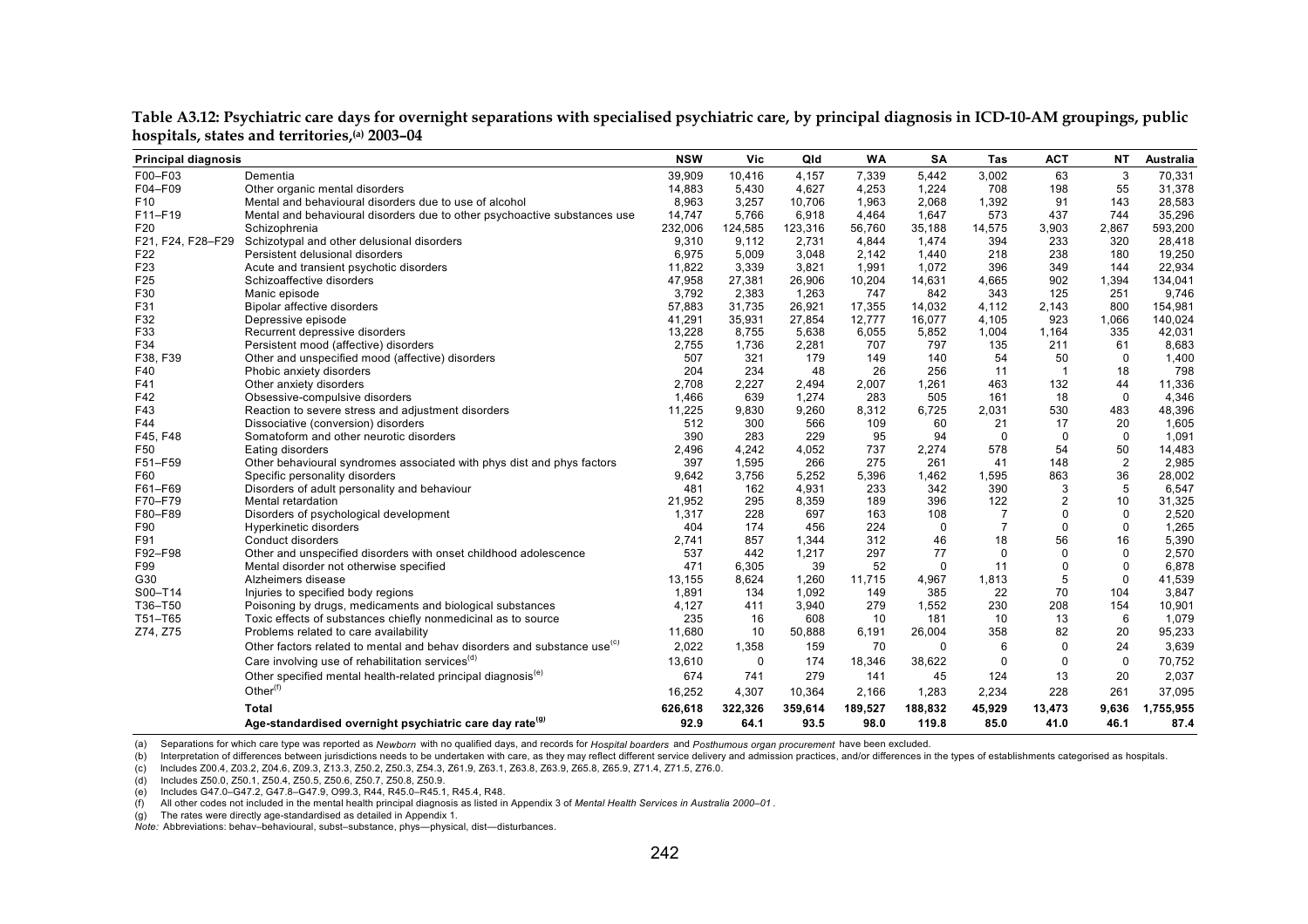**Table A3.12: Psychiatric care days for overnight separations with specialised psychiatric care, by principal diagnosis in ICD-10-AM groupings, public hospitals, states and territories,(a) 2003–04**

| Principal diagnosis | | NSW | Vic | Qld | WA | SA | Tas | ACT | NT | Australia |
|---|---|---|---|---|---|---|---|---|---|---|
| F00–F03 | Dementia | 39,909 | 10,416 | 4,157 | 7,339 | 5,442 | 3,002 | 63 | 3 | 70,331 |
| F04–F09 | Other organic mental disorders | 14,883 | 5,430 | 4,627 | 4,253 | 1,224 | 708 | 198 | 55 | 31,378 |
| F10 | Mental and behavioural disorders due to use of alcohol | 8,963 | 3,257 | 10,706 | 1,963 | 2,068 | 1,392 | 91 | 143 | 28,583 |
| F11–F19 | Mental and behavioural disorders due to other psychoactive substances use | 14,747 | 5,766 | 6,918 | 4,464 | 1,647 | 573 | 437 | 744 | 35,296 |
| F20 | Schizophrenia | 232,006 | 124,585 | 123,316 | 56,760 | 35,188 | 14,575 | 3,903 | 2,867 | 593,200 |
| F21, F24, F28–F29 | Schizotypal and other delusional disorders | 9,310 | 9,112 | 2,731 | 4,844 | 1,474 | 394 | 233 | 320 | 28,418 |
| F22 | Persistent delusional disorders | 6,975 | 5,009 | 3,048 | 2,142 | 1,440 | 218 | 238 | 180 | 19,250 |
| F23 | Acute and transient psychotic disorders | 11,822 | 3,339 | 3,821 | 1,991 | 1,072 | 396 | 349 | 144 | 22,934 |
| F25 | Schizoaffective disorders | 47,958 | 27,381 | 26,906 | 10,204 | 14,631 | 4,665 | 902 | 1,394 | 134,041 |
| F30 | Manic episode | 3,792 | 2,383 | 1,263 | 747 | 842 | 343 | 125 | 251 | 9,746 |
| F31 | Bipolar affective disorders | 57,883 | 31,735 | 26,921 | 17,355 | 14,032 | 4,112 | 2,143 | 800 | 154,981 |
| F32 | Depressive episode | 41,291 | 35,931 | 27,854 | 12,777 | 16,077 | 4,105 | 923 | 1,066 | 140,024 |
| F33 | Recurrent depressive disorders | 13,228 | 8,755 | 5,638 | 6,055 | 5,852 | 1,004 | 1,164 | 335 | 42,031 |
| F34 | Persistent mood (affective) disorders | 2,755 | 1,736 | 2,281 | 707 | 797 | 135 | 211 | 61 | 8,683 |
| F38, F39 | Other and unspecified mood (affective) disorders | 507 | 321 | 179 | 149 | 140 | 54 | 50 | 0 | 1,400 |
| F40 | Phobic anxiety disorders | 204 | 234 | 48 | 26 | 256 | 11 | 1 | 18 | 798 |
| F41 | Other anxiety disorders | 2,708 | 2,227 | 2,494 | 2,007 | 1,261 | 463 | 132 | 44 | 11,336 |
| F42 | Obsessive-compulsive disorders | 1,466 | 639 | 1,274 | 283 | 505 | 161 | 18 | 0 | 4,346 |
| F43 | Reaction to severe stress and adjustment disorders | 11,225 | 9,830 | 9,260 | 8,312 | 6,725 | 2,031 | 530 | 483 | 48,396 |
| F44 | Dissociative (conversion) disorders | 512 | 300 | 566 | 109 | 60 | 21 | 17 | 20 | 1,605 |
| F45, F48 | Somatoform and other neurotic disorders | 390 | 283 | 229 | 95 | 94 | 0 | 0 | 0 | 1,091 |
| F50 | Eating disorders | 2,496 | 4,242 | 4,052 | 737 | 2,274 | 578 | 54 | 50 | 14,483 |
| F51–F59 | Other behavioural syndromes associated with phys dist and phys factors | 397 | 1,595 | 266 | 275 | 261 | 41 | 148 | 2 | 2,985 |
| F60 | Specific personality disorders | 9,642 | 3,756 | 5,252 | 5,396 | 1,462 | 1,595 | 863 | 36 | 28,002 |
| F61–F69 | Disorders of adult personality and behaviour | 481 | 162 | 4,931 | 233 | 342 | 390 | 3 | 5 | 6,547 |
| F70–F79 | Mental retardation | 21,952 | 295 | 8,359 | 189 | 396 | 122 | 2 | 10 | 31,325 |
| F80–F89 | Disorders of psychological development | 1,317 | 228 | 697 | 163 | 108 | 7 | 0 | 0 | 2,520 |
| F90 | Hyperkinetic disorders | 404 | 174 | 456 | 224 | 0 | 7 | 0 | 0 | 1,265 |
| F91 | Conduct disorders | 2,741 | 857 | 1,344 | 312 | 46 | 18 | 56 | 16 | 5,390 |
| F92–F98 | Other and unspecified disorders with onset childhood adolescence | 537 | 442 | 1,217 | 297 | 77 | 0 | 0 | 0 | 2,570 |
| F99 | Mental disorder not otherwise specified | 471 | 6,305 | 39 | 52 | 0 | 11 | 0 | 0 | 6,878 |
| G30 | Alzheimers disease | 13,155 | 8,624 | 1,260 | 11,715 | 4,967 | 1,813 | 5 | 0 | 41,539 |
| S00–T14 | Injuries to specified body regions | 1,891 | 134 | 1,092 | 149 | 385 | 22 | 70 | 104 | 3,847 |
| T36–T50 | Poisoning by drugs, medicaments and biological substances | 4,127 | 411 | 3,940 | 279 | 1,552 | 230 | 208 | 154 | 10,901 |
| T51–T65 | Toxic effects of substances chiefly nonmedicinal as to source | 235 | 16 | 608 | 10 | 181 | 10 | 13 | 6 | 1,079 |
| Z74, Z75 | Problems related to care availability | 11,680 | 10 | 50,888 | 6,191 | 26,004 | 358 | 82 | 20 | 95,233 |
| | Other factors related to mental and behav disorders and substance use[(c)] | 2,022 | 1,358 | 159 | 70 | 0 | 6 | 0 | 24 | 3,639 |
| | Care involving use of rehabilitation services[(d)] | 13,610 | 0 | 174 | 18,346 | 38,622 | 0 | 0 | 0 | 70,752 |
| | Other specified mental health-related principal diagnosis[(e)] | 674 | 741 | 279 | 141 | 45 | 124 | 13 | 20 | 2,037 |
| | Other[(f)] | 16,252 | 4,307 | 10,364 | 2,166 | 1,283 | 2,234 | 228 | 261 | 37,095 |
| | **Total** | **626,618** | **322,326** | **359,614** | **189,527** | **188,832** | **45,929** | **13,473** | **9,636** | **1,755,955** |
| | **Age-standardised overnight psychiatric care day rate[(g)]** | **92.9** | **64.1** | **93.5** | **98.0** | **119.8** | **85.0** | **41.0** | **46.1** | **87.4** |

(a) Separations for which care type was reported as *Newborn* with no qualified days, and records for *Hospital boarders* and *Posthumous organ procurement* have been excluded.

(b) Interpretation of differences between jurisdictions needs to be undertaken with care, as they may reflect different service delivery and admission practices, and/or differences in the types of establishments categorised as hospitals.

(c) Includes Z00.4, Z03.2, Z04.6, Z09.3, Z13.3, Z50.2, Z50.3, Z54.3, Z61.9, Z63.1, Z63.8, Z63.9, Z65.8, Z65.9, Z71.4, Z71.5, Z76.0.

(d) Includes Z50.0, Z50.1, Z50.4, Z50.5, Z50.6, Z50.7, Z50.8, Z50.9.

(e) Includes G47.0–G47.2, G47.8–G47.9, O99.3, R44, R45.0–R45.1, R45.4, R48.

(f) All other codes not included in the mental health principal diagnosis as listed in Appendix 3 of *Mental Health Services in Australia 2000–01*.

(g) The rates were directly age-standardised as detailed in Appendix 1.

*Note:* Abbreviations: behav–behavioural, subst–substance, phys—physical, dist—disturbances.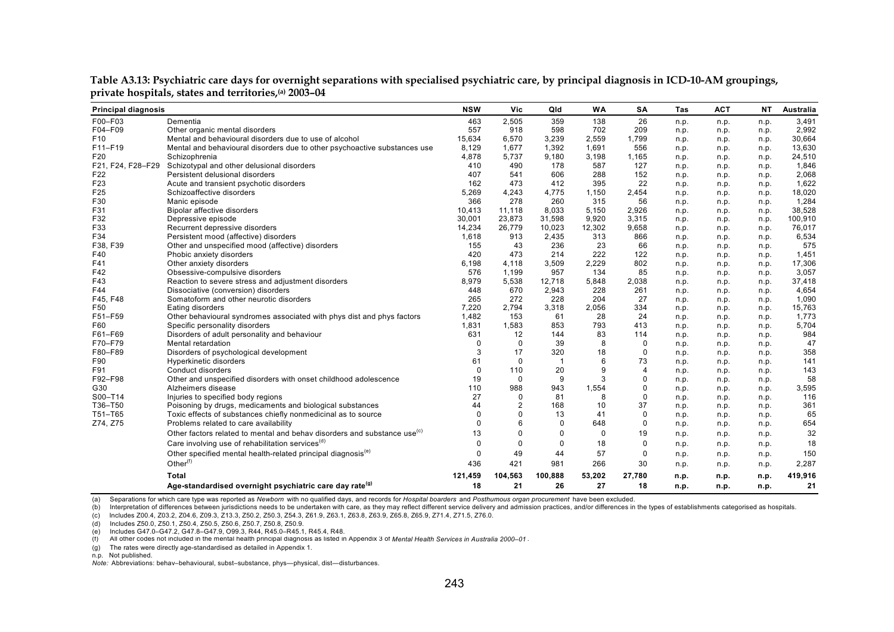**Table A3.13: Psychiatric care days for overnight separations with specialised psychiatric care, by principal diagnosis in ICD-10-AM groupings, private hospitals, states and territories,[(a)] 2003–04**

| Principal diagnosis | | NSW | Vic | Qld | WA | SA | Tas | ACT | NT | Australia |
|---|---|---|---|---|---|---|---|---|---|---|
| F00–F03 | Dementia | 463 | 2,505 | 359 | 138 | 26 | n.p. | n.p. | n.p. | 3,491 |
| F04–F09 | Other organic mental disorders | 557 | 918 | 598 | 702 | 209 | n.p. | n.p. | n.p. | 2,992 |
| F10 | Mental and behavioural disorders due to use of alcohol | 15,634 | 6,570 | 3,239 | 2,559 | 1,799 | n.p. | n.p. | n.p. | 30,664 |
| F11–F19 | Mental and behavioural disorders due to other psychoactive substances use | 8,129 | 1,677 | 1,392 | 1,691 | 556 | n.p. | n.p. | n.p. | 13,630 |
| F20 | Schizophrenia | 4,878 | 5,737 | 9,180 | 3,198 | 1,165 | n.p. | n.p. | n.p. | 24,510 |
| F21, F24, F28–F29 | Schizotypal and other delusional disorders | 410 | 490 | 178 | 587 | 127 | n.p. | n.p. | n.p. | 1,846 |
| F22 | Persistent delusional disorders | 407 | 541 | 606 | 288 | 152 | n.p. | n.p. | n.p. | 2,068 |
| F23 | Acute and transient psychotic disorders | 162 | 473 | 412 | 395 | 22 | n.p. | n.p. | n.p. | 1,622 |
| F25 | Schizoaffective disorders | 5,269 | 4,243 | 4,775 | 1,150 | 2,454 | n.p. | n.p. | n.p. | 18,020 |
| F30 | Manic episode | 366 | 278 | 260 | 315 | 56 | n.p. | n.p. | n.p. | 1,284 |
| F31 | Bipolar affective disorders | 10,413 | 11,118 | 8,033 | 5,150 | 2,926 | n.p. | n.p. | n.p. | 38,528 |
| F32 | Depressive episode | 30,001 | 23,873 | 31,598 | 9,920 | 3,315 | n.p. | n.p. | n.p. | 100,910 |
| F33 | Recurrent depressive disorders | 14,234 | 26,779 | 10,023 | 12,302 | 9,658 | n.p. | n.p. | n.p. | 76,017 |
| F34 | Persistent mood (affective) disorders | 1,618 | 913 | 2,435 | 313 | 866 | n.p. | n.p. | n.p. | 6,534 |
| F38, F39 | Other and unspecified mood (affective) disorders | 155 | 43 | 236 | 23 | 66 | n.p. | n.p. | n.p. | 575 |
| F40 | Phobic anxiety disorders | 420 | 473 | 214 | 222 | 122 | n.p. | n.p. | n.p. | 1,451 |
| F41 | Other anxiety disorders | 6,198 | 4,118 | 3,509 | 2,229 | 802 | n.p. | n.p. | n.p. | 17,306 |
| F42 | Obsessive-compulsive disorders | 576 | 1,199 | 957 | 134 | 85 | n.p. | n.p. | n.p. | 3,057 |
| F43 | Reaction to severe stress and adjustment disorders | 8,979 | 5,538 | 12,718 | 5,848 | 2,038 | n.p. | n.p. | n.p. | 37,418 |
| F44 | Dissociative (conversion) disorders | 448 | 670 | 2,943 | 228 | 261 | n.p. | n.p. | n.p. | 4,654 |
| F45, F48 | Somatoform and other neurotic disorders | 265 | 272 | 228 | 204 | 27 | n.p. | n.p. | n.p. | 1,090 |
| F50 | Eating disorders | 7,220 | 2,794 | 3,318 | 2,056 | 334 | n.p. | n.p. | n.p. | 15,763 |
| F51–F59 | Other behavioural syndromes associated with phys dist and phys factors | 1,482 | 153 | 61 | 28 | 24 | n.p. | n.p. | n.p. | 1,773 |
| F60 | Specific personality disorders | 1,831 | 1,583 | 853 | 793 | 413 | n.p. | n.p. | n.p. | 5,704 |
| F61–F69 | Disorders of adult personality and behaviour | 631 | 12 | 144 | 83 | 114 | n.p. | n.p. | n.p. | 984 |
| F70–F79 | Mental retardation | 0 | 0 | 39 | 8 | 0 | n.p. | n.p. | n.p. | 47 |
| F80–F89 | Disorders of psychological development | 3 | 17 | 320 | 18 | 0 | n.p. | n.p. | n.p. | 358 |
| F90 | Hyperkinetic disorders | 61 | 0 | 1 | 6 | 73 | n.p. | n.p. | n.p. | 141 |
| F91 | Conduct disorders | 0 | 110 | 20 | 9 | 4 | n.p. | n.p. | n.p. | 143 |
| F92–F98 | Other and unspecified disorders with onset childhood adolescence | 19 | 0 | 9 | 3 | 0 | n.p. | n.p. | n.p. | 58 |
| G30 | Alzheimers disease | 110 | 988 | 943 | 1,554 | 0 | n.p. | n.p. | n.p. | 3,595 |
| S00–T14 | Injuries to specified body regions | 27 | 0 | 81 | 8 | 0 | n.p. | n.p. | n.p. | 116 |
| T36–T50 | Poisoning by drugs, medicaments and biological substances | 44 | 2 | 168 | 10 | 37 | n.p. | n.p. | n.p. | 361 |
| T51–T65 | Toxic effects of substances chiefly nonmedicinal as to source | 0 | 0 | 13 | 41 | 0 | n.p. | n.p. | n.p. | 65 |
| Z74, Z75 | Problems related to care availability | 0 | 6 | 0 | 648 | 0 | n.p. | n.p. | n.p. | 654 |
| | Other factors related to mental and behav disorders and substance use[(c)] | 13 | 0 | 0 | 0 | 19 | n.p. | n.p. | n.p. | 32 |
| | Care involving use of rehabilitation services[(d)] | 0 | 0 | 0 | 18 | 0 | n.p. | n.p. | n.p. | 18 |
| | Other specified mental health-related principal diagnosis[(e)] | 0 | 49 | 44 | 57 | 0 | n.p. | n.p. | n.p. | 150 |
| | Other[(f)] | 436 | 421 | 981 | 266 | 30 | n.p. | n.p. | n.p. | 2,287 |
| | **Total** | **121,459** | **104,563** | **100,888** | **53,202** | **27,780** | **n.p.** | **n.p.** | **n.p.** | **419,916** |
| | **Age-standardised overnight psychiatric care day rate[(g)]** | **18** | **21** | **26** | **27** | **18** | **n.p.** | **n.p.** | **n.p.** | **21** |

(a) Separations for which care type was reported as *Newborn* with no qualified days, and records for *Hospital boarders* and *Posthumous organ procurement* have been excluded.

(b) Interpretation of differences between jurisdictions needs to be undertaken with care, as they may reflect different service delivery and admission practices, and/or differences in the types of establishments categorised as hospitals.

(c) Includes Z00.4, Z03.2, Z04.6, Z09.3, Z13.3, Z50.2, Z50.3, Z54.3, Z61.9, Z63.1, Z63.8, Z63.9, Z65.8, Z65.9, Z71.4, Z71.5, Z76.0.

(d) Includes Z50.0, Z50.1, Z50.4, Z50.5, Z50.6, Z50.7, Z50.8, Z50.9.

(e) Includes G47.0–G47.2, G47.8–G47.9, O99.3, R44, R45.0–R45.1, R45.4, R48.

(f) All other codes not included in the mental health principal diagnosis as listed in Appendix 3 of *Mental Health Services in Australia 2000–01*.

(g) The rates were directly age-standardised as detailed in Appendix 1.

n.p. Not published.

*Note:* Abbreviations: behav–behavioural, subst–substance, phys—physical, dist—disturbances.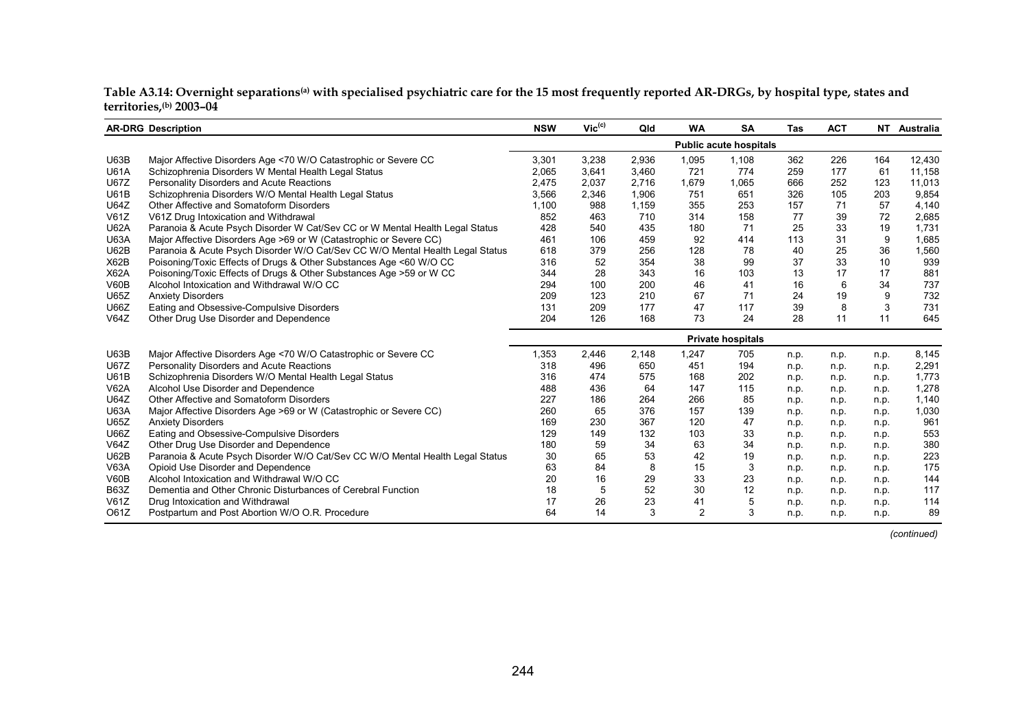**Table A3.14: Overnight separations[(a)] with specialised psychiatric care for the 15 most frequently reported AR-DRGs, by hospital type, states and territories,[(b)] 2003–04**

| AR-DRG | Description | NSW | Vic[(c)] | Qld | WA | SA | Tas | ACT | NT | Australia |
|---|---|---|---|---|---|---|---|---|---|---|
| | | | | | | **Public acute hospitals** | | | | |
| U63B | Major Affective Disorders Age <70 W/O Catastrophic or Severe CC | 3,301 | 3,238 | 2,936 | 1,095 | 1,108 | 362 | 226 | 164 | 12,430 |
| U61A | Schizophrenia Disorders W Mental Health Legal Status | 2,065 | 3,641 | 3,460 | 721 | 774 | 259 | 177 | 61 | 11,158 |
| U67Z | Personality Disorders and Acute Reactions | 2,475 | 2,037 | 2,716 | 1,679 | 1,065 | 666 | 252 | 123 | 11,013 |
| U61B | Schizophrenia Disorders W/O Mental Health Legal Status | 3,566 | 2,346 | 1,906 | 751 | 651 | 326 | 105 | 203 | 9,854 |
| U64Z | Other Affective and Somatoform Disorders | 1,100 | 988 | 1,159 | 355 | 253 | 157 | 71 | 57 | 4,140 |
| V61Z | V61Z Drug Intoxication and Withdrawal | 852 | 463 | 710 | 314 | 158 | 77 | 39 | 72 | 2,685 |
| U62A | Paranoia & Acute Psych Disorder W Cat/Sev CC or W Mental Health Legal Status | 428 | 540 | 435 | 180 | 71 | 25 | 33 | 19 | 1,731 |
| U63A | Major Affective Disorders Age >69 or W (Catastrophic or Severe CC) | 461 | 106 | 459 | 92 | 414 | 113 | 31 | 9 | 1,685 |
| U62B | Paranoia & Acute Psych Disorder W/O Cat/Sev CC W/O Mental Health Legal Status | 618 | 379 | 256 | 128 | 78 | 40 | 25 | 36 | 1,560 |
| X62B | Poisoning/Toxic Effects of Drugs & Other Substances Age <60 W/O CC | 316 | 52 | 354 | 38 | 99 | 37 | 33 | 10 | 939 |
| X62A | Poisoning/Toxic Effects of Drugs & Other Substances Age >59 or W CC | 344 | 28 | 343 | 16 | 103 | 13 | 17 | 17 | 881 |
| V60B | Alcohol Intoxication and Withdrawal W/O CC | 294 | 100 | 200 | 46 | 41 | 16 | 6 | 34 | 737 |
| U65Z | Anxiety Disorders | 209 | 123 | 210 | 67 | 71 | 24 | 19 | 9 | 732 |
| U66Z | Eating and Obsessive-Compulsive Disorders | 131 | 209 | 177 | 47 | 117 | 39 | 8 | 3 | 731 |
| V64Z | Other Drug Use Disorder and Dependence | 204 | 126 | 168 | 73 | 24 | 28 | 11 | 11 | 645 |
| | | | | | | **Private hospitals** | | | | |
| U63B | Major Affective Disorders Age <70 W/O Catastrophic or Severe CC | 1,353 | 2,446 | 2,148 | 1,247 | 705 | n.p. | n.p. | n.p. | 8,145 |
| U67Z | Personality Disorders and Acute Reactions | 318 | 496 | 650 | 451 | 194 | n.p. | n.p. | n.p. | 2,291 |
| U61B | Schizophrenia Disorders W/O Mental Health Legal Status | 316 | 474 | 575 | 168 | 202 | n.p. | n.p. | n.p. | 1,773 |
| V62A | Alcohol Use Disorder and Dependence | 488 | 436 | 64 | 147 | 115 | n.p. | n.p. | n.p. | 1,278 |
| U64Z | Other Affective and Somatoform Disorders | 227 | 186 | 264 | 266 | 85 | n.p. | n.p. | n.p. | 1,140 |
| U63A | Major Affective Disorders Age >69 or W (Catastrophic or Severe CC) | 260 | 65 | 376 | 157 | 139 | n.p. | n.p. | n.p. | 1,030 |
| U65Z | Anxiety Disorders | 169 | 230 | 367 | 120 | 47 | n.p. | n.p. | n.p. | 961 |
| U66Z | Eating and Obsessive-Compulsive Disorders | 129 | 149 | 132 | 103 | 33 | n.p. | n.p. | n.p. | 553 |
| V64Z | Other Drug Use Disorder and Dependence | 180 | 59 | 34 | 63 | 34 | n.p. | n.p. | n.p. | 380 |
| U62B | Paranoia & Acute Psych Disorder W/O Cat/Sev CC W/O Mental Health Legal Status | 30 | 65 | 53 | 42 | 19 | n.p. | n.p. | n.p. | 223 |
| V63A | Opioid Use Disorder and Dependence | 63 | 84 | 8 | 15 | 3 | n.p. | n.p. | n.p. | 175 |
| V60B | Alcohol Intoxication and Withdrawal W/O CC | 20 | 16 | 29 | 33 | 23 | n.p. | n.p. | n.p. | 144 |
| B63Z | Dementia and Other Chronic Disturbances of Cerebral Function | 18 | 5 | 52 | 30 | 12 | n.p. | n.p. | n.p. | 117 |
| V61Z | Drug Intoxication and Withdrawal | 17 | 26 | 23 | 41 | 5 | n.p. | n.p. | n.p. | 114 |
| O61Z | Postpartum and Post Abortion W/O O.R. Procedure | 64 | 14 | 3 | 2 | 3 | n.p. | n.p. | n.p. | 89 |

*(continued)*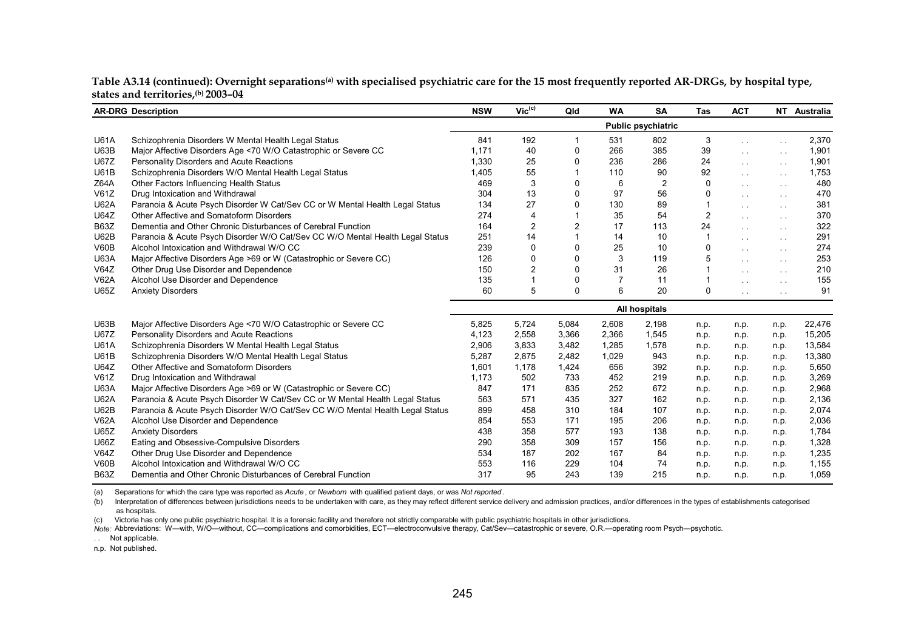**Table A3.14 (continued): Overnight separations[(a)] with specialised psychiatric care for the 15 most frequently reported AR-DRGs, by hospital type, states and territories,[(b)] 2003–04**

| AR-DRG | Description | NSW | Vic[(c)] | Qld | WA | SA | Tas | ACT | NT | Australia |
|---|---|---|---|---|---|---|---|---|---|---|
| | | **Public psychiatric** | | | | | | | | |
| U61A | Schizophrenia Disorders W Mental Health Legal Status | 841 | 192 | 1 | 531 | 802 | 3 | . . | . . | 2,370 |
| U63B | Major Affective Disorders Age <70 W/O Catastrophic or Severe CC | 1,171 | 40 | 0 | 266 | 385 | 39 | . . | . . | 1,901 |
| U67Z | Personality Disorders and Acute Reactions | 1,330 | 25 | 0 | 236 | 286 | 24 | . . | . . | 1,901 |
| U61B | Schizophrenia Disorders W/O Mental Health Legal Status | 1,405 | 55 | 1 | 110 | 90 | 92 | . . | . . | 1,753 |
| Z64A | Other Factors Influencing Health Status | 469 | 3 | 0 | 6 | 2 | 0 | . . | . . | 480 |
| V61Z | Drug Intoxication and Withdrawal | 304 | 13 | 0 | 97 | 56 | 0 | . . | . . | 470 |
| U62A | Paranoia & Acute Psych Disorder W Cat/Sev CC or W Mental Health Legal Status | 134 | 27 | 0 | 130 | 89 | 1 | . . | . . | 381 |
| U64Z | Other Affective and Somatoform Disorders | 274 | 4 | 1 | 35 | 54 | 2 | . . | . . | 370 |
| B63Z | Dementia and Other Chronic Disturbances of Cerebral Function | 164 | 2 | 2 | 17 | 113 | 24 | . . | . . | 322 |
| U62B | Paranoia & Acute Psych Disorder W/O Cat/Sev CC W/O Mental Health Legal Status | 251 | 14 | 1 | 14 | 10 | 1 | . . | . . | 291 |
| V60B | Alcohol Intoxication and Withdrawal W/O CC | 239 | 0 | 0 | 25 | 10 | 0 | . . | . . | 274 |
| U63A | Major Affective Disorders Age >69 or W (Catastrophic or Severe CC) | 126 | 0 | 0 | 3 | 119 | 5 | . . | . . | 253 |
| V64Z | Other Drug Use Disorder and Dependence | 150 | 2 | 0 | 31 | 26 | 1 | . . | . . | 210 |
| V62A | Alcohol Use Disorder and Dependence | 135 | 1 | 0 | 7 | 11 | 1 | . . | . . | 155 |
| U65Z | Anxiety Disorders | 60 | 5 | 0 | 6 | 20 | 0 | . . | . . | 91 |
| | | **All hospitals** | | | | | | | | |
| U63B | Major Affective Disorders Age <70 W/O Catastrophic or Severe CC | 5,825 | 5,724 | 5,084 | 2,608 | 2,198 | n.p. | n.p. | n.p. | 22,476 |
| U67Z | Personality Disorders and Acute Reactions | 4,123 | 2,558 | 3,366 | 2,366 | 1,545 | n.p. | n.p. | n.p. | 15,205 |
| U61A | Schizophrenia Disorders W Mental Health Legal Status | 2,906 | 3,833 | 3,482 | 1,285 | 1,578 | n.p. | n.p. | n.p. | 13,584 |
| U61B | Schizophrenia Disorders W/O Mental Health Legal Status | 5,287 | 2,875 | 2,482 | 1,029 | 943 | n.p. | n.p. | n.p. | 13,380 |
| U64Z | Other Affective and Somatoform Disorders | 1,601 | 1,178 | 1,424 | 656 | 392 | n.p. | n.p. | n.p. | 5,650 |
| V61Z | Drug Intoxication and Withdrawal | 1,173 | 502 | 733 | 452 | 219 | n.p. | n.p. | n.p. | 3,269 |
| U63A | Major Affective Disorders Age >69 or W (Catastrophic or Severe CC) | 847 | 171 | 835 | 252 | 672 | n.p. | n.p. | n.p. | 2,968 |
| U62A | Paranoia & Acute Psych Disorder W Cat/Sev CC or W Mental Health Legal Status | 563 | 571 | 435 | 327 | 162 | n.p. | n.p. | n.p. | 2,136 |
| U62B | Paranoia & Acute Psych Disorder W/O Cat/Sev CC W/O Mental Health Legal Status | 899 | 458 | 310 | 184 | 107 | n.p. | n.p. | n.p. | 2,074 |
| V62A | Alcohol Use Disorder and Dependence | 854 | 553 | 171 | 195 | 206 | n.p. | n.p. | n.p. | 2,036 |
| U65Z | Anxiety Disorders | 438 | 358 | 577 | 193 | 138 | n.p. | n.p. | n.p. | 1,784 |
| U66Z | Eating and Obsessive-Compulsive Disorders | 290 | 358 | 309 | 157 | 156 | n.p. | n.p. | n.p. | 1,328 |
| V64Z | Other Drug Use Disorder and Dependence | 534 | 187 | 202 | 167 | 84 | n.p. | n.p. | n.p. | 1,235 |
| V60B | Alcohol Intoxication and Withdrawal W/O CC | 553 | 116 | 229 | 104 | 74 | n.p. | n.p. | n.p. | 1,155 |
| B63Z | Dementia and Other Chronic Disturbances of Cerebral Function | 317 | 95 | 243 | 139 | 215 | n.p. | n.p. | n.p. | 1,059 |

(a) Separations for which the care type was reported as *Acute*, or *Newborn* with qualified patient days, or was *Not reported*.

(b) Interpretation of differences between jurisdictions needs to be undertaken with care, as they may reflect different service delivery and admission practices, and/or differences in the types of establishments categorised as hospitals.

(c) Victoria has only one public psychiatric hospital. It is a forensic facility and therefore not strictly comparable with public psychiatric hospitals in other jurisdictions.

*Note:* Abbreviations: W—with, W/O—without, CC—complications and comorbidities, ECT—electroconvulsive therapy, Cat/Sev—catastrophic or severe, O.R.—operating room Psych—psychotic.

. . Not applicable.

n.p. Not published.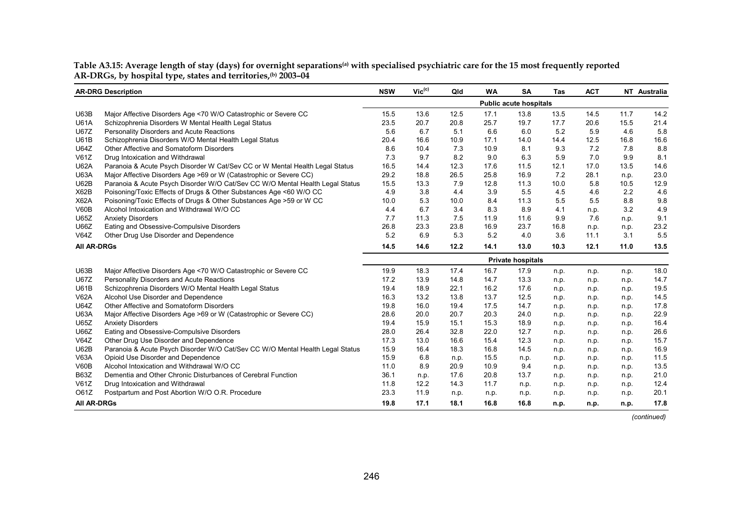**Table A3.15: Average length of stay (days) for overnight separations[(a)] with specialised psychiatric care for the 15 most frequently reported AR-DRGs, by hospital type, states and territories,[(b)] 2003–04**

| AR-DRG | Description | NSW | Vic[(c)] | Qld | WA | SA | Tas | ACT | NT | Australia |
|---|---|---|---|---|---|---|---|---|---|---|
| | | **Public acute hospitals** | | | | | | | | |
| U63B | Major Affective Disorders Age <70 W/O Catastrophic or Severe CC | 15.5 | 13.6 | 12.5 | 17.1 | 13.8 | 13.5 | 14.5 | 11.7 | 14.2 |
| U61A | Schizophrenia Disorders W Mental Health Legal Status | 23.5 | 20.7 | 20.8 | 25.7 | 19.7 | 17.7 | 20.6 | 15.5 | 21.4 |
| U67Z | Personality Disorders and Acute Reactions | 5.6 | 6.7 | 5.1 | 6.6 | 6.0 | 5.2 | 5.9 | 4.6 | 5.8 |
| U61B | Schizophrenia Disorders W/O Mental Health Legal Status | 20.4 | 16.6 | 10.9 | 17.1 | 14.0 | 14.4 | 12.5 | 16.8 | 16.6 |
| U64Z | Other Affective and Somatoform Disorders | 8.6 | 10.4 | 7.3 | 10.9 | 8.1 | 9.3 | 7.2 | 7.8 | 8.8 |
| V61Z | Drug Intoxication and Withdrawal | 7.3 | 9.7 | 8.2 | 9.0 | 6.3 | 5.9 | 7.0 | 9.9 | 8.1 |
| U62A | Paranoia & Acute Psych Disorder W Cat/Sev CC or W Mental Health Legal Status | 16.5 | 14.4 | 12.3 | 17.6 | 11.5 | 12.1 | 17.0 | 13.5 | 14.6 |
| U63A | Major Affective Disorders Age >69 or W (Catastrophic or Severe CC) | 29.2 | 18.8 | 26.5 | 25.8 | 16.9 | 7.2 | 28.1 | n.p. | 23.0 |
| U62B | Paranoia & Acute Psych Disorder W/O Cat/Sev CC W/O Mental Health Legal Status | 15.5 | 13.3 | 7.9 | 12.8 | 11.3 | 10.0 | 5.8 | 10.5 | 12.9 |
| X62B | Poisoning/Toxic Effects of Drugs & Other Substances Age <60 W/O CC | 4.9 | 3.8 | 4.4 | 3.9 | 5.5 | 4.5 | 4.6 | 2.2 | 4.6 |
| X62A | Poisoning/Toxic Effects of Drugs & Other Substances Age >59 or W CC | 10.0 | 5.3 | 10.0 | 8.4 | 11.3 | 5.5 | 5.5 | 8.8 | 9.8 |
| V60B | Alcohol Intoxication and Withdrawal W/O CC | 4.4 | 6.7 | 3.4 | 8.3 | 8.9 | 4.1 | n.p. | 3.2 | 4.9 |
| U65Z | Anxiety Disorders | 7.7 | 11.3 | 7.5 | 11.9 | 11.6 | 9.9 | 7.6 | n.p. | 9.1 |
| U66Z | Eating and Obsessive-Compulsive Disorders | 26.8 | 23.3 | 23.8 | 16.9 | 23.7 | 16.8 | n.p. | n.p. | 23.2 |
| V64Z | Other Drug Use Disorder and Dependence | 5.2 | 6.9 | 5.3 | 5.2 | 4.0 | 3.6 | 11.1 | 3.1 | 5.5 |
| **All AR-DRGs** | | **14.5** | **14.6** | **12.2** | **14.1** | **13.0** | **10.3** | **12.1** | **11.0** | **13.5** |
| | | **Private hospitals** | | | | | | | | |
| U63B | Major Affective Disorders Age <70 W/O Catastrophic or Severe CC | 19.9 | 18.3 | 17.4 | 16.7 | 17.9 | n.p. | n.p. | n.p. | 18.0 |
| U67Z | Personality Disorders and Acute Reactions | 17.2 | 13.9 | 14.8 | 14.7 | 13.3 | n.p. | n.p. | n.p. | 14.7 |
| U61B | Schizophrenia Disorders W/O Mental Health Legal Status | 19.4 | 18.9 | 22.1 | 16.2 | 17.6 | n.p. | n.p. | n.p. | 19.5 |
| V62A | Alcohol Use Disorder and Dependence | 16.3 | 13.2 | 13.8 | 13.7 | 12.5 | n.p. | n.p. | n.p. | 14.5 |
| U64Z | Other Affective and Somatoform Disorders | 19.8 | 16.0 | 19.4 | 17.5 | 14.7 | n.p. | n.p. | n.p. | 17.8 |
| U63A | Major Affective Disorders Age >69 or W (Catastrophic or Severe CC) | 28.6 | 20.0 | 20.7 | 20.3 | 24.0 | n.p. | n.p. | n.p. | 22.9 |
| U65Z | Anxiety Disorders | 19.4 | 15.9 | 15.1 | 15.3 | 18.9 | n.p. | n.p. | n.p. | 16.4 |
| U66Z | Eating and Obsessive-Compulsive Disorders | 28.0 | 26.4 | 32.8 | 22.0 | 12.7 | n.p. | n.p. | n.p. | 26.6 |
| V64Z | Other Drug Use Disorder and Dependence | 17.3 | 13.0 | 16.6 | 15.4 | 12.3 | n.p. | n.p. | n.p. | 15.7 |
| U62B | Paranoia & Acute Psych Disorder W/O Cat/Sev CC W/O Mental Health Legal Status | 15.9 | 16.4 | 18.3 | 16.8 | 14.5 | n.p. | n.p. | n.p. | 16.9 |
| V63A | Opioid Use Disorder and Dependence | 15.9 | 6.8 | n.p. | 15.5 | n.p. | n.p. | n.p. | n.p. | 11.5 |
| V60B | Alcohol Intoxication and Withdrawal W/O CC | 11.0 | 8.9 | 20.9 | 10.9 | 9.4 | n.p. | n.p. | n.p. | 13.5 |
| B63Z | Dementia and Other Chronic Disturbances of Cerebral Function | 36.1 | n.p. | 17.6 | 20.8 | 13.7 | n.p. | n.p. | n.p. | 21.0 |
| V61Z | Drug Intoxication and Withdrawal | 11.8 | 12.2 | 14.3 | 11.7 | n.p. | n.p. | n.p. | n.p. | 12.4 |
| O61Z | Postpartum and Post Abortion W/O O.R. Procedure | 23.3 | 11.9 | n.p. | n.p. | n.p. | n.p. | n.p. | n.p. | 20.1 |
| **All AR-DRGs** | | **19.8** | **17.1** | **18.1** | **16.8** | **16.8** | **n.p.** | **n.p.** | **n.p.** | **17.8** |

*(continued)*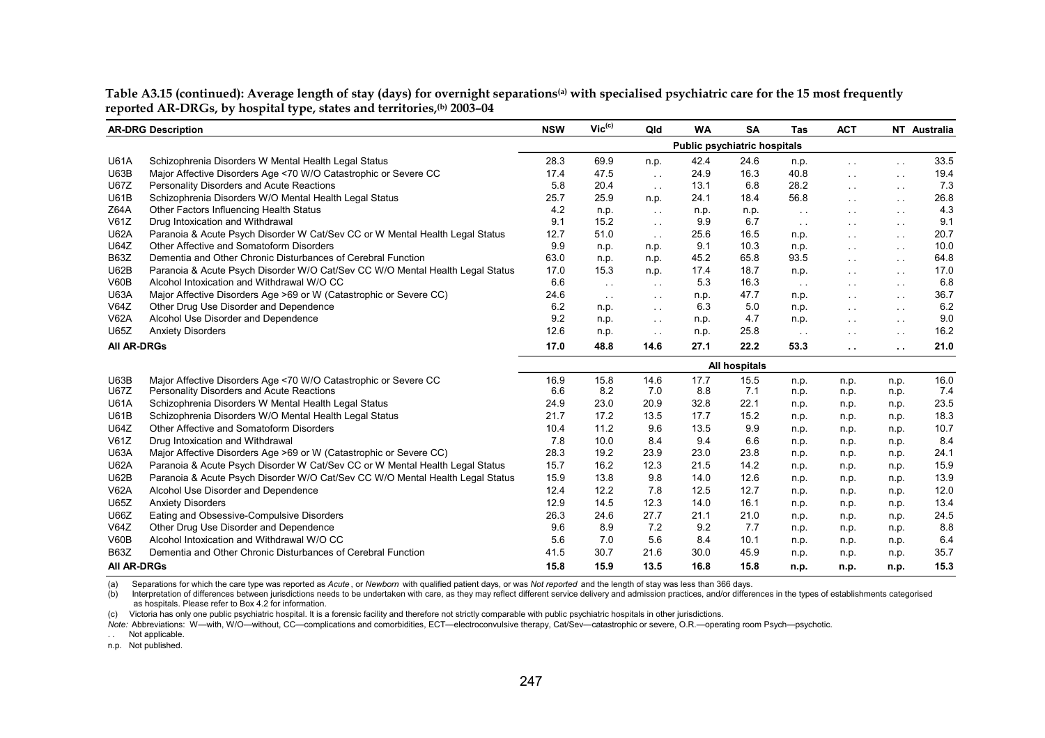**Table A3.15 (continued): Average length of stay (days) for overnight separations[(a)] with specialised psychiatric care for the 15 most frequently reported AR-DRGs, by hospital type, states and territories,[(b)] 2003–04**

| AR-DRG | Description | NSW | Vic[(c)] | Qld | WA | SA | Tas | ACT | NT | Australia |
|---|---|---|---|---|---|---|---|---|---|---|
| | | **Public psychiatric hospitals** | | | | | | | | |
| U61A | Schizophrenia Disorders W Mental Health Legal Status | 28.3 | 69.9 | n.p. | 42.4 | 24.6 | n.p. | . . | . . | 33.5 |
| U63B | Major Affective Disorders Age <70 W/O Catastrophic or Severe CC | 17.4 | 47.5 | . . | 24.9 | 16.3 | 40.8 | . . | . . | 19.4 |
| U67Z | Personality Disorders and Acute Reactions | 5.8 | 20.4 | . . | 13.1 | 6.8 | 28.2 | . . | . . | 7.3 |
| U61B | Schizophrenia Disorders W/O Mental Health Legal Status | 25.7 | 25.9 | n.p. | 24.1 | 18.4 | 56.8 | . . | . . | 26.8 |
| Z64A | Other Factors Influencing Health Status | 4.2 | n.p. | . . | n.p. | n.p. | . . | . . | . . | 4.3 |
| V61Z | Drug Intoxication and Withdrawal | 9.1 | 15.2 | . . | 9.9 | 6.7 | . . | . . | . . | 9.1 |
| U62A | Paranoia & Acute Psych Disorder W Cat/Sev CC or W Mental Health Legal Status | 12.7 | 51.0 | . . | 25.6 | 16.5 | n.p. | . . | . . | 20.7 |
| U64Z | Other Affective and Somatoform Disorders | 9.9 | n.p. | n.p. | 9.1 | 10.3 | n.p. | . . | . . | 10.0 |
| B63Z | Dementia and Other Chronic Disturbances of Cerebral Function | 63.0 | n.p. | n.p. | 45.2 | 65.8 | 93.5 | . . | . . | 64.8 |
| U62B | Paranoia & Acute Psych Disorder W/O Cat/Sev CC W/O Mental Health Legal Status | 17.0 | 15.3 | n.p. | 17.4 | 18.7 | n.p. | . . | . . | 17.0 |
| V60B | Alcohol Intoxication and Withdrawal W/O CC | 6.6 | . . | . . | 5.3 | 16.3 | . . | . . | . . | 6.8 |
| U63A | Major Affective Disorders Age >69 or W (Catastrophic or Severe CC) | 24.6 | . . | . . | n.p. | 47.7 | n.p. | . . | . . | 36.7 |
| V64Z | Other Drug Use Disorder and Dependence | 6.2 | n.p. | . . | 6.3 | 5.0 | n.p. | . . | . . | 6.2 |
| V62A | Alcohol Use Disorder and Dependence | 9.2 | n.p. | . . | n.p. | 4.7 | n.p. | . . | . . | 9.0 |
| U65Z | Anxiety Disorders | 12.6 | n.p. | . . | n.p. | 25.8 | . . | . . | . . | 16.2 |
| **All AR-DRGs** | | **17.0** | **48.8** | **14.6** | **27.1** | **22.2** | **53.3** | **. .** | **. .** | **21.0** |
| | | **All hospitals** | | | | | | | | |
| U63B | Major Affective Disorders Age <70 W/O Catastrophic or Severe CC | 16.9 | 15.8 | 14.6 | 17.7 | 15.5 | n.p. | n.p. | n.p. | 16.0 |
| U67Z | Personality Disorders and Acute Reactions | 6.6 | 8.2 | 7.0 | 8.8 | 7.1 | n.p. | n.p. | n.p. | 7.4 |
| U61A | Schizophrenia Disorders W Mental Health Legal Status | 24.9 | 23.0 | 20.9 | 32.8 | 22.1 | n.p. | n.p. | n.p. | 23.5 |
| U61B | Schizophrenia Disorders W/O Mental Health Legal Status | 21.7 | 17.2 | 13.5 | 17.7 | 15.2 | n.p. | n.p. | n.p. | 18.3 |
| U64Z | Other Affective and Somatoform Disorders | 10.4 | 11.2 | 9.6 | 13.5 | 9.9 | n.p. | n.p. | n.p. | 10.7 |
| V61Z | Drug Intoxication and Withdrawal | 7.8 | 10.0 | 8.4 | 9.4 | 6.6 | n.p. | n.p. | n.p. | 8.4 |
| U63A | Major Affective Disorders Age >69 or W (Catastrophic or Severe CC) | 28.3 | 19.2 | 23.9 | 23.0 | 23.8 | n.p. | n.p. | n.p. | 24.1 |
| U62A | Paranoia & Acute Psych Disorder W Cat/Sev CC or W Mental Health Legal Status | 15.7 | 16.2 | 12.3 | 21.5 | 14.2 | n.p. | n.p. | n.p. | 15.9 |
| U62B | Paranoia & Acute Psych Disorder W/O Cat/Sev CC W/O Mental Health Legal Status | 15.9 | 13.8 | 9.8 | 14.0 | 12.6 | n.p. | n.p. | n.p. | 13.9 |
| V62A | Alcohol Use Disorder and Dependence | 12.4 | 12.2 | 7.8 | 12.5 | 12.7 | n.p. | n.p. | n.p. | 12.0 |
| U65Z | Anxiety Disorders | 12.9 | 14.5 | 12.3 | 14.0 | 16.1 | n.p. | n.p. | n.p. | 13.4 |
| U66Z | Eating and Obsessive-Compulsive Disorders | 26.3 | 24.6 | 27.7 | 21.1 | 21.0 | n.p. | n.p. | n.p. | 24.5 |
| V64Z | Other Drug Use Disorder and Dependence | 9.6 | 8.9 | 7.2 | 9.2 | 7.7 | n.p. | n.p. | n.p. | 8.8 |
| V60B | Alcohol Intoxication and Withdrawal W/O CC | 5.6 | 7.0 | 5.6 | 8.4 | 10.1 | n.p. | n.p. | n.p. | 6.4 |
| B63Z | Dementia and Other Chronic Disturbances of Cerebral Function | 41.5 | 30.7 | 21.6 | 30.0 | 45.9 | n.p. | n.p. | n.p. | 35.7 |
| **All AR-DRGs** | | **15.8** | **15.9** | **13.5** | **16.8** | **15.8** | **n.p.** | **n.p.** | **n.p.** | **15.3** |

(a) Separations for which the care type was reported as *Acute* , or *Newborn* with qualified patient days, or was *Not reported* and the length of stay was less than 366 days.

(b) Interpretation of differences between jurisdictions needs to be undertaken with care, as they may reflect different service delivery and admission practices, and/or differences in the types of establishments categorised as hospitals. Please refer to Box 4.2 for information.

(c) Victoria has only one public psychiatric hospital. It is a forensic facility and therefore not strictly comparable with public psychiatric hospitals in other jurisdictions.

*Note:* Abbreviations: W—with, W/O—without, CC—complications and comorbidities, ECT—electroconvulsive therapy, Cat/Sev—catastrophic or severe, O.R.—operating room Psych—psychotic.

. . Not applicable.

n.p. Not published.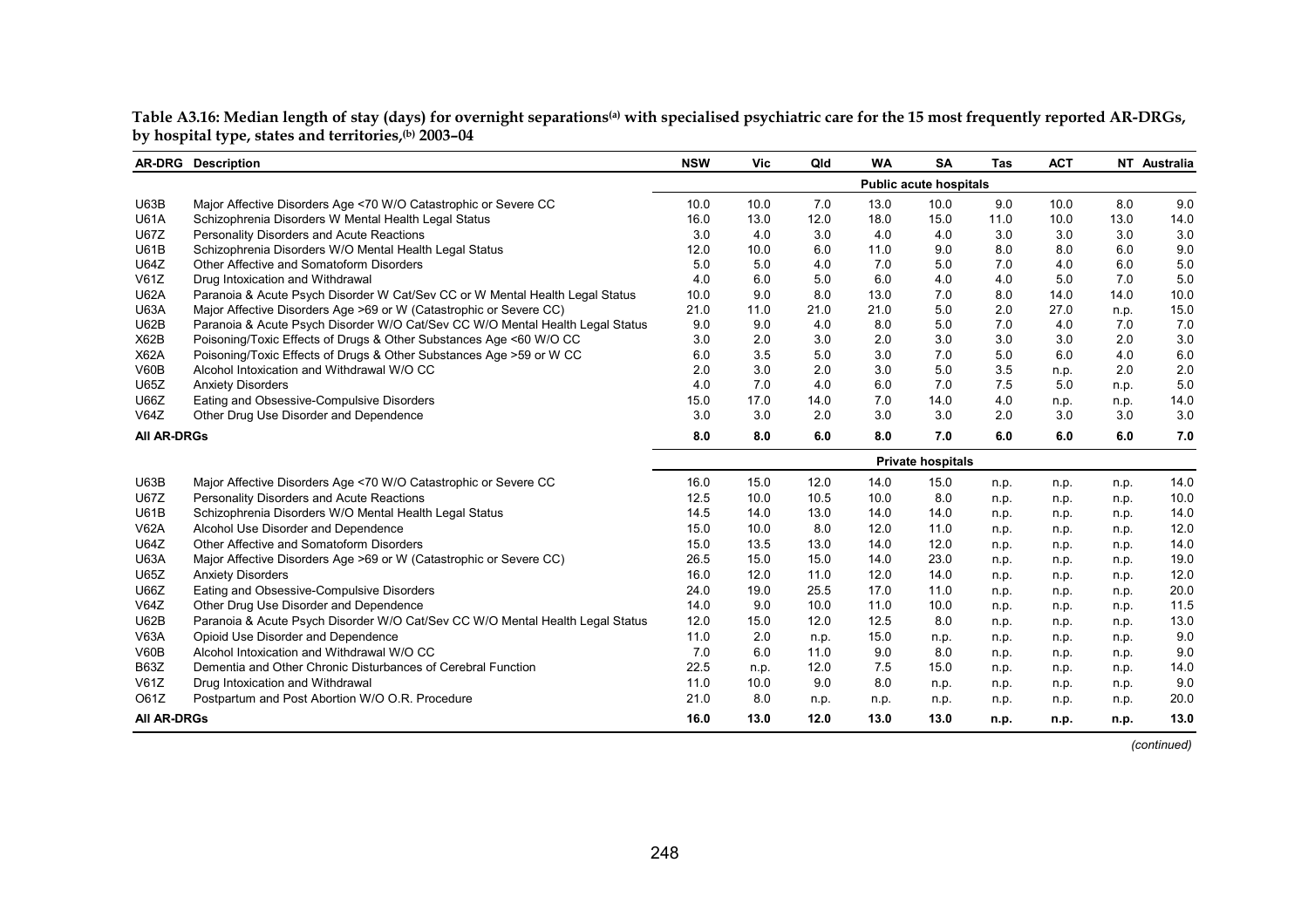**Table A3.16: Median length of stay (days) for overnight separations[(a)] with specialised psychiatric care for the 15 most frequently reported AR-DRGs, by hospital type, states and territories,[(b)] 2003–04**

| AR-DRG | Description | NSW | Vic | Qld | WA | SA | Tas | ACT | NT | Australia |
|---|---|---|---|---|---|---|---|---|---|---|
| | | **Public acute hospitals** | | | | | | | | |
| U63B | Major Affective Disorders Age <70 W/O Catastrophic or Severe CC | 10.0 | 10.0 | 7.0 | 13.0 | 10.0 | 9.0 | 10.0 | 8.0 | 9.0 |
| U61A | Schizophrenia Disorders W Mental Health Legal Status | 16.0 | 13.0 | 12.0 | 18.0 | 15.0 | 11.0 | 10.0 | 13.0 | 14.0 |
| U67Z | Personality Disorders and Acute Reactions | 3.0 | 4.0 | 3.0 | 4.0 | 4.0 | 3.0 | 3.0 | 3.0 | 3.0 |
| U61B | Schizophrenia Disorders W/O Mental Health Legal Status | 12.0 | 10.0 | 6.0 | 11.0 | 9.0 | 8.0 | 8.0 | 6.0 | 9.0 |
| U64Z | Other Affective and Somatoform Disorders | 5.0 | 5.0 | 4.0 | 7.0 | 5.0 | 7.0 | 4.0 | 6.0 | 5.0 |
| V61Z | Drug Intoxication and Withdrawal | 4.0 | 6.0 | 5.0 | 6.0 | 4.0 | 4.0 | 5.0 | 7.0 | 5.0 |
| U62A | Paranoia & Acute Psych Disorder W Cat/Sev CC or W Mental Health Legal Status | 10.0 | 9.0 | 8.0 | 13.0 | 7.0 | 8.0 | 14.0 | 14.0 | 10.0 |
| U63A | Major Affective Disorders Age >69 or W (Catastrophic or Severe CC) | 21.0 | 11.0 | 21.0 | 21.0 | 5.0 | 2.0 | 27.0 | n.p. | 15.0 |
| U62B | Paranoia & Acute Psych Disorder W/O Cat/Sev CC W/O Mental Health Legal Status | 9.0 | 9.0 | 4.0 | 8.0 | 5.0 | 7.0 | 4.0 | 7.0 | 7.0 |
| X62B | Poisoning/Toxic Effects of Drugs & Other Substances Age <60 W/O CC | 3.0 | 2.0 | 3.0 | 2.0 | 3.0 | 3.0 | 3.0 | 2.0 | 3.0 |
| X62A | Poisoning/Toxic Effects of Drugs & Other Substances Age >59 or W CC | 6.0 | 3.5 | 5.0 | 3.0 | 7.0 | 5.0 | 6.0 | 4.0 | 6.0 |
| V60B | Alcohol Intoxication and Withdrawal W/O CC | 2.0 | 3.0 | 2.0 | 3.0 | 5.0 | 3.5 | n.p. | 2.0 | 2.0 |
| U65Z | Anxiety Disorders | 4.0 | 7.0 | 4.0 | 6.0 | 7.0 | 7.5 | 5.0 | n.p. | 5.0 |
| U66Z | Eating and Obsessive-Compulsive Disorders | 15.0 | 17.0 | 14.0 | 7.0 | 14.0 | 4.0 | n.p. | n.p. | 14.0 |
| V64Z | Other Drug Use Disorder and Dependence | 3.0 | 3.0 | 2.0 | 3.0 | 3.0 | 2.0 | 3.0 | 3.0 | 3.0 |
| **All AR-DRGs** | | **8.0** | **8.0** | **6.0** | **8.0** | **7.0** | **6.0** | **6.0** | **6.0** | **7.0** |
| | | **Private hospitals** | | | | | | | | |
| U63B | Major Affective Disorders Age <70 W/O Catastrophic or Severe CC | 16.0 | 15.0 | 12.0 | 14.0 | 15.0 | n.p. | n.p. | n.p. | 14.0 |
| U67Z | Personality Disorders and Acute Reactions | 12.5 | 10.0 | 10.5 | 10.0 | 8.0 | n.p. | n.p. | n.p. | 10.0 |
| U61B | Schizophrenia Disorders W/O Mental Health Legal Status | 14.5 | 14.0 | 13.0 | 14.0 | 14.0 | n.p. | n.p. | n.p. | 14.0 |
| V62A | Alcohol Use Disorder and Dependence | 15.0 | 10.0 | 8.0 | 12.0 | 11.0 | n.p. | n.p. | n.p. | 12.0 |
| U64Z | Other Affective and Somatoform Disorders | 15.0 | 13.5 | 13.0 | 14.0 | 12.0 | n.p. | n.p. | n.p. | 14.0 |
| U63A | Major Affective Disorders Age >69 or W (Catastrophic or Severe CC) | 26.5 | 15.0 | 15.0 | 14.0 | 23.0 | n.p. | n.p. | n.p. | 19.0 |
| U65Z | Anxiety Disorders | 16.0 | 12.0 | 11.0 | 12.0 | 14.0 | n.p. | n.p. | n.p. | 12.0 |
| U66Z | Eating and Obsessive-Compulsive Disorders | 24.0 | 19.0 | 25.5 | 17.0 | 11.0 | n.p. | n.p. | n.p. | 20.0 |
| V64Z | Other Drug Use Disorder and Dependence | 14.0 | 9.0 | 10.0 | 11.0 | 10.0 | n.p. | n.p. | n.p. | 11.5 |
| U62B | Paranoia & Acute Psych Disorder W/O Cat/Sev CC W/O Mental Health Legal Status | 12.0 | 15.0 | 12.0 | 12.5 | 8.0 | n.p. | n.p. | n.p. | 13.0 |
| V63A | Opioid Use Disorder and Dependence | 11.0 | 2.0 | n.p. | 15.0 | n.p. | n.p. | n.p. | n.p. | 9.0 |
| V60B | Alcohol Intoxication and Withdrawal W/O CC | 7.0 | 6.0 | 11.0 | 9.0 | 8.0 | n.p. | n.p. | n.p. | 9.0 |
| B63Z | Dementia and Other Chronic Disturbances of Cerebral Function | 22.5 | n.p. | 12.0 | 7.5 | 15.0 | n.p. | n.p. | n.p. | 14.0 |
| V61Z | Drug Intoxication and Withdrawal | 11.0 | 10.0 | 9.0 | 8.0 | n.p. | n.p. | n.p. | n.p. | 9.0 |
| O61Z | Postpartum and Post Abortion W/O O.R. Procedure | 21.0 | 8.0 | n.p. | n.p. | n.p. | n.p. | n.p. | n.p. | 20.0 |
| **All AR-DRGs** | | **16.0** | **13.0** | **12.0** | **13.0** | **13.0** | **n.p.** | **n.p.** | **n.p.** | **13.0** |

*(continued)*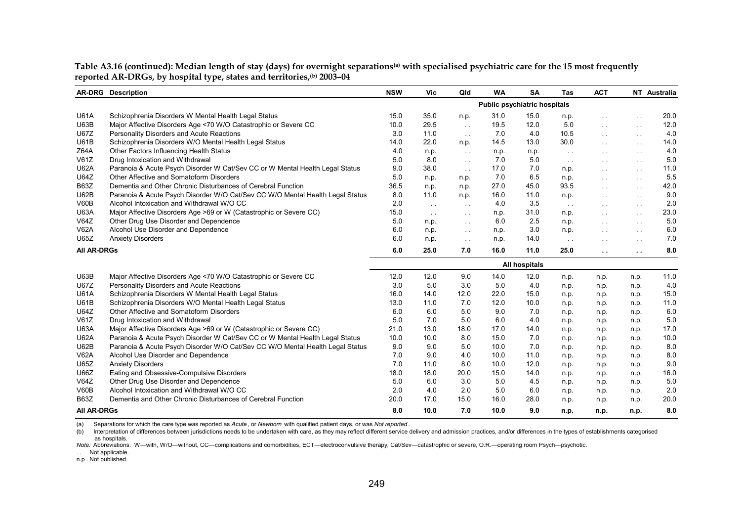**Table A3.16 (continued): Median length of stay (days) for overnight separations[(a)] with specialised psychiatric care for the 15 most frequently reported AR-DRGs, by hospital type, states and territories,[(b)] 2003–04**

| AR-DRG | Description | NSW | Vic | Qld | WA | SA | Tas | ACT | NT | Australia |
|---|---|---|---|---|---|---|---|---|---|---|
| | | **Public psychiatric hospitals** | | | | | | | | |
| U61A | Schizophrenia Disorders W Mental Health Legal Status | 15.0 | 35.0 | n.p. | 31.0 | 15.0 | n.p. | . . | . . | 20.0 |
| U63B | Major Affective Disorders Age <70 W/O Catastrophic or Severe CC | 10.0 | 29.5 | . . | 19.5 | 12.0 | 5.0 | . . | . . | 12.0 |
| U67Z | Personality Disorders and Acute Reactions | 3.0 | 11.0 | . . | 7.0 | 4.0 | 10.5 | . . | . . | 4.0 |
| U61B | Schizophrenia Disorders W/O Mental Health Legal Status | 14.0 | 22.0 | n.p. | 14.5 | 13.0 | 30.0 | . . | . . | 14.0 |
| Z64A | Other Factors Influencing Health Status | 4.0 | n.p. | . . | n.p. | n.p. | . . | . . | . . | 4.0 |
| V61Z | Drug Intoxication and Withdrawal | 5.0 | 8.0 | . . | 7.0 | 5.0 | . . | . . | . . | 5.0 |
| U62A | Paranoia & Acute Psych Disorder W Cat/Sev CC or W Mental Health Legal Status | 9.0 | 38.0 | . . | 17.0 | 7.0 | n.p. | . . | . . | 11.0 |
| U64Z | Other Affective and Somatoform Disorders | 5.0 | n.p. | n.p. | 7.0 | 6.5 | n.p. | . . | . . | 5.5 |
| B63Z | Dementia and Other Chronic Disturbances of Cerebral Function | 36.5 | n.p. | n.p. | 27.0 | 45.0 | 93.5 | . . | . . | 42.0 |
| U62B | Paranoia & Acute Psych Disorder W/O Cat/Sev CC W/O Mental Health Legal Status | 8.0 | 11.0 | n.p. | 16.0 | 11.0 | n.p. | . . | . . | 9.0 |
| V60B | Alcohol Intoxication and Withdrawal W/O CC | 2.0 | . . | . . | 4.0 | 3.5 | . . | . . | . . | 2.0 |
| U63A | Major Affective Disorders Age >69 or W (Catastrophic or Severe CC) | 15.0 | . . | . . | n.p. | 31.0 | n.p. | . . | . . | 23.0 |
| V64Z | Other Drug Use Disorder and Dependence | 5.0 | n.p. | . . | 6.0 | 2.5 | n.p. | . . | . . | 5.0 |
| V62A | Alcohol Use Disorder and Dependence | 6.0 | n.p. | . . | n.p. | 3.0 | n.p. | . . | . . | 6.0 |
| U65Z | Anxiety Disorders | 6.0 | n.p. | . . | n.p. | 14.0 | . . | . . | . . | 7.0 |
| **All AR-DRGs** | | **6.0** | **25.0** | **7.0** | **16.0** | **11.0** | **25.0** | **. .** | **. .** | **8.0** |
| | | **All hospitals** | | | | | | | | |
| U63B | Major Affective Disorders Age <70 W/O Catastrophic or Severe CC | 12.0 | 12.0 | 9.0 | 14.0 | 12.0 | n.p. | n.p. | n.p. | 11.0 |
| U67Z | Personality Disorders and Acute Reactions | 3.0 | 5.0 | 3.0 | 5.0 | 4.0 | n.p. | n.p. | n.p. | 4.0 |
| U61A | Schizophrenia Disorders W Mental Health Legal Status | 16.0 | 14.0 | 12.0 | 22.0 | 15.0 | n.p. | n.p. | n.p. | 15.0 |
| U61B | Schizophrenia Disorders W/O Mental Health Legal Status | 13.0 | 11.0 | 7.0 | 12.0 | 10.0 | n.p. | n.p. | n.p. | 11.0 |
| U64Z | Other Affective and Somatoform Disorders | 6.0 | 6.0 | 5.0 | 9.0 | 7.0 | n.p. | n.p. | n.p. | 6.0 |
| V61Z | Drug Intoxication and Withdrawal | 5.0 | 7.0 | 5.0 | 6.0 | 4.0 | n.p. | n.p. | n.p. | 5.0 |
| U63A | Major Affective Disorders Age >69 or W (Catastrophic or Severe CC) | 21.0 | 13.0 | 18.0 | 17.0 | 14.0 | n.p. | n.p. | n.p. | 17.0 |
| U62A | Paranoia & Acute Psych Disorder W Cat/Sev CC or W Mental Health Legal Status | 10.0 | 10.0 | 8.0 | 15.0 | 7.0 | n.p. | n.p. | n.p. | 10.0 |
| U62B | Paranoia & Acute Psych Disorder W/O Cat/Sev CC W/O Mental Health Legal Status | 9.0 | 9.0 | 5.0 | 10.0 | 7.0 | n.p. | n.p. | n.p. | 8.0 |
| V62A | Alcohol Use Disorder and Dependence | 7.0 | 9.0 | 4.0 | 10.0 | 11.0 | n.p. | n.p. | n.p. | 8.0 |
| U65Z | Anxiety Disorders | 7.0 | 11.0 | 8.0 | 10.0 | 12.0 | n.p. | n.p. | n.p. | 9.0 |
| U66Z | Eating and Obsessive-Compulsive Disorders | 18.0 | 18.0 | 20.0 | 15.0 | 14.0 | n.p. | n.p. | n.p. | 16.0 |
| V64Z | Other Drug Use Disorder and Dependence | 5.0 | 6.0 | 3.0 | 5.0 | 4.5 | n.p. | n.p. | n.p. | 5.0 |
| V60B | Alcohol Intoxication and Withdrawal W/O CC | 2.0 | 4.0 | 2.0 | 5.0 | 6.0 | n.p. | n.p. | n.p. | 2.0 |
| B63Z | Dementia and Other Chronic Disturbances of Cerebral Function | 20.0 | 17.0 | 15.0 | 16.0 | 28.0 | n.p. | n.p. | n.p. | 20.0 |
| **All AR-DRGs** | | **8.0** | **10.0** | **7.0** | **10.0** | **9.0** | **n.p.** | **n.p.** | **n.p.** | **8.0** |

(a) Separations for which the care type was reported as *Acute* , or *Newborn* with qualified patient days, or was *Not reported* .

(b) Interpretation of differences between jurisdictions needs to be undertaken with care, as they may reflect different service delivery and admission practices, and/or differences in the types of establishments categorised as hospitals.

*Note:* Abbreviations: W—with, W/O—without, CC—complications and comorbidities, ECT—electroconvulsive therapy, Cat/Sev—catastrophic or severe, O.R.—operating room Psych—psychotic.

. . Not applicable.

n.p . Not published.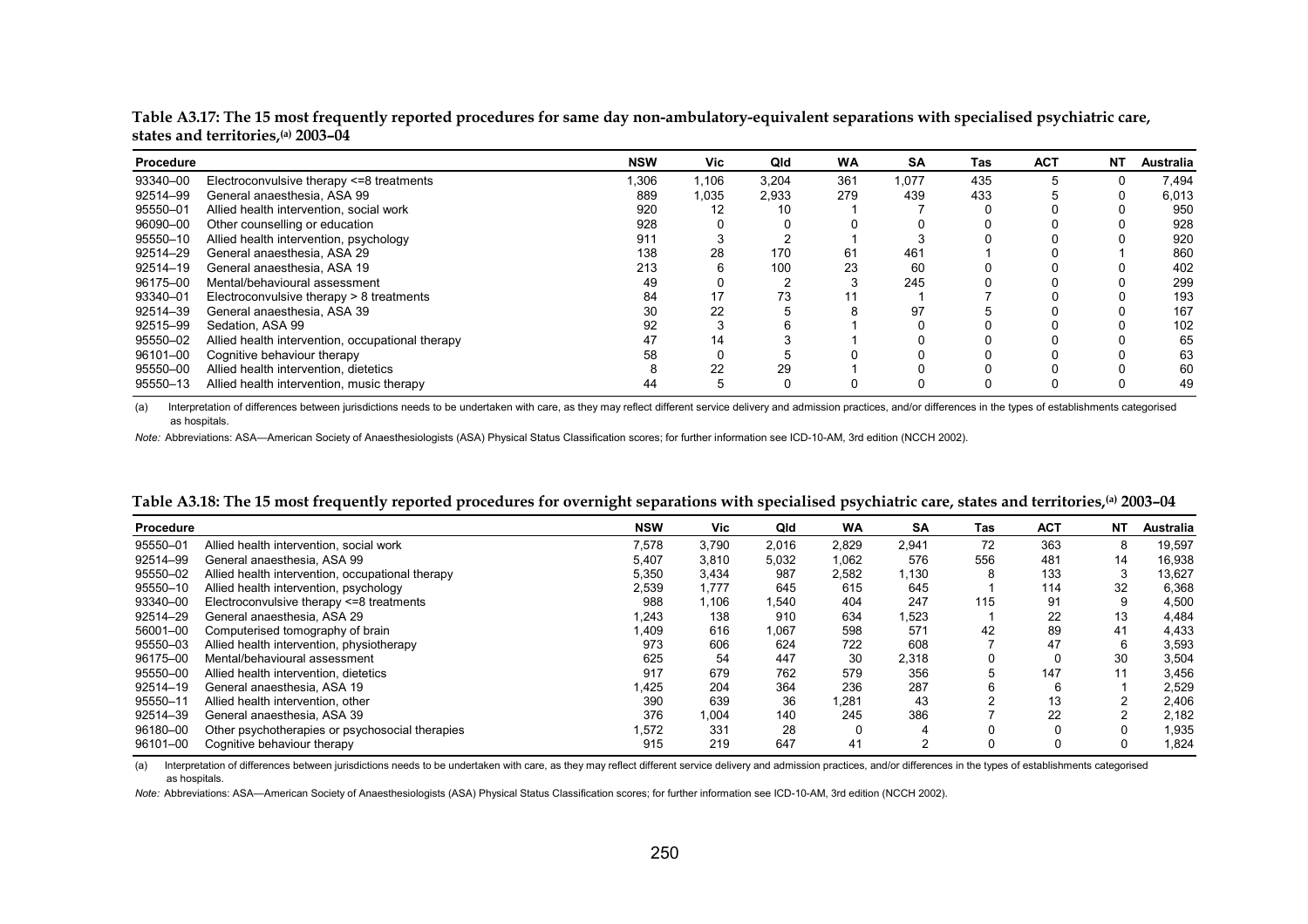**Table A3.17: The 15 most frequently reported procedures for same day non-ambulatory-equivalent separations with specialised psychiatric care, states and territories,[(a)] 2003–04**

| Procedure | | NSW | Vic | Qld | WA | SA | Tas | ACT | NT | Australia |
|---|---|---|---|---|---|---|---|---|---|---|
| 93340–00 | Electroconvulsive therapy <=8 treatments | 1,306 | 1,106 | 3,204 | 361 | 1,077 | 435 | 5 | 0 | 7,494 |
| 92514–99 | General anaesthesia, ASA 99 | 889 | 1,035 | 2,933 | 279 | 439 | 433 | 5 | 0 | 6,013 |
| 95550–01 | Allied health intervention, social work | 920 | 12 | 10 | 1 | 7 | 0 | 0 | 0 | 950 |
| 96090–00 | Other counselling or education | 928 | 0 | 0 | 0 | 0 | 0 | 0 | 0 | 928 |
| 95550–10 | Allied health intervention, psychology | 911 | 3 | 2 | 1 | 3 | 0 | 0 | 0 | 920 |
| 92514–29 | General anaesthesia, ASA 29 | 138 | 28 | 170 | 61 | 461 | 1 | 0 | 1 | 860 |
| 92514–19 | General anaesthesia, ASA 19 | 213 | 6 | 100 | 23 | 60 | 0 | 0 | 0 | 402 |
| 96175–00 | Mental/behavioural assessment | 49 | 0 | 2 | 3 | 245 | 0 | 0 | 0 | 299 |
| 93340–01 | Electroconvulsive therapy > 8 treatments | 84 | 17 | 73 | 11 | 1 | 7 | 0 | 0 | 193 |
| 92514–39 | General anaesthesia, ASA 39 | 30 | 22 | 5 | 8 | 97 | 5 | 0 | 0 | 167 |
| 92515–99 | Sedation, ASA 99 | 92 | 3 | 6 | 1 | 0 | 0 | 0 | 0 | 102 |
| 95550–02 | Allied health intervention, occupational therapy | 47 | 14 | 3 | 1 | 0 | 0 | 0 | 0 | 65 |
| 96101–00 | Cognitive behaviour therapy | 58 | 0 | 5 | 0 | 0 | 0 | 0 | 0 | 63 |
| 95550–00 | Allied health intervention, dietetics | 8 | 22 | 29 | 1 | 0 | 0 | 0 | 0 | 60 |
| 95550–13 | Allied health intervention, music therapy | 44 | 5 | 0 | 0 | 0 | 0 | 0 | 0 | 49 |

(a) Interpretation of differences between jurisdictions needs to be undertaken with care, as they may reflect different service delivery and admission practices, and/or differences in the types of establishments categorised as hospitals.

*Note:* Abbreviations: ASA—American Society of Anaesthesiologists (ASA) Physical Status Classification scores; for further information see ICD-10-AM, 3rd edition (NCCH 2002).

**Table A3.18: The 15 most frequently reported procedures for overnight separations with specialised psychiatric care, states and territories,[(a)] 2003–04**

| Procedure | | NSW | Vic | Qld | WA | SA | Tas | ACT | NT | Australia |
|---|---|---|---|---|---|---|---|---|---|---|
| 95550–01 | Allied health intervention, social work | 7,578 | 3,790 | 2,016 | 2,829 | 2,941 | 72 | 363 | 8 | 19,597 |
| 92514–99 | General anaesthesia, ASA 99 | 5,407 | 3,810 | 5,032 | 1,062 | 576 | 556 | 481 | 14 | 16,938 |
| 95550–02 | Allied health intervention, occupational therapy | 5,350 | 3,434 | 987 | 2,582 | 1,130 | 8 | 133 | 3 | 13,627 |
| 95550–10 | Allied health intervention, psychology | 2,539 | 1,777 | 645 | 615 | 645 | 1 | 114 | 32 | 6,368 |
| 93340–00 | Electroconvulsive therapy <=8 treatments | 988 | 1,106 | 1,540 | 404 | 247 | 115 | 91 | 9 | 4,500 |
| 92514–29 | General anaesthesia, ASA 29 | 1,243 | 138 | 910 | 634 | 1,523 | 1 | 22 | 13 | 4,484 |
| 56001–00 | Computerised tomography of brain | 1,409 | 616 | 1,067 | 598 | 571 | 42 | 89 | 41 | 4,433 |
| 95550–03 | Allied health intervention, physiotherapy | 973 | 606 | 624 | 722 | 608 | 7 | 47 | 6 | 3,593 |
| 96175–00 | Mental/behavioural assessment | 625 | 54 | 447 | 30 | 2,318 | 0 | 0 | 30 | 3,504 |
| 95550–00 | Allied health intervention, dietetics | 917 | 679 | 762 | 579 | 356 | 5 | 147 | 11 | 3,456 |
| 92514–19 | General anaesthesia, ASA 19 | 1,425 | 204 | 364 | 236 | 287 | 6 | 6 | 1 | 2,529 |
| 95550–11 | Allied health intervention, other | 390 | 639 | 36 | 1,281 | 43 | 2 | 13 | 2 | 2,406 |
| 92514–39 | General anaesthesia, ASA 39 | 376 | 1,004 | 140 | 245 | 386 | 7 | 22 | 2 | 2,182 |
| 96180–00 | Other psychotherapies or psychosocial therapies | 1,572 | 331 | 28 | 0 | 4 | 0 | 0 | 0 | 1,935 |
| 96101–00 | Cognitive behaviour therapy | 915 | 219 | 647 | 41 | 2 | 0 | 0 | 0 | 1,824 |

(a) Interpretation of differences between jurisdictions needs to be undertaken with care, as they may reflect different service delivery and admission practices, and/or differences in the types of establishments categorised as hospitals.

*Note:* Abbreviations: ASA—American Society of Anaesthesiologists (ASA) Physical Status Classification scores; for further information see ICD-10-AM, 3rd edition (NCCH 2002).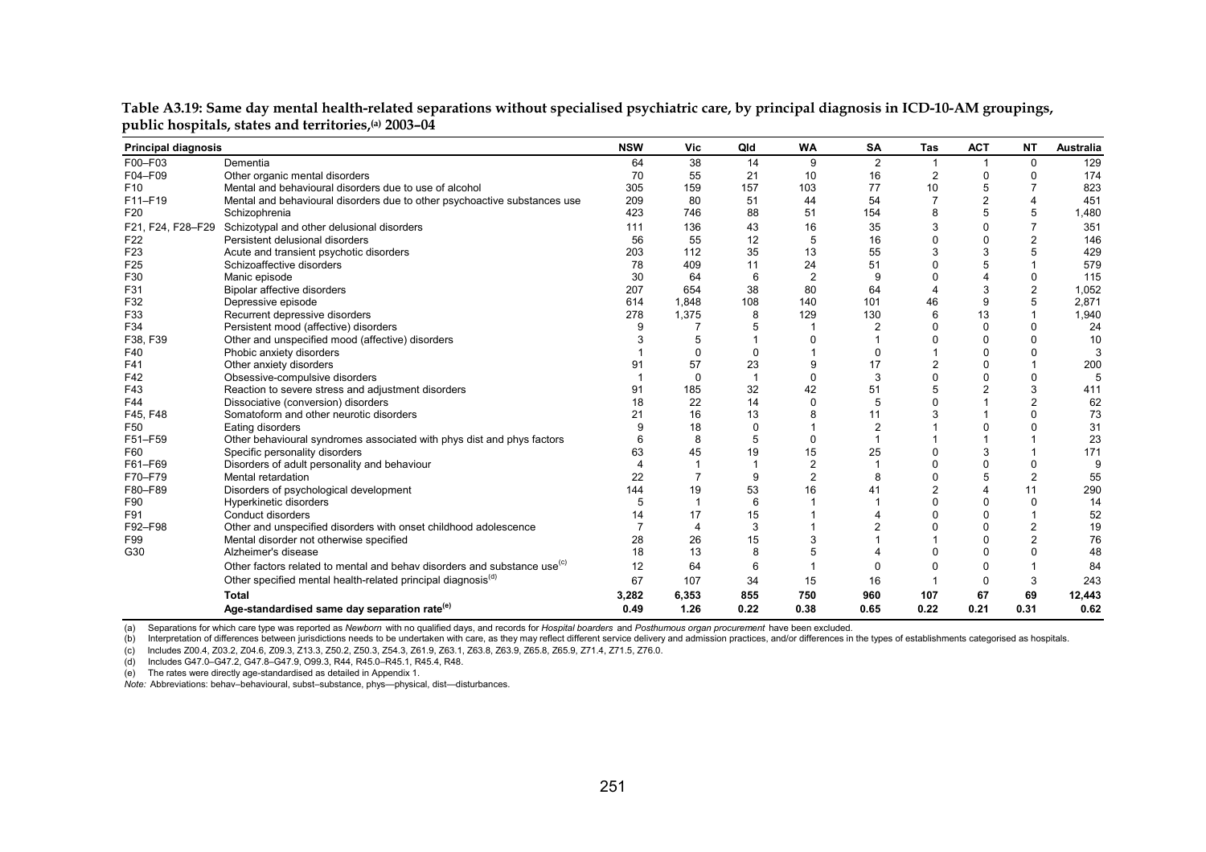**Table A3.19: Same day mental health-related separations without specialised psychiatric care, by principal diagnosis in ICD-10-AM groupings, public hospitals, states and territories,[(a)] 2003–04**

| Principal diagnosis | | NSW | Vic | Qld | WA | SA | Tas | ACT | NT | Australia |
|---|---|---|---|---|---|---|---|---|---|---|
| F00–F03 | Dementia | 64 | 38 | 14 | 9 | 2 | 1 | 1 | 0 | 129 |
| F04–F09 | Other organic mental disorders | 70 | 55 | 21 | 10 | 16 | 2 | 0 | 0 | 174 |
| F10 | Mental and behavioural disorders due to use of alcohol | 305 | 159 | 157 | 103 | 77 | 10 | 5 | 7 | 823 |
| F11–F19 | Mental and behavioural disorders due to other psychoactive substances use | 209 | 80 | 51 | 44 | 54 | 7 | 2 | 4 | 451 |
| F20 | Schizophrenia | 423 | 746 | 88 | 51 | 154 | 8 | 5 | 5 | 1,480 |
| F21, F24, F28–F29 | Schizotypal and other delusional disorders | 111 | 136 | 43 | 16 | 35 | 3 | 0 | 7 | 351 |
| F22 | Persistent delusional disorders | 56 | 55 | 12 | 5 | 16 | 0 | 0 | 2 | 146 |
| F23 | Acute and transient psychotic disorders | 203 | 112 | 35 | 13 | 55 | 3 | 3 | 5 | 429 |
| F25 | Schizoaffective disorders | 78 | 409 | 11 | 24 | 51 | 0 | 5 | 1 | 579 |
| F30 | Manic episode | 30 | 64 | 6 | 2 | 9 | 0 | 4 | 0 | 115 |
| F31 | Bipolar affective disorders | 207 | 654 | 38 | 80 | 64 | 4 | 3 | 2 | 1,052 |
| F32 | Depressive episode | 614 | 1,848 | 108 | 140 | 101 | 46 | 9 | 5 | 2,871 |
| F33 | Recurrent depressive disorders | 278 | 1,375 | 8 | 129 | 130 | 6 | 13 | 1 | 1,940 |
| F34 | Persistent mood (affective) disorders | 9 | 7 | 5 | 1 | 2 | 0 | 0 | 0 | 24 |
| F38, F39 | Other and unspecified mood (affective) disorders | 3 | 5 | 1 | 0 | 1 | 0 | 0 | 0 | 10 |
| F40 | Phobic anxiety disorders | 1 | 0 | 0 | 1 | 0 | 1 | 0 | 0 | 3 |
| F41 | Other anxiety disorders | 91 | 57 | 23 | 9 | 17 | 2 | 0 | 1 | 200 |
| F42 | Obsessive-compulsive disorders | 1 | 0 | 1 | 0 | 3 | 0 | 0 | 0 | 5 |
| F43 | Reaction to severe stress and adjustment disorders | 91 | 185 | 32 | 42 | 51 | 5 | 2 | 3 | 411 |
| F44 | Dissociative (conversion) disorders | 18 | 22 | 14 | 0 | 5 | 0 | 1 | 2 | 62 |
| F45, F48 | Somatoform and other neurotic disorders | 21 | 16 | 13 | 8 | 11 | 3 | 1 | 0 | 73 |
| F50 | Eating disorders | 9 | 18 | 0 | 1 | 2 | 1 | 0 | 0 | 31 |
| F51–F59 | Other behavioural syndromes associated with phys dist and phys factors | 6 | 8 | 5 | 0 | 1 | 1 | 1 | 1 | 23 |
| F60 | Specific personality disorders | 63 | 45 | 19 | 15 | 25 | 0 | 3 | 1 | 171 |
| F61–F69 | Disorders of adult personality and behaviour | 4 | 1 | 1 | 2 | 1 | 0 | 0 | 0 | 9 |
| F70–F79 | Mental retardation | 22 | 7 | 9 | 2 | 8 | 0 | 5 | 2 | 55 |
| F80–F89 | Disorders of psychological development | 144 | 19 | 53 | 16 | 41 | 2 | 4 | 11 | 290 |
| F90 | Hyperkinetic disorders | 5 | 1 | 6 | 1 | 1 | 0 | 0 | 0 | 14 |
| F91 | Conduct disorders | 14 | 17 | 15 | 1 | 4 | 0 | 0 | 1 | 52 |
| F92–F98 | Other and unspecified disorders with onset childhood adolescence | 7 | 4 | 3 | 1 | 2 | 0 | 0 | 2 | 19 |
| F99 | Mental disorder not otherwise specified | 28 | 26 | 15 | 3 | 1 | 1 | 0 | 2 | 76 |
| G30 | Alzheimer's disease | 18 | 13 | 8 | 5 | 4 | 0 | 0 | 0 | 48 |
| | Other factors related to mental and behav disorders and substance use[(c)] | 12 | 64 | 6 | 1 | 0 | 0 | 0 | 1 | 84 |
| | Other specified mental health-related principal diagnosis[(d)] | 67 | 107 | 34 | 15 | 16 | 1 | 0 | 3 | 243 |
| | **Total** | **3,282** | **6,353** | **855** | **750** | **960** | **107** | **67** | **69** | **12,443** |
| | **Age-standardised same day separation rate[(e)]** | **0.49** | **1.26** | **0.22** | **0.38** | **0.65** | **0.22** | **0.21** | **0.31** | **0.62** |

(a) Separations for which care type was reported as *Newborn* with no qualified days, and records for *Hospital boarders* and *Posthumous organ procurement* have been excluded.

(b) Interpretation of differences between jurisdictions needs to be undertaken with care, as they may reflect different service delivery and admission practices, and/or differences in the types of establishments categorised as hospitals.

(c) Includes Z00.4, Z03.2, Z04.6, Z09.3, Z13.3, Z50.2, Z50.3, Z54.3, Z61.9, Z63.1, Z63.8, Z63.9, Z65.8, Z65.9, Z71.4, Z71.5, Z76.0.

(d) Includes G47.0–G47.2, G47.8–G47.9, O99.3, R44, R45.0–R45.1, R45.4, R48.

(e) The rates were directly age-standardised as detailed in Appendix 1.

*Note:* Abbreviations: behav–behavioural, subst–substance, phys—physical, dist—disturbances.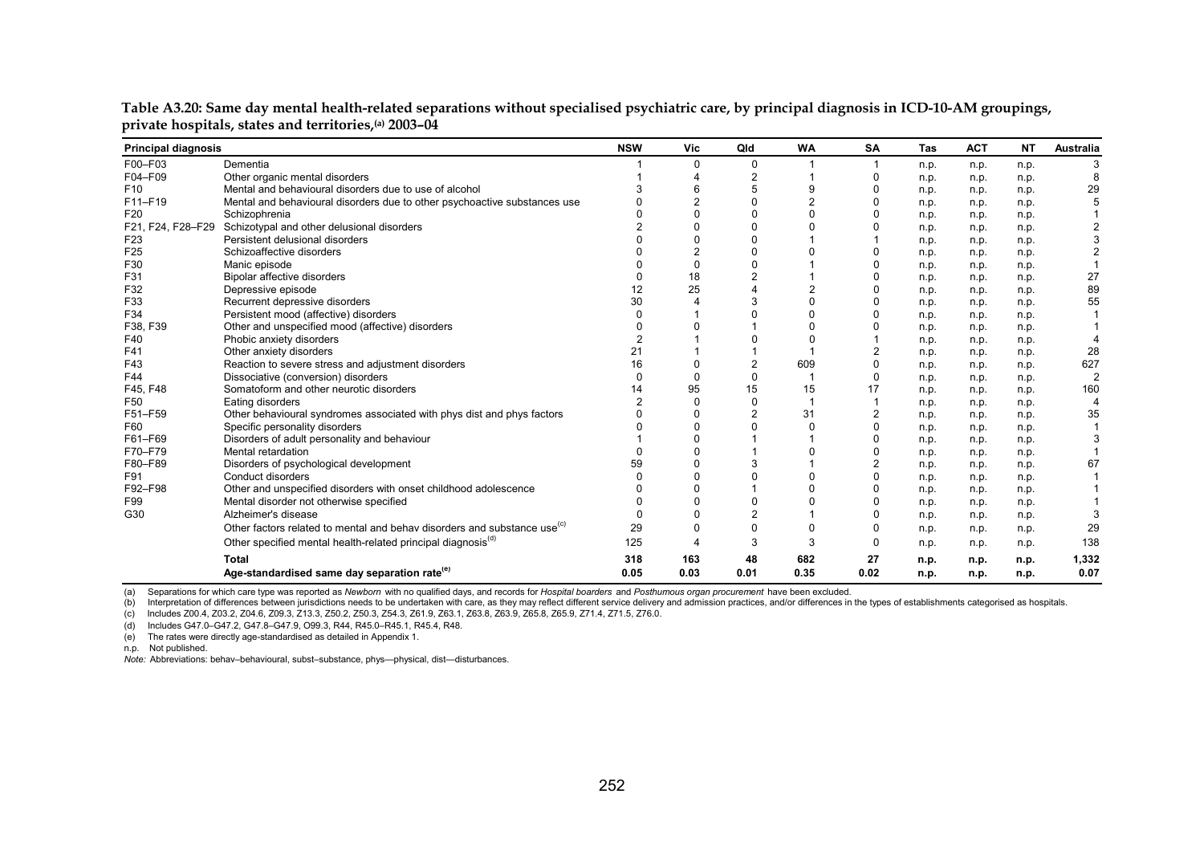**Table A3.20: Same day mental health-related separations without specialised psychiatric care, by principal diagnosis in ICD-10-AM groupings, private hospitals, states and territories,[a] 2003–04**

| Principal diagnosis | | NSW | Vic | Qld | WA | SA | Tas | ACT | NT | Australia |
|---|---|---|---|---|---|---|---|---|---|---|
| F00–F03 | Dementia | 1 | 0 | 0 | 1 | 1 | n.p. | n.p. | n.p. | 3 |
| F04–F09 | Other organic mental disorders | 1 | 4 | 2 | 1 | 0 | n.p. | n.p. | n.p. | 8 |
| F10 | Mental and behavioural disorders due to use of alcohol | 3 | 6 | 5 | 9 | 0 | n.p. | n.p. | n.p. | 29 |
| F11–F19 | Mental and behavioural disorders due to other psychoactive substances use | 0 | 2 | 0 | 2 | 0 | n.p. | n.p. | n.p. | 5 |
| F20 | Schizophrenia | 0 | 0 | 0 | 0 | 0 | n.p. | n.p. | n.p. | 1 |
| F21, F24, F28–F29 | Schizotypal and other delusional disorders | 2 | 0 | 0 | 0 | 0 | n.p. | n.p. | n.p. | 2 |
| F23 | Persistent delusional disorders | 0 | 0 | 0 | 1 | 1 | n.p. | n.p. | n.p. | 3 |
| F25 | Schizoaffective disorders | 0 | 2 | 0 | 0 | 0 | n.p. | n.p. | n.p. | 2 |
| F30 | Manic episode | 0 | 0 | 0 | 1 | 0 | n.p. | n.p. | n.p. | 1 |
| F31 | Bipolar affective disorders | 0 | 18 | 2 | 1 | 0 | n.p. | n.p. | n.p. | 27 |
| F32 | Depressive episode | 12 | 25 | 4 | 2 | 0 | n.p. | n.p. | n.p. | 89 |
| F33 | Recurrent depressive disorders | 30 | 4 | 3 | 0 | 0 | n.p. | n.p. | n.p. | 55 |
| F34 | Persistent mood (affective) disorders | 0 | 1 | 0 | 0 | 0 | n.p. | n.p. | n.p. | 1 |
| F38, F39 | Other and unspecified mood (affective) disorders | 0 | 0 | 1 | 0 | 0 | n.p. | n.p. | n.p. | 1 |
| F40 | Phobic anxiety disorders | 2 | 1 | 0 | 0 | 1 | n.p. | n.p. | n.p. | 4 |
| F41 | Other anxiety disorders | 21 | 1 | 1 | 1 | 2 | n.p. | n.p. | n.p. | 28 |
| F43 | Reaction to severe stress and adjustment disorders | 16 | 0 | 2 | 609 | 0 | n.p. | n.p. | n.p. | 627 |
| F44 | Dissociative (conversion) disorders | 0 | 0 | 0 | 1 | 0 | n.p. | n.p. | n.p. | 2 |
| F45, F48 | Somatoform and other neurotic disorders | 14 | 95 | 15 | 15 | 17 | n.p. | n.p. | n.p. | 160 |
| F50 | Eating disorders | 2 | 0 | 0 | 1 | 1 | n.p. | n.p. | n.p. | 4 |
| F51–F59 | Other behavioural syndromes associated with phys dist and phys factors | 0 | 0 | 2 | 31 | 2 | n.p. | n.p. | n.p. | 35 |
| F60 | Specific personality disorders | 0 | 0 | 0 | 0 | 0 | n.p. | n.p. | n.p. | 1 |
| F61–F69 | Disorders of adult personality and behaviour | 1 | 0 | 1 | 1 | 0 | n.p. | n.p. | n.p. | 3 |
| F70–F79 | Mental retardation | 0 | 0 | 1 | 0 | 0 | n.p. | n.p. | n.p. | 1 |
| F80–F89 | Disorders of psychological development | 59 | 0 | 3 | 1 | 2 | n.p. | n.p. | n.p. | 67 |
| F91 | Conduct disorders | 0 | 0 | 0 | 0 | 0 | n.p. | n.p. | n.p. | 1 |
| F92–F98 | Other and unspecified disorders with onset childhood adolescence | 0 | 0 | 1 | 0 | 0 | n.p. | n.p. | n.p. | 1 |
| F99 | Mental disorder not otherwise specified | 0 | 0 | 0 | 0 | 0 | n.p. | n.p. | n.p. | 1 |
| G30 | Alzheimer's disease | 0 | 0 | 2 | 1 | 0 | n.p. | n.p. | n.p. | 3 |
| | Other factors related to mental and behav disorders and substance use[c] | 29 | 0 | 0 | 0 | 0 | n.p. | n.p. | n.p. | 29 |
| | Other specified mental health-related principal diagnosis[d] | 125 | 4 | 3 | 3 | 0 | n.p. | n.p. | n.p. | 138 |
| | **Total** | **318** | **163** | **48** | **682** | **27** | **n.p.** | **n.p.** | **n.p.** | **1,332** |
| | **Age-standardised same day separation rate[e]** | **0.05** | **0.03** | **0.01** | **0.35** | **0.02** | **n.p.** | **n.p.** | **n.p.** | **0.07** |

(a) Separations for which care type was reported as *Newborn* with no qualified days, and records for *Hospital boarders* and *Posthumous organ procurement* have been excluded.

(b) Interpretation of differences between jurisdictions needs to be undertaken with care, as they may reflect different service delivery and admission practices, and/or differences in the types of establishments categorised as hospitals.

(c) Includes Z00.4, Z03.2, Z04.6, Z09.3, Z13.3, Z50.2, Z50.3, Z54.3, Z61.9, Z63.1, Z63.8, Z63.9, Z65.8, Z65.9, Z71.4, Z71.5, Z76.0.

(d) Includes G47.0–G47.2, G47.8–G47.9, O99.3, R44, R45.0–R45.1, R45.4, R48.

(e) The rates were directly age-standardised as detailed in Appendix 1.

n.p. Not published.

*Note:* Abbreviations: behav–behavioural, subst–substance, phys—physical, dist—disturbances.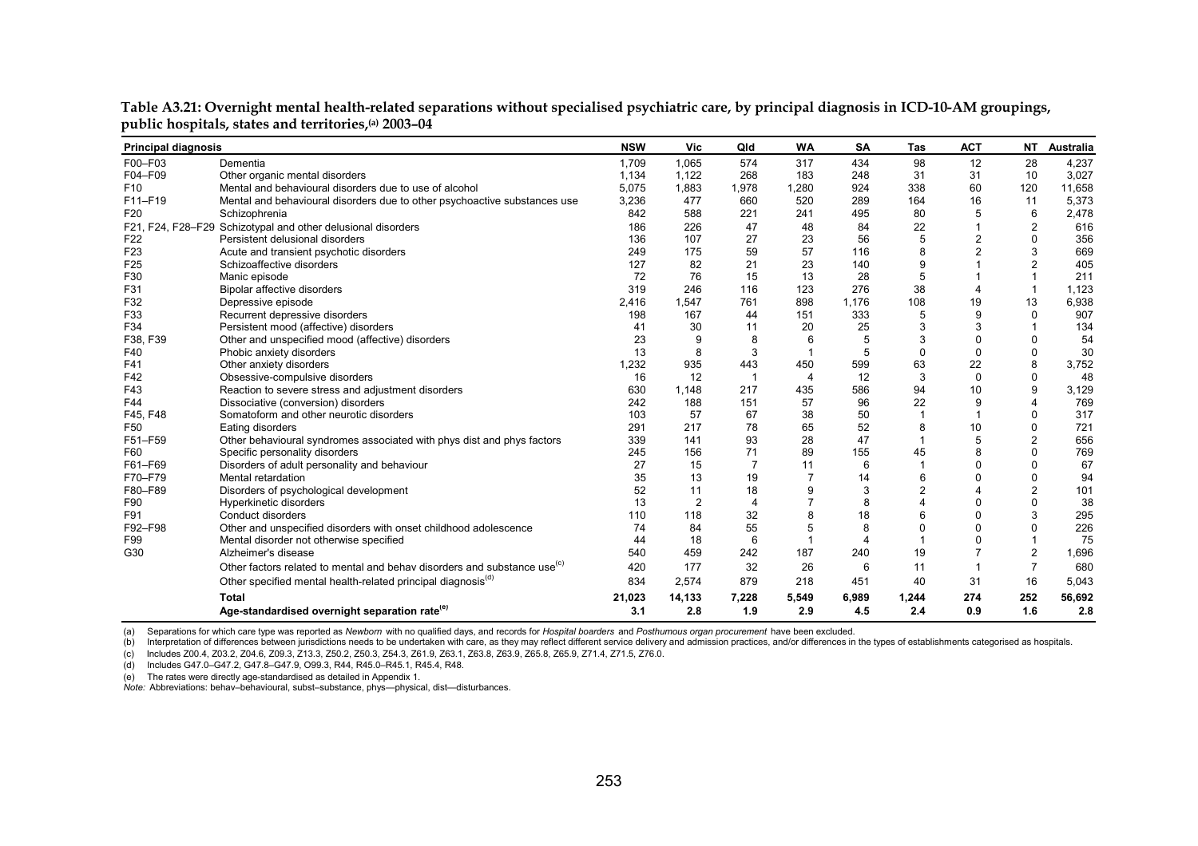**Table A3.21: Overnight mental health-related separations without specialised psychiatric care, by principal diagnosis in ICD-10-AM groupings, public hospitals, states and territories,[(a)] 2003–04**

| Principal diagnosis | | NSW | Vic | Qld | WA | SA | Tas | ACT | NT | Australia |
|---|---|---|---|---|---|---|---|---|---|---|
| F00–F03 | Dementia | 1,709 | 1,065 | 574 | 317 | 434 | 98 | 12 | 28 | 4,237 |
| F04–F09 | Other organic mental disorders | 1,134 | 1,122 | 268 | 183 | 248 | 31 | 31 | 10 | 3,027 |
| F10 | Mental and behavioural disorders due to use of alcohol | 5,075 | 1,883 | 1,978 | 1,280 | 924 | 338 | 60 | 120 | 11,658 |
| F11–F19 | Mental and behavioural disorders due to other psychoactive substances use | 3,236 | 477 | 660 | 520 | 289 | 164 | 16 | 11 | 5,373 |
| F20 | Schizophrenia | 842 | 588 | 221 | 241 | 495 | 80 | 5 | 6 | 2,478 |
| F21, F24, F28–F29 | Schizotypal and other delusional disorders | 186 | 226 | 47 | 48 | 84 | 22 | 1 | 2 | 616 |
| F22 | Persistent delusional disorders | 136 | 107 | 27 | 23 | 56 | 5 | 2 | 0 | 356 |
| F23 | Acute and transient psychotic disorders | 249 | 175 | 59 | 57 | 116 | 8 | 2 | 3 | 669 |
| F25 | Schizoaffective disorders | 127 | 82 | 21 | 23 | 140 | 9 | 1 | 2 | 405 |
| F30 | Manic episode | 72 | 76 | 15 | 13 | 28 | 5 | 1 | 1 | 211 |
| F31 | Bipolar affective disorders | 319 | 246 | 116 | 123 | 276 | 38 | 4 | 1 | 1,123 |
| F32 | Depressive episode | 2,416 | 1,547 | 761 | 898 | 1,176 | 108 | 19 | 13 | 6,938 |
| F33 | Recurrent depressive disorders | 198 | 167 | 44 | 151 | 333 | 5 | 9 | 0 | 907 |
| F34 | Persistent mood (affective) disorders | 41 | 30 | 11 | 20 | 25 | 3 | 3 | 1 | 134 |
| F38, F39 | Other and unspecified mood (affective) disorders | 23 | 9 | 8 | 6 | 5 | 3 | 0 | 0 | 54 |
| F40 | Phobic anxiety disorders | 13 | 8 | 3 | 1 | 5 | 0 | 0 | 0 | 30 |
| F41 | Other anxiety disorders | 1,232 | 935 | 443 | 450 | 599 | 63 | 22 | 8 | 3,752 |
| F42 | Obsessive-compulsive disorders | 16 | 12 | 1 | 4 | 12 | 3 | 0 | 0 | 48 |
| F43 | Reaction to severe stress and adjustment disorders | 630 | 1,148 | 217 | 435 | 586 | 94 | 10 | 9 | 3,129 |
| F44 | Dissociative (conversion) disorders | 242 | 188 | 151 | 57 | 96 | 22 | 9 | 4 | 769 |
| F45, F48 | Somatoform and other neurotic disorders | 103 | 57 | 67 | 38 | 50 | 1 | 1 | 0 | 317 |
| F50 | Eating disorders | 291 | 217 | 78 | 65 | 52 | 8 | 10 | 0 | 721 |
| F51–F59 | Other behavioural syndromes associated with phys dist and phys factors | 339 | 141 | 93 | 28 | 47 | 1 | 5 | 2 | 656 |
| F60 | Specific personality disorders | 245 | 156 | 71 | 89 | 155 | 45 | 8 | 0 | 769 |
| F61–F69 | Disorders of adult personality and behaviour | 27 | 15 | 7 | 11 | 6 | 1 | 0 | 0 | 67 |
| F70–F79 | Mental retardation | 35 | 13 | 19 | 7 | 14 | 6 | 0 | 0 | 94 |
| F80–F89 | Disorders of psychological development | 52 | 11 | 18 | 9 | 3 | 2 | 4 | 2 | 101 |
| F90 | Hyperkinetic disorders | 13 | 2 | 4 | 7 | 8 | 4 | 0 | 0 | 38 |
| F91 | Conduct disorders | 110 | 118 | 32 | 8 | 18 | 6 | 0 | 3 | 295 |
| F92–F98 | Other and unspecified disorders with onset childhood adolescence | 74 | 84 | 55 | 5 | 8 | 0 | 0 | 0 | 226 |
| F99 | Mental disorder not otherwise specified | 44 | 18 | 6 | 1 | 4 | 1 | 0 | 1 | 75 |
| G30 | Alzheimer's disease | 540 | 459 | 242 | 187 | 240 | 19 | 7 | 2 | 1,696 |
| | Other factors related to mental and behav disorders and substance use[(c)] | 420 | 177 | 32 | 26 | 6 | 11 | 1 | 7 | 680 |
| | Other specified mental health-related principal diagnosis[(d)] | 834 | 2,574 | 879 | 218 | 451 | 40 | 31 | 16 | 5,043 |
| | **Total** | **21,023** | **14,133** | **7,228** | **5,549** | **6,989** | **1,244** | **274** | **252** | **56,692** |
| | **Age-standardised overnight separation rate[(e)]** | **3.1** | **2.8** | **1.9** | **2.9** | **4.5** | **2.4** | **0.9** | **1.6** | **2.8** |

(a) Separations for which care type was reported as *Newborn* with no qualified days, and records for *Hospital boarders* and *Posthumous organ procurement* have been excluded.

(b) Interpretation of differences between jurisdictions needs to be undertaken with care, as they may reflect different service delivery and admission practices, and/or differences in the types of establishments categorised as hospitals.

(c) Includes Z00.4, Z03.2, Z04.6, Z09.3, Z13.3, Z50.2, Z50.3, Z54.3, Z61.9, Z63.1, Z63.8, Z63.9, Z65.8, Z65.9, Z71.4, Z71.5, Z76.0.

(d) Includes G47.0–G47.2, G47.8–G47.9, O99.3, R44, R45.0–R45.1, R45.4, R48.

(e) The rates were directly age-standardised as detailed in Appendix 1.

*Note:* Abbreviations: behav–behavioural, subst–substance, phys—physical, dist—disturbances.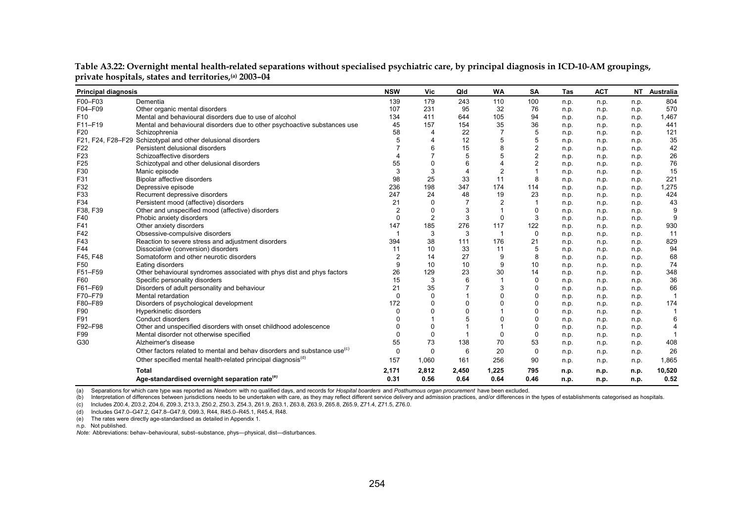**Table A3.22: Overnight mental health-related separations without specialised psychiatric care, by principal diagnosis in ICD-10-AM groupings, private hospitals, states and territories,(a) 2003–04**

| Principal diagnosis | | NSW | Vic | Qld | WA | SA | Tas | ACT | NT | Australia |
|---|---|---|---|---|---|---|---|---|---|---|
| F00–F03 | Dementia | 139 | 179 | 243 | 110 | 100 | n.p. | n.p. | n.p. | 804 |
| F04–F09 | Other organic mental disorders | 107 | 231 | 95 | 32 | 76 | n.p. | n.p. | n.p. | 570 |
| F10 | Mental and behavioural disorders due to use of alcohol | 134 | 411 | 644 | 105 | 94 | n.p. | n.p. | n.p. | 1,467 |
| F11–F19 | Mental and behavioural disorders due to other psychoactive substances use | 45 | 157 | 154 | 35 | 36 | n.p. | n.p. | n.p. | 441 |
| F20 | Schizophrenia | 58 | 4 | 22 | 7 | 5 | n.p. | n.p. | n.p. | 121 |
| F21, F24, F28–F29 | Schizotypal and other delusional disorders | 5 | 4 | 12 | 5 | 5 | n.p. | n.p. | n.p. | 35 |
| F22 | Persistent delusional disorders | 7 | 6 | 15 | 8 | 2 | n.p. | n.p. | n.p. | 42 |
| F23 | Schizoaffective disorders | 4 | 7 | 5 | 5 | 2 | n.p. | n.p. | n.p. | 26 |
| F25 | Schizotypal and other delusional disorders | 55 | 0 | 6 | 4 | 2 | n.p. | n.p. | n.p. | 76 |
| F30 | Manic episode | 3 | 3 | 4 | 2 | 1 | n.p. | n.p. | n.p. | 15 |
| F31 | Bipolar affective disorders | 98 | 25 | 33 | 11 | 8 | n.p. | n.p. | n.p. | 221 |
| F32 | Depressive episode | 236 | 198 | 347 | 174 | 114 | n.p. | n.p. | n.p. | 1,275 |
| F33 | Recurrent depressive disorders | 247 | 24 | 48 | 19 | 23 | n.p. | n.p. | n.p. | 424 |
| F34 | Persistent mood (affective) disorders | 21 | 0 | 7 | 2 | 1 | n.p. | n.p. | n.p. | 43 |
| F38, F39 | Other and unspecified mood (affective) disorders | 2 | 0 | 3 | 1 | 0 | n.p. | n.p. | n.p. | 9 |
| F40 | Phobic anxiety disorders | 0 | 2 | 3 | 0 | 3 | n.p. | n.p. | n.p. | 9 |
| F41 | Other anxiety disorders | 147 | 185 | 276 | 117 | 122 | n.p. | n.p. | n.p. | 930 |
| F42 | Obsessive-compulsive disorders | 1 | 3 | 3 | 1 | 0 | n.p. | n.p. | n.p. | 11 |
| F43 | Reaction to severe stress and adjustment disorders | 394 | 38 | 111 | 176 | 21 | n.p. | n.p. | n.p. | 829 |
| F44 | Dissociative (conversion) disorders | 11 | 10 | 33 | 11 | 5 | n.p. | n.p. | n.p. | 94 |
| F45, F48 | Somatoform and other neurotic disorders | 2 | 14 | 27 | 9 | 8 | n.p. | n.p. | n.p. | 68 |
| F50 | Eating disorders | 9 | 10 | 10 | 9 | 10 | n.p. | n.p. | n.p. | 74 |
| F51–F59 | Other behavioural syndromes associated with phys dist and phys factors | 26 | 129 | 23 | 30 | 14 | n.p. | n.p. | n.p. | 348 |
| F60 | Specific personality disorders | 15 | 3 | 6 | 1 | 0 | n.p. | n.p. | n.p. | 36 |
| F61–F69 | Disorders of adult personality and behaviour | 21 | 35 | 7 | 3 | 0 | n.p. | n.p. | n.p. | 66 |
| F70–F79 | Mental retardation | 0 | 0 | 1 | 0 | 0 | n.p. | n.p. | n.p. | 1 |
| F80–F89 | Disorders of psychological development | 172 | 0 | 0 | 0 | 0 | n.p. | n.p. | n.p. | 174 |
| F90 | Hyperkinetic disorders | 0 | 0 | 0 | 1 | 0 | n.p. | n.p. | n.p. | 1 |
| F91 | Conduct disorders | 0 | 1 | 5 | 0 | 0 | n.p. | n.p. | n.p. | 6 |
| F92–F98 | Other and unspecified disorders with onset childhood adolescence | 0 | 0 | 1 | 1 | 0 | n.p. | n.p. | n.p. | 4 |
| F99 | Mental disorder not otherwise specified | 0 | 0 | 1 | 0 | 0 | n.p. | n.p. | n.p. | 1 |
| G30 | Alzheimer's disease | 55 | 73 | 138 | 70 | 53 | n.p. | n.p. | n.p. | 408 |
| | Other factors related to mental and behav disorders and substance use(c) | 0 | 0 | 6 | 20 | 0 | n.p. | n.p. | n.p. | 26 |
| | Other specified mental health-related principal diagnosis(d) | 157 | 1,060 | 161 | 256 | 90 | n.p. | n.p. | n.p. | 1,865 |
| | **Total** | **2,171** | **2,812** | **2,450** | **1,225** | **795** | **n.p.** | **n.p.** | **n.p.** | **10,520** |
| | **Age-standardised overnight separation rate(e)** | **0.31** | **0.56** | **0.64** | **0.64** | **0.46** | **n.p.** | **n.p.** | **n.p.** | **0.52** |

(a) Separations for which care type was reported as *Newborn* with no qualified days, and records for *Hospital boarders* and *Posthumous organ procurement* have been excluded.

(b) Interpretation of differences between jurisdictions needs to be undertaken with care, as they may reflect different service delivery and admission practices, and/or differences in the types of establishments categorised as hospitals.

(c) Includes Z00.4, Z03.2, Z04.6, Z09.3, Z13.3, Z50.2, Z50.3, Z54.3, Z61.9, Z63.1, Z63.8, Z63.9, Z65.8, Z65.9, Z71.4, Z71.5, Z76.0.

(d) Includes G47.0–G47.2, G47.8–G47.9, O99.3, R44, R45.0–R45.1, R45.4, R48.

(e) The rates were directly age-standardised as detailed in Appendix 1.

n.p. Not published.

*Note:* Abbreviations: behav–behavioural, subst–substance, phys—physical, dist—disturbances.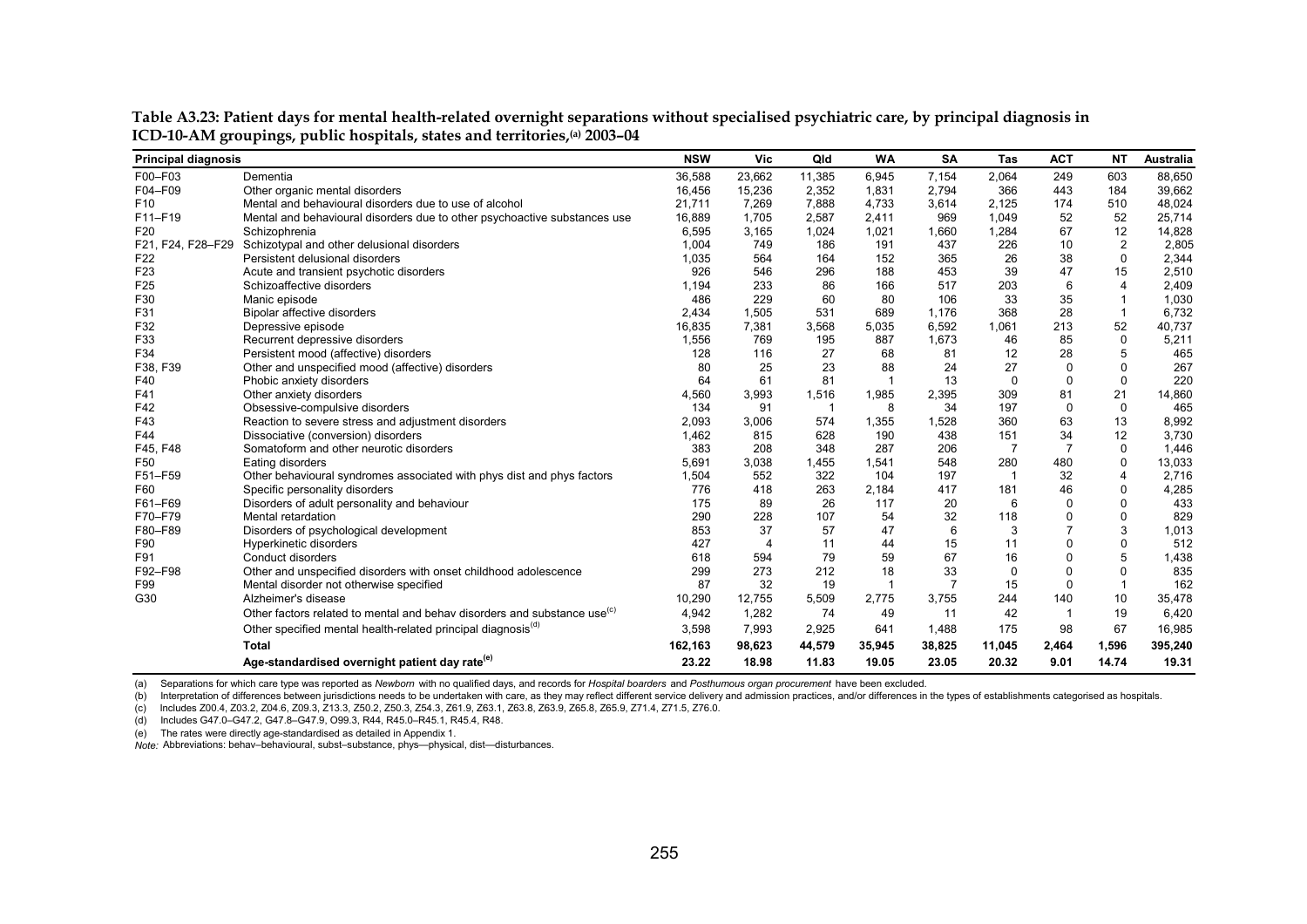**Table A3.23: Patient days for mental health-related overnight separations without specialised psychiatric care, by principal diagnosis in ICD-10-AM groupings, public hospitals, states and territories,[(a)] 2003–04**

| Principal diagnosis | | NSW | Vic | Qld | WA | SA | Tas | ACT | NT | Australia |
|---|---|---|---|---|---|---|---|---|---|---|
| F00–F03 | Dementia | 36,588 | 23,662 | 11,385 | 6,945 | 7,154 | 2,064 | 249 | 603 | 88,650 |
| F04–F09 | Other organic mental disorders | 16,456 | 15,236 | 2,352 | 1,831 | 2,794 | 366 | 443 | 184 | 39,662 |
| F10 | Mental and behavioural disorders due to use of alcohol | 21,711 | 7,269 | 7,888 | 4,733 | 3,614 | 2,125 | 174 | 510 | 48,024 |
| F11–F19 | Mental and behavioural disorders due to other psychoactive substances use | 16,889 | 1,705 | 2,587 | 2,411 | 969 | 1,049 | 52 | 52 | 25,714 |
| F20 | Schizophrenia | 6,595 | 3,165 | 1,024 | 1,021 | 1,660 | 1,284 | 67 | 12 | 14,828 |
| F21, F24, F28–F29 | Schizotypal and other delusional disorders | 1,004 | 749 | 186 | 191 | 437 | 226 | 10 | 2 | 2,805 |
| F22 | Persistent delusional disorders | 1,035 | 564 | 164 | 152 | 365 | 26 | 38 | 0 | 2,344 |
| F23 | Acute and transient psychotic disorders | 926 | 546 | 296 | 188 | 453 | 39 | 47 | 15 | 2,510 |
| F25 | Schizoaffective disorders | 1,194 | 233 | 86 | 166 | 517 | 203 | 6 | 4 | 2,409 |
| F30 | Manic episode | 486 | 229 | 60 | 80 | 106 | 33 | 35 | 1 | 1,030 |
| F31 | Bipolar affective disorders | 2,434 | 1,505 | 531 | 689 | 1,176 | 368 | 28 | 1 | 6,732 |
| F32 | Depressive episode | 16,835 | 7,381 | 3,568 | 5,035 | 6,592 | 1,061 | 213 | 52 | 40,737 |
| F33 | Recurrent depressive disorders | 1,556 | 769 | 195 | 887 | 1,673 | 46 | 85 | 0 | 5,211 |
| F34 | Persistent mood (affective) disorders | 128 | 116 | 27 | 68 | 81 | 12 | 28 | 5 | 465 |
| F38, F39 | Other and unspecified mood (affective) disorders | 80 | 25 | 23 | 88 | 24 | 27 | 0 | 0 | 267 |
| F40 | Phobic anxiety disorders | 64 | 61 | 81 | 1 | 13 | 0 | 0 | 0 | 220 |
| F41 | Other anxiety disorders | 4,560 | 3,993 | 1,516 | 1,985 | 2,395 | 309 | 81 | 21 | 14,860 |
| F42 | Obsessive-compulsive disorders | 134 | 91 | 1 | 8 | 34 | 197 | 0 | 0 | 465 |
| F43 | Reaction to severe stress and adjustment disorders | 2,093 | 3,006 | 574 | 1,355 | 1,528 | 360 | 63 | 13 | 8,992 |
| F44 | Dissociative (conversion) disorders | 1,462 | 815 | 628 | 190 | 438 | 151 | 34 | 12 | 3,730 |
| F45, F48 | Somatoform and other neurotic disorders | 383 | 208 | 348 | 287 | 206 | 7 | 7 | 0 | 1,446 |
| F50 | Eating disorders | 5,691 | 3,038 | 1,455 | 1,541 | 548 | 280 | 480 | 0 | 13,033 |
| F51–F59 | Other behavioural syndromes associated with phys dist and phys factors | 1,504 | 552 | 322 | 104 | 197 | 1 | 32 | 4 | 2,716 |
| F60 | Specific personality disorders | 776 | 418 | 263 | 2,184 | 417 | 181 | 46 | 0 | 4,285 |
| F61–F69 | Disorders of adult personality and behaviour | 175 | 89 | 26 | 117 | 20 | 6 | 0 | 0 | 433 |
| F70–F79 | Mental retardation | 290 | 228 | 107 | 54 | 32 | 118 | 0 | 0 | 829 |
| F80–F89 | Disorders of psychological development | 853 | 37 | 57 | 47 | 6 | 3 | 7 | 3 | 1,013 |
| F90 | Hyperkinetic disorders | 427 | 4 | 11 | 44 | 15 | 11 | 0 | 0 | 512 |
| F91 | Conduct disorders | 618 | 594 | 79 | 59 | 67 | 16 | 0 | 5 | 1,438 |
| F92–F98 | Other and unspecified disorders with onset childhood adolescence | 299 | 273 | 212 | 18 | 33 | 0 | 0 | 0 | 835 |
| F99 | Mental disorder not otherwise specified | 87 | 32 | 19 | 1 | 7 | 15 | 0 | 1 | 162 |
| G30 | Alzheimer's disease | 10,290 | 12,755 | 5,509 | 2,775 | 3,755 | 244 | 140 | 10 | 35,478 |
| | Other factors related to mental and behav disorders and substance use[(c)] | 4,942 | 1,282 | 74 | 49 | 11 | 42 | 1 | 19 | 6,420 |
| | Other specified mental health-related principal diagnosis[(d)] | 3,598 | 7,993 | 2,925 | 641 | 1,488 | 175 | 98 | 67 | 16,985 |
| | **Total** | **162,163** | **98,623** | **44,579** | **35,945** | **38,825** | **11,045** | **2,464** | **1,596** | **395,240** |
| | **Age-standardised overnight patient day rate[(e)]** | **23.22** | **18.98** | **11.83** | **19.05** | **23.05** | **20.32** | **9.01** | **14.74** | **19.31** |

(a) Separations for which care type was reported as *Newborn* with no qualified days, and records for *Hospital boarders* and *Posthumous organ procurement* have been excluded.

(b) Interpretation of differences between jurisdictions needs to be undertaken with care, as they may reflect different service delivery and admission practices, and/or differences in the types of establishments categorised as hospitals.

(c) Includes Z00.4, Z03.2, Z04.6, Z09.3, Z13.3, Z50.2, Z50.3, Z54.3, Z61.9, Z63.1, Z63.8, Z63.9, Z65.8, Z65.9, Z71.4, Z71.5, Z76.0.

(d) Includes G47.0–G47.2, G47.8–G47.9, O99.3, R44, R45.0–R45.1, R45.4, R48.

(e) The rates were directly age-standardised as detailed in Appendix 1.

*Note:* Abbreviations: behav–behavioural, subst–substance, phys—physical, dist—disturbances.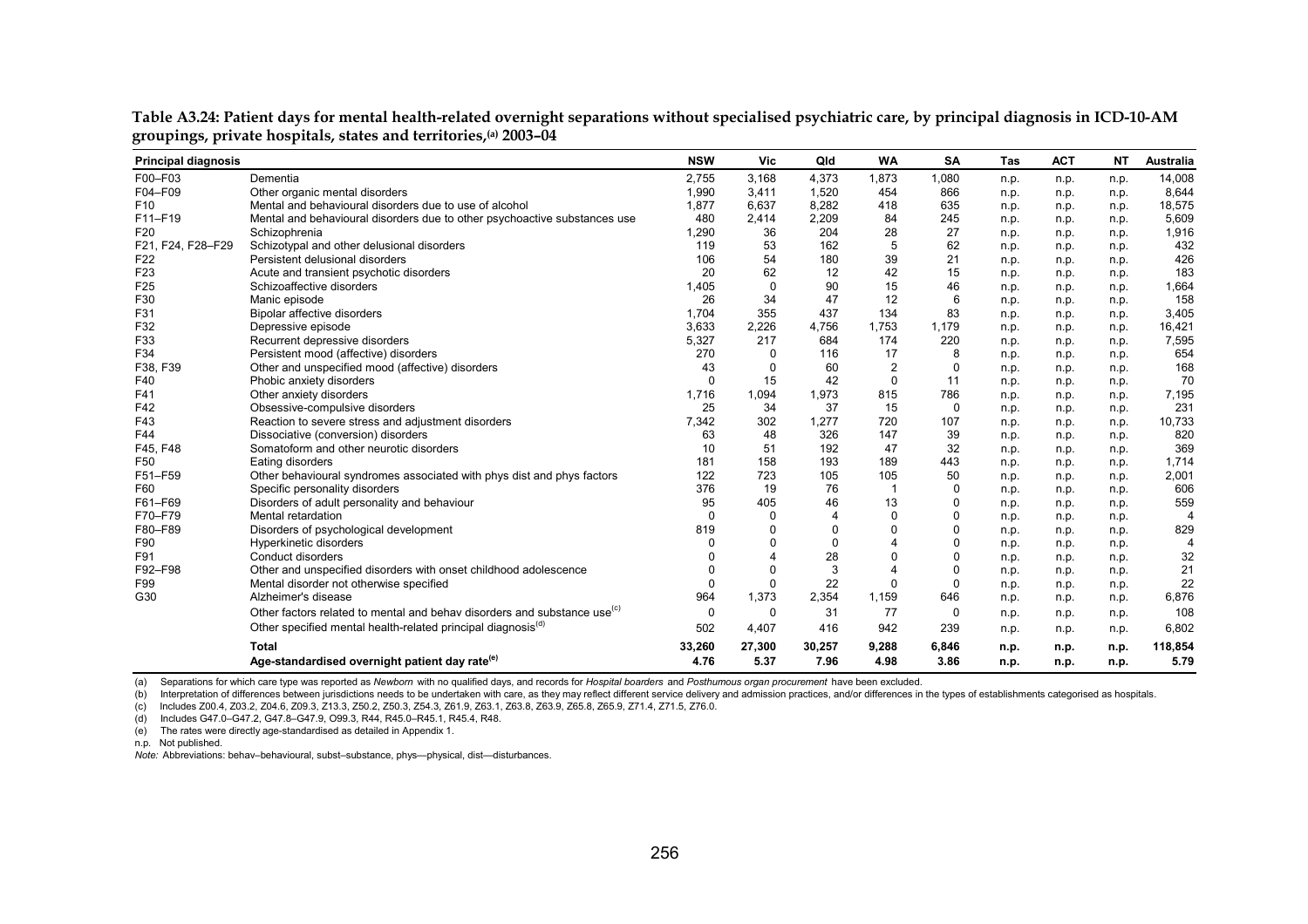**Table A3.24: Patient days for mental health-related overnight separations without specialised psychiatric care, by principal diagnosis in ICD-10-AM groupings, private hospitals, states and territories,[(a)] 2003–04**

| Principal diagnosis | | NSW | Vic | Qld | WA | SA | Tas | ACT | NT | Australia |
|---|---|---|---|---|---|---|---|---|---|---|
| F00–F03 | Dementia | 2,755 | 3,168 | 4,373 | 1,873 | 1,080 | n.p. | n.p. | n.p. | 14,008 |
| F04–F09 | Other organic mental disorders | 1,990 | 3,411 | 1,520 | 454 | 866 | n.p. | n.p. | n.p. | 8,644 |
| F10 | Mental and behavioural disorders due to use of alcohol | 1,877 | 6,637 | 8,282 | 418 | 635 | n.p. | n.p. | n.p. | 18,575 |
| F11–F19 | Mental and behavioural disorders due to other psychoactive substances use | 480 | 2,414 | 2,209 | 84 | 245 | n.p. | n.p. | n.p. | 5,609 |
| F20 | Schizophrenia | 1,290 | 36 | 204 | 28 | 27 | n.p. | n.p. | n.p. | 1,916 |
| F21, F24, F28–F29 | Schizotypal and other delusional disorders | 119 | 53 | 162 | 5 | 62 | n.p. | n.p. | n.p. | 432 |
| F22 | Persistent delusional disorders | 106 | 54 | 180 | 39 | 21 | n.p. | n.p. | n.p. | 426 |
| F23 | Acute and transient psychotic disorders | 20 | 62 | 12 | 42 | 15 | n.p. | n.p. | n.p. | 183 |
| F25 | Schizoaffective disorders | 1,405 | 0 | 90 | 15 | 46 | n.p. | n.p. | n.p. | 1,664 |
| F30 | Manic episode | 26 | 34 | 47 | 12 | 6 | n.p. | n.p. | n.p. | 158 |
| F31 | Bipolar affective disorders | 1,704 | 355 | 437 | 134 | 83 | n.p. | n.p. | n.p. | 3,405 |
| F32 | Depressive episode | 3,633 | 2,226 | 4,756 | 1,753 | 1,179 | n.p. | n.p. | n.p. | 16,421 |
| F33 | Recurrent depressive disorders | 5,327 | 217 | 684 | 174 | 220 | n.p. | n.p. | n.p. | 7,595 |
| F34 | Persistent mood (affective) disorders | 270 | 0 | 116 | 17 | 8 | n.p. | n.p. | n.p. | 654 |
| F38, F39 | Other and unspecified mood (affective) disorders | 43 | 0 | 60 | 2 | 0 | n.p. | n.p. | n.p. | 168 |
| F40 | Phobic anxiety disorders | 0 | 15 | 42 | 0 | 11 | n.p. | n.p. | n.p. | 70 |
| F41 | Other anxiety disorders | 1,716 | 1,094 | 1,973 | 815 | 786 | n.p. | n.p. | n.p. | 7,195 |
| F42 | Obsessive-compulsive disorders | 25 | 34 | 37 | 15 | 0 | n.p. | n.p. | n.p. | 231 |
| F43 | Reaction to severe stress and adjustment disorders | 7,342 | 302 | 1,277 | 720 | 107 | n.p. | n.p. | n.p. | 10,733 |
| F44 | Dissociative (conversion) disorders | 63 | 48 | 326 | 147 | 39 | n.p. | n.p. | n.p. | 820 |
| F45, F48 | Somatoform and other neurotic disorders | 10 | 51 | 192 | 47 | 32 | n.p. | n.p. | n.p. | 369 |
| F50 | Eating disorders | 181 | 158 | 193 | 189 | 443 | n.p. | n.p. | n.p. | 1,714 |
| F51–F59 | Other behavioural syndromes associated with phys dist and phys factors | 122 | 723 | 105 | 105 | 50 | n.p. | n.p. | n.p. | 2,001 |
| F60 | Specific personality disorders | 376 | 19 | 76 | 1 | 0 | n.p. | n.p. | n.p. | 606 |
| F61–F69 | Disorders of adult personality and behaviour | 95 | 405 | 46 | 13 | 0 | n.p. | n.p. | n.p. | 559 |
| F70–F79 | Mental retardation | 0 | 0 | 4 | 0 | 0 | n.p. | n.p. | n.p. | 4 |
| F80–F89 | Disorders of psychological development | 819 | 0 | 0 | 0 | 0 | n.p. | n.p. | n.p. | 829 |
| F90 | Hyperkinetic disorders | 0 | 0 | 0 | 4 | 0 | n.p. | n.p. | n.p. | 4 |
| F91 | Conduct disorders | 0 | 4 | 28 | 0 | 0 | n.p. | n.p. | n.p. | 32 |
| F92–F98 | Other and unspecified disorders with onset childhood adolescence | 0 | 0 | 3 | 4 | 0 | n.p. | n.p. | n.p. | 21 |
| F99 | Mental disorder not otherwise specified | 0 | 0 | 22 | 0 | 0 | n.p. | n.p. | n.p. | 22 |
| G30 | Alzheimer's disease | 964 | 1,373 | 2,354 | 1,159 | 646 | n.p. | n.p. | n.p. | 6,876 |
| | Other factors related to mental and behav disorders and substance use[(c)] | 0 | 0 | 31 | 77 | 0 | n.p. | n.p. | n.p. | 108 |
| | Other specified mental health-related principal diagnosis[(d)] | 502 | 4,407 | 416 | 942 | 239 | n.p. | n.p. | n.p. | 6,802 |
| | **Total** | **33,260** | **27,300** | **30,257** | **9,288** | **6,846** | **n.p.** | **n.p.** | **n.p.** | **118,854** |
| | **Age-standardised overnight patient day rate[(e)]** | **4.76** | **5.37** | **7.96** | **4.98** | **3.86** | **n.p.** | **n.p.** | **n.p.** | **5.79** |

(a) Separations for which care type was reported as *Newborn* with no qualified days, and records for *Hospital boarders* and *Posthumous organ procurement* have been excluded.

(b) Interpretation of differences between jurisdictions needs to be undertaken with care, as they may reflect different service delivery and admission practices, and/or differences in the types of establishments categorised as hospitals.

(c) Includes Z00.4, Z03.2, Z04.6, Z09.3, Z13.3, Z50.2, Z50.3, Z54.3, Z61.9, Z63.1, Z63.8, Z63.9, Z65.8, Z65.9, Z71.4, Z71.5, Z76.0.

(d) Includes G47.0–G47.2, G47.8–G47.9, O99.3, R44, R45.0–R45.1, R45.4, R48.

(e) The rates were directly age-standardised as detailed in Appendix 1.

n.p. Not published.

*Note:* Abbreviations: behav–behavioural, subst–substance, phys—physical, dist—disturbances.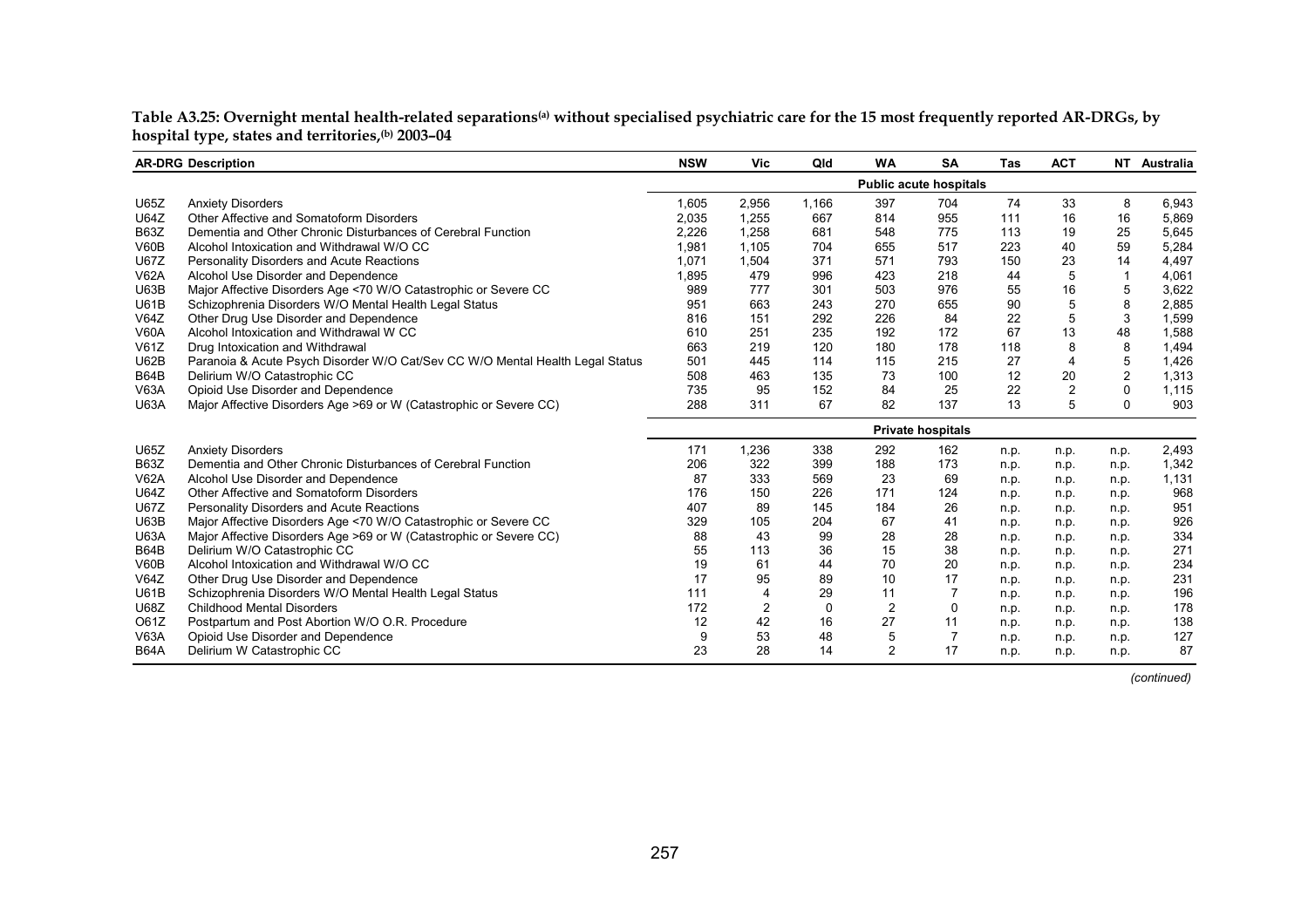**Table A3.25: Overnight mental health-related separations[(a)] without specialised psychiatric care for the 15 most frequently reported AR-DRGs, by hospital type, states and territories,[(b)] 2003–04**

| AR-DRG | Description | NSW | Vic | Qld | WA | SA | Tas | ACT | NT | Australia |
|---|---|---|---|---|---|---|---|---|---|---|
| | | **Public acute hospitals** | | | | | | | | |
| U65Z | Anxiety Disorders | 1,605 | 2,956 | 1,166 | 397 | 704 | 74 | 33 | 8 | 6,943 |
| U64Z | Other Affective and Somatoform Disorders | 2,035 | 1,255 | 667 | 814 | 955 | 111 | 16 | 16 | 5,869 |
| B63Z | Dementia and Other Chronic Disturbances of Cerebral Function | 2,226 | 1,258 | 681 | 548 | 775 | 113 | 19 | 25 | 5,645 |
| V60B | Alcohol Intoxication and Withdrawal W/O CC | 1,981 | 1,105 | 704 | 655 | 517 | 223 | 40 | 59 | 5,284 |
| U67Z | Personality Disorders and Acute Reactions | 1,071 | 1,504 | 371 | 571 | 793 | 150 | 23 | 14 | 4,497 |
| V62A | Alcohol Use Disorder and Dependence | 1,895 | 479 | 996 | 423 | 218 | 44 | 5 | 1 | 4,061 |
| U63B | Major Affective Disorders Age <70 W/O Catastrophic or Severe CC | 989 | 777 | 301 | 503 | 976 | 55 | 16 | 5 | 3,622 |
| U61B | Schizophrenia Disorders W/O Mental Health Legal Status | 951 | 663 | 243 | 270 | 655 | 90 | 5 | 8 | 2,885 |
| V64Z | Other Drug Use Disorder and Dependence | 816 | 151 | 292 | 226 | 84 | 22 | 5 | 3 | 1,599 |
| V60A | Alcohol Intoxication and Withdrawal W CC | 610 | 251 | 235 | 192 | 172 | 67 | 13 | 48 | 1,588 |
| V61Z | Drug Intoxication and Withdrawal | 663 | 219 | 120 | 180 | 178 | 118 | 8 | 8 | 1,494 |
| U62B | Paranoia & Acute Psych Disorder W/O Cat/Sev CC W/O Mental Health Legal Status | 501 | 445 | 114 | 115 | 215 | 27 | 4 | 5 | 1,426 |
| B64B | Delirium W/O Catastrophic CC | 508 | 463 | 135 | 73 | 100 | 12 | 20 | 2 | 1,313 |
| V63A | Opioid Use Disorder and Dependence | 735 | 95 | 152 | 84 | 25 | 22 | 2 | 0 | 1,115 |
| U63A | Major Affective Disorders Age >69 or W (Catastrophic or Severe CC) | 288 | 311 | 67 | 82 | 137 | 13 | 5 | 0 | 903 |
| | | **Private hospitals** | | | | | | | | |
| U65Z | Anxiety Disorders | 171 | 1,236 | 338 | 292 | 162 | n.p. | n.p. | n.p. | 2,493 |
| B63Z | Dementia and Other Chronic Disturbances of Cerebral Function | 206 | 322 | 399 | 188 | 173 | n.p. | n.p. | n.p. | 1,342 |
| V62A | Alcohol Use Disorder and Dependence | 87 | 333 | 569 | 23 | 69 | n.p. | n.p. | n.p. | 1,131 |
| U64Z | Other Affective and Somatoform Disorders | 176 | 150 | 226 | 171 | 124 | n.p. | n.p. | n.p. | 968 |
| U67Z | Personality Disorders and Acute Reactions | 407 | 89 | 145 | 184 | 26 | n.p. | n.p. | n.p. | 951 |
| U63B | Major Affective Disorders Age <70 W/O Catastrophic or Severe CC | 329 | 105 | 204 | 67 | 41 | n.p. | n.p. | n.p. | 926 |
| U63A | Major Affective Disorders Age >69 or W (Catastrophic or Severe CC) | 88 | 43 | 99 | 28 | 28 | n.p. | n.p. | n.p. | 334 |
| B64B | Delirium W/O Catastrophic CC | 55 | 113 | 36 | 15 | 38 | n.p. | n.p. | n.p. | 271 |
| V60B | Alcohol Intoxication and Withdrawal W/O CC | 19 | 61 | 44 | 70 | 20 | n.p. | n.p. | n.p. | 234 |
| V64Z | Other Drug Use Disorder and Dependence | 17 | 95 | 89 | 10 | 17 | n.p. | n.p. | n.p. | 231 |
| U61B | Schizophrenia Disorders W/O Mental Health Legal Status | 111 | 4 | 29 | 11 | 7 | n.p. | n.p. | n.p. | 196 |
| U68Z | Childhood Mental Disorders | 172 | 2 | 0 | 2 | 0 | n.p. | n.p. | n.p. | 178 |
| O61Z | Postpartum and Post Abortion W/O O.R. Procedure | 12 | 42 | 16 | 27 | 11 | n.p. | n.p. | n.p. | 138 |
| V63A | Opioid Use Disorder and Dependence | 9 | 53 | 48 | 5 | 7 | n.p. | n.p. | n.p. | 127 |
| B64A | Delirium W Catastrophic CC | 23 | 28 | 14 | 2 | 17 | n.p. | n.p. | n.p. | 87 |

*(continued)*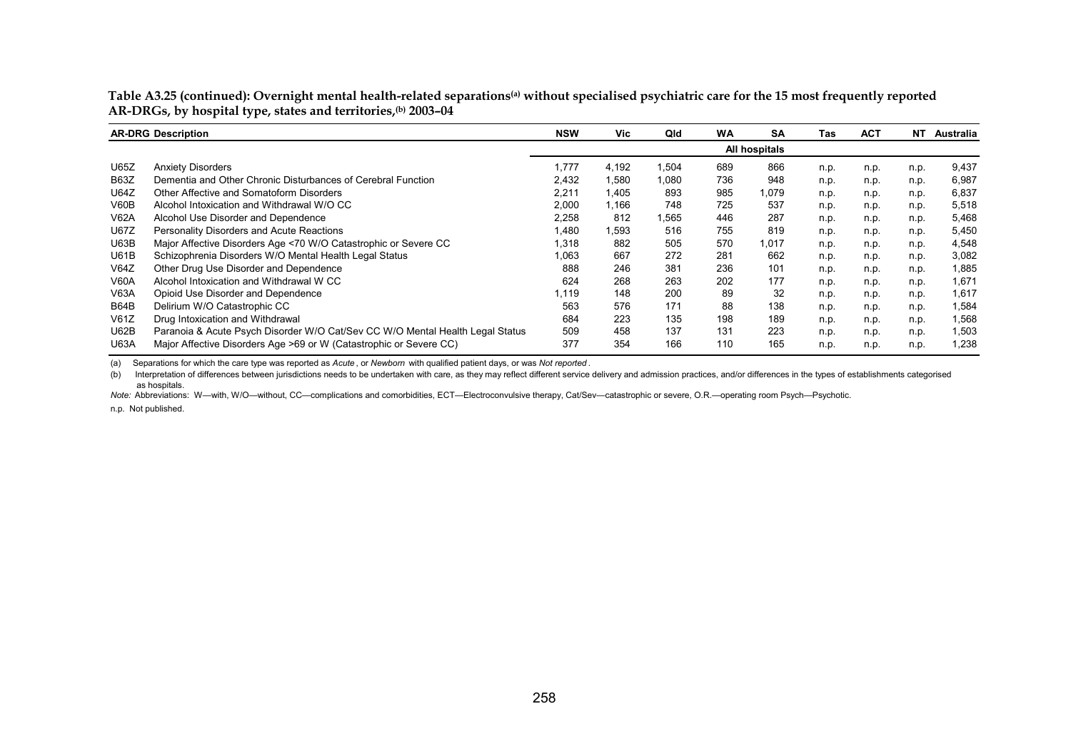**Table A3.25 (continued): Overnight mental health-related separations[(a)] without specialised psychiatric care for the 15 most frequently reported AR-DRGs, by hospital type, states and territories,[(b)] 2003–04**

| AR-DRG | Description | NSW | Vic | Qld | WA | SA | Tas | ACT | NT | Australia |
|---|---|---|---|---|---|---|---|---|---|---|
| | | | | | | All hospitals | | | | |
| U65Z | Anxiety Disorders | 1,777 | 4,192 | 1,504 | 689 | 866 | n.p. | n.p. | n.p. | 9,437 |
| B63Z | Dementia and Other Chronic Disturbances of Cerebral Function | 2,432 | 1,580 | 1,080 | 736 | 948 | n.p. | n.p. | n.p. | 6,987 |
| U64Z | Other Affective and Somatoform Disorders | 2,211 | 1,405 | 893 | 985 | 1,079 | n.p. | n.p. | n.p. | 6,837 |
| V60B | Alcohol Intoxication and Withdrawal W/O CC | 2,000 | 1,166 | 748 | 725 | 537 | n.p. | n.p. | n.p. | 5,518 |
| V62A | Alcohol Use Disorder and Dependence | 2,258 | 812 | 1,565 | 446 | 287 | n.p. | n.p. | n.p. | 5,468 |
| U67Z | Personality Disorders and Acute Reactions | 1,480 | 1,593 | 516 | 755 | 819 | n.p. | n.p. | n.p. | 5,450 |
| U63B | Major Affective Disorders Age <70 W/O Catastrophic or Severe CC | 1,318 | 882 | 505 | 570 | 1,017 | n.p. | n.p. | n.p. | 4,548 |
| U61B | Schizophrenia Disorders W/O Mental Health Legal Status | 1,063 | 667 | 272 | 281 | 662 | n.p. | n.p. | n.p. | 3,082 |
| V64Z | Other Drug Use Disorder and Dependence | 888 | 246 | 381 | 236 | 101 | n.p. | n.p. | n.p. | 1,885 |
| V60A | Alcohol Intoxication and Withdrawal W CC | 624 | 268 | 263 | 202 | 177 | n.p. | n.p. | n.p. | 1,671 |
| V63A | Opioid Use Disorder and Dependence | 1,119 | 148 | 200 | 89 | 32 | n.p. | n.p. | n.p. | 1,617 |
| B64B | Delirium W/O Catastrophic CC | 563 | 576 | 171 | 88 | 138 | n.p. | n.p. | n.p. | 1,584 |
| V61Z | Drug Intoxication and Withdrawal | 684 | 223 | 135 | 198 | 189 | n.p. | n.p. | n.p. | 1,568 |
| U62B | Paranoia & Acute Psych Disorder W/O Cat/Sev CC W/O Mental Health Legal Status | 509 | 458 | 137 | 131 | 223 | n.p. | n.p. | n.p. | 1,503 |
| U63A | Major Affective Disorders Age >69 or W (Catastrophic or Severe CC) | 377 | 354 | 166 | 110 | 165 | n.p. | n.p. | n.p. | 1,238 |

(a) Separations for which the care type was reported as *Acute* , or *Newborn* with qualified patient days, or was *Not reported* .

(b) Interpretation of differences between jurisdictions needs to be undertaken with care, as they may reflect different service delivery and admission practices, and/or differences in the types of establishments categorised as hospitals.

*Note:* Abbreviations: W—with, W/O—without, CC—complications and comorbidities, ECT—Electroconvulsive therapy, Cat/Sev—catastrophic or severe, O.R.—operating room Psych—Psychotic.

n.p. Not published.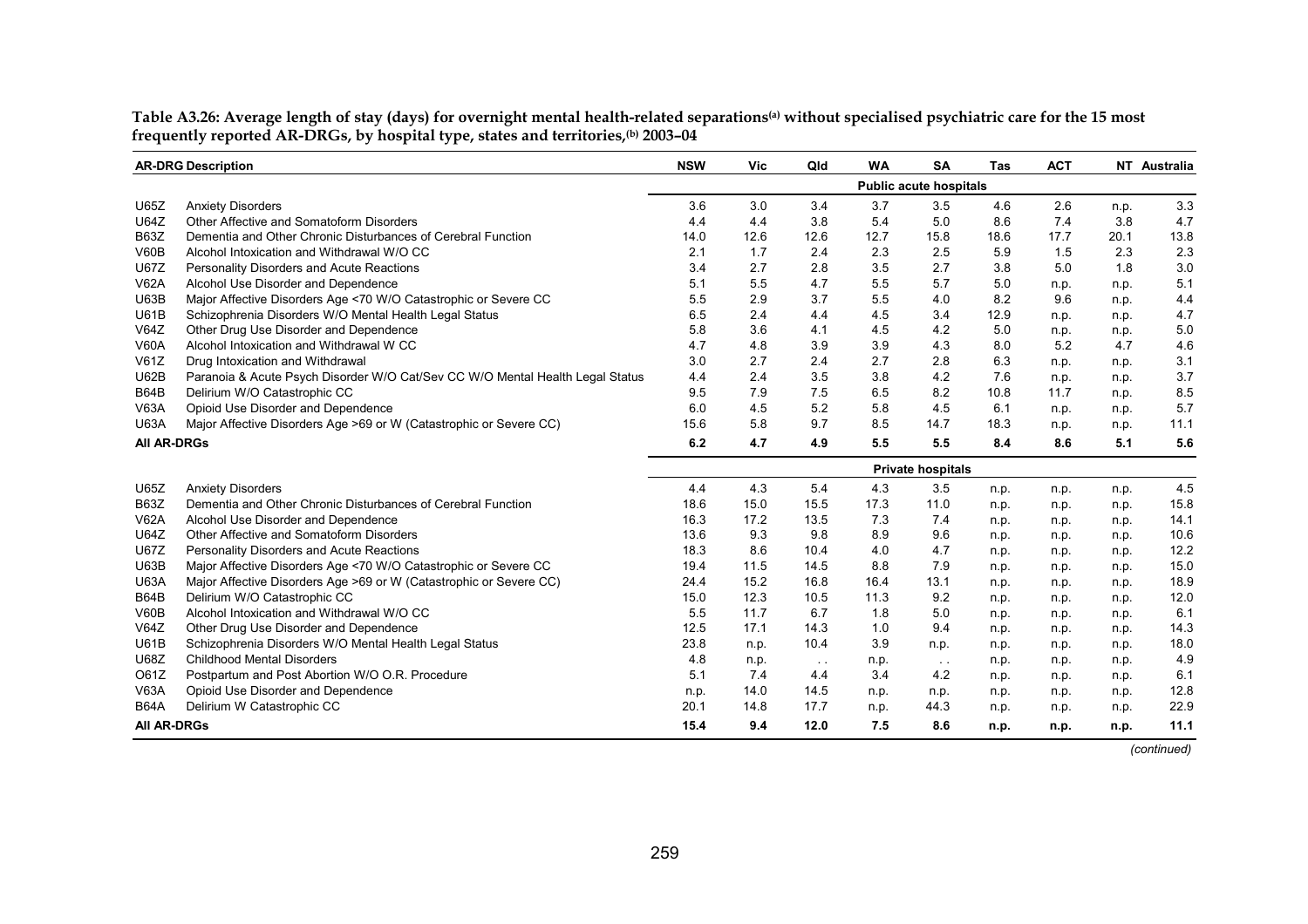**Table A3.26: Average length of stay (days) for overnight mental health-related separations[(a)] without specialised psychiatric care for the 15 most frequently reported AR-DRGs, by hospital type, states and territories,[(b)] 2003–04**

| AR-DRG | Description | NSW | Vic | Qld | WA | SA | Tas | ACT | NT | Australia |
|---|---|---|---|---|---|---|---|---|---|---|
| | | **Public acute hospitals** | | | | | | | | |
| U65Z | Anxiety Disorders | 3.6 | 3.0 | 3.4 | 3.7 | 3.5 | 4.6 | 2.6 | n.p. | 3.3 |
| U64Z | Other Affective and Somatoform Disorders | 4.4 | 4.4 | 3.8 | 5.4 | 5.0 | 8.6 | 7.4 | 3.8 | 4.7 |
| B63Z | Dementia and Other Chronic Disturbances of Cerebral Function | 14.0 | 12.6 | 12.6 | 12.7 | 15.8 | 18.6 | 17.7 | 20.1 | 13.8 |
| V60B | Alcohol Intoxication and Withdrawal W/O CC | 2.1 | 1.7 | 2.4 | 2.3 | 2.5 | 5.9 | 1.5 | 2.3 | 2.3 |
| U67Z | Personality Disorders and Acute Reactions | 3.4 | 2.7 | 2.8 | 3.5 | 2.7 | 3.8 | 5.0 | 1.8 | 3.0 |
| V62A | Alcohol Use Disorder and Dependence | 5.1 | 5.5 | 4.7 | 5.5 | 5.7 | 5.0 | n.p. | n.p. | 5.1 |
| U63B | Major Affective Disorders Age <70 W/O Catastrophic or Severe CC | 5.5 | 2.9 | 3.7 | 5.5 | 4.0 | 8.2 | 9.6 | n.p. | 4.4 |
| U61B | Schizophrenia Disorders W/O Mental Health Legal Status | 6.5 | 2.4 | 4.4 | 4.5 | 3.4 | 12.9 | n.p. | n.p. | 4.7 |
| V64Z | Other Drug Use Disorder and Dependence | 5.8 | 3.6 | 4.1 | 4.5 | 4.2 | 5.0 | n.p. | n.p. | 5.0 |
| V60A | Alcohol Intoxication and Withdrawal W CC | 4.7 | 4.8 | 3.9 | 3.9 | 4.3 | 8.0 | 5.2 | 4.7 | 4.6 |
| V61Z | Drug Intoxication and Withdrawal | 3.0 | 2.7 | 2.4 | 2.7 | 2.8 | 6.3 | n.p. | n.p. | 3.1 |
| U62B | Paranoia & Acute Psych Disorder W/O Cat/Sev CC W/O Mental Health Legal Status | 4.4 | 2.4 | 3.5 | 3.8 | 4.2 | 7.6 | n.p. | n.p. | 3.7 |
| B64B | Delirium W/O Catastrophic CC | 9.5 | 7.9 | 7.5 | 6.5 | 8.2 | 10.8 | 11.7 | n.p. | 8.5 |
| V63A | Opioid Use Disorder and Dependence | 6.0 | 4.5 | 5.2 | 5.8 | 4.5 | 6.1 | n.p. | n.p. | 5.7 |
| U63A | Major Affective Disorders Age >69 or W (Catastrophic or Severe CC) | 15.6 | 5.8 | 9.7 | 8.5 | 14.7 | 18.3 | n.p. | n.p. | 11.1 |
| **All AR-DRGs** | | **6.2** | **4.7** | **4.9** | **5.5** | **5.5** | **8.4** | **8.6** | **5.1** | **5.6** |
| | | **Private hospitals** | | | | | | | | |
| U65Z | Anxiety Disorders | 4.4 | 4.3 | 5.4 | 4.3 | 3.5 | n.p. | n.p. | n.p. | 4.5 |
| B63Z | Dementia and Other Chronic Disturbances of Cerebral Function | 18.6 | 15.0 | 15.5 | 17.3 | 11.0 | n.p. | n.p. | n.p. | 15.8 |
| V62A | Alcohol Use Disorder and Dependence | 16.3 | 17.2 | 13.5 | 7.3 | 7.4 | n.p. | n.p. | n.p. | 14.1 |
| U64Z | Other Affective and Somatoform Disorders | 13.6 | 9.3 | 9.8 | 8.9 | 9.6 | n.p. | n.p. | n.p. | 10.6 |
| U67Z | Personality Disorders and Acute Reactions | 18.3 | 8.6 | 10.4 | 4.0 | 4.7 | n.p. | n.p. | n.p. | 12.2 |
| U63B | Major Affective Disorders Age <70 W/O Catastrophic or Severe CC | 19.4 | 11.5 | 14.5 | 8.8 | 7.9 | n.p. | n.p. | n.p. | 15.0 |
| U63A | Major Affective Disorders Age >69 or W (Catastrophic or Severe CC) | 24.4 | 15.2 | 16.8 | 16.4 | 13.1 | n.p. | n.p. | n.p. | 18.9 |
| B64B | Delirium W/O Catastrophic CC | 15.0 | 12.3 | 10.5 | 11.3 | 9.2 | n.p. | n.p. | n.p. | 12.0 |
| V60B | Alcohol Intoxication and Withdrawal W/O CC | 5.5 | 11.7 | 6.7 | 1.8 | 5.0 | n.p. | n.p. | n.p. | 6.1 |
| V64Z | Other Drug Use Disorder and Dependence | 12.5 | 17.1 | 14.3 | 1.0 | 9.4 | n.p. | n.p. | n.p. | 14.3 |
| U61B | Schizophrenia Disorders W/O Mental Health Legal Status | 23.8 | n.p. | 10.4 | 3.9 | n.p. | n.p. | n.p. | n.p. | 18.0 |
| U68Z | Childhood Mental Disorders | 4.8 | n.p. | . . | n.p. | . . | n.p. | n.p. | n.p. | 4.9 |
| O61Z | Postpartum and Post Abortion W/O O.R. Procedure | 5.1 | 7.4 | 4.4 | 3.4 | 4.2 | n.p. | n.p. | n.p. | 6.1 |
| V63A | Opioid Use Disorder and Dependence | n.p. | 14.0 | 14.5 | n.p. | n.p. | n.p. | n.p. | n.p. | 12.8 |
| B64A | Delirium W Catastrophic CC | 20.1 | 14.8 | 17.7 | n.p. | 44.3 | n.p. | n.p. | n.p. | 22.9 |
| **All AR-DRGs** | | **15.4** | **9.4** | **12.0** | **7.5** | **8.6** | **n.p.** | **n.p.** | **n.p.** | **11.1** |

*(continued)*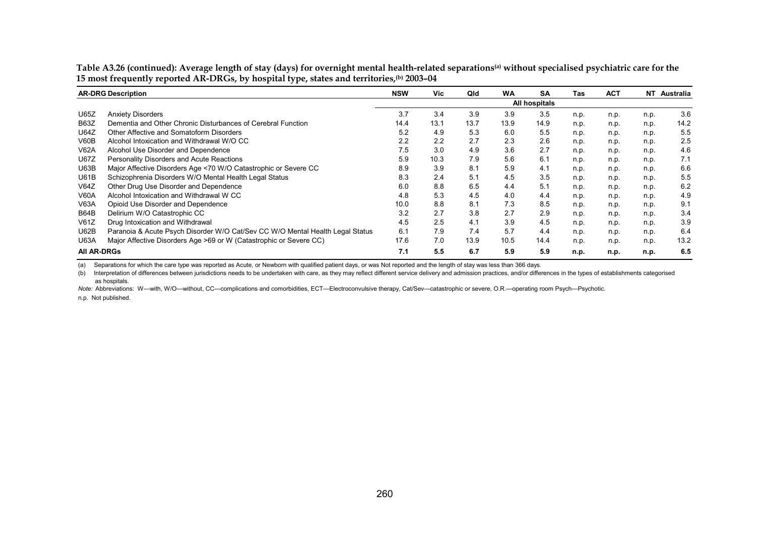**Table A3.26 (continued): Average length of stay (days) for overnight mental health-related separations[(a)] without specialised psychiatric care for the 15 most frequently reported AR-DRGs, by hospital type, states and territories,[(b)] 2003–04**

| AR-DRG | Description | NSW | Vic | Qld | WA | SA | Tas | ACT | NT | Australia |
|---|---|---|---|---|---|---|---|---|---|---|
| | | All hospitals | | | | | | | | |
| U65Z | Anxiety Disorders | 3.7 | 3.4 | 3.9 | 3.9 | 3.5 | n.p. | n.p. | n.p. | 3.6 |
| B63Z | Dementia and Other Chronic Disturbances of Cerebral Function | 14.4 | 13.1 | 13.7 | 13.9 | 14.9 | n.p. | n.p. | n.p. | 14.2 |
| U64Z | Other Affective and Somatoform Disorders | 5.2 | 4.9 | 5.3 | 6.0 | 5.5 | n.p. | n.p. | n.p. | 5.5 |
| V60B | Alcohol Intoxication and Withdrawal W/O CC | 2.2 | 2.2 | 2.7 | 2.3 | 2.6 | n.p. | n.p. | n.p. | 2.5 |
| V62A | Alcohol Use Disorder and Dependence | 7.5 | 3.0 | 4.9 | 3.6 | 2.7 | n.p. | n.p. | n.p. | 4.6 |
| U67Z | Personality Disorders and Acute Reactions | 5.9 | 10.3 | 7.9 | 5.6 | 6.1 | n.p. | n.p. | n.p. | 7.1 |
| U63B | Major Affective Disorders Age <70 W/O Catastrophic or Severe CC | 8.9 | 3.9 | 8.1 | 5.9 | 4.1 | n.p. | n.p. | n.p. | 6.6 |
| U61B | Schizophrenia Disorders W/O Mental Health Legal Status | 8.3 | 2.4 | 5.1 | 4.5 | 3.5 | n.p. | n.p. | n.p. | 5.5 |
| V64Z | Other Drug Use Disorder and Dependence | 6.0 | 8.8 | 6.5 | 4.4 | 5.1 | n.p. | n.p. | n.p. | 6.2 |
| V60A | Alcohol Intoxication and Withdrawal W CC | 4.8 | 5.3 | 4.5 | 4.0 | 4.4 | n.p. | n.p. | n.p. | 4.9 |
| V63A | Opioid Use Disorder and Dependence | 10.0 | 8.8 | 8.1 | 7.3 | 8.5 | n.p. | n.p. | n.p. | 9.1 |
| B64B | Delirium W/O Catastrophic CC | 3.2 | 2.7 | 3.8 | 2.7 | 2.9 | n.p. | n.p. | n.p. | 3.4 |
| V61Z | Drug Intoxication and Withdrawal | 4.5 | 2.5 | 4.1 | 3.9 | 4.5 | n.p. | n.p. | n.p. | 3.9 |
| U62B | Paranoia & Acute Psych Disorder W/O Cat/Sev CC W/O Mental Health Legal Status | 6.1 | 7.9 | 7.4 | 5.7 | 4.4 | n.p. | n.p. | n.p. | 6.4 |
| U63A | Major Affective Disorders Age >69 or W (Catastrophic or Severe CC) | 17.6 | 7.0 | 13.9 | 10.5 | 14.4 | n.p. | n.p. | n.p. | 13.2 |
| **All AR-DRGs** | | **7.1** | **5.5** | **6.7** | **5.9** | **5.9** | **n.p.** | **n.p.** | **n.p.** | **6.5** |

(a) Separations for which the care type was reported as Acute, or Newborn with qualified patient days, or was Not reported and the length of stay was less than 366 days.

(b) Interpretation of differences between jurisdictions needs to be undertaken with care, as they may reflect different service delivery and admission practices, and/or differences in the types of establishments categorised as hospitals.

*Note:* Abbreviations: W—with, W/O—without, CC—complications and comorbidities, ECT—Electroconvulsive therapy, Cat/Sev—catastrophic or severe, O.R.—operating room Psych—Psychotic.

n.p. Not published.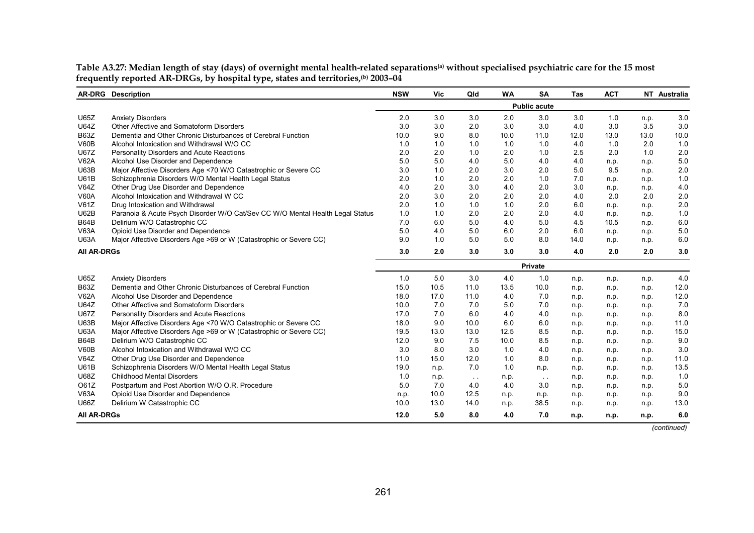**Table A3.27: Median length of stay (days) of overnight mental health-related separations[(a)] without specialised psychiatric care for the 15 most frequently reported AR-DRGs, by hospital type, states and territories,[(b)] 2003–04**

| AR-DRG | Description | NSW | Vic | Qld | WA | SA | Tas | ACT | NT | Australia |
|---|---|---|---|---|---|---|---|---|---|---|
| | | | | | | **Public acute** | | | | |
| U65Z | Anxiety Disorders | 2.0 | 3.0 | 3.0 | 2.0 | 3.0 | 3.0 | 1.0 | n.p. | 3.0 |
| U64Z | Other Affective and Somatoform Disorders | 3.0 | 3.0 | 2.0 | 3.0 | 3.0 | 4.0 | 3.0 | 3.5 | 3.0 |
| B63Z | Dementia and Other Chronic Disturbances of Cerebral Function | 10.0 | 9.0 | 8.0 | 10.0 | 11.0 | 12.0 | 13.0 | 13.0 | 10.0 |
| V60B | Alcohol Intoxication and Withdrawal W/O CC | 1.0 | 1.0 | 1.0 | 1.0 | 1.0 | 4.0 | 1.0 | 2.0 | 1.0 |
| U67Z | Personality Disorders and Acute Reactions | 2.0 | 2.0 | 1.0 | 2.0 | 1.0 | 2.5 | 2.0 | 1.0 | 2.0 |
| V62A | Alcohol Use Disorder and Dependence | 5.0 | 5.0 | 4.0 | 5.0 | 4.0 | 4.0 | n.p. | n.p. | 5.0 |
| U63B | Major Affective Disorders Age <70 W/O Catastrophic or Severe CC | 3.0 | 1.0 | 2.0 | 3.0 | 2.0 | 5.0 | 9.5 | n.p. | 2.0 |
| U61B | Schizophrenia Disorders W/O Mental Health Legal Status | 2.0 | 1.0 | 2.0 | 2.0 | 1.0 | 7.0 | n.p. | n.p. | 1.0 |
| V64Z | Other Drug Use Disorder and Dependence | 4.0 | 2.0 | 3.0 | 4.0 | 2.0 | 3.0 | n.p. | n.p. | 4.0 |
| V60A | Alcohol Intoxication and Withdrawal W CC | 2.0 | 3.0 | 2.0 | 2.0 | 2.0 | 4.0 | 2.0 | 2.0 | 2.0 |
| V61Z | Drug Intoxication and Withdrawal | 2.0 | 1.0 | 1.0 | 1.0 | 2.0 | 6.0 | n.p. | n.p. | 2.0 |
| U62B | Paranoia & Acute Psych Disorder W/O Cat/Sev CC W/O Mental Health Legal Status | 1.0 | 1.0 | 2.0 | 2.0 | 2.0 | 4.0 | n.p. | n.p. | 1.0 |
| B64B | Delirium W/O Catastrophic CC | 7.0 | 6.0 | 5.0 | 4.0 | 5.0 | 4.5 | 10.5 | n.p. | 6.0 |
| V63A | Opioid Use Disorder and Dependence | 5.0 | 4.0 | 5.0 | 6.0 | 2.0 | 6.0 | n.p. | n.p. | 5.0 |
| U63A | Major Affective Disorders Age >69 or W (Catastrophic or Severe CC) | 9.0 | 1.0 | 5.0 | 5.0 | 8.0 | 14.0 | n.p. | n.p. | 6.0 |
| **All AR-DRGs** | | **3.0** | **2.0** | **3.0** | **3.0** | **3.0** | **4.0** | **2.0** | **2.0** | **3.0** |
| | | | | | | **Private** | | | | |
| U65Z | Anxiety Disorders | 1.0 | 5.0 | 3.0 | 4.0 | 1.0 | n.p. | n.p. | n.p. | 4.0 |
| B63Z | Dementia and Other Chronic Disturbances of Cerebral Function | 15.0 | 10.5 | 11.0 | 13.5 | 10.0 | n.p. | n.p. | n.p. | 12.0 |
| V62A | Alcohol Use Disorder and Dependence | 18.0 | 17.0 | 11.0 | 4.0 | 7.0 | n.p. | n.p. | n.p. | 12.0 |
| U64Z | Other Affective and Somatoform Disorders | 10.0 | 7.0 | 7.0 | 5.0 | 7.0 | n.p. | n.p. | n.p. | 7.0 |
| U67Z | Personality Disorders and Acute Reactions | 17.0 | 7.0 | 6.0 | 4.0 | 4.0 | n.p. | n.p. | n.p. | 8.0 |
| U63B | Major Affective Disorders Age <70 W/O Catastrophic or Severe CC | 18.0 | 9.0 | 10.0 | 6.0 | 6.0 | n.p. | n.p. | n.p. | 11.0 |
| U63A | Major Affective Disorders Age >69 or W (Catastrophic or Severe CC) | 19.5 | 13.0 | 13.0 | 12.5 | 8.5 | n.p. | n.p. | n.p. | 15.0 |
| B64B | Delirium W/O Catastrophic CC | 12.0 | 9.0 | 7.5 | 10.0 | 8.5 | n.p. | n.p. | n.p. | 9.0 |
| V60B | Alcohol Intoxication and Withdrawal W/O CC | 3.0 | 8.0 | 3.0 | 1.0 | 4.0 | n.p. | n.p. | n.p. | 3.0 |
| V64Z | Other Drug Use Disorder and Dependence | 11.0 | 15.0 | 12.0 | 1.0 | 8.0 | n.p. | n.p. | n.p. | 11.0 |
| U61B | Schizophrenia Disorders W/O Mental Health Legal Status | 19.0 | n.p. | 7.0 | 1.0 | n.p. | n.p. | n.p. | n.p. | 13.5 |
| U68Z | Childhood Mental Disorders | 1.0 | n.p. | . . | n.p. | . . | n.p. | n.p. | n.p. | 1.0 |
| O61Z | Postpartum and Post Abortion W/O O.R. Procedure | 5.0 | 7.0 | 4.0 | 4.0 | 3.0 | n.p. | n.p. | n.p. | 5.0 |
| V63A | Opioid Use Disorder and Dependence | n.p. | 10.0 | 12.5 | n.p. | n.p. | n.p. | n.p. | n.p. | 9.0 |
| U66Z | Delirium W Catastrophic CC | 10.0 | 13.0 | 14.0 | n.p. | 38.5 | n.p. | n.p. | n.p. | 13.0 |
| **All AR-DRGs** | | **12.0** | **5.0** | **8.0** | **4.0** | **7.0** | **n.p.** | **n.p.** | **n.p.** | **6.0** |

*(continued)*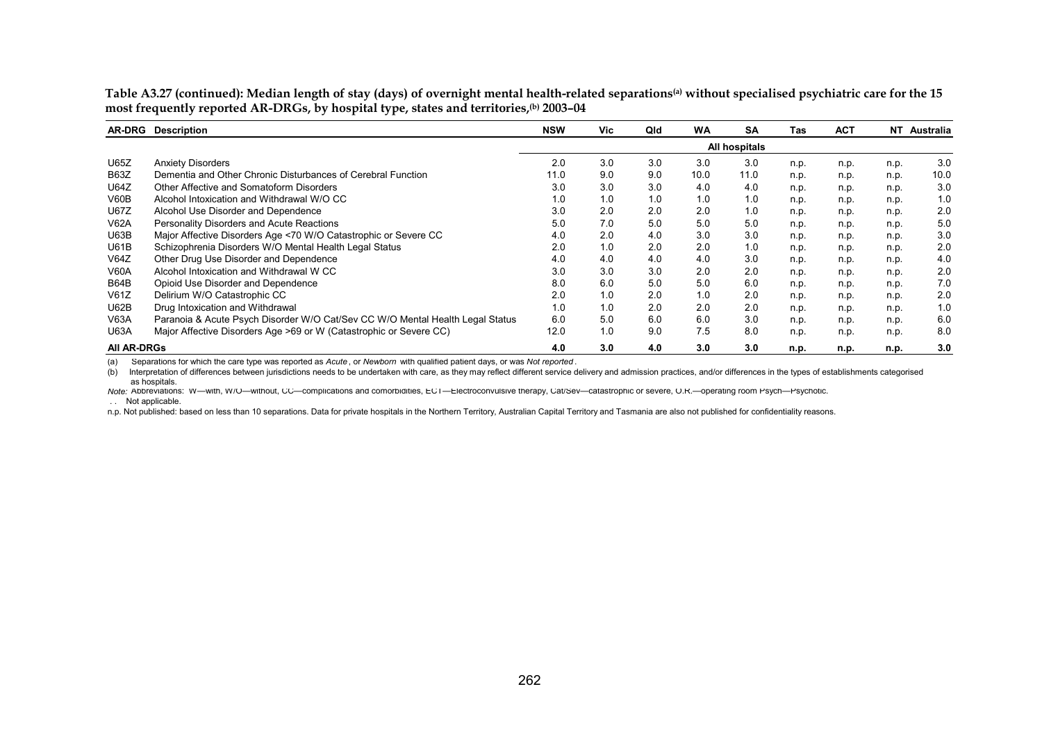**Table A3.27 (continued): Median length of stay (days) of overnight mental health-related separations[(a)] without specialised psychiatric care for the 15 most frequently reported AR-DRGs, by hospital type, states and territories,[(b)] 2003–04**

| AR-DRG | Description | NSW | Vic | Qld | WA | SA | Tas | ACT | NT | Australia |
|---|---|---|---|---|---|---|---|---|---|---|
| | | | | | | All hospitals | | | | |
| U65Z | Anxiety Disorders | 2.0 | 3.0 | 3.0 | 3.0 | 3.0 | n.p. | n.p. | n.p. | 3.0 |
| B63Z | Dementia and Other Chronic Disturbances of Cerebral Function | 11.0 | 9.0 | 9.0 | 10.0 | 11.0 | n.p. | n.p. | n.p. | 10.0 |
| U64Z | Other Affective and Somatoform Disorders | 3.0 | 3.0 | 3.0 | 4.0 | 4.0 | n.p. | n.p. | n.p. | 3.0 |
| V60B | Alcohol Intoxication and Withdrawal W/O CC | 1.0 | 1.0 | 1.0 | 1.0 | 1.0 | n.p. | n.p. | n.p. | 1.0 |
| U67Z | Alcohol Use Disorder and Dependence | 3.0 | 2.0 | 2.0 | 2.0 | 1.0 | n.p. | n.p. | n.p. | 2.0 |
| V62A | Personality Disorders and Acute Reactions | 5.0 | 7.0 | 5.0 | 5.0 | 5.0 | n.p. | n.p. | n.p. | 5.0 |
| U63B | Major Affective Disorders Age <70 W/O Catastrophic or Severe CC | 4.0 | 2.0 | 4.0 | 3.0 | 3.0 | n.p. | n.p. | n.p. | 3.0 |
| U61B | Schizophrenia Disorders W/O Mental Health Legal Status | 2.0 | 1.0 | 2.0 | 2.0 | 1.0 | n.p. | n.p. | n.p. | 2.0 |
| V64Z | Other Drug Use Disorder and Dependence | 4.0 | 4.0 | 4.0 | 4.0 | 3.0 | n.p. | n.p. | n.p. | 4.0 |
| V60A | Alcohol Intoxication and Withdrawal W CC | 3.0 | 3.0 | 3.0 | 2.0 | 2.0 | n.p. | n.p. | n.p. | 2.0 |
| B64B | Opioid Use Disorder and Dependence | 8.0 | 6.0 | 5.0 | 5.0 | 6.0 | n.p. | n.p. | n.p. | 7.0 |
| V61Z | Delirium W/O Catastrophic CC | 2.0 | 1.0 | 2.0 | 1.0 | 2.0 | n.p. | n.p. | n.p. | 2.0 |
| U62B | Drug Intoxication and Withdrawal | 1.0 | 1.0 | 2.0 | 2.0 | 2.0 | n.p. | n.p. | n.p. | 1.0 |
| V63A | Paranoia & Acute Psych Disorder W/O Cat/Sev CC W/O Mental Health Legal Status | 6.0 | 5.0 | 6.0 | 6.0 | 3.0 | n.p. | n.p. | n.p. | 6.0 |
| U63A | Major Affective Disorders Age >69 or W (Catastrophic or Severe CC) | 12.0 | 1.0 | 9.0 | 7.5 | 8.0 | n.p. | n.p. | n.p. | 8.0 |
| **All AR-DRGs** | | **4.0** | **3.0** | **4.0** | **3.0** | **3.0** | **n.p.** | **n.p.** | **n.p.** | **3.0** |

(a) Separations for which the care type was reported as *Acute*, or *Newborn* with qualified patient days, or was *Not reported*.

(b) Interpretation of differences between jurisdictions needs to be undertaken with care, as they may reflect different service delivery and admission practices, and/or differences in the types of establishments categorised as hospitals.

*Note:* Abbreviations: W—with, W/O—without, CC—complications and comorbidities, ECT—Electroconvulsive therapy, Cat/Sev—catastrophic or severe, O.R.—operating room Psych—Psychotic.

. . Not applicable.

n.p. Not published: based on less than 10 separations. Data for private hospitals in the Northern Territory, Australian Capital Territory and Tasmania are also not published for confidentiality reasons.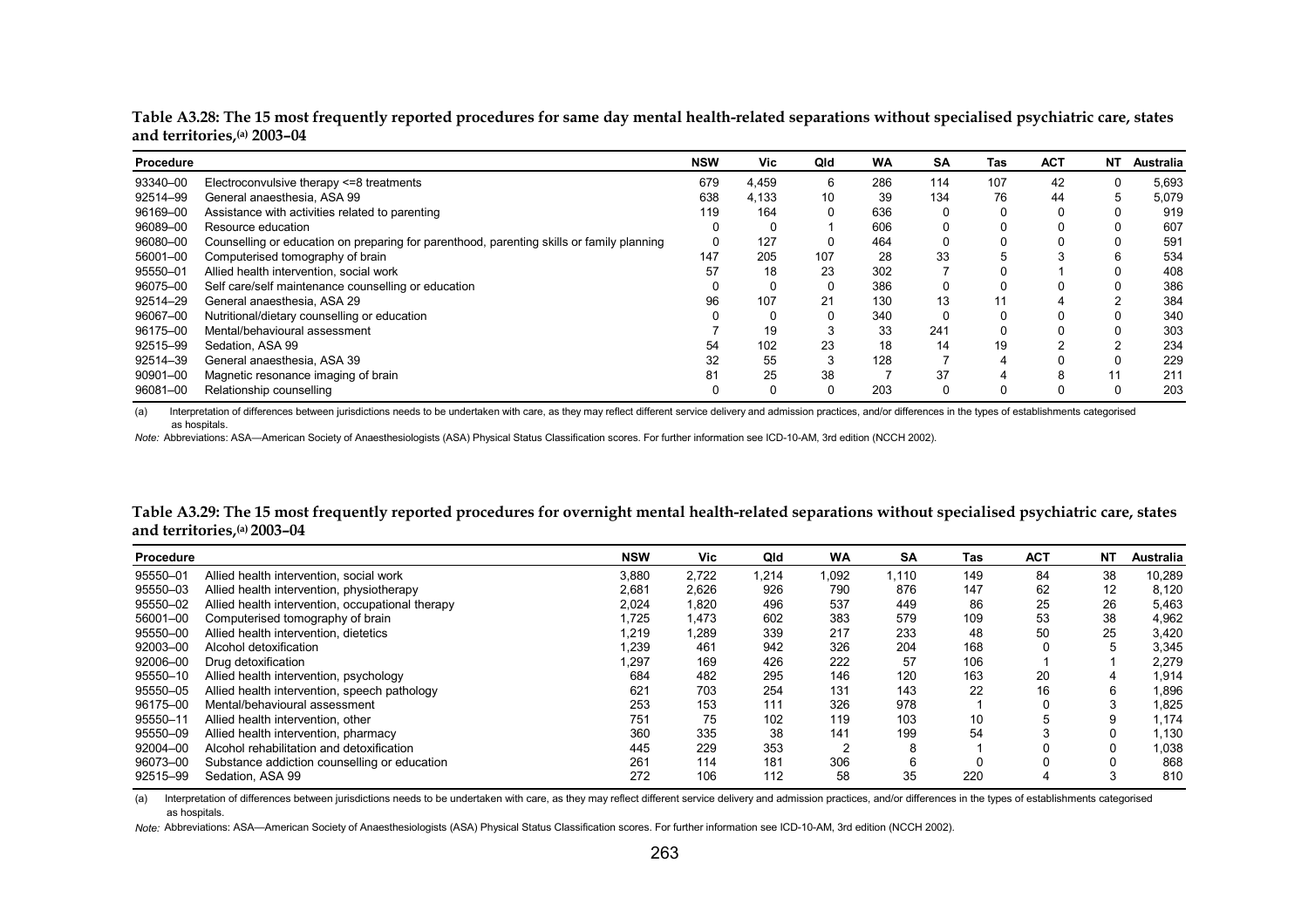**Table A3.28: The 15 most frequently reported procedures for same day mental health-related separations without specialised psychiatric care, states and territories,[(a)] 2003–04**

| Procedure | | NSW | Vic | Qld | WA | SA | Tas | ACT | NT | Australia |
|---|---|---|---|---|---|---|---|---|---|---|
| 93340–00 | Electroconvulsive therapy <=8 treatments | 679 | 4,459 | 6 | 286 | 114 | 107 | 42 | 0 | 5,693 |
| 92514–99 | General anaesthesia, ASA 99 | 638 | 4,133 | 10 | 39 | 134 | 76 | 44 | 5 | 5,079 |
| 96169–00 | Assistance with activities related to parenting | 119 | 164 | 0 | 636 | 0 | 0 | 0 | 0 | 919 |
| 96089–00 | Resource education | 0 | 0 | 1 | 606 | 0 | 0 | 0 | 0 | 607 |
| 96080–00 | Counselling or education on preparing for parenthood, parenting skills or family planning | 0 | 127 | 0 | 464 | 0 | 0 | 0 | 0 | 591 |
| 56001–00 | Computerised tomography of brain | 147 | 205 | 107 | 28 | 33 | 5 | 3 | 6 | 534 |
| 95550–01 | Allied health intervention, social work | 57 | 18 | 23 | 302 | 7 | 0 | 1 | 0 | 408 |
| 96075–00 | Self care/self maintenance counselling or education | 0 | 0 | 0 | 386 | 0 | 0 | 0 | 0 | 386 |
| 92514–29 | General anaesthesia, ASA 29 | 96 | 107 | 21 | 130 | 13 | 11 | 4 | 2 | 384 |
| 96067–00 | Nutritional/dietary counselling or education | 0 | 0 | 0 | 340 | 0 | 0 | 0 | 0 | 340 |
| 96175–00 | Mental/behavioural assessment | 7 | 19 | 3 | 33 | 241 | 0 | 0 | 0 | 303 |
| 92515–99 | Sedation, ASA 99 | 54 | 102 | 23 | 18 | 14 | 19 | 2 | 2 | 234 |
| 92514–39 | General anaesthesia, ASA 39 | 32 | 55 | 3 | 128 | 7 | 4 | 0 | 0 | 229 |
| 90901–00 | Magnetic resonance imaging of brain | 81 | 25 | 38 | 7 | 37 | 4 | 8 | 11 | 211 |
| 96081–00 | Relationship counselling | 0 | 0 | 0 | 203 | 0 | 0 | 0 | 0 | 203 |

(a) Interpretation of differences between jurisdictions needs to be undertaken with care, as they may reflect different service delivery and admission practices, and/or differences in the types of establishments categorised as hospitals.

*Note:* Abbreviations: ASA—American Society of Anaesthesiologists (ASA) Physical Status Classification scores. For further information see ICD-10-AM, 3rd edition (NCCH 2002).

**Table A3.29: The 15 most frequently reported procedures for overnight mental health-related separations without specialised psychiatric care, states and territories,[(a)] 2003–04**

| Procedure | | NSW | Vic | Qld | WA | SA | Tas | ACT | NT | Australia |
|---|---|---|---|---|---|---|---|---|---|---|
| 95550–01 | Allied health intervention, social work | 3,880 | 2,722 | 1,214 | 1,092 | 1,110 | 149 | 84 | 38 | 10,289 |
| 95550–03 | Allied health intervention, physiotherapy | 2,681 | 2,626 | 926 | 790 | 876 | 147 | 62 | 12 | 8,120 |
| 95550–02 | Allied health intervention, occupational therapy | 2,024 | 1,820 | 496 | 537 | 449 | 86 | 25 | 26 | 5,463 |
| 56001–00 | Computerised tomography of brain | 1,725 | 1,473 | 602 | 383 | 579 | 109 | 53 | 38 | 4,962 |
| 95550–00 | Allied health intervention, dietetics | 1,219 | 1,289 | 339 | 217 | 233 | 48 | 50 | 25 | 3,420 |
| 92003–00 | Alcohol detoxification | 1,239 | 461 | 942 | 326 | 204 | 168 | 0 | 5 | 3,345 |
| 92006–00 | Drug detoxification | 1,297 | 169 | 426 | 222 | 57 | 106 | 1 | 1 | 2,279 |
| 95550–10 | Allied health intervention, psychology | 684 | 482 | 295 | 146 | 120 | 163 | 20 | 4 | 1,914 |
| 95550–05 | Allied health intervention, speech pathology | 621 | 703 | 254 | 131 | 143 | 22 | 16 | 6 | 1,896 |
| 96175–00 | Mental/behavioural assessment | 253 | 153 | 111 | 326 | 978 | 1 | 0 | 3 | 1,825 |
| 95550–11 | Allied health intervention, other | 751 | 75 | 102 | 119 | 103 | 10 | 5 | 9 | 1,174 |
| 95550–09 | Allied health intervention, pharmacy | 360 | 335 | 38 | 141 | 199 | 54 | 3 | 0 | 1,130 |
| 92004–00 | Alcohol rehabilitation and detoxification | 445 | 229 | 353 | 2 | 8 | 1 | 0 | 0 | 1,038 |
| 96073–00 | Substance addiction counselling or education | 261 | 114 | 181 | 306 | 6 | 0 | 0 | 0 | 868 |
| 92515–99 | Sedation, ASA 99 | 272 | 106 | 112 | 58 | 35 | 220 | 4 | 3 | 810 |

(a) Interpretation of differences between jurisdictions needs to be undertaken with care, as they may reflect different service delivery and admission practices, and/or differences in the types of establishments categorised as hospitals.

*Note:* Abbreviations: ASA—American Society of Anaesthesiologists (ASA) Physical Status Classification scores. For further information see ICD-10-AM, 3rd edition (NCCH 2002).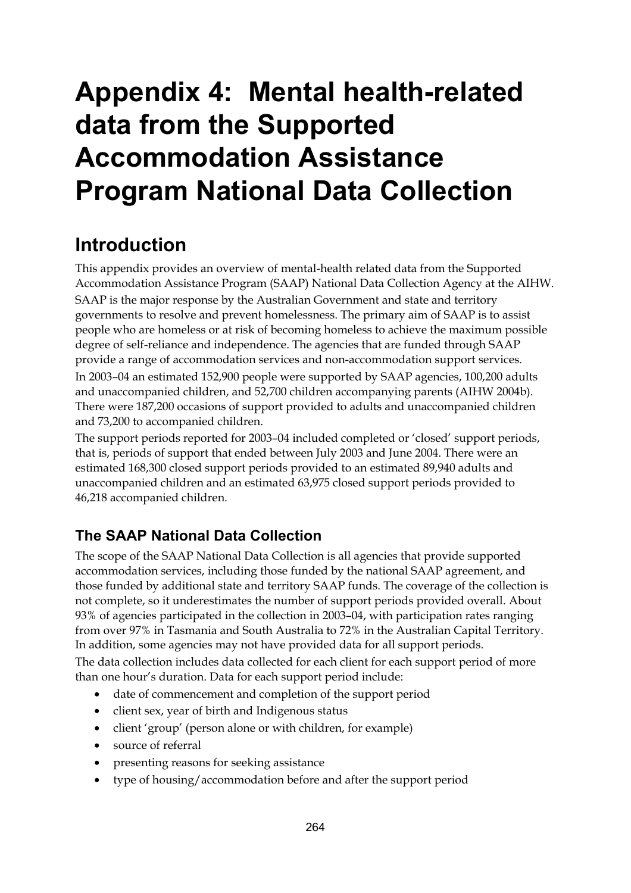# Appendix 4: Mental health-related data from the Supported Accommodation Assistance Program National Data Collection

## Introduction

This appendix provides an overview of mental-health related data from the Supported Accommodation Assistance Program (SAAP) National Data Collection Agency at the AIHW.

SAAP is the major response by the Australian Government and state and territory governments to resolve and prevent homelessness. The primary aim of SAAP is to assist people who are homeless or at risk of becoming homeless to achieve the maximum possible degree of self-reliance and independence. The agencies that are funded through SAAP provide a range of accommodation services and non-accommodation support services.

In 2003–04 an estimated 152,900 people were supported by SAAP agencies, 100,200 adults and unaccompanied children, and 52,700 children accompanying parents (AIHW 2004b). There were 187,200 occasions of support provided to adults and unaccompanied children and 73,200 to accompanied children.

The support periods reported for 2003–04 included completed or 'closed' support periods, that is, periods of support that ended between July 2003 and June 2004. There were an estimated 168,300 closed support periods provided to an estimated 89,940 adults and unaccompanied children and an estimated 63,975 closed support periods provided to 46,218 accompanied children.

### The SAAP National Data Collection

The scope of the SAAP National Data Collection is all agencies that provide supported accommodation services, including those funded by the national SAAP agreement, and those funded by additional state and territory SAAP funds. The coverage of the collection is not complete, so it underestimates the number of support periods provided overall. About 93% of agencies participated in the collection in 2003–04, with participation rates ranging from over 97% in Tasmania and South Australia to 72% in the Australian Capital Territory. In addition, some agencies may not have provided data for all support periods.

The data collection includes data collected for each client for each support period of more than one hour's duration. Data for each support period include:

- date of commencement and completion of the support period
- client sex, year of birth and Indigenous status
- client 'group' (person alone or with children, for example)
- source of referral
- presenting reasons for seeking assistance
- type of housing/accommodation before and after the support period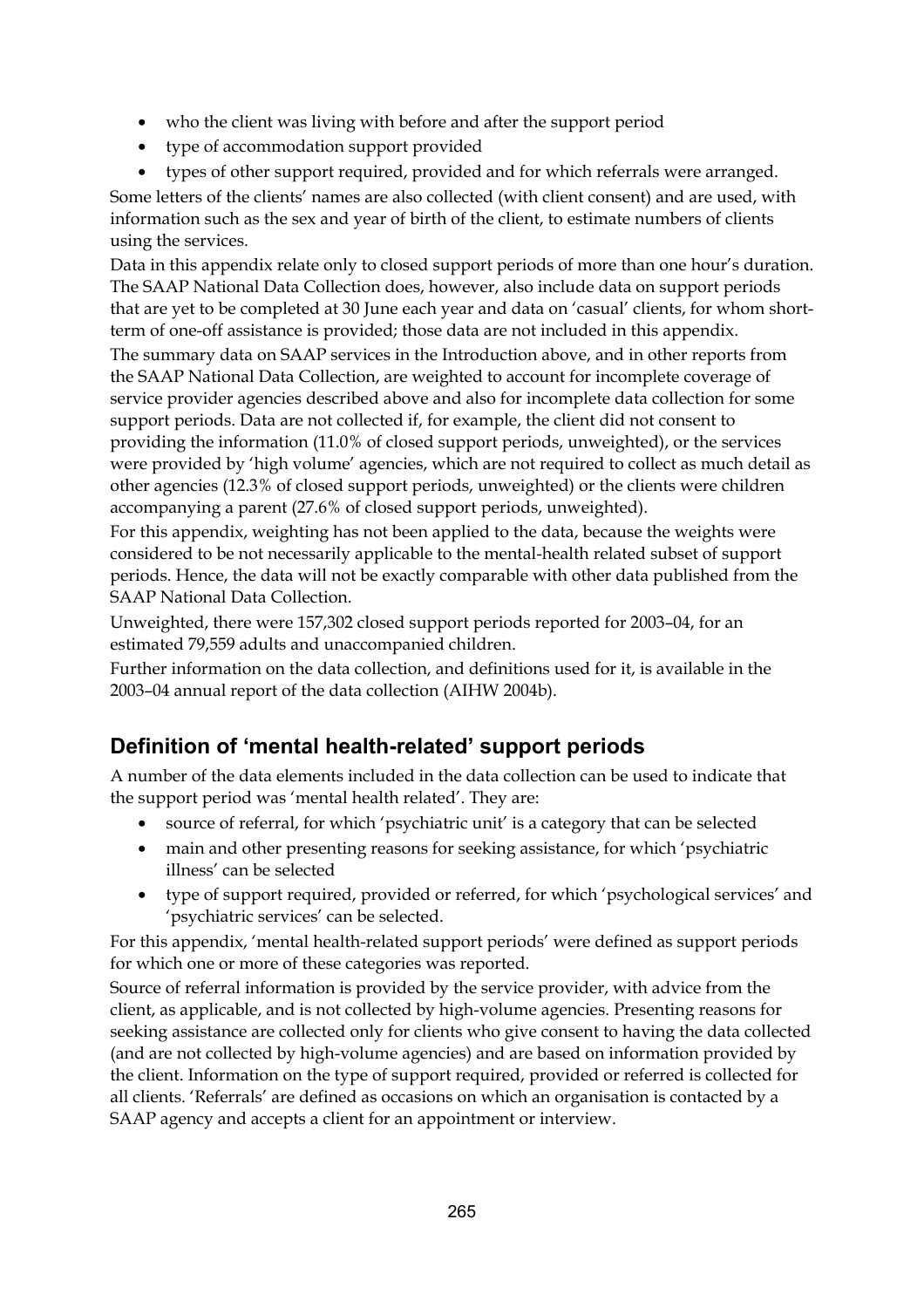- who the client was living with before and after the support period
- type of accommodation support provided
- types of other support required, provided and for which referrals were arranged.

Some letters of the clients' names are also collected (with client consent) and are used, with information such as the sex and year of birth of the client, to estimate numbers of clients using the services.

Data in this appendix relate only to closed support periods of more than one hour's duration. The SAAP National Data Collection does, however, also include data on support periods that are yet to be completed at 30 June each year and data on 'casual' clients, for whom short-term of one-off assistance is provided; those data are not included in this appendix.

The summary data on SAAP services in the Introduction above, and in other reports from the SAAP National Data Collection, are weighted to account for incomplete coverage of service provider agencies described above and also for incomplete data collection for some support periods. Data are not collected if, for example, the client did not consent to providing the information (11.0% of closed support periods, unweighted), or the services were provided by 'high volume' agencies, which are not required to collect as much detail as other agencies (12.3% of closed support periods, unweighted) or the clients were children accompanying a parent (27.6% of closed support periods, unweighted).

For this appendix, weighting has not been applied to the data, because the weights were considered to be not necessarily applicable to the mental-health related subset of support periods. Hence, the data will not be exactly comparable with other data published from the SAAP National Data Collection.

Unweighted, there were 157,302 closed support periods reported for 2003–04, for an estimated 79,559 adults and unaccompanied children.

Further information on the data collection, and definitions used for it, is available in the 2003–04 annual report of the data collection (AIHW 2004b).

## Definition of 'mental health-related' support periods

A number of the data elements included in the data collection can be used to indicate that the support period was 'mental health related'. They are:

- source of referral, for which 'psychiatric unit' is a category that can be selected
- main and other presenting reasons for seeking assistance, for which 'psychiatric illness' can be selected
- type of support required, provided or referred, for which 'psychological services' and 'psychiatric services' can be selected.

For this appendix, 'mental health-related support periods' were defined as support periods for which one or more of these categories was reported.

Source of referral information is provided by the service provider, with advice from the client, as applicable, and is not collected by high-volume agencies. Presenting reasons for seeking assistance are collected only for clients who give consent to having the data collected (and are not collected by high-volume agencies) and are based on information provided by the client. Information on the type of support required, provided or referred is collected for all clients. 'Referrals' are defined as occasions on which an organisation is contacted by a SAAP agency and accepts a client for an appointment or interview.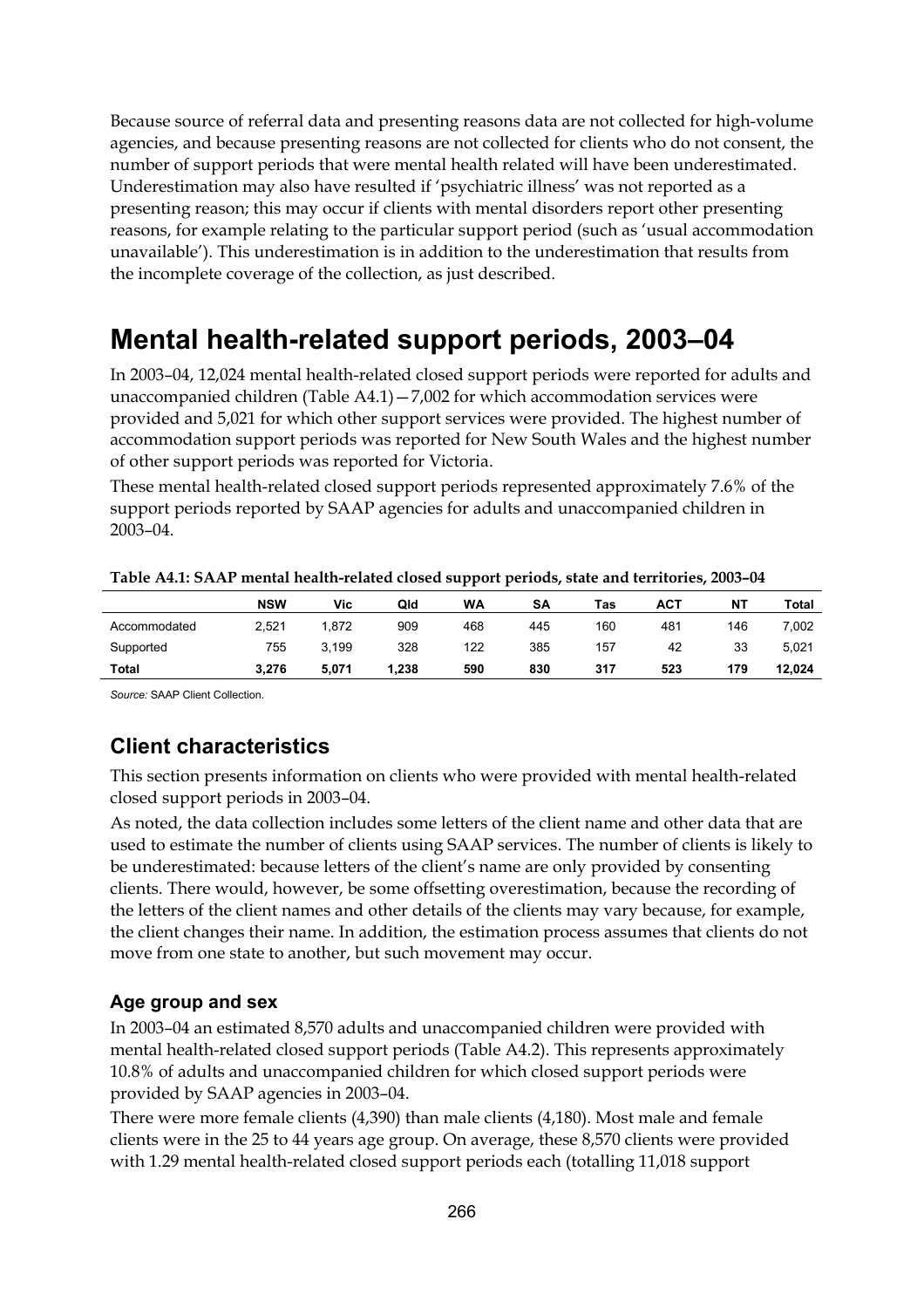Because source of referral data and presenting reasons data are not collected for high-volume agencies, and because presenting reasons are not collected for clients who do not consent, the number of support periods that were mental health related will have been underestimated. Underestimation may also have resulted if 'psychiatric illness' was not reported as a presenting reason; this may occur if clients with mental disorders report other presenting reasons, for example relating to the particular support period (such as 'usual accommodation unavailable'). This underestimation is in addition to the underestimation that results from the incomplete coverage of the collection, as just described.

# Mental health-related support periods, 2003–04

In 2003–04, 12,024 mental health-related closed support periods were reported for adults and unaccompanied children (Table A4.1)—7,002 for which accommodation services were provided and 5,021 for which other support services were provided. The highest number of accommodation support periods was reported for New South Wales and the highest number of other support periods was reported for Victoria.

These mental health-related closed support periods represented approximately 7.6% of the support periods reported by SAAP agencies for adults and unaccompanied children in 2003–04.

**Table A4.1: SAAP mental health-related closed support periods, state and territories, 2003–04**

| | NSW | Vic | Qld | WA | SA | Tas | ACT | NT | Total |
|---|---|---|---|---|---|---|---|---|---|
| Accommodated | 2,521 | 1,872 | 909 | 468 | 445 | 160 | 481 | 146 | 7,002 |
| Supported | 755 | 3,199 | 328 | 122 | 385 | 157 | 42 | 33 | 5,021 |
| **Total** | **3,276** | **5,071** | **1,238** | **590** | **830** | **317** | **523** | **179** | **12,024** |

*Source:* SAAP Client Collection.

## Client characteristics

This section presents information on clients who were provided with mental health-related closed support periods in 2003–04.

As noted, the data collection includes some letters of the client name and other data that are used to estimate the number of clients using SAAP services. The number of clients is likely to be underestimated: because letters of the client's name are only provided by consenting clients. There would, however, be some offsetting overestimation, because the recording of the letters of the client names and other details of the clients may vary because, for example, the client changes their name. In addition, the estimation process assumes that clients do not move from one state to another, but such movement may occur.

### Age group and sex

In 2003–04 an estimated 8,570 adults and unaccompanied children were provided with mental health-related closed support periods (Table A4.2). This represents approximately 10.8% of adults and unaccompanied children for which closed support periods were provided by SAAP agencies in 2003–04.

There were more female clients (4,390) than male clients (4,180). Most male and female clients were in the 25 to 44 years age group. On average, these 8,570 clients were provided with 1.29 mental health-related closed support periods each (totalling 11,018 support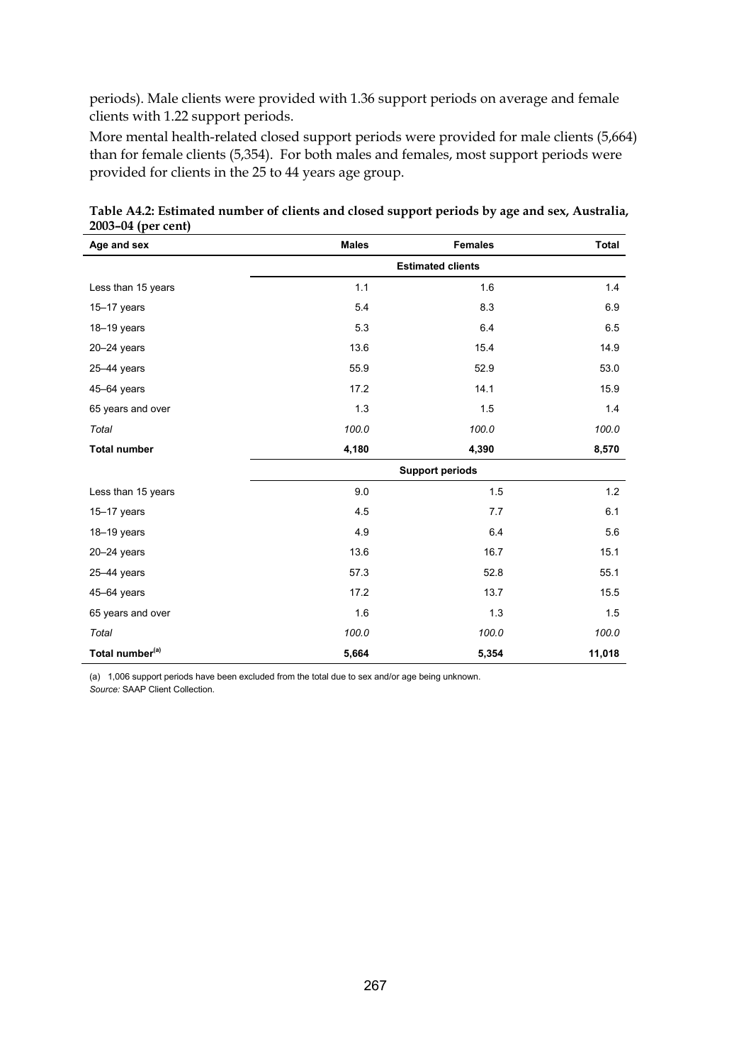periods). Male clients were provided with 1.36 support periods on average and female clients with 1.22 support periods.

More mental health-related closed support periods were provided for male clients (5,664) than for female clients (5,354). For both males and females, most support periods were provided for clients in the 25 to 44 years age group.

**Table A4.2: Estimated number of clients and closed support periods by age and sex, Australia, 2003–04 (per cent)**

| Age and sex | Males | Females | Total |
|---|---|---|---|
| | Estimated clients | | |
| Less than 15 years | 1.1 | 1.6 | 1.4 |
| 15–17 years | 5.4 | 8.3 | 6.9 |
| 18–19 years | 5.3 | 6.4 | 6.5 |
| 20–24 years | 13.6 | 15.4 | 14.9 |
| 25–44 years | 55.9 | 52.9 | 53.0 |
| 45–64 years | 17.2 | 14.1 | 15.9 |
| 65 years and over | 1.3 | 1.5 | 1.4 |
| *Total* | *100.0* | *100.0* | *100.0* |
| **Total number** | **4,180** | **4,390** | **8,570** |
| | Support periods | | |
| Less than 15 years | 9.0 | 1.5 | 1.2 |
| 15–17 years | 4.5 | 7.7 | 6.1 |
| 18–19 years | 4.9 | 6.4 | 5.6 |
| 20–24 years | 13.6 | 16.7 | 15.1 |
| 25–44 years | 57.3 | 52.8 | 55.1 |
| 45–64 years | 17.2 | 13.7 | 15.5 |
| 65 years and over | 1.6 | 1.3 | 1.5 |
| *Total* | *100.0* | *100.0* | *100.0* |
| **Total number[(a)]** | **5,664** | **5,354** | **11,018** |

(a) 1,006 support periods have been excluded from the total due to sex and/or age being unknown.

*Source:* SAAP Client Collection.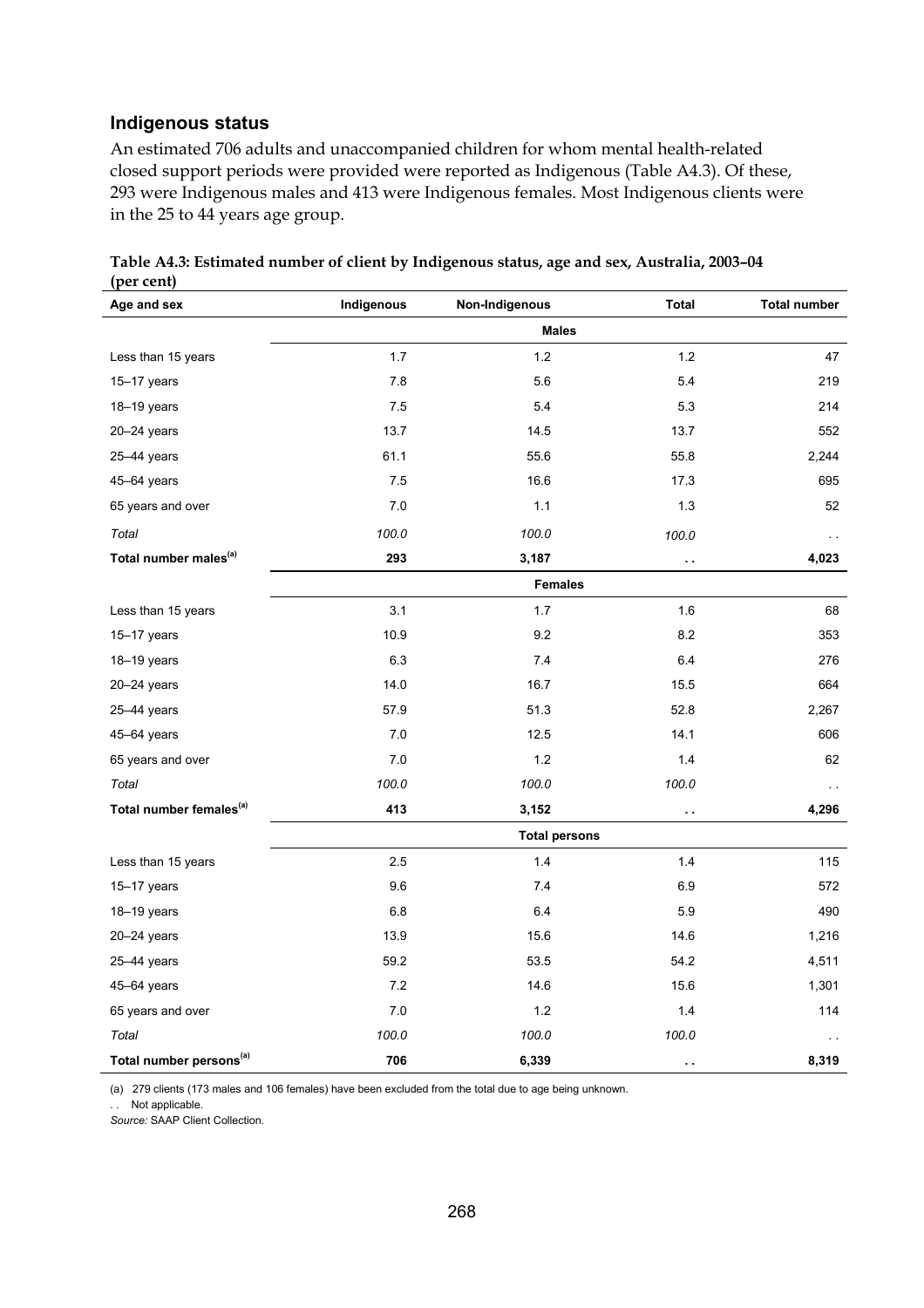## Indigenous status

An estimated 706 adults and unaccompanied children for whom mental health-related closed support periods were provided were reported as Indigenous (Table A4.3). Of these, 293 were Indigenous males and 413 were Indigenous females. Most Indigenous clients were in the 25 to 44 years age group.

**Table A4.3: Estimated number of client by Indigenous status, age and sex, Australia, 2003–04 (per cent)**

| Age and sex | Indigenous | Non-Indigenous | Total | Total number |
|---|---|---|---|---|
| | | **Males** | | |
| Less than 15 years | 1.7 | 1.2 | 1.2 | 47 |
| 15–17 years | 7.8 | 5.6 | 5.4 | 219 |
| 18–19 years | 7.5 | 5.4 | 5.3 | 214 |
| 20–24 years | 13.7 | 14.5 | 13.7 | 552 |
| 25–44 years | 61.1 | 55.6 | 55.8 | 2,244 |
| 45–64 years | 7.5 | 16.6 | 17.3 | 695 |
| 65 years and over | 7.0 | 1.1 | 1.3 | 52 |
| *Total* | *100.0* | *100.0* | *100.0* | . . |
| **Total number males[(a)]** | **293** | **3,187** | **. .** | **4,023** |
| | | **Females** | | |
| Less than 15 years | 3.1 | 1.7 | 1.6 | 68 |
| 15–17 years | 10.9 | 9.2 | 8.2 | 353 |
| 18–19 years | 6.3 | 7.4 | 6.4 | 276 |
| 20–24 years | 14.0 | 16.7 | 15.5 | 664 |
| 25–44 years | 57.9 | 51.3 | 52.8 | 2,267 |
| 45–64 years | 7.0 | 12.5 | 14.1 | 606 |
| 65 years and over | 7.0 | 1.2 | 1.4 | 62 |
| *Total* | *100.0* | *100.0* | *100.0* | . . |
| **Total number females[(a)]** | **413** | **3,152** | **. .** | **4,296** |
| | | **Total persons** | | |
| Less than 15 years | 2.5 | 1.4 | 1.4 | 115 |
| 15–17 years | 9.6 | 7.4 | 6.9 | 572 |
| 18–19 years | 6.8 | 6.4 | 5.9 | 490 |
| 20–24 years | 13.9 | 15.6 | 14.6 | 1,216 |
| 25–44 years | 59.2 | 53.5 | 54.2 | 4,511 |
| 45–64 years | 7.2 | 14.6 | 15.6 | 1,301 |
| 65 years and over | 7.0 | 1.2 | 1.4 | 114 |
| *Total* | *100.0* | *100.0* | *100.0* | . . |
| **Total number persons[(a)]** | **706** | **6,339** | **. .** | **8,319** |

(a) 279 clients (173 males and 106 females) have been excluded from the total due to age being unknown.

. . Not applicable.

*Source:* SAAP Client Collection.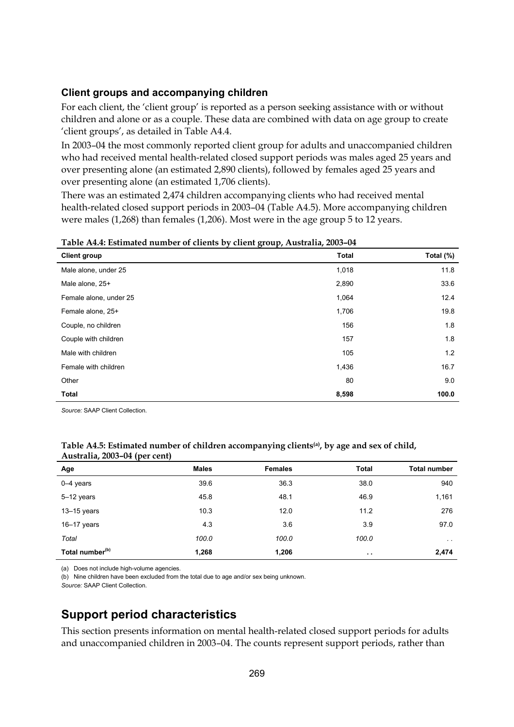### Client groups and accompanying children

For each client, the 'client group' is reported as a person seeking assistance with or without children and alone or as a couple. These data are combined with data on age group to create 'client groups', as detailed in Table A4.4.

In 2003–04 the most commonly reported client group for adults and unaccompanied children who had received mental health-related closed support periods was males aged 25 years and over presenting alone (an estimated 2,890 clients), followed by females aged 25 years and over presenting alone (an estimated 1,706 clients).

There was an estimated 2,474 children accompanying clients who had received mental health-related closed support periods in 2003–04 (Table A4.5). More accompanying children were males (1,268) than females (1,206). Most were in the age group 5 to 12 years.

**Table A4.4: Estimated number of clients by client group, Australia, 2003–04**

| Client group | Total | Total (%) |
|---|---|---|
| Male alone, under 25 | 1,018 | 11.8 |
| Male alone, 25+ | 2,890 | 33.6 |
| Female alone, under 25 | 1,064 | 12.4 |
| Female alone, 25+ | 1,706 | 19.8 |
| Couple, no children | 156 | 1.8 |
| Couple with children | 157 | 1.8 |
| Male with children | 105 | 1.2 |
| Female with children | 1,436 | 16.7 |
| Other | 80 | 9.0 |
| **Total** | **8,598** | **100.0** |

*Source:* SAAP Client Collection.

**Table A4.5: Estimated number of children accompanying clients[a], by age and sex of child, Australia, 2003–04 (per cent)**

| Age | Males | Females | Total | Total number |
|---|---|---|---|---|
| 0–4 years | 39.6 | 36.3 | 38.0 | 940 |
| 5–12 years | 45.8 | 48.1 | 46.9 | 1,161 |
| 13–15 years | 10.3 | 12.0 | 11.2 | 276 |
| 16–17 years | 4.3 | 3.6 | 3.9 | 97.0 |
| *Total* | *100.0* | *100.0* | *100.0* | . . |
| **Total number[b]** | **1,268** | **1,206** | **. .** | **2,474** |

(a) Does not include high-volume agencies.

(b) Nine children have been excluded from the total due to age and/or sex being unknown.

*Source:* SAAP Client Collection.

## Support period characteristics

This section presents information on mental health-related closed support periods for adults and unaccompanied children in 2003–04. The counts represent support periods, rather than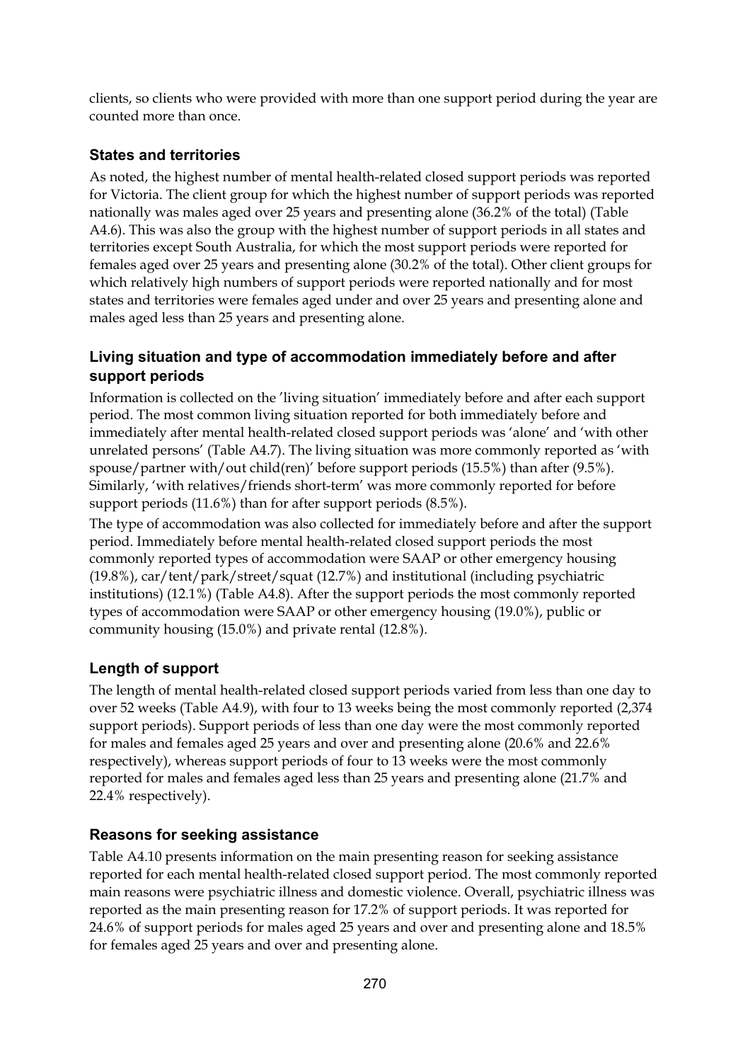clients, so clients who were provided with more than one support period during the year are counted more than once.

### States and territories

As noted, the highest number of mental health-related closed support periods was reported for Victoria. The client group for which the highest number of support periods was reported nationally was males aged over 25 years and presenting alone (36.2% of the total) (Table A4.6). This was also the group with the highest number of support periods in all states and territories except South Australia, for which the most support periods were reported for females aged over 25 years and presenting alone (30.2% of the total). Other client groups for which relatively high numbers of support periods were reported nationally and for most states and territories were females aged under and over 25 years and presenting alone and males aged less than 25 years and presenting alone.

### Living situation and type of accommodation immediately before and after support periods

Information is collected on the 'living situation' immediately before and after each support period. The most common living situation reported for both immediately before and immediately after mental health-related closed support periods was 'alone' and 'with other unrelated persons' (Table A4.7). The living situation was more commonly reported as 'with spouse/partner with/out child(ren)' before support periods (15.5%) than after (9.5%). Similarly, 'with relatives/friends short-term' was more commonly reported for before support periods (11.6%) than for after support periods (8.5%).

The type of accommodation was also collected for immediately before and after the support period. Immediately before mental health-related closed support periods the most commonly reported types of accommodation were SAAP or other emergency housing (19.8%), car/tent/park/street/squat (12.7%) and institutional (including psychiatric institutions) (12.1%) (Table A4.8). After the support periods the most commonly reported types of accommodation were SAAP or other emergency housing (19.0%), public or community housing (15.0%) and private rental (12.8%).

### Length of support

The length of mental health-related closed support periods varied from less than one day to over 52 weeks (Table A4.9), with four to 13 weeks being the most commonly reported (2,374 support periods). Support periods of less than one day were the most commonly reported for males and females aged 25 years and over and presenting alone (20.6% and 22.6% respectively), whereas support periods of four to 13 weeks were the most commonly reported for males and females aged less than 25 years and presenting alone (21.7% and 22.4% respectively).

### Reasons for seeking assistance

Table A4.10 presents information on the main presenting reason for seeking assistance reported for each mental health-related closed support period. The most commonly reported main reasons were psychiatric illness and domestic violence. Overall, psychiatric illness was reported as the main presenting reason for 17.2% of support periods. It was reported for 24.6% of support periods for males aged 25 years and over and presenting alone and 18.5% for females aged 25 years and over and presenting alone.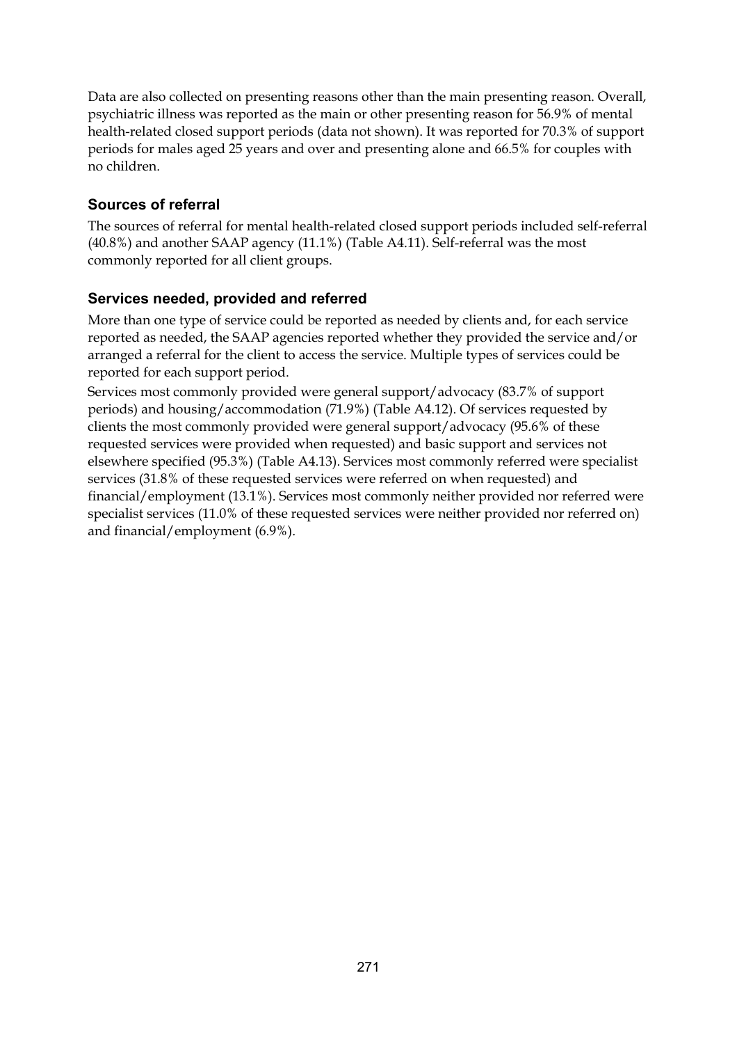Data are also collected on presenting reasons other than the main presenting reason. Overall, psychiatric illness was reported as the main or other presenting reason for 56.9% of mental health-related closed support periods (data not shown). It was reported for 70.3% of support periods for males aged 25 years and over and presenting alone and 66.5% for couples with no children.

### Sources of referral

The sources of referral for mental health-related closed support periods included self-referral (40.8%) and another SAAP agency (11.1%) (Table A4.11). Self-referral was the most commonly reported for all client groups.

### Services needed, provided and referred

More than one type of service could be reported as needed by clients and, for each service reported as needed, the SAAP agencies reported whether they provided the service and/or arranged a referral for the client to access the service. Multiple types of services could be reported for each support period.

Services most commonly provided were general support/advocacy (83.7% of support periods) and housing/accommodation (71.9%) (Table A4.12). Of services requested by clients the most commonly provided were general support/advocacy (95.6% of these requested services were provided when requested) and basic support and services not elsewhere specified (95.3%) (Table A4.13). Services most commonly referred were specialist services (31.8% of these requested services were referred on when requested) and financial/employment (13.1%). Services most commonly neither provided nor referred were specialist services (11.0% of these requested services were neither provided nor referred on) and financial/employment (6.9%).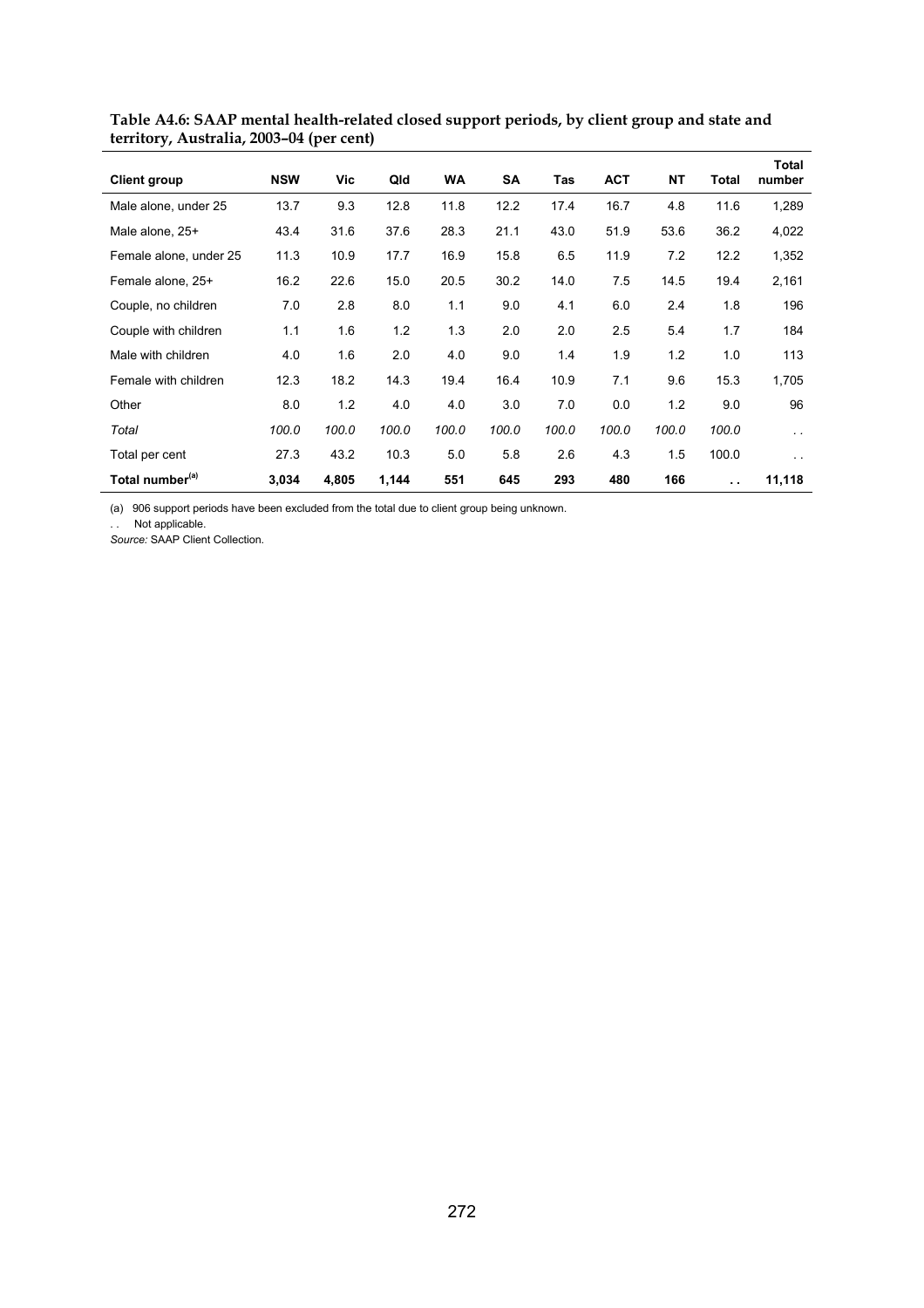**Table A4.6: SAAP mental health-related closed support periods, by client group and state and territory, Australia, 2003–04 (per cent)**

| Client group | NSW | Vic | Qld | WA | SA | Tas | ACT | NT | Total | Total number |
|---|---|---|---|---|---|---|---|---|---|---|
| Male alone, under 25 | 13.7 | 9.3 | 12.8 | 11.8 | 12.2 | 17.4 | 16.7 | 4.8 | 11.6 | 1,289 |
| Male alone, 25+ | 43.4 | 31.6 | 37.6 | 28.3 | 21.1 | 43.0 | 51.9 | 53.6 | 36.2 | 4,022 |
| Female alone, under 25 | 11.3 | 10.9 | 17.7 | 16.9 | 15.8 | 6.5 | 11.9 | 7.2 | 12.2 | 1,352 |
| Female alone, 25+ | 16.2 | 22.6 | 15.0 | 20.5 | 30.2 | 14.0 | 7.5 | 14.5 | 19.4 | 2,161 |
| Couple, no children | 7.0 | 2.8 | 8.0 | 1.1 | 9.0 | 4.1 | 6.0 | 2.4 | 1.8 | 196 |
| Couple with children | 1.1 | 1.6 | 1.2 | 1.3 | 2.0 | 2.0 | 2.5 | 5.4 | 1.7 | 184 |
| Male with children | 4.0 | 1.6 | 2.0 | 4.0 | 9.0 | 1.4 | 1.9 | 1.2 | 1.0 | 113 |
| Female with children | 12.3 | 18.2 | 14.3 | 19.4 | 16.4 | 10.9 | 7.1 | 9.6 | 15.3 | 1,705 |
| Other | 8.0 | 1.2 | 4.0 | 4.0 | 3.0 | 7.0 | 0.0 | 1.2 | 9.0 | 96 |
| *Total* | *100.0* | *100.0* | *100.0* | *100.0* | *100.0* | *100.0* | *100.0* | *100.0* | *100.0* | . . |
| Total per cent | 27.3 | 43.2 | 10.3 | 5.0 | 5.8 | 2.6 | 4.3 | 1.5 | 100.0 | . . |
| **Total number[(a)]** | **3,034** | **4,805** | **1,144** | **551** | **645** | **293** | **480** | **166** | **. .** | **11,118** |

(a) 906 support periods have been excluded from the total due to client group being unknown.

. . Not applicable.

*Source:* SAAP Client Collection.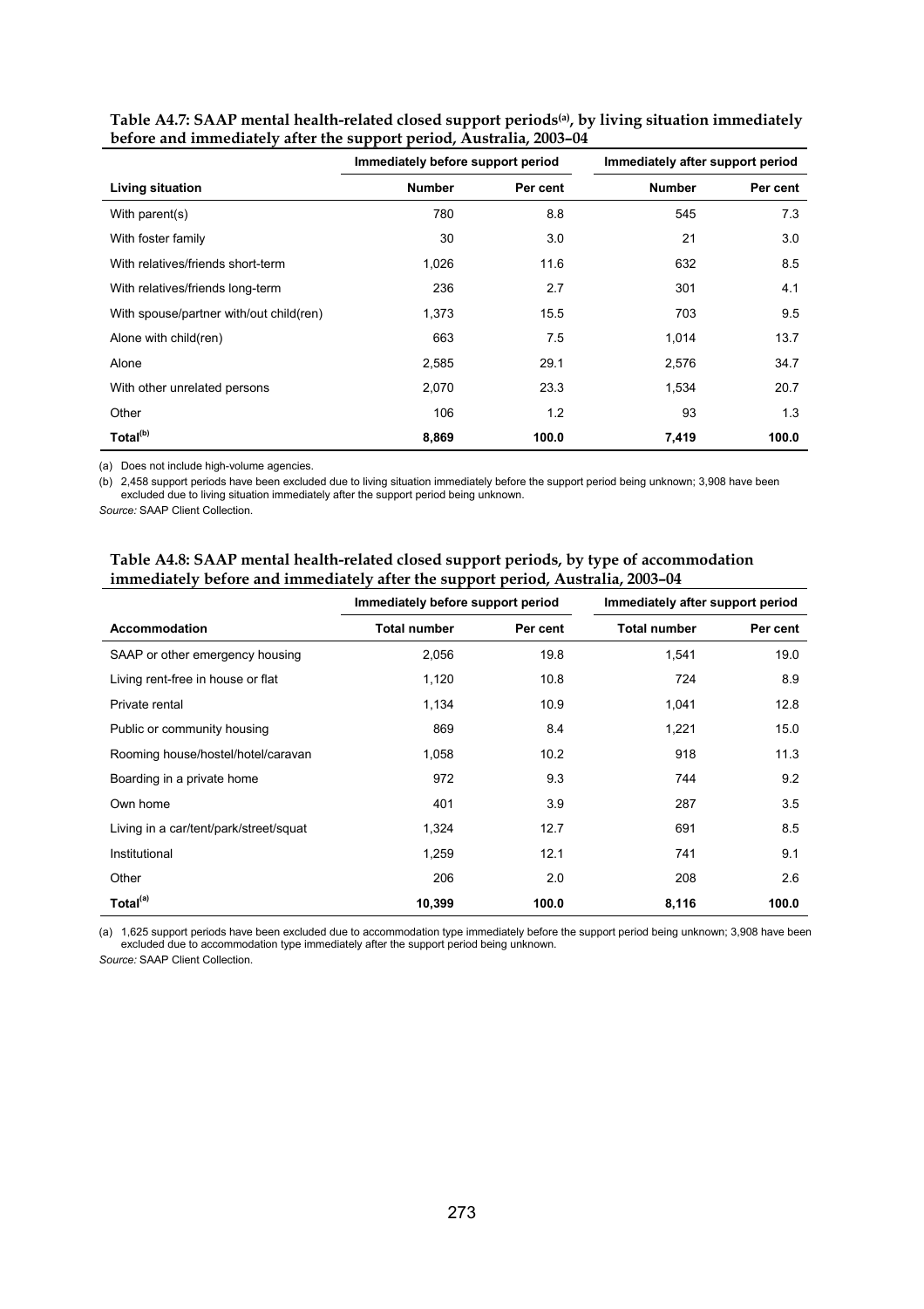**Table A4.7: SAAP mental health-related closed support periods[(a)], by living situation immediately before and immediately after the support period, Australia, 2003–04**

| | Immediately before support period | | Immediately after support period | |
|---|---|---|---|---|
| **Living situation** | **Number** | **Per cent** | **Number** | **Per cent** |
| With parent(s) | 780 | 8.8 | 545 | 7.3 |
| With foster family | 30 | 3.0 | 21 | 3.0 |
| With relatives/friends short-term | 1,026 | 11.6 | 632 | 8.5 |
| With relatives/friends long-term | 236 | 2.7 | 301 | 4.1 |
| With spouse/partner with/out child(ren) | 1,373 | 15.5 | 703 | 9.5 |
| Alone with child(ren) | 663 | 7.5 | 1,014 | 13.7 |
| Alone | 2,585 | 29.1 | 2,576 | 34.7 |
| With other unrelated persons | 2,070 | 23.3 | 1,534 | 20.7 |
| Other | 106 | 1.2 | 93 | 1.3 |
| **Total[(b)]** | **8,869** | **100.0** | **7,419** | **100.0** |

(a) Does not include high-volume agencies.

(b) 2,458 support periods have been excluded due to living situation immediately before the support period being unknown; 3,908 have been excluded due to living situation immediately after the support period being unknown.

*Source:* SAAP Client Collection.

**Table A4.8: SAAP mental health-related closed support periods, by type of accommodation immediately before and immediately after the support period, Australia, 2003–04**

| | Immediately before support period | | Immediately after support period | |
|---|---|---|---|---|
| **Accommodation** | **Total number** | **Per cent** | **Total number** | **Per cent** |
| SAAP or other emergency housing | 2,056 | 19.8 | 1,541 | 19.0 |
| Living rent-free in house or flat | 1,120 | 10.8 | 724 | 8.9 |
| Private rental | 1,134 | 10.9 | 1,041 | 12.8 |
| Public or community housing | 869 | 8.4 | 1,221 | 15.0 |
| Rooming house/hostel/hotel/caravan | 1,058 | 10.2 | 918 | 11.3 |
| Boarding in a private home | 972 | 9.3 | 744 | 9.2 |
| Own home | 401 | 3.9 | 287 | 3.5 |
| Living in a car/tent/park/street/squat | 1,324 | 12.7 | 691 | 8.5 |
| Institutional | 1,259 | 12.1 | 741 | 9.1 |
| Other | 206 | 2.0 | 208 | 2.6 |
| **Total[(a)]** | **10,399** | **100.0** | **8,116** | **100.0** |

(a) 1,625 support periods have been excluded due to accommodation type immediately before the support period being unknown; 3,908 have been excluded due to accommodation type immediately after the support period being unknown.

*Source:* SAAP Client Collection.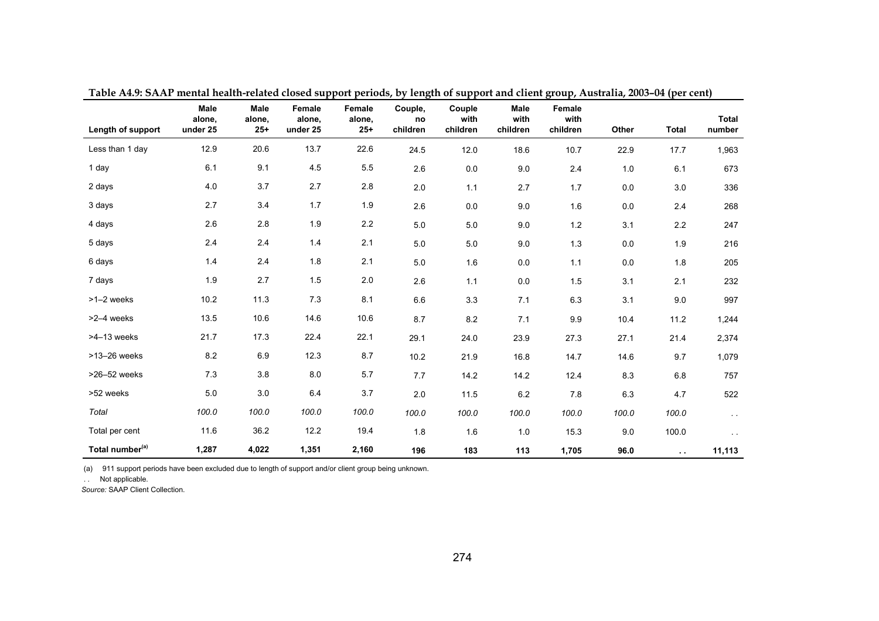**Table A4.9: SAAP mental health-related closed support periods, by length of support and client group, Australia, 2003–04 (per cent)**

| Length of support | Male alone, under 25 | Male alone, 25+ | Female alone, under 25 | Female alone, 25+ | Couple, no children | Couple with children | Male with children | Female with children | Other | Total | Total number |
|---|---|---|---|---|---|---|---|---|---|---|---|
| Less than 1 day | 12.9 | 20.6 | 13.7 | 22.6 | 24.5 | 12.0 | 18.6 | 10.7 | 22.9 | 17.7 | 1,963 |
| 1 day | 6.1 | 9.1 | 4.5 | 5.5 | 2.6 | 0.0 | 9.0 | 2.4 | 1.0 | 6.1 | 673 |
| 2 days | 4.0 | 3.7 | 2.7 | 2.8 | 2.0 | 1.1 | 2.7 | 1.7 | 0.0 | 3.0 | 336 |
| 3 days | 2.7 | 3.4 | 1.7 | 1.9 | 2.6 | 0.0 | 9.0 | 1.6 | 0.0 | 2.4 | 268 |
| 4 days | 2.6 | 2.8 | 1.9 | 2.2 | 5.0 | 5.0 | 9.0 | 1.2 | 3.1 | 2.2 | 247 |
| 5 days | 2.4 | 2.4 | 1.4 | 2.1 | 5.0 | 5.0 | 9.0 | 1.3 | 0.0 | 1.9 | 216 |
| 6 days | 1.4 | 2.4 | 1.8 | 2.1 | 5.0 | 1.6 | 0.0 | 1.1 | 0.0 | 1.8 | 205 |
| 7 days | 1.9 | 2.7 | 1.5 | 2.0 | 2.6 | 1.1 | 0.0 | 1.5 | 3.1 | 2.1 | 232 |
| >1–2 weeks | 10.2 | 11.3 | 7.3 | 8.1 | 6.6 | 3.3 | 7.1 | 6.3 | 3.1 | 9.0 | 997 |
| >2–4 weeks | 13.5 | 10.6 | 14.6 | 10.6 | 8.7 | 8.2 | 7.1 | 9.9 | 10.4 | 11.2 | 1,244 |
| >4–13 weeks | 21.7 | 17.3 | 22.4 | 22.1 | 29.1 | 24.0 | 23.9 | 27.3 | 27.1 | 21.4 | 2,374 |
| >13–26 weeks | 8.2 | 6.9 | 12.3 | 8.7 | 10.2 | 21.9 | 16.8 | 14.7 | 14.6 | 9.7 | 1,079 |
| >26–52 weeks | 7.3 | 3.8 | 8.0 | 5.7 | 7.7 | 14.2 | 14.2 | 12.4 | 8.3 | 6.8 | 757 |
| >52 weeks | 5.0 | 3.0 | 6.4 | 3.7 | 2.0 | 11.5 | 6.2 | 7.8 | 6.3 | 4.7 | 522 |
| *Total* | *100.0* | *100.0* | *100.0* | *100.0* | *100.0* | *100.0* | *100.0* | *100.0* | *100.0* | *100.0* | . . |
| Total per cent | 11.6 | 36.2 | 12.2 | 19.4 | 1.8 | 1.6 | 1.0 | 15.3 | 9.0 | 100.0 | . . |
| **Total number[(a)]** | **1,287** | **4,022** | **1,351** | **2,160** | **196** | **183** | **113** | **1,705** | **96.0** | **. .** | **11,113** |

(a) 911 support periods have been excluded due to length of support and/or client group being unknown.

. . Not applicable.

*Source:* SAAP Client Collection.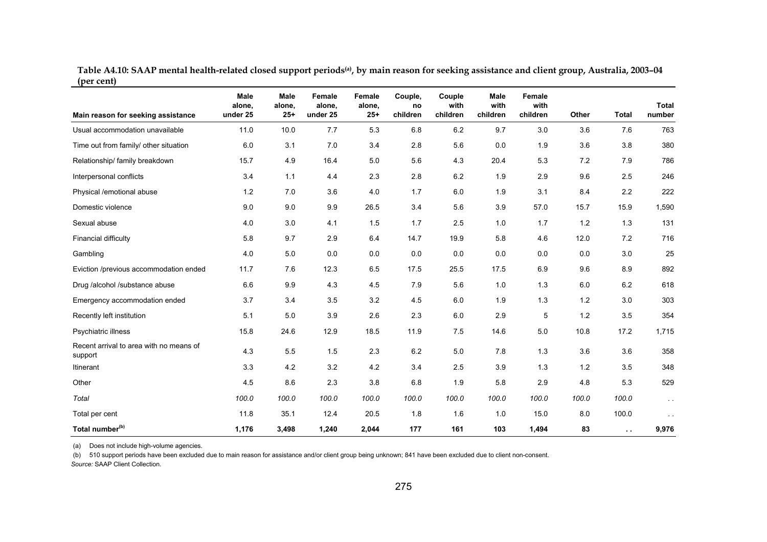**Table A4.10: SAAP mental health-related closed support periods[(a)], by main reason for seeking assistance and client group, Australia, 2003–04 (per cent)**

| Main reason for seeking assistance | Male alone, under 25 | Male alone, 25+ | Female alone, under 25 | Female alone, 25+ | Couple, no children | Couple with children | Male with children | Female with children | Other | Total | Total number |
|---|---|---|---|---|---|---|---|---|---|---|---|
| Usual accommodation unavailable | 11.0 | 10.0 | 7.7 | 5.3 | 6.8 | 6.2 | 9.7 | 3.0 | 3.6 | 7.6 | 763 |
| Time out from family/ other situation | 6.0 | 3.1 | 7.0 | 3.4 | 2.8 | 5.6 | 0.0 | 1.9 | 3.6 | 3.8 | 380 |
| Relationship/ family breakdown | 15.7 | 4.9 | 16.4 | 5.0 | 5.6 | 4.3 | 20.4 | 5.3 | 7.2 | 7.9 | 786 |
| Interpersonal conflicts | 3.4 | 1.1 | 4.4 | 2.3 | 2.8 | 6.2 | 1.9 | 2.9 | 9.6 | 2.5 | 246 |
| Physical /emotional abuse | 1.2 | 7.0 | 3.6 | 4.0 | 1.7 | 6.0 | 1.9 | 3.1 | 8.4 | 2.2 | 222 |
| Domestic violence | 9.0 | 9.0 | 9.9 | 26.5 | 3.4 | 5.6 | 3.9 | 57.0 | 15.7 | 15.9 | 1,590 |
| Sexual abuse | 4.0 | 3.0 | 4.1 | 1.5 | 1.7 | 2.5 | 1.0 | 1.7 | 1.2 | 1.3 | 131 |
| Financial difficulty | 5.8 | 9.7 | 2.9 | 6.4 | 14.7 | 19.9 | 5.8 | 4.6 | 12.0 | 7.2 | 716 |
| Gambling | 4.0 | 5.0 | 0.0 | 0.0 | 0.0 | 0.0 | 0.0 | 0.0 | 0.0 | 3.0 | 25 |
| Eviction /previous accommodation ended | 11.7 | 7.6 | 12.3 | 6.5 | 17.5 | 25.5 | 17.5 | 6.9 | 9.6 | 8.9 | 892 |
| Drug /alcohol /substance abuse | 6.6 | 9.9 | 4.3 | 4.5 | 7.9 | 5.6 | 1.0 | 1.3 | 6.0 | 6.2 | 618 |
| Emergency accommodation ended | 3.7 | 3.4 | 3.5 | 3.2 | 4.5 | 6.0 | 1.9 | 1.3 | 1.2 | 3.0 | 303 |
| Recently left institution | 5.1 | 5.0 | 3.9 | 2.6 | 2.3 | 6.0 | 2.9 | 5 | 1.2 | 3.5 | 354 |
| Psychiatric illness | 15.8 | 24.6 | 12.9 | 18.5 | 11.9 | 7.5 | 14.6 | 5.0 | 10.8 | 17.2 | 1,715 |
| Recent arrival to area with no means of support | 4.3 | 5.5 | 1.5 | 2.3 | 6.2 | 5.0 | 7.8 | 1.3 | 3.6 | 3.6 | 358 |
| Itinerant | 3.3 | 4.2 | 3.2 | 4.2 | 3.4 | 2.5 | 3.9 | 1.3 | 1.2 | 3.5 | 348 |
| Other | 4.5 | 8.6 | 2.3 | 3.8 | 6.8 | 1.9 | 5.8 | 2.9 | 4.8 | 5.3 | 529 |
| *Total* | *100.0* | *100.0* | *100.0* | *100.0* | *100.0* | *100.0* | *100.0* | *100.0* | *100.0* | *100.0* | . . |
| Total per cent | 11.8 | 35.1 | 12.4 | 20.5 | 1.8 | 1.6 | 1.0 | 15.0 | 8.0 | 100.0 | . . |
| **Total number[(b)]** | **1,176** | **3,498** | **1,240** | **2,044** | **177** | **161** | **103** | **1,494** | **83** | **. .** | **9,976** |

(a) Does not include high-volume agencies.

(b) 510 support periods have been excluded due to main reason for assistance and/or client group being unknown; 841 have been excluded due to client non-consent.

*Source:* SAAP Client Collection.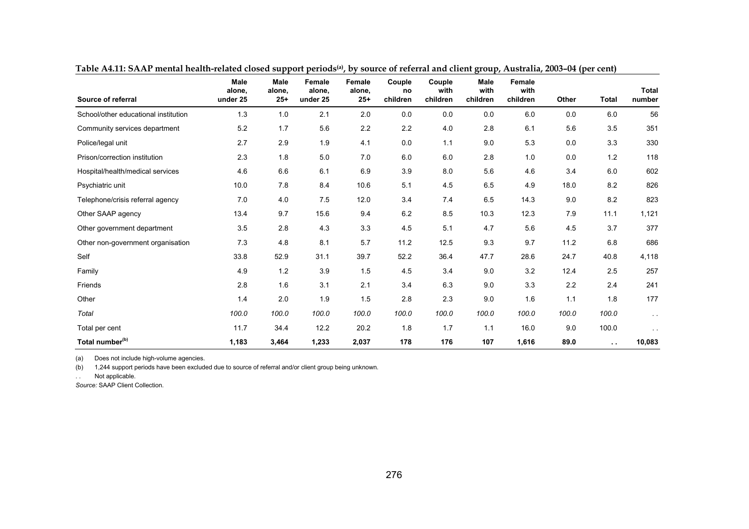**Table A4.11: SAAP mental health-related closed support periods(a), by source of referral and client group, Australia, 2003–04 (per cent)**

| Source of referral | Male alone, under 25 | Male alone, 25+ | Female alone, under 25 | Female alone, 25+ | Couple no children | Couple with children | Male with children | Female with children | Other | Total | Total number |
|---|---|---|---|---|---|---|---|---|---|---|---|
| School/other educational institution | 1.3 | 1.0 | 2.1 | 2.0 | 0.0 | 0.0 | 0.0 | 6.0 | 0.0 | 6.0 | 56 |
| Community services department | 5.2 | 1.7 | 5.6 | 2.2 | 2.2 | 4.0 | 2.8 | 6.1 | 5.6 | 3.5 | 351 |
| Police/legal unit | 2.7 | 2.9 | 1.9 | 4.1 | 0.0 | 1.1 | 9.0 | 5.3 | 0.0 | 3.3 | 330 |
| Prison/correction institution | 2.3 | 1.8 | 5.0 | 7.0 | 6.0 | 6.0 | 2.8 | 1.0 | 0.0 | 1.2 | 118 |
| Hospital/health/medical services | 4.6 | 6.6 | 6.1 | 6.9 | 3.9 | 8.0 | 5.6 | 4.6 | 3.4 | 6.0 | 602 |
| Psychiatric unit | 10.0 | 7.8 | 8.4 | 10.6 | 5.1 | 4.5 | 6.5 | 4.9 | 18.0 | 8.2 | 826 |
| Telephone/crisis referral agency | 7.0 | 4.0 | 7.5 | 12.0 | 3.4 | 7.4 | 6.5 | 14.3 | 9.0 | 8.2 | 823 |
| Other SAAP agency | 13.4 | 9.7 | 15.6 | 9.4 | 6.2 | 8.5 | 10.3 | 12.3 | 7.9 | 11.1 | 1,121 |
| Other government department | 3.5 | 2.8 | 4.3 | 3.3 | 4.5 | 5.1 | 4.7 | 5.6 | 4.5 | 3.7 | 377 |
| Other non-government organisation | 7.3 | 4.8 | 8.1 | 5.7 | 11.2 | 12.5 | 9.3 | 9.7 | 11.2 | 6.8 | 686 |
| Self | 33.8 | 52.9 | 31.1 | 39.7 | 52.2 | 36.4 | 47.7 | 28.6 | 24.7 | 40.8 | 4,118 |
| Family | 4.9 | 1.2 | 3.9 | 1.5 | 4.5 | 3.4 | 9.0 | 3.2 | 12.4 | 2.5 | 257 |
| Friends | 2.8 | 1.6 | 3.1 | 2.1 | 3.4 | 6.3 | 9.0 | 3.3 | 2.2 | 2.4 | 241 |
| Other | 1.4 | 2.0 | 1.9 | 1.5 | 2.8 | 2.3 | 9.0 | 1.6 | 1.1 | 1.8 | 177 |
| *Total* | *100.0* | *100.0* | *100.0* | *100.0* | *100.0* | *100.0* | *100.0* | *100.0* | *100.0* | *100.0* | . . |
| Total per cent | 11.7 | 34.4 | 12.2 | 20.2 | 1.8 | 1.7 | 1.1 | 16.0 | 9.0 | 100.0 | . . |
| **Total number(b)** | **1,183** | **3,464** | **1,233** | **2,037** | **178** | **176** | **107** | **1,616** | **89.0** | **. .** | **10,083** |

(a) Does not include high-volume agencies.

(b) 1,244 support periods have been excluded due to source of referral and/or client group being unknown.

. . Not applicable.

*Source:* SAAP Client Collection.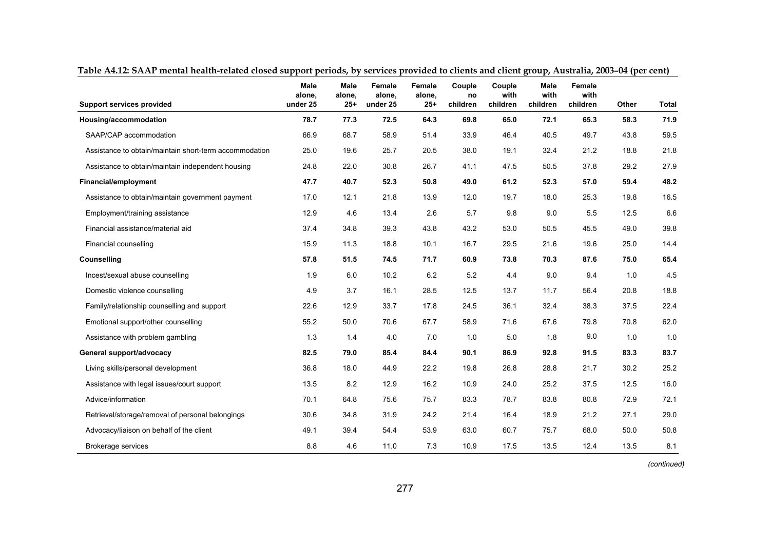**Table A4.12: SAAP mental health-related closed support periods, by services provided to clients and client group, Australia, 2003–04 (per cent)**

| Support services provided | Male alone, under 25 | Male alone, 25+ | Female alone, under 25 | Female alone, 25+ | Couple no children | Couple with children | Male with children | Female with children | Other | Total |
|---|---|---|---|---|---|---|---|---|---|---|
| **Housing/accommodation** | **78.7** | **77.3** | **72.5** | **64.3** | **69.8** | **65.0** | **72.1** | **65.3** | **58.3** | **71.9** |
| SAAP/CAP accommodation | 66.9 | 68.7 | 58.9 | 51.4 | 33.9 | 46.4 | 40.5 | 49.7 | 43.8 | 59.5 |
| Assistance to obtain/maintain short-term accommodation | 25.0 | 19.6 | 25.7 | 20.5 | 38.0 | 19.1 | 32.4 | 21.2 | 18.8 | 21.8 |
| Assistance to obtain/maintain independent housing | 24.8 | 22.0 | 30.8 | 26.7 | 41.1 | 47.5 | 50.5 | 37.8 | 29.2 | 27.9 |
| **Financial/employment** | **47.7** | **40.7** | **52.3** | **50.8** | **49.0** | **61.2** | **52.3** | **57.0** | **59.4** | **48.2** |
| Assistance to obtain/maintain government payment | 17.0 | 12.1 | 21.8 | 13.9 | 12.0 | 19.7 | 18.0 | 25.3 | 19.8 | 16.5 |
| Employment/training assistance | 12.9 | 4.6 | 13.4 | 2.6 | 5.7 | 9.8 | 9.0 | 5.5 | 12.5 | 6.6 |
| Financial assistance/material aid | 37.4 | 34.8 | 39.3 | 43.8 | 43.2 | 53.0 | 50.5 | 45.5 | 49.0 | 39.8 |
| Financial counselling | 15.9 | 11.3 | 18.8 | 10.1 | 16.7 | 29.5 | 21.6 | 19.6 | 25.0 | 14.4 |
| **Counselling** | **57.8** | **51.5** | **74.5** | **71.7** | **60.9** | **73.8** | **70.3** | **87.6** | **75.0** | **65.4** |
| Incest/sexual abuse counselling | 1.9 | 6.0 | 10.2 | 6.2 | 5.2 | 4.4 | 9.0 | 9.4 | 1.0 | 4.5 |
| Domestic violence counselling | 4.9 | 3.7 | 16.1 | 28.5 | 12.5 | 13.7 | 11.7 | 56.4 | 20.8 | 18.8 |
| Family/relationship counselling and support | 22.6 | 12.9 | 33.7 | 17.8 | 24.5 | 36.1 | 32.4 | 38.3 | 37.5 | 22.4 |
| Emotional support/other counselling | 55.2 | 50.0 | 70.6 | 67.7 | 58.9 | 71.6 | 67.6 | 79.8 | 70.8 | 62.0 |
| Assistance with problem gambling | 1.3 | 1.4 | 4.0 | 7.0 | 1.0 | 5.0 | 1.8 | 9.0 | 1.0 | 1.0 |
| **General support/advocacy** | **82.5** | **79.0** | **85.4** | **84.4** | **90.1** | **86.9** | **92.8** | **91.5** | **83.3** | **83.7** |
| Living skills/personal development | 36.8 | 18.0 | 44.9 | 22.2 | 19.8 | 26.8 | 28.8 | 21.7 | 30.2 | 25.2 |
| Assistance with legal issues/court support | 13.5 | 8.2 | 12.9 | 16.2 | 10.9 | 24.0 | 25.2 | 37.5 | 12.5 | 16.0 |
| Advice/information | 70.1 | 64.8 | 75.6 | 75.7 | 83.3 | 78.7 | 83.8 | 80.8 | 72.9 | 72.1 |
| Retrieval/storage/removal of personal belongings | 30.6 | 34.8 | 31.9 | 24.2 | 21.4 | 16.4 | 18.9 | 21.2 | 27.1 | 29.0 |
| Advocacy/liaison on behalf of the client | 49.1 | 39.4 | 54.4 | 53.9 | 63.0 | 60.7 | 75.7 | 68.0 | 50.0 | 50.8 |
| Brokerage services | 8.8 | 4.6 | 11.0 | 7.3 | 10.9 | 17.5 | 13.5 | 12.4 | 13.5 | 8.1 |

*(continued)*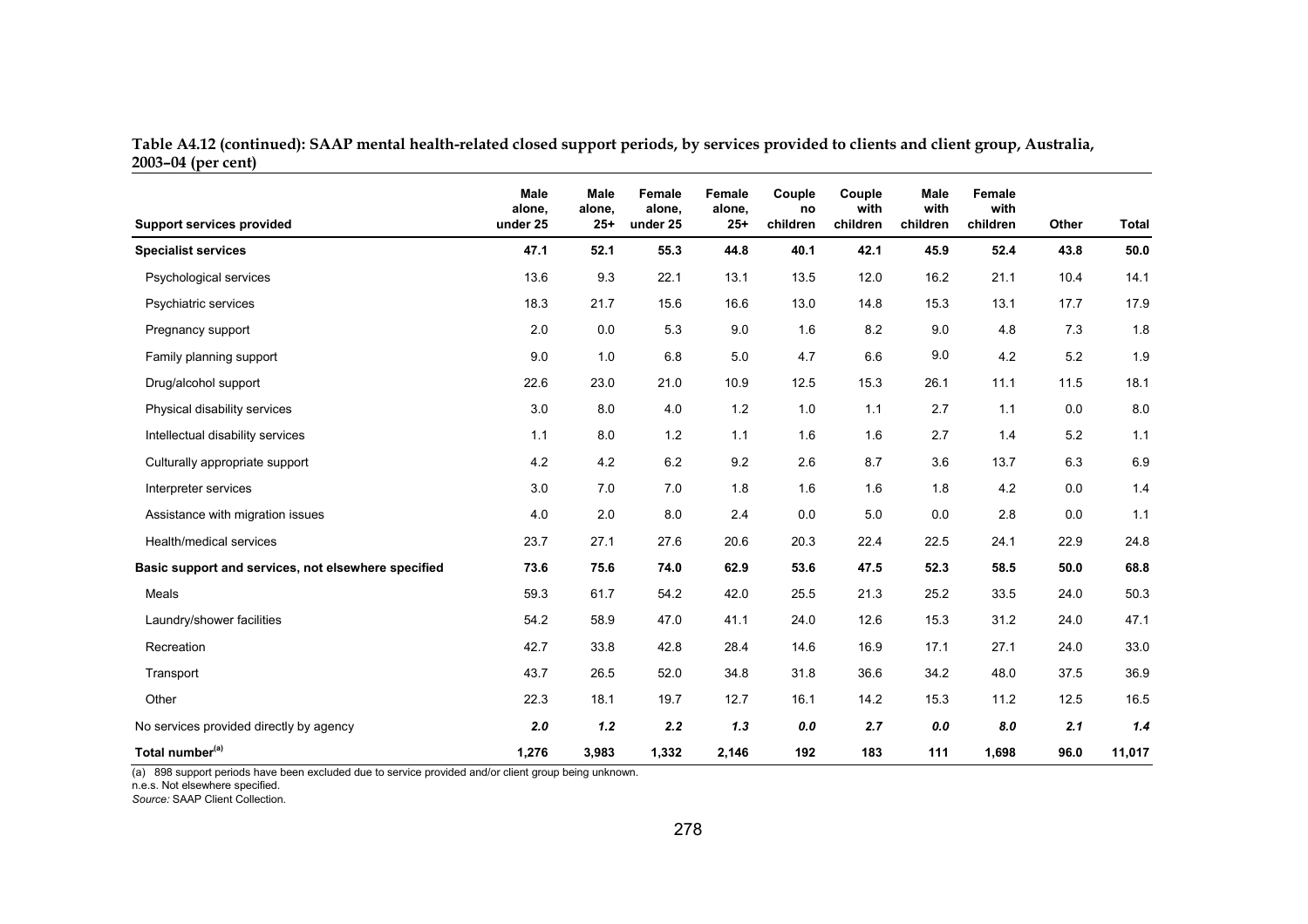**Table A4.12 (continued): SAAP mental health-related closed support periods, by services provided to clients and client group, Australia, 2003–04 (per cent)**

| Support services provided | Male alone, under 25 | Male alone, 25+ | Female alone, under 25 | Female alone, 25+ | Couple no children | Couple with children | Male with children | Female with children | Other | Total |
|---|---|---|---|---|---|---|---|---|---|---|
| **Specialist services** | **47.1** | **52.1** | **55.3** | **44.8** | **40.1** | **42.1** | **45.9** | **52.4** | **43.8** | **50.0** |
| Psychological services | 13.6 | 9.3 | 22.1 | 13.1 | 13.5 | 12.0 | 16.2 | 21.1 | 10.4 | 14.1 |
| Psychiatric services | 18.3 | 21.7 | 15.6 | 16.6 | 13.0 | 14.8 | 15.3 | 13.1 | 17.7 | 17.9 |
| Pregnancy support | 2.0 | 0.0 | 5.3 | 9.0 | 1.6 | 8.2 | 9.0 | 4.8 | 7.3 | 1.8 |
| Family planning support | 9.0 | 1.0 | 6.8 | 5.0 | 4.7 | 6.6 | 9.0 | 4.2 | 5.2 | 1.9 |
| Drug/alcohol support | 22.6 | 23.0 | 21.0 | 10.9 | 12.5 | 15.3 | 26.1 | 11.1 | 11.5 | 18.1 |
| Physical disability services | 3.0 | 8.0 | 4.0 | 1.2 | 1.0 | 1.1 | 2.7 | 1.1 | 0.0 | 8.0 |
| Intellectual disability services | 1.1 | 8.0 | 1.2 | 1.1 | 1.6 | 1.6 | 2.7 | 1.4 | 5.2 | 1.1 |
| Culturally appropriate support | 4.2 | 4.2 | 6.2 | 9.2 | 2.6 | 8.7 | 3.6 | 13.7 | 6.3 | 6.9 |
| Interpreter services | 3.0 | 7.0 | 7.0 | 1.8 | 1.6 | 1.6 | 1.8 | 4.2 | 0.0 | 1.4 |
| Assistance with migration issues | 4.0 | 2.0 | 8.0 | 2.4 | 0.0 | 5.0 | 0.0 | 2.8 | 0.0 | 1.1 |
| Health/medical services | 23.7 | 27.1 | 27.6 | 20.6 | 20.3 | 22.4 | 22.5 | 24.1 | 22.9 | 24.8 |
| **Basic support and services, not elsewhere specified** | **73.6** | **75.6** | **74.0** | **62.9** | **53.6** | **47.5** | **52.3** | **58.5** | **50.0** | **68.8** |
| Meals | 59.3 | 61.7 | 54.2 | 42.0 | 25.5 | 21.3 | 25.2 | 33.5 | 24.0 | 50.3 |
| Laundry/shower facilities | 54.2 | 58.9 | 47.0 | 41.1 | 24.0 | 12.6 | 15.3 | 31.2 | 24.0 | 47.1 |
| Recreation | 42.7 | 33.8 | 42.8 | 28.4 | 14.6 | 16.9 | 17.1 | 27.1 | 24.0 | 33.0 |
| Transport | 43.7 | 26.5 | 52.0 | 34.8 | 31.8 | 36.6 | 34.2 | 48.0 | 37.5 | 36.9 |
| Other | 22.3 | 18.1 | 19.7 | 12.7 | 16.1 | 14.2 | 15.3 | 11.2 | 12.5 | 16.5 |
| No services provided directly by agency | ***2.0*** | ***1.2*** | ***2.2*** | ***1.3*** | ***0.0*** | ***2.7*** | ***0.0*** | ***8.0*** | ***2.1*** | ***1.4*** |
| **Total number[(a)]** | **1,276** | **3,983** | **1,332** | **2,146** | **192** | **183** | **111** | **1,698** | **96.0** | **11,017** |

(a) 898 support periods have been excluded due to service provided and/or client group being unknown.

n.e.s. Not elsewhere specified.

*Source:* SAAP Client Collection.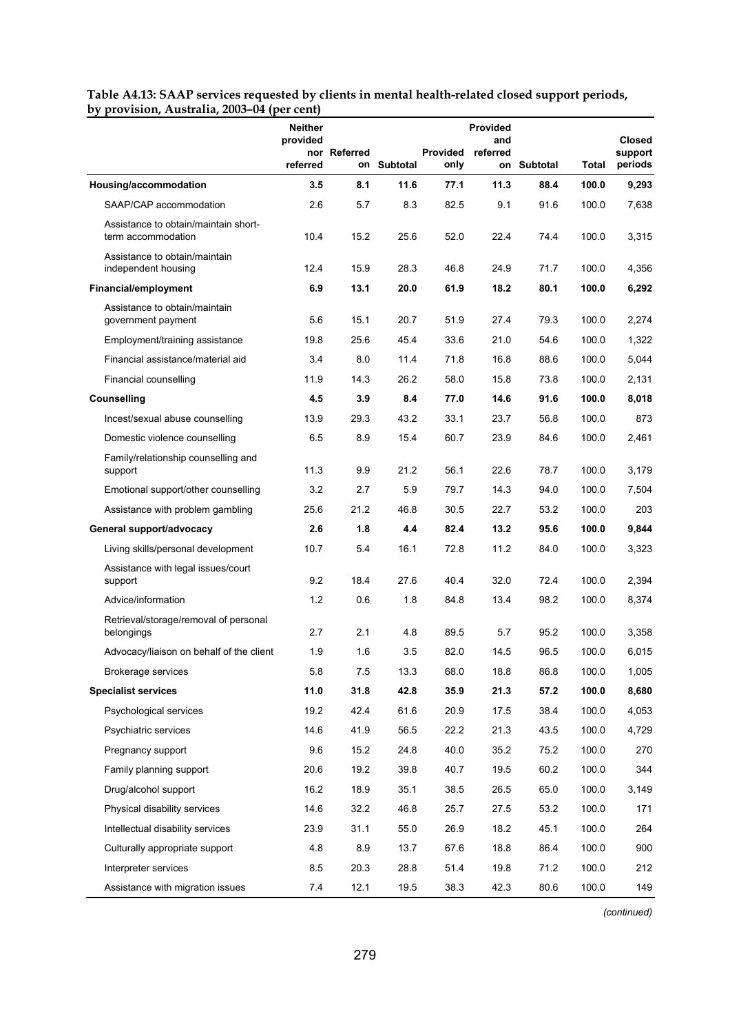**Table A4.13: SAAP services requested by clients in mental health-related closed support periods, by provision, Australia, 2003–04 (per cent)**

| | Neither provided nor referred | Referred on | Subtotal | Provided only | Provided and referred on | Subtotal | Total | Closed support periods |
|---|---|---|---|---|---|---|---|---|
| **Housing/accommodation** | **3.5** | **8.1** | **11.6** | **77.1** | **11.3** | **88.4** | **100.0** | **9,293** |
| SAAP/CAP accommodation | 2.6 | 5.7 | 8.3 | 82.5 | 9.1 | 91.6 | 100.0 | 7,638 |
| Assistance to obtain/maintain short-term accommodation | 10.4 | 15.2 | 25.6 | 52.0 | 22.4 | 74.4 | 100.0 | 3,315 |
| Assistance to obtain/maintain independent housing | 12.4 | 15.9 | 28.3 | 46.8 | 24.9 | 71.7 | 100.0 | 4,356 |
| **Financial/employment** | **6.9** | **13.1** | **20.0** | **61.9** | **18.2** | **80.1** | **100.0** | **6,292** |
| Assistance to obtain/maintain government payment | 5.6 | 15.1 | 20.7 | 51.9 | 27.4 | 79.3 | 100.0 | 2,274 |
| Employment/training assistance | 19.8 | 25.6 | 45.4 | 33.6 | 21.0 | 54.6 | 100.0 | 1,322 |
| Financial assistance/material aid | 3.4 | 8.0 | 11.4 | 71.8 | 16.8 | 88.6 | 100.0 | 5,044 |
| Financial counselling | 11.9 | 14.3 | 26.2 | 58.0 | 15.8 | 73.8 | 100.0 | 2,131 |
| **Counselling** | **4.5** | **3.9** | **8.4** | **77.0** | **14.6** | **91.6** | **100.0** | **8,018** |
| Incest/sexual abuse counselling | 13.9 | 29.3 | 43.2 | 33.1 | 23.7 | 56.8 | 100.0 | 873 |
| Domestic violence counselling | 6.5 | 8.9 | 15.4 | 60.7 | 23.9 | 84.6 | 100.0 | 2,461 |
| Family/relationship counselling and support | 11.3 | 9.9 | 21.2 | 56.1 | 22.6 | 78.7 | 100.0 | 3,179 |
| Emotional support/other counselling | 3.2 | 2.7 | 5.9 | 79.7 | 14.3 | 94.0 | 100.0 | 7,504 |
| Assistance with problem gambling | 25.6 | 21.2 | 46.8 | 30.5 | 22.7 | 53.2 | 100.0 | 203 |
| **General support/advocacy** | **2.6** | **1.8** | **4.4** | **82.4** | **13.2** | **95.6** | **100.0** | **9,844** |
| Living skills/personal development | 10.7 | 5.4 | 16.1 | 72.8 | 11.2 | 84.0 | 100.0 | 3,323 |
| Assistance with legal issues/court support | 9.2 | 18.4 | 27.6 | 40.4 | 32.0 | 72.4 | 100.0 | 2,394 |
| Advice/information | 1.2 | 0.6 | 1.8 | 84.8 | 13.4 | 98.2 | 100.0 | 8,374 |
| Retrieval/storage/removal of personal belongings | 2.7 | 2.1 | 4.8 | 89.5 | 5.7 | 95.2 | 100.0 | 3,358 |
| Advocacy/liaison on behalf of the client | 1.9 | 1.6 | 3.5 | 82.0 | 14.5 | 96.5 | 100.0 | 6,015 |
| Brokerage services | 5.8 | 7.5 | 13.3 | 68.0 | 18.8 | 86.8 | 100.0 | 1,005 |
| **Specialist services** | **11.0** | **31.8** | **42.8** | **35.9** | **21.3** | **57.2** | **100.0** | **8,680** |
| Psychological services | 19.2 | 42.4 | 61.6 | 20.9 | 17.5 | 38.4 | 100.0 | 4,053 |
| Psychiatric services | 14.6 | 41.9 | 56.5 | 22.2 | 21.3 | 43.5 | 100.0 | 4,729 |
| Pregnancy support | 9.6 | 15.2 | 24.8 | 40.0 | 35.2 | 75.2 | 100.0 | 270 |
| Family planning support | 20.6 | 19.2 | 39.8 | 40.7 | 19.5 | 60.2 | 100.0 | 344 |
| Drug/alcohol support | 16.2 | 18.9 | 35.1 | 38.5 | 26.5 | 65.0 | 100.0 | 3,149 |
| Physical disability services | 14.6 | 32.2 | 46.8 | 25.7 | 27.5 | 53.2 | 100.0 | 171 |
| Intellectual disability services | 23.9 | 31.1 | 55.0 | 26.9 | 18.2 | 45.1 | 100.0 | 264 |
| Culturally appropriate support | 4.8 | 8.9 | 13.7 | 67.6 | 18.8 | 86.4 | 100.0 | 900 |
| Interpreter services | 8.5 | 20.3 | 28.8 | 51.4 | 19.8 | 71.2 | 100.0 | 212 |
| Assistance with migration issues | 7.4 | 12.1 | 19.5 | 38.3 | 42.3 | 80.6 | 100.0 | 149 |

*(continued)*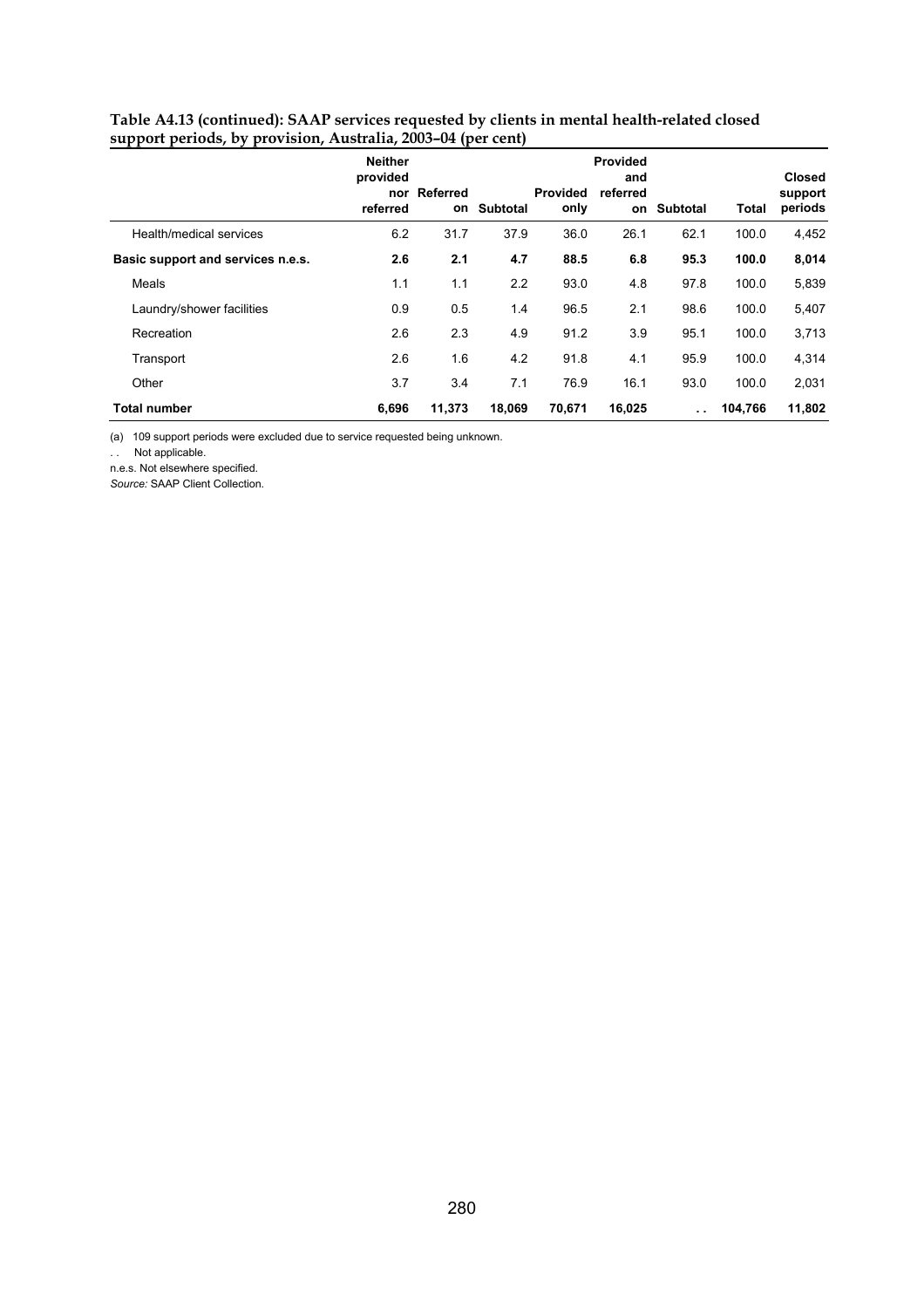**Table A4.13 (continued): SAAP services requested by clients in mental health-related closed support periods, by provision, Australia, 2003–04 (per cent)**

| | Neither provided nor referred | Referred on | Subtotal | Provided only | Provided and referred on | Subtotal | Total | Closed support periods |
|---|---|---|---|---|---|---|---|---|
| Health/medical services | 6.2 | 31.7 | 37.9 | 36.0 | 26.1 | 62.1 | 100.0 | 4,452 |
| **Basic support and services n.e.s.** | **2.6** | **2.1** | **4.7** | **88.5** | **6.8** | **95.3** | **100.0** | **8,014** |
| Meals | 1.1 | 1.1 | 2.2 | 93.0 | 4.8 | 97.8 | 100.0 | 5,839 |
| Laundry/shower facilities | 0.9 | 0.5 | 1.4 | 96.5 | 2.1 | 98.6 | 100.0 | 5,407 |
| Recreation | 2.6 | 2.3 | 4.9 | 91.2 | 3.9 | 95.1 | 100.0 | 3,713 |
| Transport | 2.6 | 1.6 | 4.2 | 91.8 | 4.1 | 95.9 | 100.0 | 4,314 |
| Other | 3.7 | 3.4 | 7.1 | 76.9 | 16.1 | 93.0 | 100.0 | 2,031 |
| **Total number** | **6,696** | **11,373** | **18,069** | **70,671** | **16,025** | **. .** | **104,766** | **11,802** |

(a) 109 support periods were excluded due to service requested being unknown.

. . Not applicable.

n.e.s. Not elsewhere specified.

*Source:* SAAP Client Collection.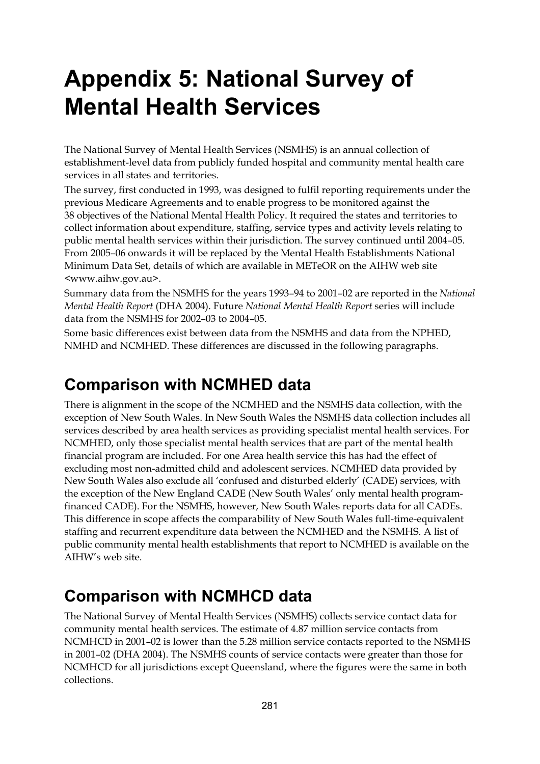# Appendix 5: National Survey of Mental Health Services

The National Survey of Mental Health Services (NSMHS) is an annual collection of establishment-level data from publicly funded hospital and community mental health care services in all states and territories.

The survey, first conducted in 1993, was designed to fulfil reporting requirements under the previous Medicare Agreements and to enable progress to be monitored against the 38 objectives of the National Mental Health Policy. It required the states and territories to collect information about expenditure, staffing, service types and activity levels relating to public mental health services within their jurisdiction. The survey continued until 2004–05. From 2005–06 onwards it will be replaced by the Mental Health Establishments National Minimum Data Set, details of which are available in METeOR on the AIHW web site <www.aihw.gov.au>.

Summary data from the NSMHS for the years 1993–94 to 2001–02 are reported in the *National Mental Health Report* (DHA 2004). Future *National Mental Health Report* series will include data from the NSMHS for 2002–03 to 2004–05.

Some basic differences exist between data from the NSMHS and data from the NPHED, NMHD and NCMHED. These differences are discussed in the following paragraphs.

## Comparison with NCMHED data

There is alignment in the scope of the NCMHED and the NSMHS data collection, with the exception of New South Wales. In New South Wales the NSMHS data collection includes all services described by area health services as providing specialist mental health services. For NCMHED, only those specialist mental health services that are part of the mental health financial program are included. For one Area health service this has had the effect of excluding most non-admitted child and adolescent services. NCMHED data provided by New South Wales also exclude all 'confused and disturbed elderly' (CADE) services, with the exception of the New England CADE (New South Wales' only mental health program-financed CADE). For the NSMHS, however, New South Wales reports data for all CADEs. This difference in scope affects the comparability of New South Wales full-time-equivalent staffing and recurrent expenditure data between the NCMHED and the NSMHS. A list of public community mental health establishments that report to NCMHED is available on the AIHW's web site.

## Comparison with NCMHCD data

The National Survey of Mental Health Services (NSMHS) collects service contact data for community mental health services. The estimate of 4.87 million service contacts from NCMHCD in 2001–02 is lower than the 5.28 million service contacts reported to the NSMHS in 2001–02 (DHA 2004). The NSMHS counts of service contacts were greater than those for NCMHCD for all jurisdictions except Queensland, where the figures were the same in both collections.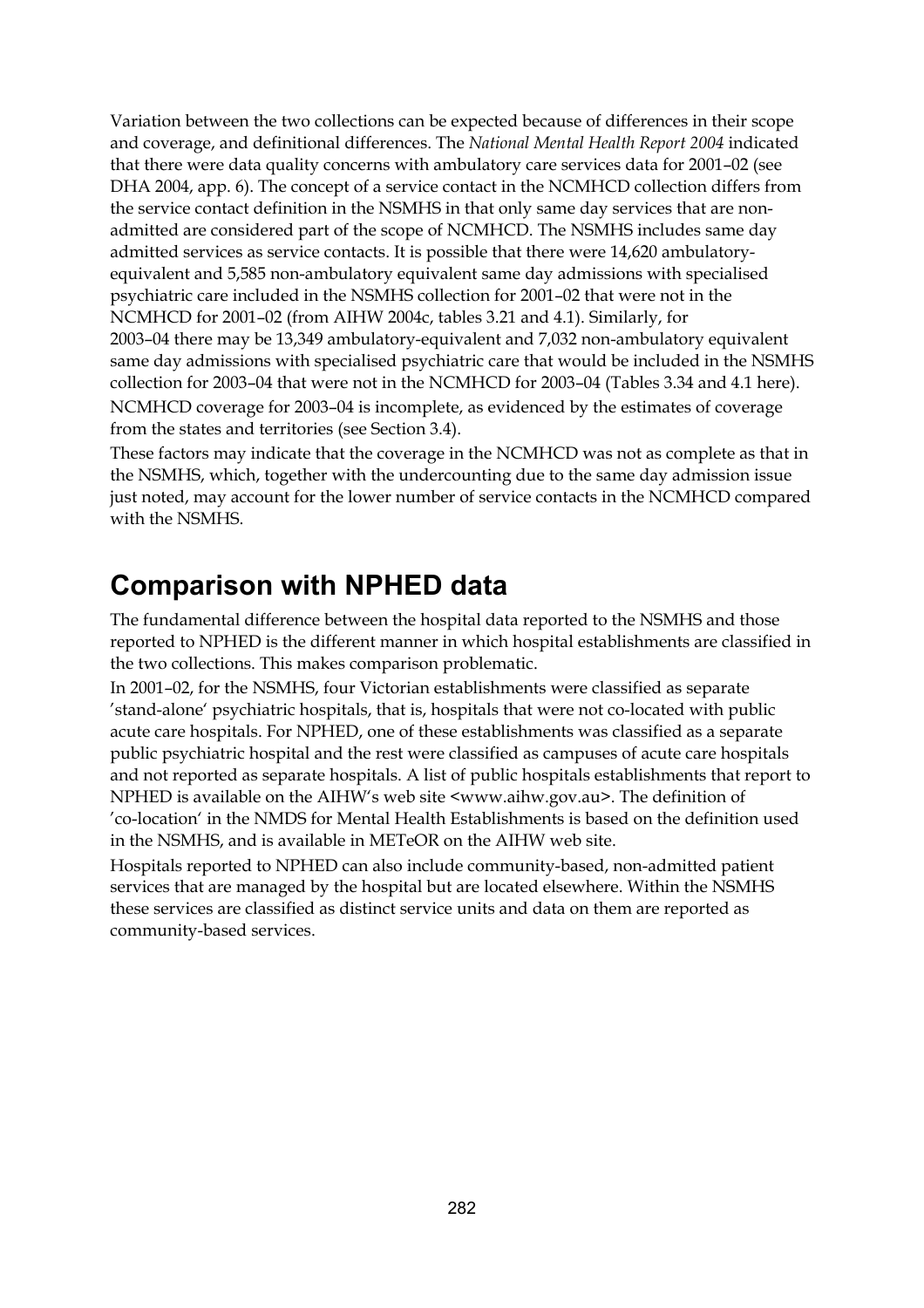Variation between the two collections can be expected because of differences in their scope and coverage, and definitional differences. The *National Mental Health Report 2004* indicated that there were data quality concerns with ambulatory care services data for 2001–02 (see DHA 2004, app. 6). The concept of a service contact in the NCMHCD collection differs from the service contact definition in the NSMHS in that only same day services that are non-admitted are considered part of the scope of NCMHCD. The NSMHS includes same day admitted services as service contacts. It is possible that there were 14,620 ambulatory-equivalent and 5,585 non-ambulatory equivalent same day admissions with specialised psychiatric care included in the NSMHS collection for 2001–02 that were not in the NCMHCD for 2001–02 (from AIHW 2004c, tables 3.21 and 4.1). Similarly, for 2003–04 there may be 13,349 ambulatory-equivalent and 7,032 non-ambulatory equivalent same day admissions with specialised psychiatric care that would be included in the NSMHS collection for 2003–04 that were not in the NCMHCD for 2003–04 (Tables 3.34 and 4.1 here). NCMHCD coverage for 2003–04 is incomplete, as evidenced by the estimates of coverage from the states and territories (see Section 3.4).

These factors may indicate that the coverage in the NCMHCD was not as complete as that in the NSMHS, which, together with the undercounting due to the same day admission issue just noted, may account for the lower number of service contacts in the NCMHCD compared with the NSMHS.

## Comparison with NPHED data

The fundamental difference between the hospital data reported to the NSMHS and those reported to NPHED is the different manner in which hospital establishments are classified in the two collections. This makes comparison problematic.

In 2001–02, for the NSMHS, four Victorian establishments were classified as separate 'stand-alone' psychiatric hospitals, that is, hospitals that were not co-located with public acute care hospitals. For NPHED, one of these establishments was classified as a separate public psychiatric hospital and the rest were classified as campuses of acute care hospitals and not reported as separate hospitals. A list of public hospitals establishments that report to NPHED is available on the AIHW's web site <www.aihw.gov.au>. The definition of 'co-location' in the NMDS for Mental Health Establishments is based on the definition used in the NSMHS, and is available in METeOR on the AIHW web site.

Hospitals reported to NPHED can also include community-based, non-admitted patient services that are managed by the hospital but are located elsewhere. Within the NSMHS these services are classified as distinct service units and data on them are reported as community-based services.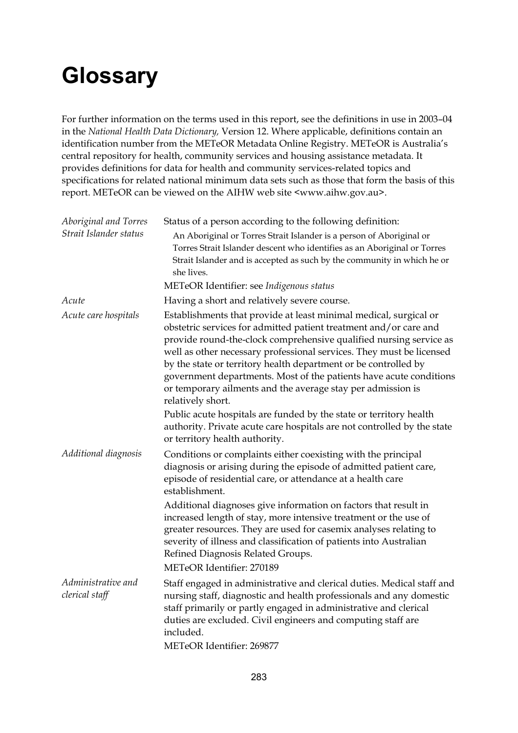# Glossary

For further information on the terms used in this report, see the definitions in use in 2003–04 in the *National Health Data Dictionary,* Version 12. Where applicable, definitions contain an identification number from the METeOR Metadata Online Registry. METeOR is Australia's central repository for health, community services and housing assistance metadata. It provides definitions for data for health and community services-related topics and specifications for related national minimum data sets such as those that form the basis of this report. METeOR can be viewed on the AIHW web site <www.aihw.gov.au>.

*Aboriginal and Torres Strait Islander status*

Status of a person according to the following definition:

> An Aboriginal or Torres Strait Islander is a person of Aboriginal or Torres Strait Islander descent who identifies as an Aboriginal or Torres Strait Islander and is accepted as such by the community in which he or she lives.

METeOR Identifier: see *Indigenous status*

*Acute*

Having a short and relatively severe course.

*Acute care hospitals*

Establishments that provide at least minimal medical, surgical or obstetric services for admitted patient treatment and/or care and provide round-the-clock comprehensive qualified nursing service as well as other necessary professional services. They must be licensed by the state or territory health department or be controlled by government departments. Most of the patients have acute conditions or temporary ailments and the average stay per admission is relatively short.

Public acute hospitals are funded by the state or territory health authority. Private acute care hospitals are not controlled by the state or territory health authority.

*Additional diagnosis*

Conditions or complaints either coexisting with the principal diagnosis or arising during the episode of admitted patient care, episode of residential care, or attendance at a health care establishment.

Additional diagnoses give information on factors that result in increased length of stay, more intensive treatment or the use of greater resources. They are used for casemix analyses relating to severity of illness and classification of patients into Australian Refined Diagnosis Related Groups.

METeOR Identifier: 270189

*Administrative and clerical staff*

Staff engaged in administrative and clerical duties. Medical staff and nursing staff, diagnostic and health professionals and any domestic staff primarily or partly engaged in administrative and clerical duties are excluded. Civil engineers and computing staff are included.

METeOR Identifier: 269877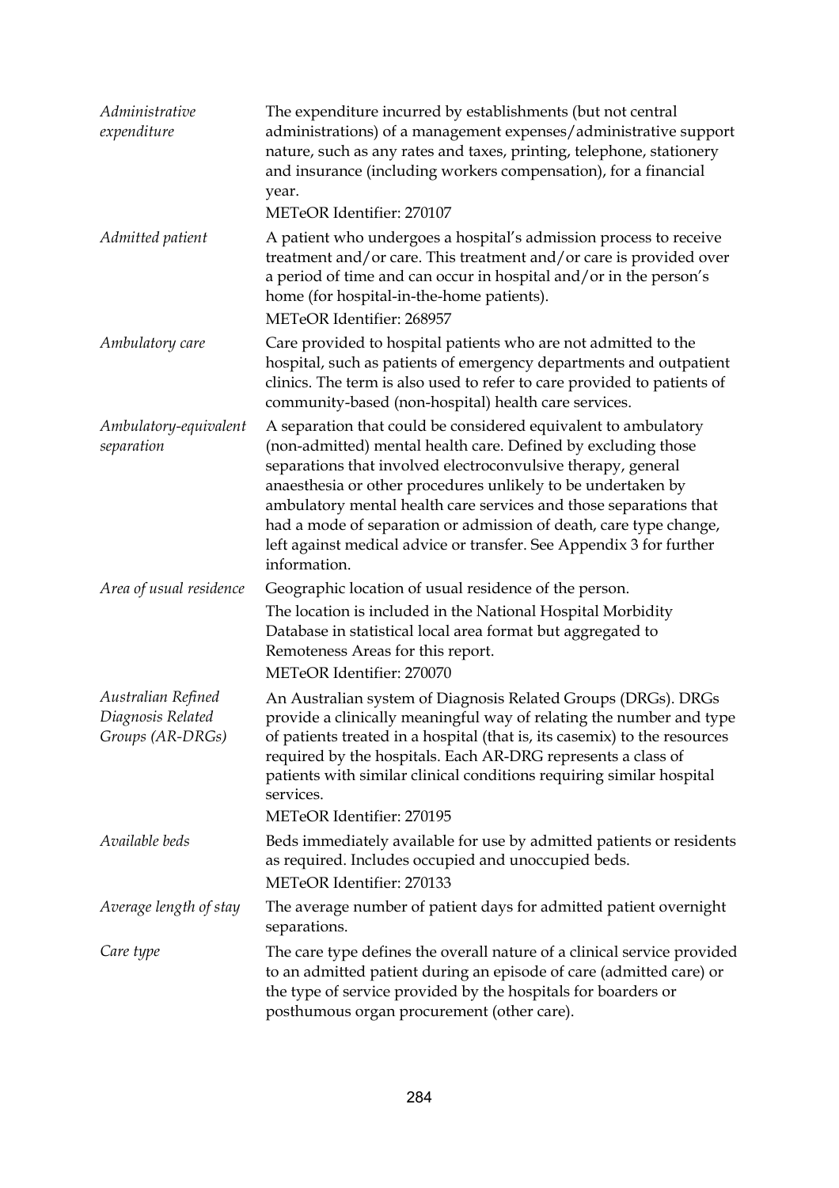| | |
|---|---|
| *Administrative expenditure* | The expenditure incurred by establishments (but not central administrations) of a management expenses/administrative support nature, such as any rates and taxes, printing, telephone, stationery and insurance (including workers compensation), for a financial year.<br>METeOR Identifier: 270107 |
| *Admitted patient* | A patient who undergoes a hospital's admission process to receive treatment and/or care. This treatment and/or care is provided over a period of time and can occur in hospital and/or in the person's home (for hospital-in-the-home patients).<br>METeOR Identifier: 268957 |
| *Ambulatory care* | Care provided to hospital patients who are not admitted to the hospital, such as patients of emergency departments and outpatient clinics. The term is also used to refer to care provided to patients of community-based (non-hospital) health care services. |
| *Ambulatory-equivalent separation* | A separation that could be considered equivalent to ambulatory (non-admitted) mental health care. Defined by excluding those separations that involved electroconvulsive therapy, general anaesthesia or other procedures unlikely to be undertaken by ambulatory mental health care services and those separations that had a mode of separation or admission of death, care type change, left against medical advice or transfer. See Appendix 3 for further information. |
| *Area of usual residence* | Geographic location of usual residence of the person.<br>The location is included in the National Hospital Morbidity Database in statistical local area format but aggregated to Remoteness Areas for this report.<br>METeOR Identifier: 270070 |
| *Australian Refined Diagnosis Related Groups (AR-DRGs)* | An Australian system of Diagnosis Related Groups (DRGs). DRGs provide a clinically meaningful way of relating the number and type of patients treated in a hospital (that is, its casemix) to the resources required by the hospitals. Each AR-DRG represents a class of patients with similar clinical conditions requiring similar hospital services.<br>METeOR Identifier: 270195 |
| *Available beds* | Beds immediately available for use by admitted patients or residents as required. Includes occupied and unoccupied beds.<br>METeOR Identifier: 270133 |
| *Average length of stay* | The average number of patient days for admitted patient overnight separations. |
| *Care type* | The care type defines the overall nature of a clinical service provided to an admitted patient during an episode of care (admitted care) or the type of service provided by the hospitals for boarders or posthumous organ procurement (other care). |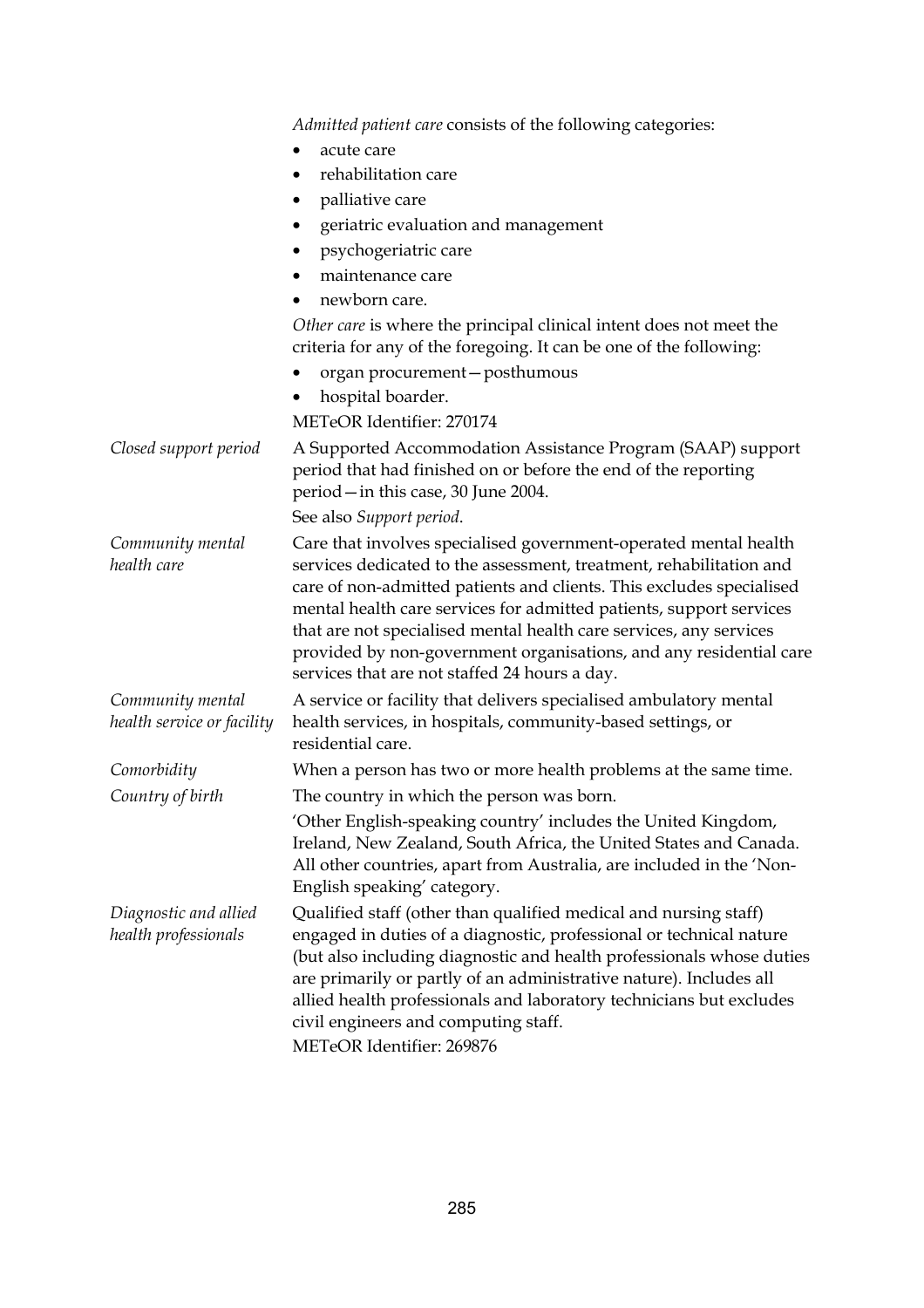*Admitted patient care* consists of the following categories:

- acute care
- rehabilitation care
- palliative care
- geriatric evaluation and management
- psychogeriatric care
- maintenance care
- newborn care.

*Other care* is where the principal clinical intent does not meet the criteria for any of the foregoing. It can be one of the following:

- organ procurement—posthumous
- hospital boarder.

METeOR Identifier: 270174

*Closed support period*
A Supported Accommodation Assistance Program (SAAP) support period that had finished on or before the end of the reporting period—in this case, 30 June 2004.

See also *Support period*.

*Community mental health care*
Care that involves specialised government-operated mental health services dedicated to the assessment, treatment, rehabilitation and care of non-admitted patients and clients. This excludes specialised mental health care services for admitted patients, support services that are not specialised mental health care services, any services provided by non-government organisations, and any residential care services that are not staffed 24 hours a day.

*Community mental health service or facility*
A service or facility that delivers specialised ambulatory mental health services, in hospitals, community-based settings, or residential care.

*Comorbidity*
When a person has two or more health problems at the same time.

*Country of birth*
The country in which the person was born.

'Other English-speaking country' includes the United Kingdom, Ireland, New Zealand, South Africa, the United States and Canada. All other countries, apart from Australia, are included in the 'Non-English speaking' category.

*Diagnostic and allied health professionals*
Qualified staff (other than qualified medical and nursing staff) engaged in duties of a diagnostic, professional or technical nature (but also including diagnostic and health professionals whose duties are primarily or partly of an administrative nature). Includes all allied health professionals and laboratory technicians but excludes civil engineers and computing staff.

METeOR Identifier: 269876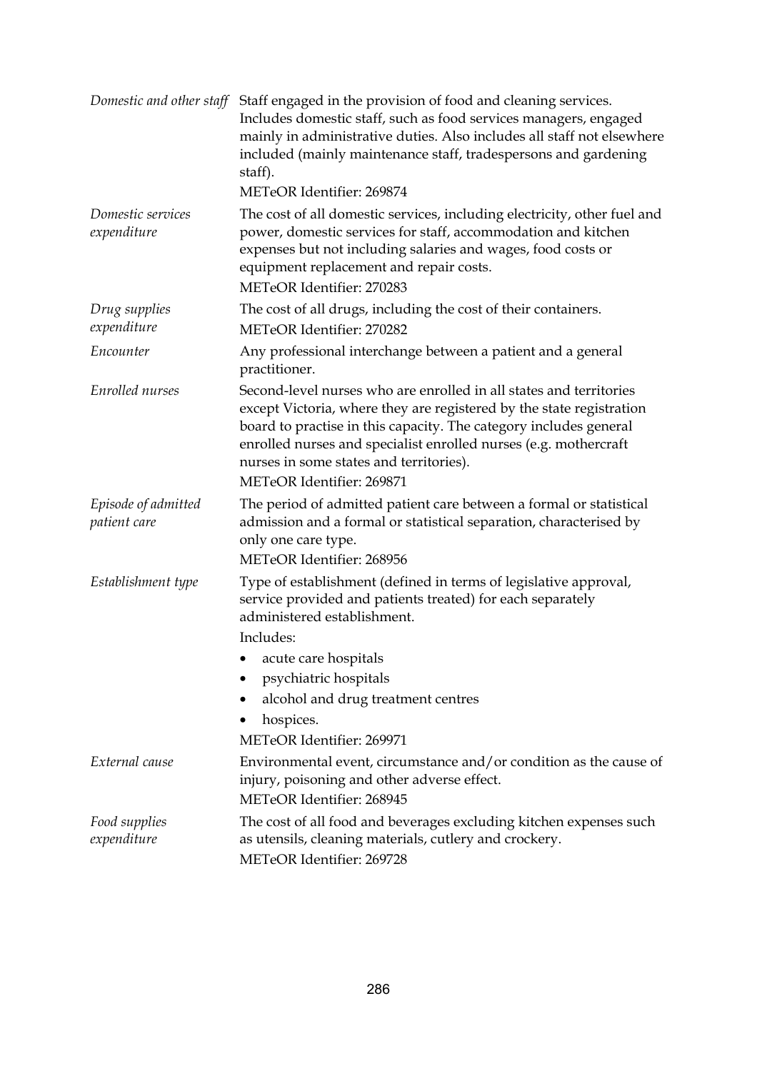*Domestic and other staff*
Staff engaged in the provision of food and cleaning services. Includes domestic staff, such as food services managers, engaged mainly in administrative duties. Also includes all staff not elsewhere included (mainly maintenance staff, tradespersons and gardening staff).
METeOR Identifier: 269874

*Domestic services expenditure*
The cost of all domestic services, including electricity, other fuel and power, domestic services for staff, accommodation and kitchen expenses but not including salaries and wages, food costs or equipment replacement and repair costs.
METeOR Identifier: 270283

*Drug supplies expenditure*
The cost of all drugs, including the cost of their containers.
METeOR Identifier: 270282

*Encounter*
Any professional interchange between a patient and a general practitioner.

*Enrolled nurses*
Second-level nurses who are enrolled in all states and territories except Victoria, where they are registered by the state registration board to practise in this capacity. The category includes general enrolled nurses and specialist enrolled nurses (e.g. mothercraft nurses in some states and territories).
METeOR Identifier: 269871

*Episode of admitted patient care*
The period of admitted patient care between a formal or statistical admission and a formal or statistical separation, characterised by only one care type.
METeOR Identifier: 268956

*Establishment type*
Type of establishment (defined in terms of legislative approval, service provided and patients treated) for each separately administered establishment.

Includes:

- acute care hospitals
- psychiatric hospitals
- alcohol and drug treatment centres
- hospices.

METeOR Identifier: 269971

*External cause*
Environmental event, circumstance and/or condition as the cause of injury, poisoning and other adverse effect.
METeOR Identifier: 268945

*Food supplies expenditure*
The cost of all food and beverages excluding kitchen expenses such as utensils, cleaning materials, cutlery and crockery.
METeOR Identifier: 269728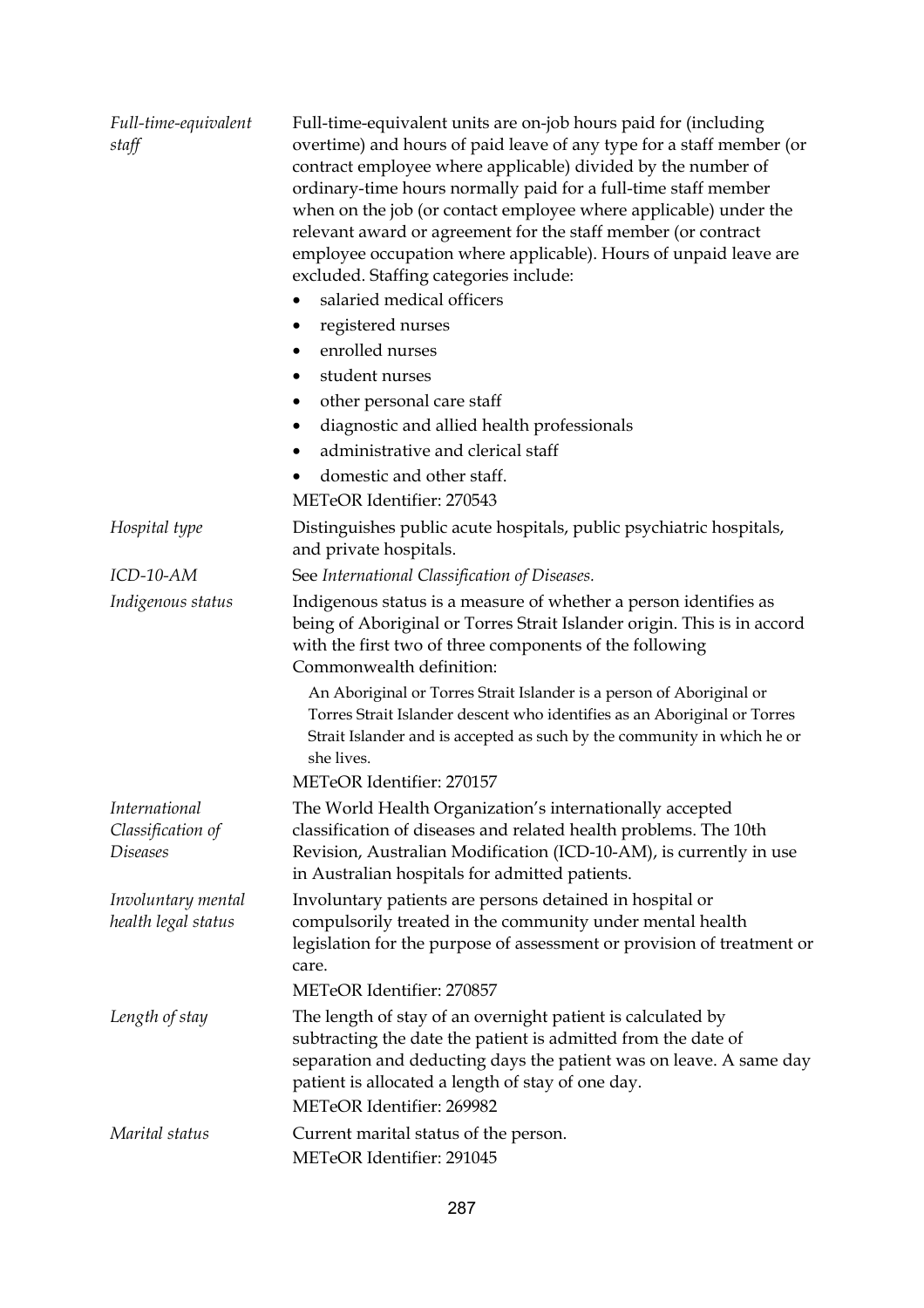*Full-time-equivalent staff*

Full-time-equivalent units are on-job hours paid for (including overtime) and hours of paid leave of any type for a staff member (or contract employee where applicable) divided by the number of ordinary-time hours normally paid for a full-time staff member when on the job (or contact employee where applicable) under the relevant award or agreement for the staff member (or contract employee occupation where applicable). Hours of unpaid leave are excluded. Staffing categories include:

- salaried medical officers
- registered nurses
- enrolled nurses
- student nurses
- other personal care staff
- diagnostic and allied health professionals
- administrative and clerical staff
- domestic and other staff.

METeOR Identifier: 270543

*Hospital type*

Distinguishes public acute hospitals, public psychiatric hospitals, and private hospitals.

*ICD-10-AM*

See *International Classification of Diseases.*

*Indigenous status*

Indigenous status is a measure of whether a person identifies as being of Aboriginal or Torres Strait Islander origin. This is in accord with the first two of three components of the following Commonwealth definition:

> An Aboriginal or Torres Strait Islander is a person of Aboriginal or Torres Strait Islander descent who identifies as an Aboriginal or Torres Strait Islander and is accepted as such by the community in which he or she lives.

METeOR Identifier: 270157

*International Classification of Diseases*

The World Health Organization's internationally accepted classification of diseases and related health problems. The 10th Revision, Australian Modification (ICD-10-AM), is currently in use in Australian hospitals for admitted patients.

*Involuntary mental health legal status*

Involuntary patients are persons detained in hospital or compulsorily treated in the community under mental health legislation for the purpose of assessment or provision of treatment or care.

METeOR Identifier: 270857

*Length of stay*

The length of stay of an overnight patient is calculated by subtracting the date the patient is admitted from the date of separation and deducting days the patient was on leave. A same day patient is allocated a length of stay of one day.

METeOR Identifier: 269982

*Marital status*

Current marital status of the person.

METeOR Identifier: 291045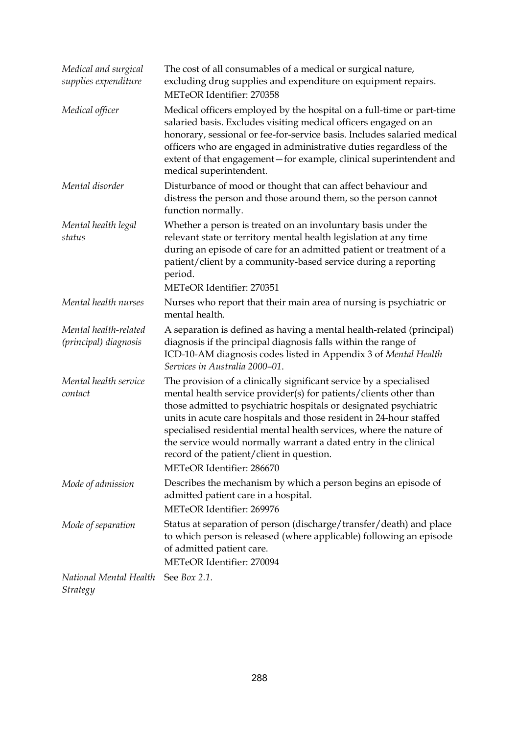*Medical and surgical supplies expenditure*
The cost of all consumables of a medical or surgical nature, excluding drug supplies and expenditure on equipment repairs.
METeOR Identifier: 270358

*Medical officer*
Medical officers employed by the hospital on a full-time or part-time salaried basis. Excludes visiting medical officers engaged on an honorary, sessional or fee-for-service basis. Includes salaried medical officers who are engaged in administrative duties regardless of the extent of that engagement—for example, clinical superintendent and medical superintendent.

*Mental disorder*
Disturbance of mood or thought that can affect behaviour and distress the person and those around them, so the person cannot function normally.

*Mental health legal status*
Whether a person is treated on an involuntary basis under the relevant state or territory mental health legislation at any time during an episode of care for an admitted patient or treatment of a patient/client by a community-based service during a reporting period.
METeOR Identifier: 270351

*Mental health nurses*
Nurses who report that their main area of nursing is psychiatric or mental health.

*Mental health-related (principal) diagnosis*
A separation is defined as having a mental health-related (principal) diagnosis if the principal diagnosis falls within the range of ICD-10-AM diagnosis codes listed in Appendix 3 of *Mental Health Services in Australia 2000–01*.

*Mental health service contact*
The provision of a clinically significant service by a specialised mental health service provider(s) for patients/clients other than those admitted to psychiatric hospitals or designated psychiatric units in acute care hospitals and those resident in 24-hour staffed specialised residential mental health services, where the nature of the service would normally warrant a dated entry in the clinical record of the patient/client in question.
METeOR Identifier: 286670

*Mode of admission*
Describes the mechanism by which a person begins an episode of admitted patient care in a hospital.
METeOR Identifier: 269976

*Mode of separation*
Status at separation of person (discharge/transfer/death) and place to which person is released (where applicable) following an episode of admitted patient care.
METeOR Identifier: 270094

*National Mental Health Strategy*
See *Box 2.1.*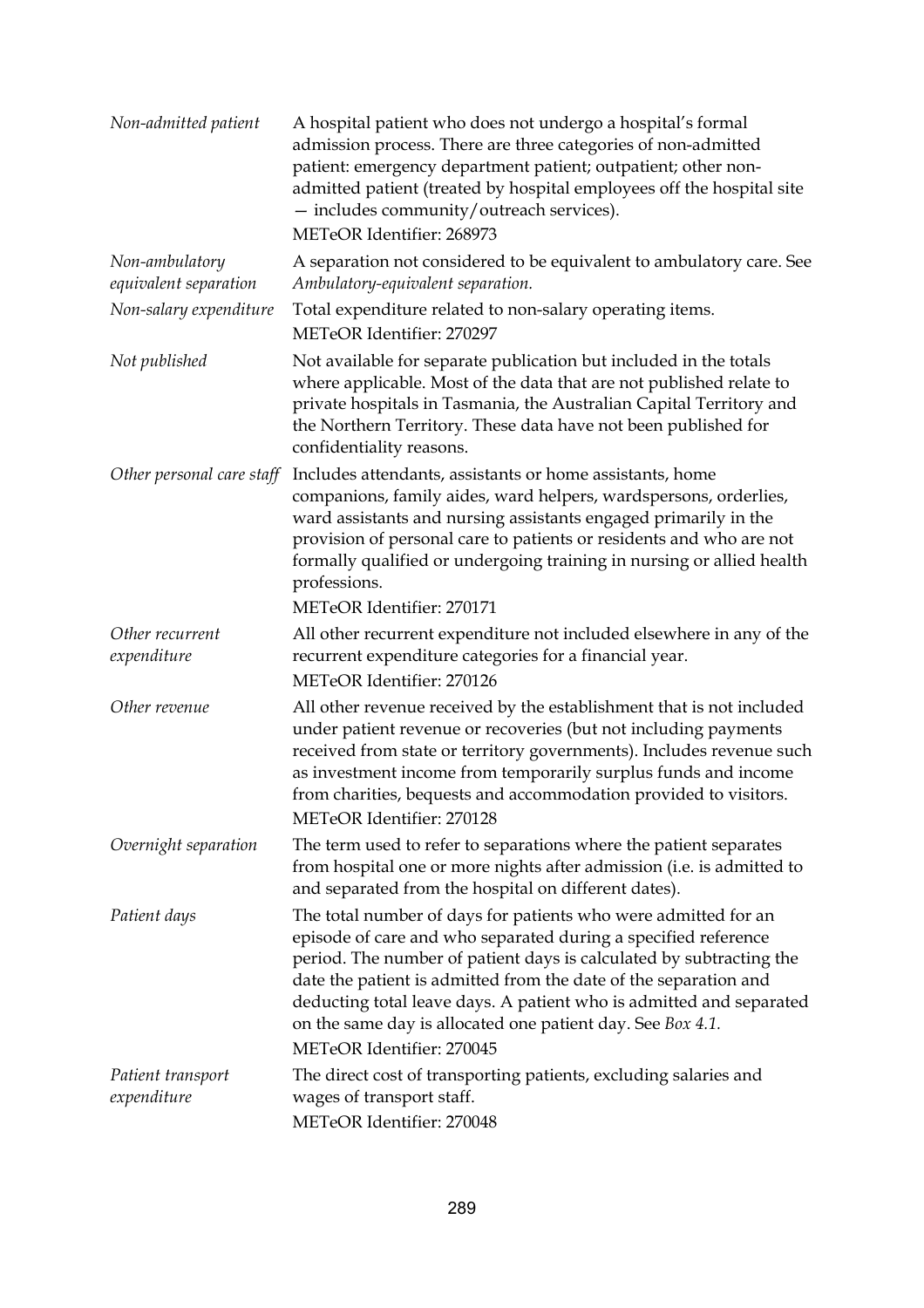| | |
|---|---|
| *Non-admitted patient* | A hospital patient who does not undergo a hospital's formal admission process. There are three categories of non-admitted patient: emergency department patient; outpatient; other non-admitted patient (treated by hospital employees off the hospital site — includes community/outreach services).<br>METeOR Identifier: 268973 |
| *Non-ambulatory equivalent separation* | A separation not considered to be equivalent to ambulatory care. See *Ambulatory-equivalent separation.* |
| *Non-salary expenditure* | Total expenditure related to non-salary operating items.<br>METeOR Identifier: 270297 |
| *Not published* | Not available for separate publication but included in the totals where applicable. Most of the data that are not published relate to private hospitals in Tasmania, the Australian Capital Territory and the Northern Territory. These data have not been published for confidentiality reasons. |
| *Other personal care staff* | Includes attendants, assistants or home assistants, home companions, family aides, ward helpers, wardspersons, orderlies, ward assistants and nursing assistants engaged primarily in the provision of personal care to patients or residents and who are not formally qualified or undergoing training in nursing or allied health professions.<br>METeOR Identifier: 270171 |
| *Other recurrent expenditure* | All other recurrent expenditure not included elsewhere in any of the recurrent expenditure categories for a financial year.<br>METeOR Identifier: 270126 |
| *Other revenue* | All other revenue received by the establishment that is not included under patient revenue or recoveries (but not including payments received from state or territory governments). Includes revenue such as investment income from temporarily surplus funds and income from charities, bequests and accommodation provided to visitors.<br>METeOR Identifier: 270128 |
| *Overnight separation* | The term used to refer to separations where the patient separates from hospital one or more nights after admission (i.e. is admitted to and separated from the hospital on different dates). |
| *Patient days* | The total number of days for patients who were admitted for an episode of care and who separated during a specified reference period. The number of patient days is calculated by subtracting the date the patient is admitted from the date of the separation and deducting total leave days. A patient who is admitted and separated on the same day is allocated one patient day. See *Box 4.1.*<br>METeOR Identifier: 270045 |
| *Patient transport expenditure* | The direct cost of transporting patients, excluding salaries and wages of transport staff.<br>METeOR Identifier: 270048 |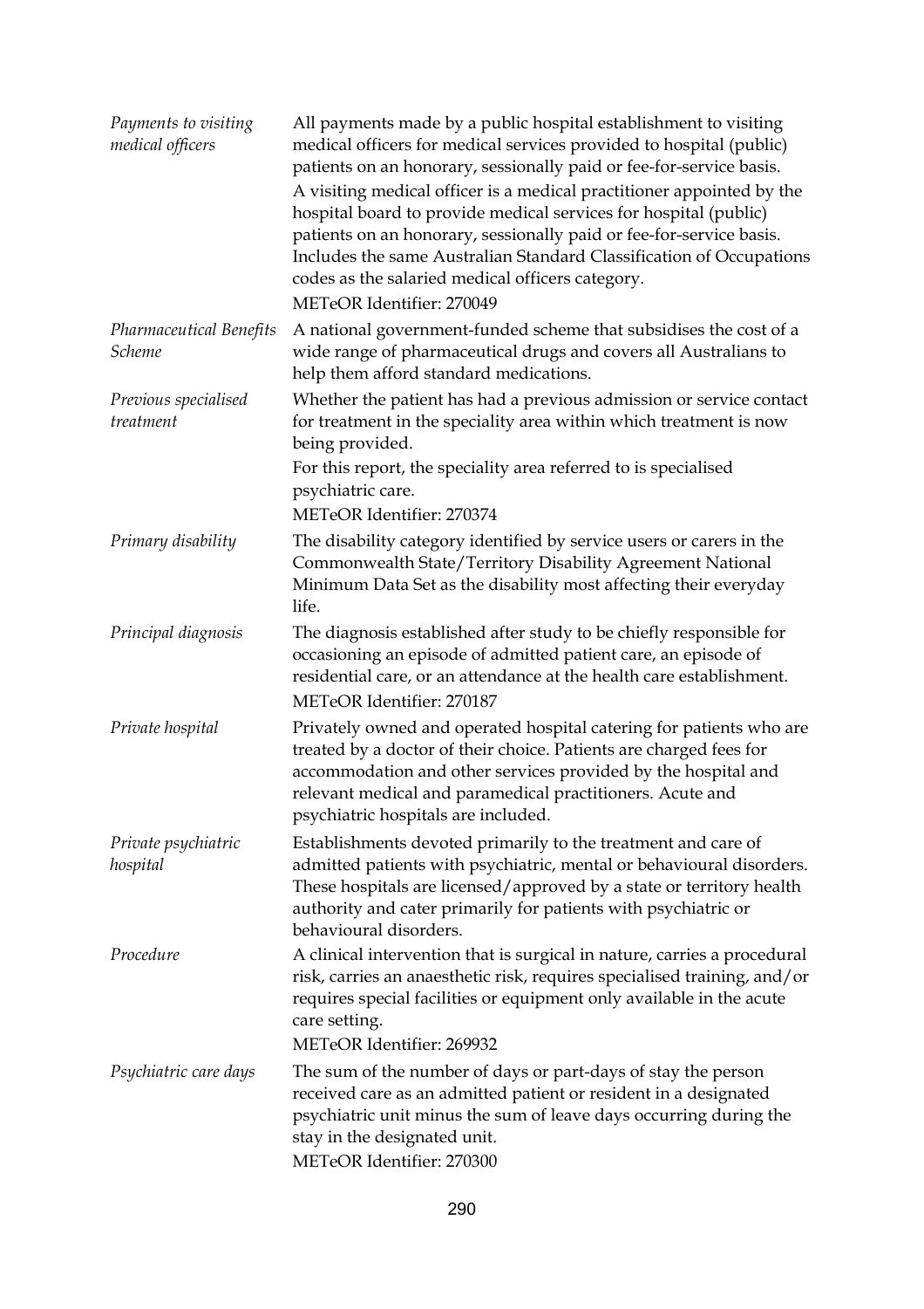*Payments to visiting medical officers*

All payments made by a public hospital establishment to visiting medical officers for medical services provided to hospital (public) patients on an honorary, sessionally paid or fee-for-service basis.

A visiting medical officer is a medical practitioner appointed by the hospital board to provide medical services for hospital (public) patients on an honorary, sessionally paid or fee-for-service basis. Includes the same Australian Standard Classification of Occupations codes as the salaried medical officers category.

METeOR Identifier: 270049

*Pharmaceutical Benefits Scheme*

A national government-funded scheme that subsidises the cost of a wide range of pharmaceutical drugs and covers all Australians to help them afford standard medications.

*Previous specialised treatment*

Whether the patient has had a previous admission or service contact for treatment in the speciality area within which treatment is now being provided.

For this report, the speciality area referred to is specialised psychiatric care.

METeOR Identifier: 270374

*Primary disability*

The disability category identified by service users or carers in the Commonwealth State/Territory Disability Agreement National Minimum Data Set as the disability most affecting their everyday life.

*Principal diagnosis*

The diagnosis established after study to be chiefly responsible for occasioning an episode of admitted patient care, an episode of residential care, or an attendance at the health care establishment.

METeOR Identifier: 270187

*Private hospital*

Privately owned and operated hospital catering for patients who are treated by a doctor of their choice. Patients are charged fees for accommodation and other services provided by the hospital and relevant medical and paramedical practitioners. Acute and psychiatric hospitals are included.

*Private psychiatric hospital*

Establishments devoted primarily to the treatment and care of admitted patients with psychiatric, mental or behavioural disorders. These hospitals are licensed/approved by a state or territory health authority and cater primarily for patients with psychiatric or behavioural disorders.

*Procedure*

A clinical intervention that is surgical in nature, carries a procedural risk, carries an anaesthetic risk, requires specialised training, and/or requires special facilities or equipment only available in the acute care setting.

METeOR Identifier: 269932

*Psychiatric care days*

The sum of the number of days or part-days of stay the person received care as an admitted patient or resident in a designated psychiatric unit minus the sum of leave days occurring during the stay in the designated unit.

METeOR Identifier: 270300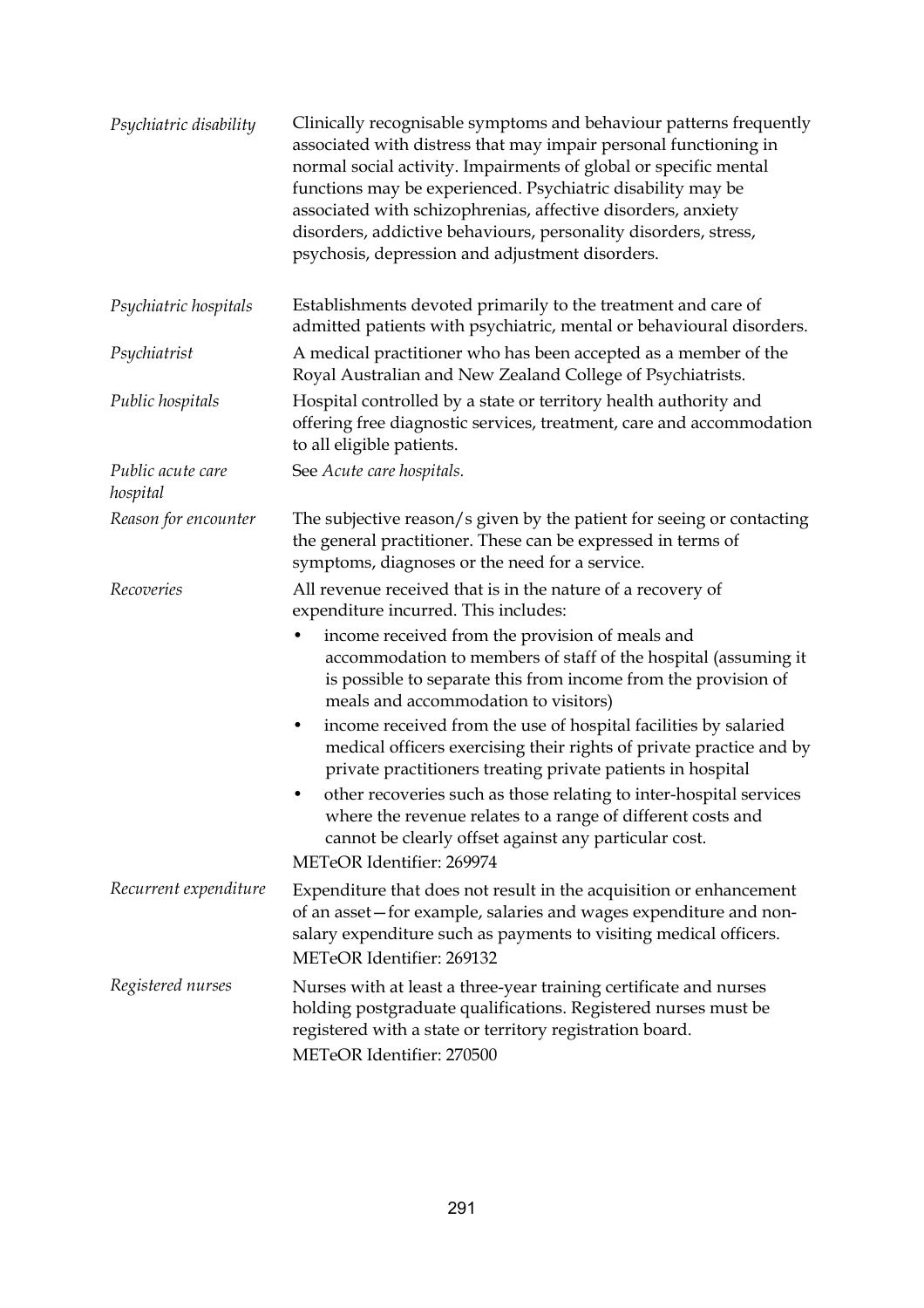*Psychiatric disability*

Clinically recognisable symptoms and behaviour patterns frequently associated with distress that may impair personal functioning in normal social activity. Impairments of global or specific mental functions may be experienced. Psychiatric disability may be associated with schizophrenias, affective disorders, anxiety disorders, addictive behaviours, personality disorders, stress, psychosis, depression and adjustment disorders.

*Psychiatric hospitals*

Establishments devoted primarily to the treatment and care of admitted patients with psychiatric, mental or behavioural disorders.

*Psychiatrist*

A medical practitioner who has been accepted as a member of the Royal Australian and New Zealand College of Psychiatrists.

*Public hospitals*

Hospital controlled by a state or territory health authority and offering free diagnostic services, treatment, care and accommodation to all eligible patients.

*Public acute care hospital*

See *Acute care hospitals*.

*Reason for encounter*

The subjective reason/s given by the patient for seeing or contacting the general practitioner. These can be expressed in terms of symptoms, diagnoses or the need for a service.

*Recoveries*

All revenue received that is in the nature of a recovery of expenditure incurred. This includes:

- income received from the provision of meals and accommodation to members of staff of the hospital (assuming it is possible to separate this from income from the provision of meals and accommodation to visitors)
- income received from the use of hospital facilities by salaried medical officers exercising their rights of private practice and by private practitioners treating private patients in hospital
- other recoveries such as those relating to inter-hospital services where the revenue relates to a range of different costs and cannot be clearly offset against any particular cost.

METeOR Identifier: 269974

*Recurrent expenditure*

Expenditure that does not result in the acquisition or enhancement of an asset—for example, salaries and wages expenditure and non-salary expenditure such as payments to visiting medical officers.

METeOR Identifier: 269132

*Registered nurses*

Nurses with at least a three-year training certificate and nurses holding postgraduate qualifications. Registered nurses must be registered with a state or territory registration board.

METeOR Identifier: 270500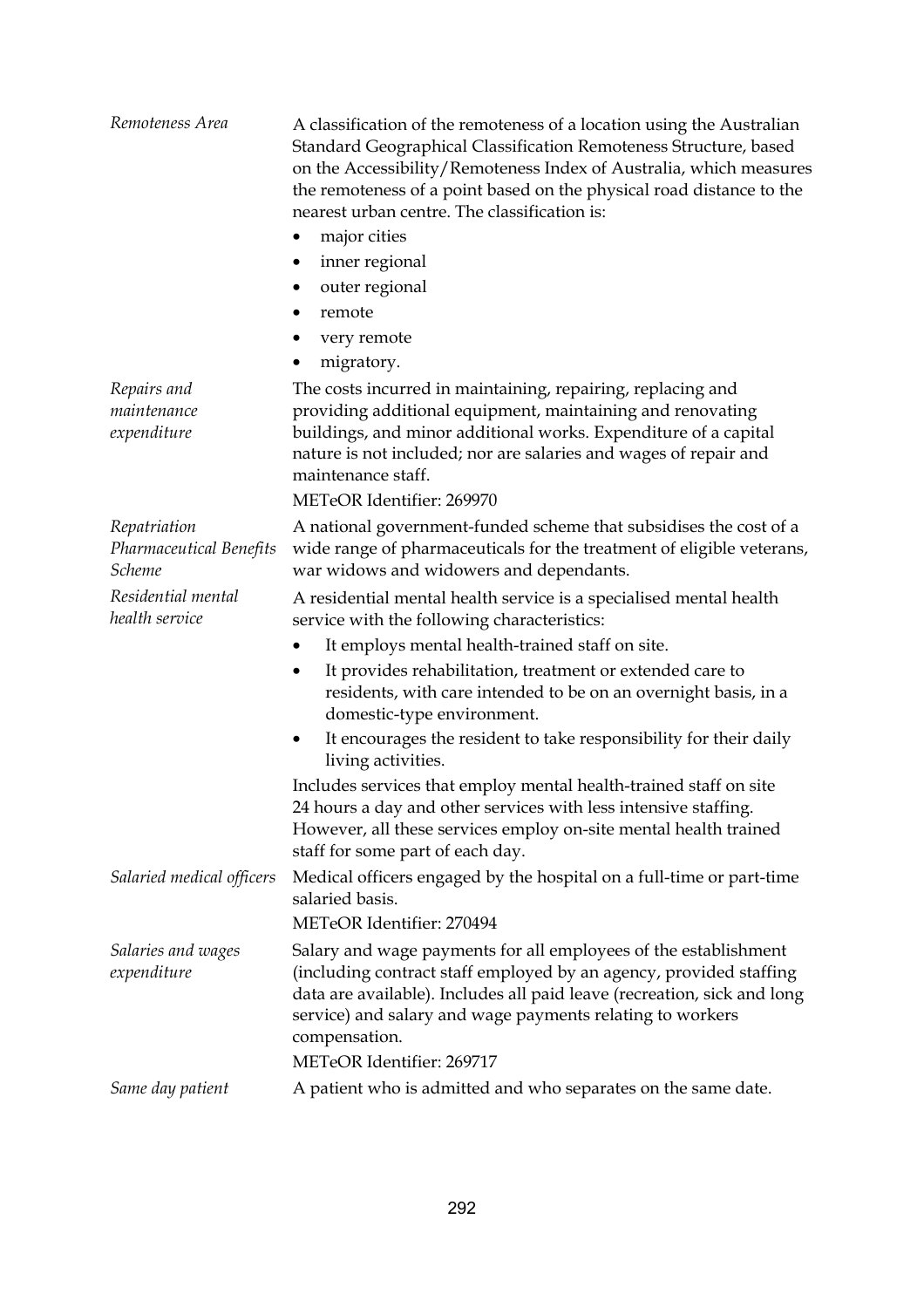*Remoteness Area*

A classification of the remoteness of a location using the Australian Standard Geographical Classification Remoteness Structure, based on the Accessibility/Remoteness Index of Australia, which measures the remoteness of a point based on the physical road distance to the nearest urban centre. The classification is:

- major cities
- inner regional
- outer regional
- remote
- very remote
- migratory.

*Repairs and maintenance expenditure*

The costs incurred in maintaining, repairing, replacing and providing additional equipment, maintaining and renovating buildings, and minor additional works. Expenditure of a capital nature is not included; nor are salaries and wages of repair and maintenance staff.

METeOR Identifier: 269970

*Repatriation Pharmaceutical Benefits Scheme*

A national government-funded scheme that subsidises the cost of a wide range of pharmaceuticals for the treatment of eligible veterans, war widows and widowers and dependants.

*Residential mental health service*

A residential mental health service is a specialised mental health service with the following characteristics:

- It employs mental health-trained staff on site.
- It provides rehabilitation, treatment or extended care to residents, with care intended to be on an overnight basis, in a domestic-type environment.
- It encourages the resident to take responsibility for their daily living activities.

Includes services that employ mental health-trained staff on site 24 hours a day and other services with less intensive staffing. However, all these services employ on-site mental health trained staff for some part of each day.

*Salaried medical officers*

Medical officers engaged by the hospital on a full-time or part-time salaried basis.

METeOR Identifier: 270494

*Salaries and wages expenditure*

Salary and wage payments for all employees of the establishment (including contract staff employed by an agency, provided staffing data are available). Includes all paid leave (recreation, sick and long service) and salary and wage payments relating to workers compensation.

METeOR Identifier: 269717

*Same day patient*

A patient who is admitted and who separates on the same date.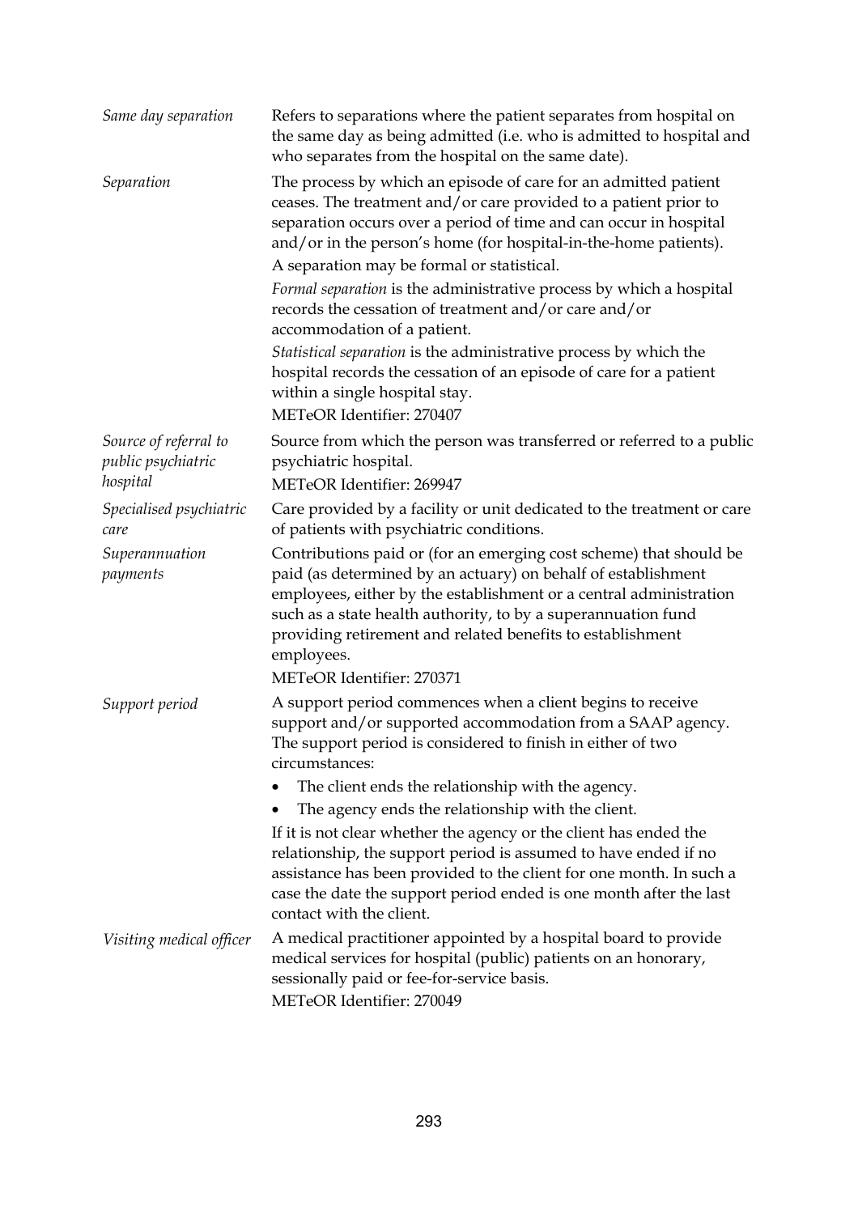| | |
|---|---|
| *Same day separation* | Refers to separations where the patient separates from hospital on the same day as being admitted (i.e. who is admitted to hospital and who separates from the hospital on the same date). |
| *Separation* | The process by which an episode of care for an admitted patient ceases. The treatment and/or care provided to a patient prior to separation occurs over a period of time and can occur in hospital and/or in the person's home (for hospital-in-the-home patients).<br>A separation may be formal or statistical.<br>*Formal separation* is the administrative process by which a hospital records the cessation of treatment and/or care and/or accommodation of a patient.<br>*Statistical separation* is the administrative process by which the hospital records the cessation of an episode of care for a patient within a single hospital stay.<br>METeOR Identifier: 270407 |
| *Source of referral to public psychiatric hospital* | Source from which the person was transferred or referred to a public psychiatric hospital.<br>METeOR Identifier: 269947 |
| *Specialised psychiatric care* | Care provided by a facility or unit dedicated to the treatment or care of patients with psychiatric conditions. |
| *Superannuation payments* | Contributions paid or (for an emerging cost scheme) that should be paid (as determined by an actuary) on behalf of establishment employees, either by the establishment or a central administration such as a state health authority, to by a superannuation fund providing retirement and related benefits to establishment employees.<br>METeOR Identifier: 270371 |
| *Support period* | A support period commences when a client begins to receive support and/or supported accommodation from a SAAP agency. The support period is considered to finish in either of two circumstances:<br>• The client ends the relationship with the agency.<br>• The agency ends the relationship with the client.<br>If it is not clear whether the agency or the client has ended the relationship, the support period is assumed to have ended if no assistance has been provided to the client for one month. In such a case the date the support period ended is one month after the last contact with the client. |
| *Visiting medical officer* | A medical practitioner appointed by a hospital board to provide medical services for hospital (public) patients on an honorary, sessionally paid or fee-for-service basis.<br>METeOR Identifier: 270049 |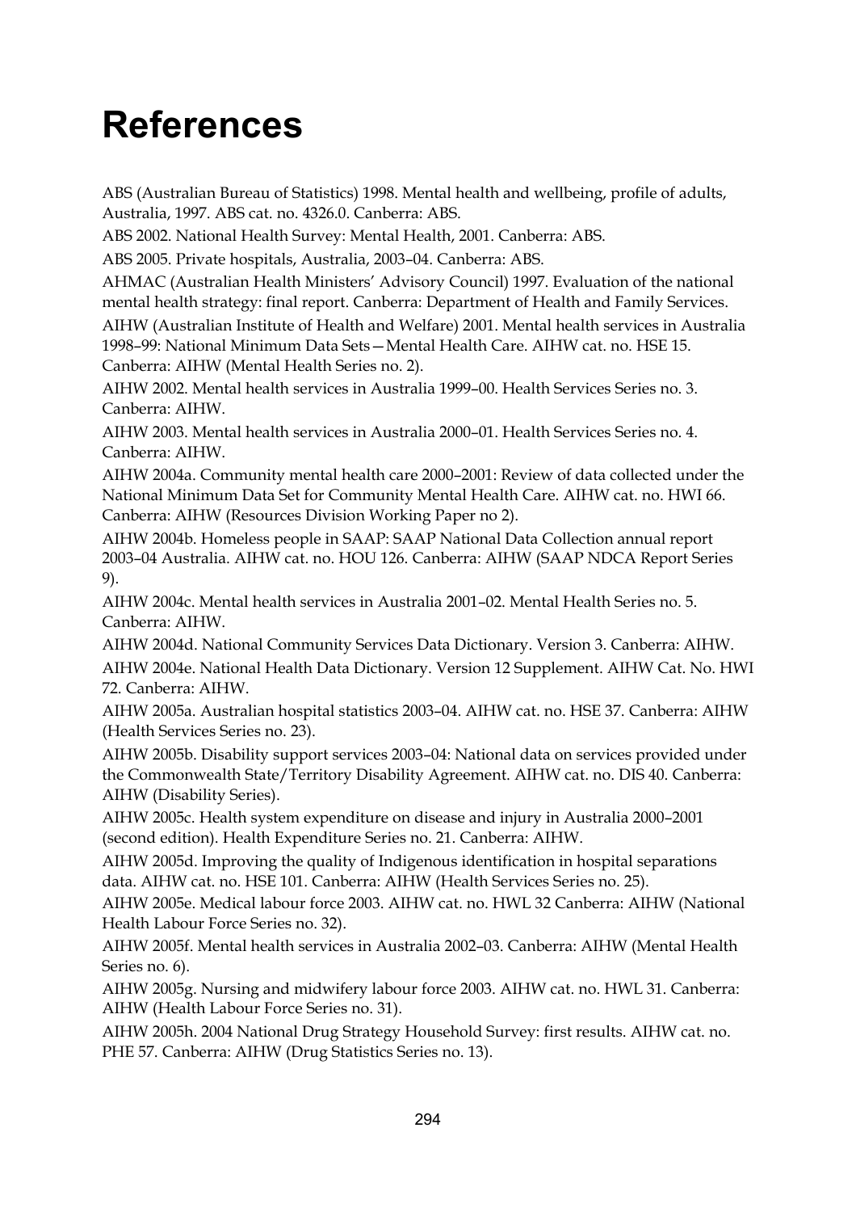# References

ABS (Australian Bureau of Statistics) 1998. Mental health and wellbeing, profile of adults, Australia, 1997. ABS cat. no. 4326.0. Canberra: ABS.

ABS 2002. National Health Survey: Mental Health, 2001. Canberra: ABS.

ABS 2005. Private hospitals, Australia, 2003–04. Canberra: ABS.

AHMAC (Australian Health Ministers' Advisory Council) 1997. Evaluation of the national mental health strategy: final report. Canberra: Department of Health and Family Services.

AIHW (Australian Institute of Health and Welfare) 2001. Mental health services in Australia 1998–99: National Minimum Data Sets—Mental Health Care. AIHW cat. no. HSE 15. Canberra: AIHW (Mental Health Series no. 2).

AIHW 2002. Mental health services in Australia 1999–00. Health Services Series no. 3. Canberra: AIHW.

AIHW 2003. Mental health services in Australia 2000–01. Health Services Series no. 4. Canberra: AIHW.

AIHW 2004a. Community mental health care 2000–2001: Review of data collected under the National Minimum Data Set for Community Mental Health Care. AIHW cat. no. HWI 66. Canberra: AIHW (Resources Division Working Paper no 2).

AIHW 2004b. Homeless people in SAAP: SAAP National Data Collection annual report 2003–04 Australia. AIHW cat. no. HOU 126. Canberra: AIHW (SAAP NDCA Report Series 9).

AIHW 2004c. Mental health services in Australia 2001–02. Mental Health Series no. 5. Canberra: AIHW.

AIHW 2004d. National Community Services Data Dictionary. Version 3. Canberra: AIHW.

AIHW 2004e. National Health Data Dictionary. Version 12 Supplement. AIHW Cat. No. HWI 72. Canberra: AIHW.

AIHW 2005a. Australian hospital statistics 2003–04. AIHW cat. no. HSE 37. Canberra: AIHW (Health Services Series no. 23).

AIHW 2005b. Disability support services 2003–04: National data on services provided under the Commonwealth State/Territory Disability Agreement. AIHW cat. no. DIS 40. Canberra: AIHW (Disability Series).

AIHW 2005c. Health system expenditure on disease and injury in Australia 2000–2001 (second edition). Health Expenditure Series no. 21. Canberra: AIHW.

AIHW 2005d. Improving the quality of Indigenous identification in hospital separations data. AIHW cat. no. HSE 101. Canberra: AIHW (Health Services Series no. 25).

AIHW 2005e. Medical labour force 2003. AIHW cat. no. HWL 32 Canberra: AIHW (National Health Labour Force Series no. 32).

AIHW 2005f. Mental health services in Australia 2002–03. Canberra: AIHW (Mental Health Series no. 6).

AIHW 2005g. Nursing and midwifery labour force 2003. AIHW cat. no. HWL 31. Canberra: AIHW (Health Labour Force Series no. 31).

AIHW 2005h. 2004 National Drug Strategy Household Survey: first results. AIHW cat. no. PHE 57. Canberra: AIHW (Drug Statistics Series no. 13).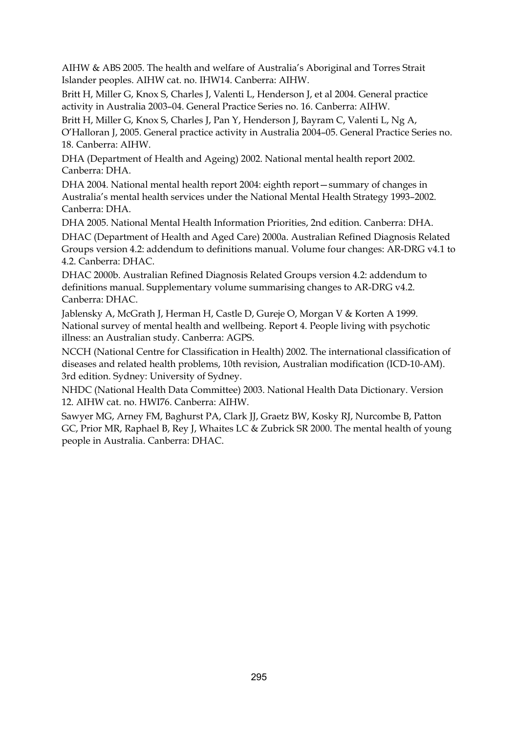AIHW & ABS 2005. The health and welfare of Australia's Aboriginal and Torres Strait Islander peoples. AIHW cat. no. IHW14. Canberra: AIHW.

Britt H, Miller G, Knox S, Charles J, Valenti L, Henderson J, et al 2004. General practice activity in Australia 2003–04. General Practice Series no. 16. Canberra: AIHW.

Britt H, Miller G, Knox S, Charles J, Pan Y, Henderson J, Bayram C, Valenti L, Ng A, O'Halloran J, 2005. General practice activity in Australia 2004–05. General Practice Series no. 18. Canberra: AIHW.

DHA (Department of Health and Ageing) 2002. National mental health report 2002. Canberra: DHA.

DHA 2004. National mental health report 2004: eighth report—summary of changes in Australia's mental health services under the National Mental Health Strategy 1993–2002. Canberra: DHA.

DHA 2005. National Mental Health Information Priorities, 2nd edition. Canberra: DHA.

DHAC (Department of Health and Aged Care) 2000a. Australian Refined Diagnosis Related Groups version 4.2: addendum to definitions manual. Volume four changes: AR-DRG v4.1 to 4.2. Canberra: DHAC.

DHAC 2000b. Australian Refined Diagnosis Related Groups version 4.2: addendum to definitions manual. Supplementary volume summarising changes to AR-DRG v4.2. Canberra: DHAC.

Jablensky A, McGrath J, Herman H, Castle D, Gureje O, Morgan V & Korten A 1999. National survey of mental health and wellbeing. Report 4. People living with psychotic illness: an Australian study. Canberra: AGPS.

NCCH (National Centre for Classification in Health) 2002. The international classification of diseases and related health problems, 10th revision, Australian modification (ICD-10-AM). 3rd edition. Sydney: University of Sydney.

NHDC (National Health Data Committee) 2003. National Health Data Dictionary. Version 12. AIHW cat. no. HWI76. Canberra: AIHW.

Sawyer MG, Arney FM, Baghurst PA, Clark JJ, Graetz BW, Kosky RJ, Nurcombe B, Patton GC, Prior MR, Raphael B, Rey J, Whaites LC & Zubrick SR 2000. The mental health of young people in Australia. Canberra: DHAC.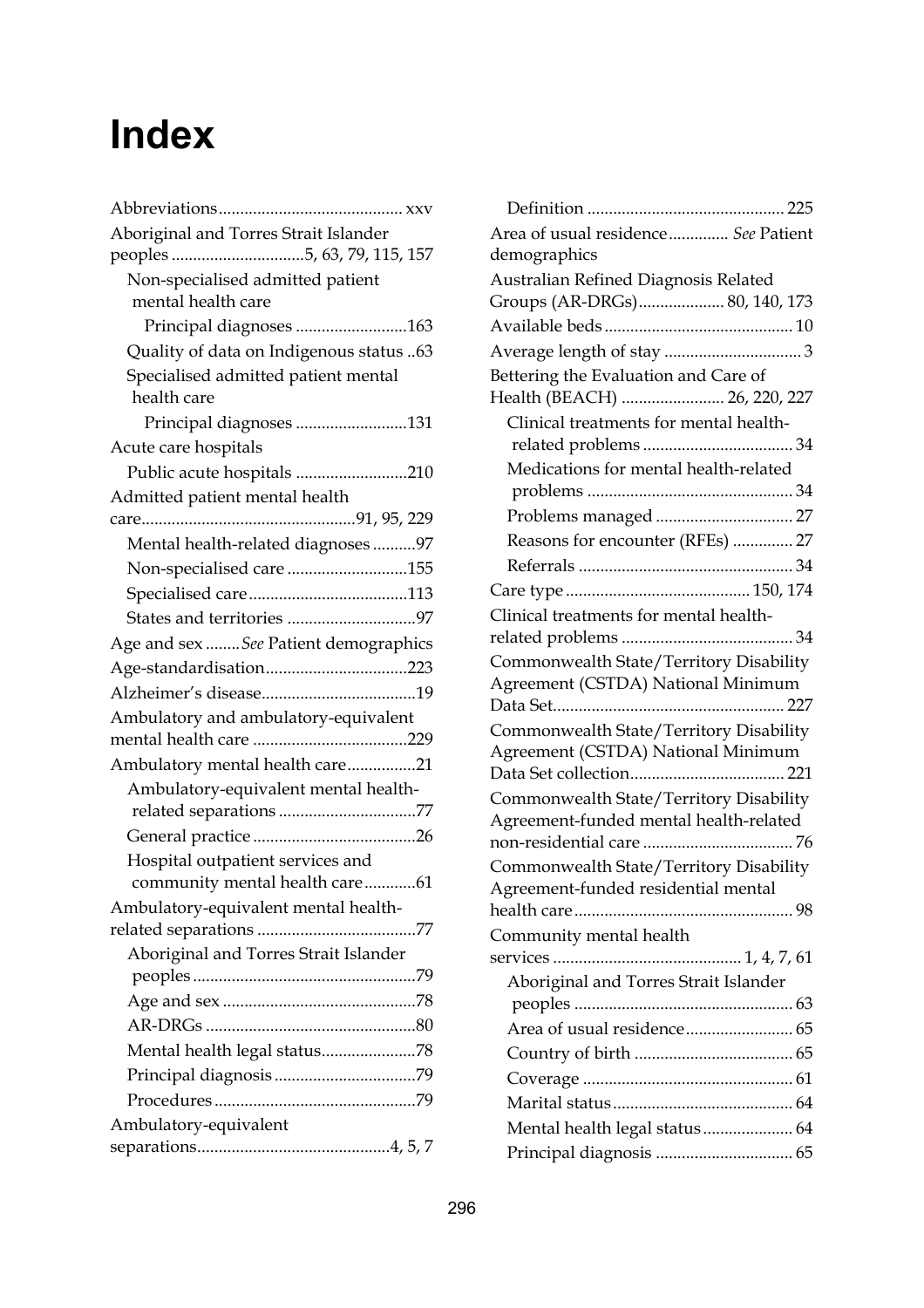# Index

Abbreviations ........................................... xxv
Aboriginal and Torres Strait Islander peoples ...............................5, 63, 79, 115, 157
- Non-specialised admitted patient mental health care
  - Principal diagnoses ..........................163
- Quality of data on Indigenous status ..63
- Specialised admitted patient mental health care
  - Principal diagnoses ..........................131

Acute care hospitals
- Public acute hospitals ..........................210

Admitted patient mental health care.................................................91, 95, 229
- Mental health-related diagnoses ..........97
- Non-specialised care ............................155
- Specialised care.....................................113
- States and territories ..............................97

Age and sex ........*See* Patient demographics
Age-standardisation.................................223
Alzheimer's disease....................................19
Ambulatory and ambulatory-equivalent mental health care ....................................229
Ambulatory mental health care................21
- Ambulatory-equivalent mental health-related separations ................................77
- General practice ......................................26
- Hospital outpatient services and community mental health care............61

Ambulatory-equivalent mental health-related separations .....................................77
- Aboriginal and Torres Strait Islander peoples ....................................................79
- Age and sex .............................................78
- AR-DRGs .................................................80
- Mental health legal status......................78
- Principal diagnosis .................................79
- Procedures ...............................................79

Ambulatory-equivalent separations.............................................4, 5, 7
- Definition ............................................. 225

Area of usual residence.............. *See* Patient demographics
Australian Refined Diagnosis Related Groups (AR-DRGs).................... 80, 140, 173
Available beds ............................................ 10
Average length of stay ................................ 3
Bettering the Evaluation and Care of Health (BEACH) ........................ 26, 220, 227
- Clinical treatments for mental health-related problems ................................... 34
- Medications for mental health-related problems ................................................ 34
- Problems managed ................................ 27
- Reasons for encounter (RFEs) .............. 27
- Referrals .................................................. 34

Care type ........................................... 150, 174
Clinical treatments for mental health-related problems ........................................ 34
Commonwealth State/Territory Disability Agreement (CSTDA) National Minimum Data Set...................................................... 227
Commonwealth State/Territory Disability Agreement (CSTDA) National Minimum Data Set collection.................................... 221
Commonwealth State/Territory Disability Agreement-funded mental health-related non-residential care ................................... 76
Commonwealth State/Territory Disability Agreement-funded residential mental health care................................................... 98
Community mental health services ............................................ 1, 4, 7, 61
- Aboriginal and Torres Strait Islander peoples ................................................... 63
- Area of usual residence......................... 65
- Country of birth ..................................... 65
- Coverage ................................................. 61
- Marital status.......................................... 64
- Mental health legal status..................... 64
- Principal diagnosis ................................ 65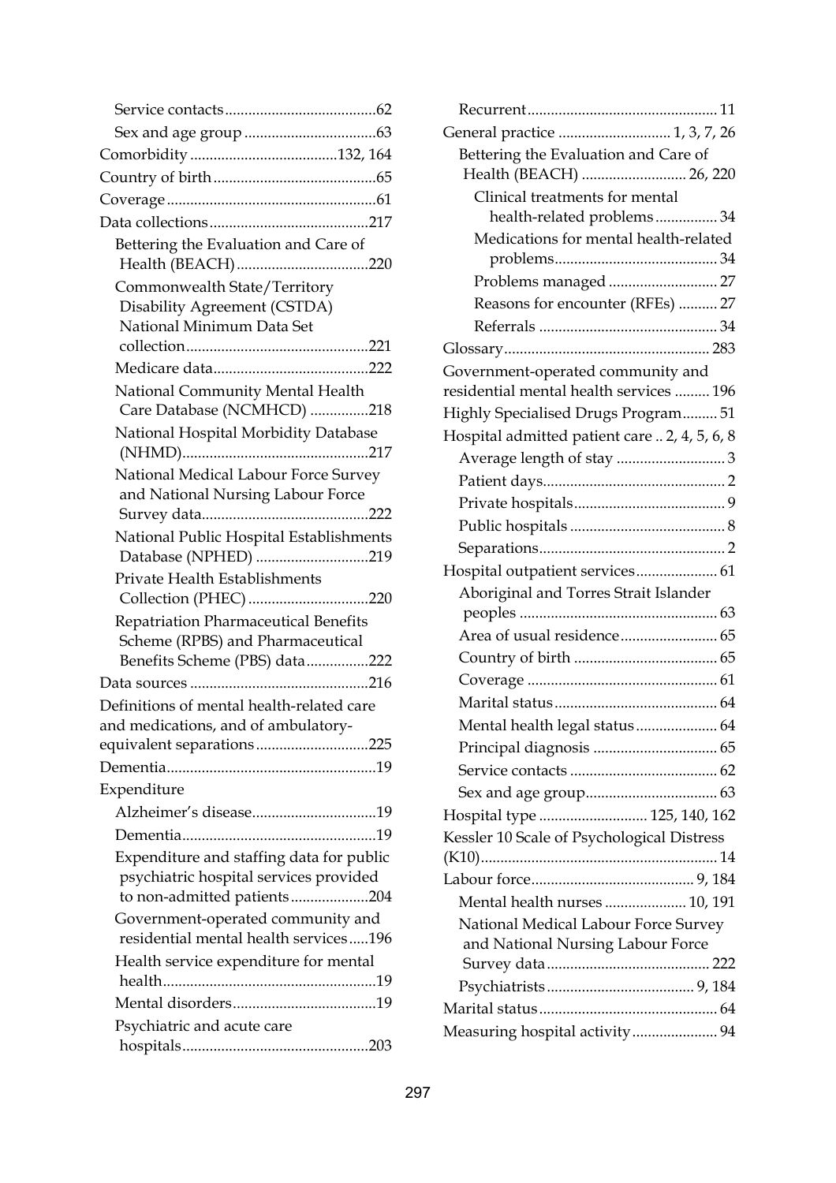- Service contacts ... 62
- Sex and age group ... 63

Comorbidity ... 132, 164

Country of birth ... 65

Coverage ... 61

Data collections ... 217

- Bettering the Evaluation and Care of Health (BEACH) ... 220
- Commonwealth State/Territory Disability Agreement (CSTDA) National Minimum Data Set collection ... 221
- Medicare data ... 222
- National Community Mental Health Care Database (NCMHCD) ... 218
- National Hospital Morbidity Database (NHMD) ... 217
- National Medical Labour Force Survey and National Nursing Labour Force Survey data ... 222
- National Public Hospital Establishments Database (NPHED) ... 219
- Private Health Establishments Collection (PHEC) ... 220
- Repatriation Pharmaceutical Benefits Scheme (RPBS) and Pharmaceutical Benefits Scheme (PBS) data ... 222

Data sources ... 216

Definitions of mental health-related care and medications, and of ambulatory-equivalent separations ... 225

Dementia ... 19

Expenditure

- Alzheimer's disease ... 19
- Dementia ... 19
- Expenditure and staffing data for public psychiatric hospital services provided to non-admitted patients ... 204
- Government-operated community and residential mental health services ... 196
- Health service expenditure for mental health ... 19
- Mental disorders ... 19
- Psychiatric and acute care hospitals ... 203
- Recurrent ... 11

General practice ... 1, 3, 7, 26

- Bettering the Evaluation and Care of Health (BEACH) ... 26, 220
  - Clinical treatments for mental health-related problems ... 34
  - Medications for mental health-related problems ... 34
  - Problems managed ... 27
  - Reasons for encounter (RFEs) ... 27
  - Referrals ... 34

Glossary ... 283

Government-operated community and residential mental health services ... 196

Highly Specialised Drugs Program ... 51

Hospital admitted patient care .. 2, 4, 5, 6, 8

- Average length of stay ... 3
- Patient days ... 2
- Private hospitals ... 9
- Public hospitals ... 8
- Separations ... 2

Hospital outpatient services ... 61

- Aboriginal and Torres Strait Islander peoples ... 63
- Area of usual residence ... 65
- Country of birth ... 65
- Coverage ... 61
- Marital status ... 64
- Mental health legal status ... 64
- Principal diagnosis ... 65
- Service contacts ... 62
- Sex and age group ... 63

Hospital type ... 125, 140, 162

Kessler 10 Scale of Psychological Distress (K10) ... 14

Labour force ... 9, 184

- Mental health nurses ... 10, 191
- National Medical Labour Force Survey and National Nursing Labour Force Survey data ... 222
- Psychiatrists ... 9, 184

Marital status ... 64

Measuring hospital activity ... 94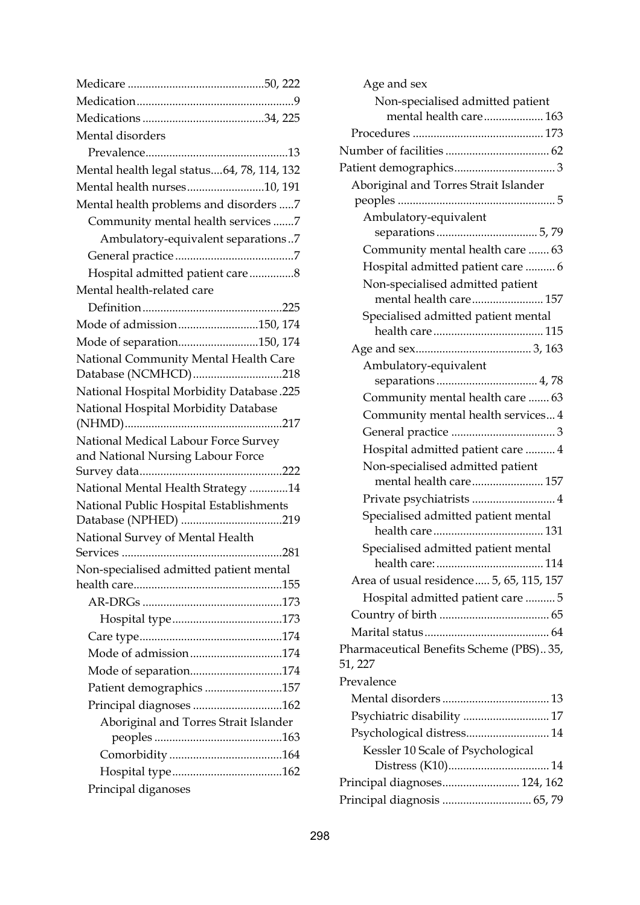Medicare ..............................................50, 222
Medication....................................................9
Medications .........................................34, 225
Mental disorders
  Prevalence................................................13
Mental health legal status....64, 78, 114, 132
Mental health nurses..........................10, 191
Mental health problems and disorders .....7
  Community mental health services .......7
    Ambulatory-equivalent separations ..7
  General practice ........................................7
  Hospital admitted patient care ...............8
Mental health-related care
  Definition ...............................................225
Mode of admission...........................150, 174
Mode of separation...........................150, 174
National Community Mental Health Care Database (NCMHCD)..............................218
National Hospital Morbidity Database .225
National Hospital Morbidity Database (NHMD).....................................................217
National Medical Labour Force Survey and National Nursing Labour Force Survey data................................................222
National Mental Health Strategy .............14
National Public Hospital Establishments Database (NPHED) ..................................219
National Survey of Mental Health Services ......................................................281
Non-specialised admitted patient mental health care..................................................155
  AR-DRGs ...............................................173
    Hospital type.....................................173
  Care type................................................174
  Mode of admission...............................174
  Mode of separation...............................174
  Patient demographics ..........................157
  Principal diagnoses ..............................162
    Aboriginal and Torres Strait Islander peoples ...........................................163
    Comorbidity ......................................164
    Hospital type.....................................162
  Principal diganoses
    Age and sex
      Non-specialised admitted patient mental health care.................... 163
  Procedures ............................................ 173
Number of facilities ................................... 62
Patient demographics.................................. 3
  Aboriginal and Torres Strait Islander peoples ..................................................... 5
    Ambulatory-equivalent separations .................................. 5, 79
    Community mental health care ....... 63
    Hospital admitted patient care .......... 6
    Non-specialised admitted patient mental health care........................ 157
    Specialised admitted patient mental health care..................................... 115
  Age and sex....................................... 3, 163
    Ambulatory-equivalent separations .................................. 4, 78
    Community mental health care ....... 63
    Community mental health services... 4
    General practice ................................... 3
    Hospital admitted patient care .......... 4
    Non-specialised admitted patient mental health care........................ 157
    Private psychiatrists ............................ 4
    Specialised admitted patient mental health care..................................... 131
    Specialised admitted patient mental health care:.................................... 114
  Area of usual residence..... 5, 65, 115, 157
    Hospital admitted patient care .......... 5
  Country of birth ..................................... 65
  Marital status.......................................... 64
Pharmaceutical Benefits Scheme (PBS).. 35, 51, 227
Prevalence
  Mental disorders .................................... 13
  Psychiatric disability ............................. 17
  Psychological distress............................ 14
    Kessler 10 Scale of Psychological Distress (K10).................................. 14
Principal diagnoses.......................... 124, 162
Principal diagnosis .............................. 65, 79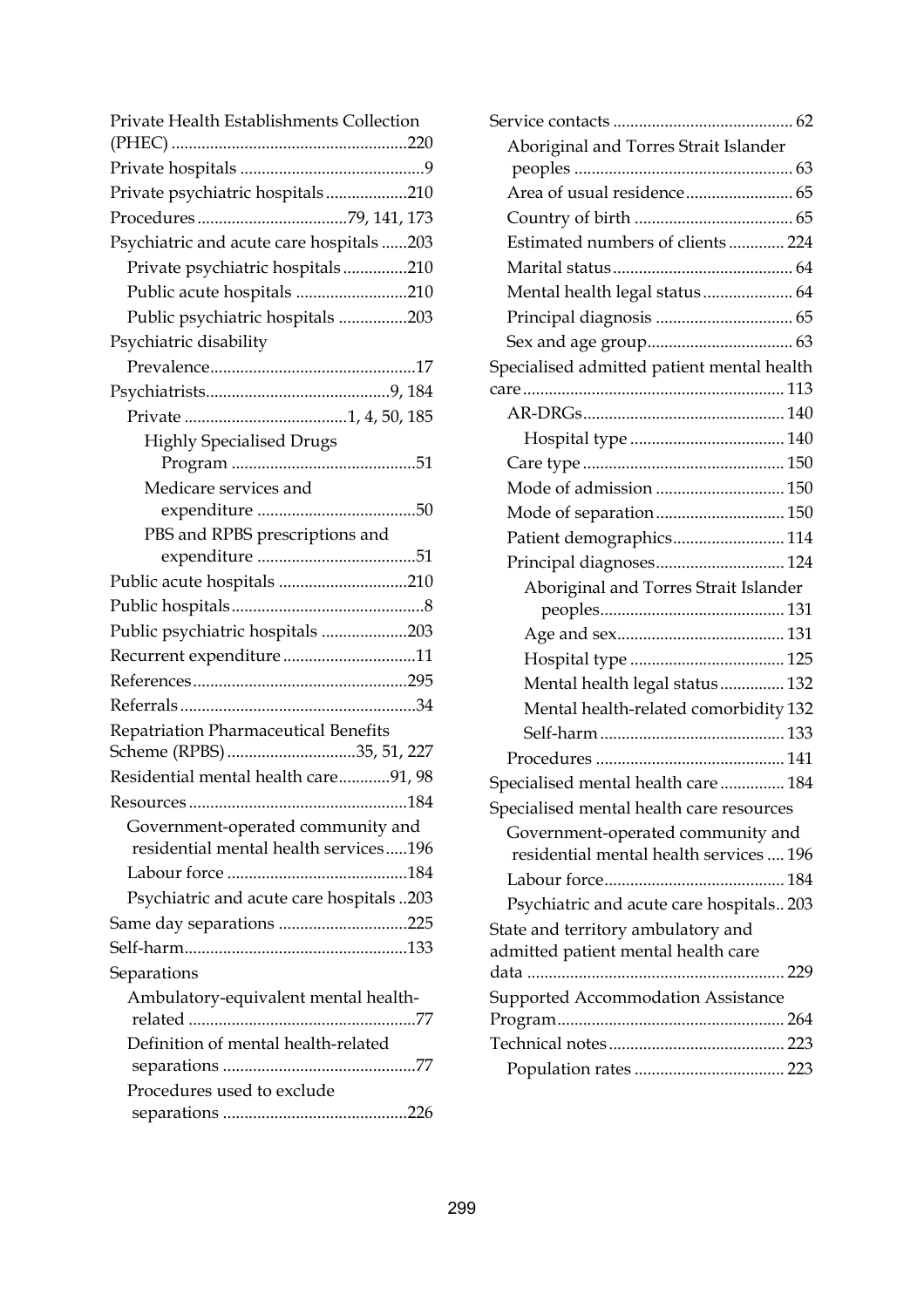Private Health Establishments Collection (PHEC) ....................................................220
Private hospitals ..........................................9
Private psychiatric hospitals ...................210
Procedures ...................................79, 141, 173
Psychiatric and acute care hospitals ......203
  Private psychiatric hospitals ...............210
  Public acute hospitals ..........................210
  Public psychiatric hospitals ................203
Psychiatric disability
  Prevalence................................................17
Psychiatrists...........................................9, 184
  Private ......................................1, 4, 50, 185
    Highly Specialised Drugs Program ...........................................51
    Medicare services and expenditure .....................................50
    PBS and RPBS prescriptions and expenditure .....................................51
Public acute hospitals ..............................210
Public hospitals.............................................8
Public psychiatric hospitals ....................203
Recurrent expenditure ...............................11
References..................................................295
Referrals.......................................................34
Repatriation Pharmaceutical Benefits Scheme (RPBS) ..............................35, 51, 227
Residential mental health care............91, 98
Resources ...................................................184
  Government-operated community and residential mental health services.....196
  Labour force ..........................................184
  Psychiatric and acute care hospitals ..203
Same day separations ..............................225
Self-harm....................................................133
Separations
  Ambulatory-equivalent mental health-related .....................................................77
  Definition of mental health-related separations .............................................77
  Procedures used to exclude separations ...........................................226

Service contacts ........................................... 62
  Aboriginal and Torres Strait Islander peoples ................................................... 63
  Area of usual residence......................... 65
  Country of birth ..................................... 65
  Estimated numbers of clients ............. 224
  Marital status.......................................... 64
  Mental health legal status..................... 64
  Principal diagnosis ................................ 65
  Sex and age group.................................. 63
Specialised admitted patient mental health care ............................................................. 113
  AR-DRGs............................................... 140
    Hospital type .................................... 140
  Care type ............................................... 150
  Mode of admission .............................. 150
  Mode of separation.............................. 150
  Patient demographics.......................... 114
  Principal diagnoses.............................. 124
    Aboriginal and Torres Strait Islander peoples........................................... 131
    Age and sex....................................... 131
    Hospital type .................................... 125
    Mental health legal status ............... 132
    Mental health-related comorbidity 132
    Self-harm ........................................... 133
  Procedures ............................................ 141
Specialised mental health care ............... 184
Specialised mental health care resources
  Government-operated community and residential mental health services .... 196
  Labour force.......................................... 184
  Psychiatric and acute care hospitals.. 203
State and territory ambulatory and admitted patient mental health care data ............................................................ 229
Supported Accommodation Assistance Program..................................................... 264
Technical notes......................................... 223
  Population rates ................................... 223